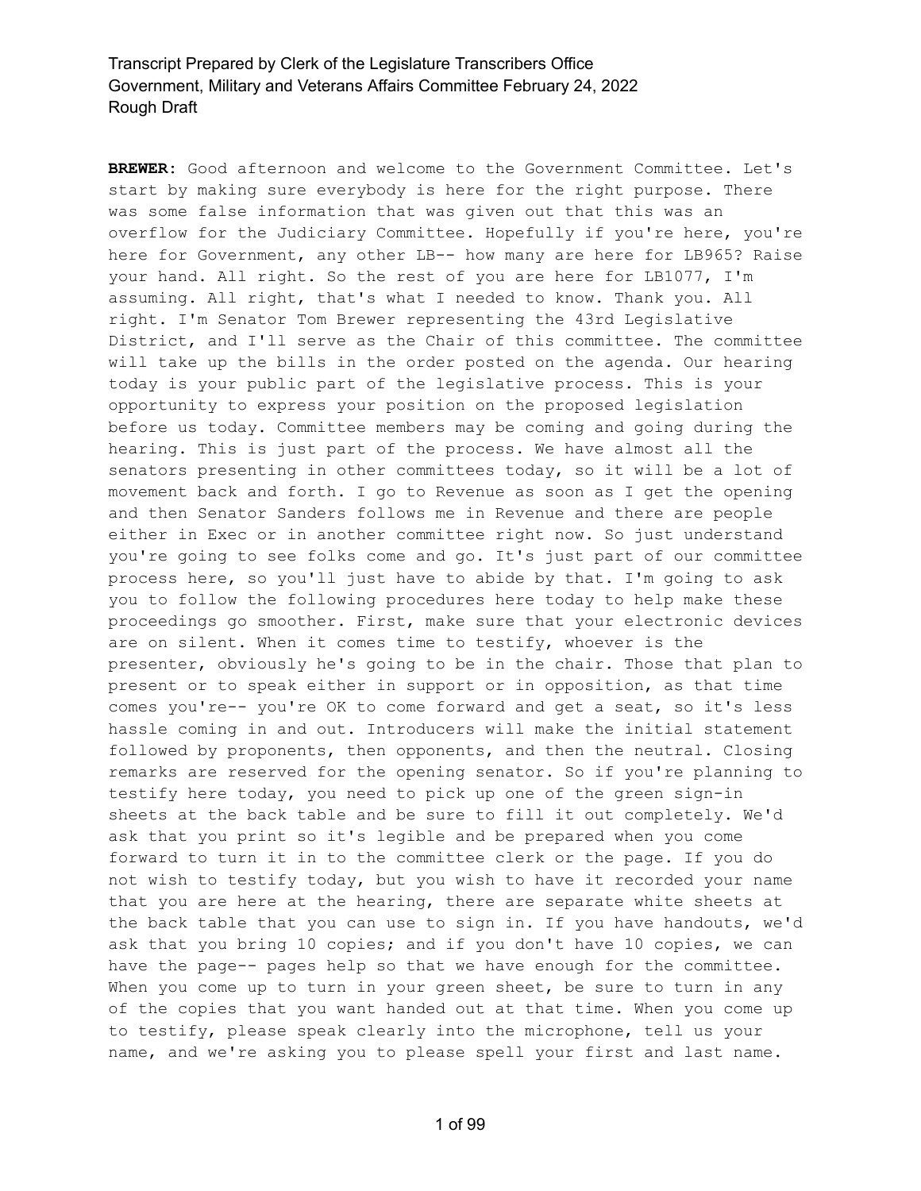**BREWER:** Good afternoon and welcome to the Government Committee. Let's start by making sure everybody is here for the right purpose. There was some false information that was given out that this was an overflow for the Judiciary Committee. Hopefully if you're here, you're here for Government, any other LB-- how many are here for LB965? Raise your hand. All right. So the rest of you are here for LB1077, I'm assuming. All right, that's what I needed to know. Thank you. All right. I'm Senator Tom Brewer representing the 43rd Legislative District, and I'll serve as the Chair of this committee. The committee will take up the bills in the order posted on the agenda. Our hearing today is your public part of the legislative process. This is your opportunity to express your position on the proposed legislation before us today. Committee members may be coming and going during the hearing. This is just part of the process. We have almost all the senators presenting in other committees today, so it will be a lot of movement back and forth. I go to Revenue as soon as I get the opening and then Senator Sanders follows me in Revenue and there are people either in Exec or in another committee right now. So just understand you're going to see folks come and go. It's just part of our committee process here, so you'll just have to abide by that. I'm going to ask you to follow the following procedures here today to help make these proceedings go smoother. First, make sure that your electronic devices are on silent. When it comes time to testify, whoever is the presenter, obviously he's going to be in the chair. Those that plan to present or to speak either in support or in opposition, as that time comes you're-- you're OK to come forward and get a seat, so it's less hassle coming in and out. Introducers will make the initial statement followed by proponents, then opponents, and then the neutral. Closing remarks are reserved for the opening senator. So if you're planning to testify here today, you need to pick up one of the green sign-in sheets at the back table and be sure to fill it out completely. We'd ask that you print so it's legible and be prepared when you come forward to turn it in to the committee clerk or the page. If you do not wish to testify today, but you wish to have it recorded your name that you are here at the hearing, there are separate white sheets at the back table that you can use to sign in. If you have handouts, we'd ask that you bring 10 copies; and if you don't have 10 copies, we can have the page-- pages help so that we have enough for the committee. When you come up to turn in your green sheet, be sure to turn in any of the copies that you want handed out at that time. When you come up to testify, please speak clearly into the microphone, tell us your name, and we're asking you to please spell your first and last name.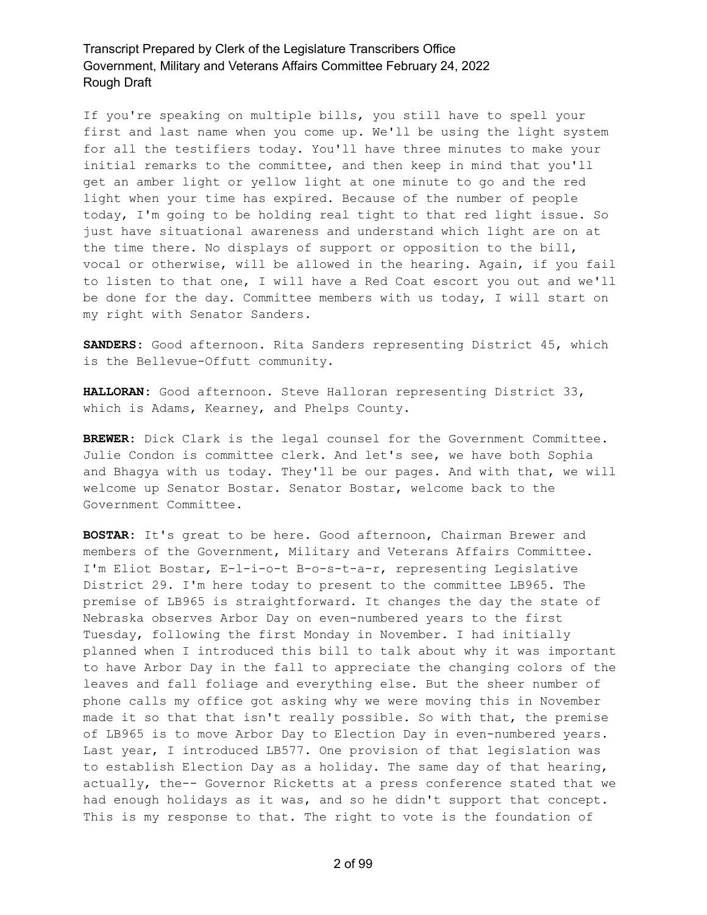If you're speaking on multiple bills, you still have to spell your first and last name when you come up. We'll be using the light system for all the testifiers today. You'll have three minutes to make your initial remarks to the committee, and then keep in mind that you'll get an amber light or yellow light at one minute to go and the red light when your time has expired. Because of the number of people today, I'm going to be holding real tight to that red light issue. So just have situational awareness and understand which light are on at the time there. No displays of support or opposition to the bill, vocal or otherwise, will be allowed in the hearing. Again, if you fail to listen to that one, I will have a Red Coat escort you out and we'll be done for the day. Committee members with us today, I will start on my right with Senator Sanders.

**SANDERS:** Good afternoon. Rita Sanders representing District 45, which is the Bellevue-Offutt community.

**HALLORAN:** Good afternoon. Steve Halloran representing District 33, which is Adams, Kearney, and Phelps County.

**BREWER:** Dick Clark is the legal counsel for the Government Committee. Julie Condon is committee clerk. And let's see, we have both Sophia and Bhagya with us today. They'll be our pages. And with that, we will welcome up Senator Bostar. Senator Bostar, welcome back to the Government Committee.

**BOSTAR:** It's great to be here. Good afternoon, Chairman Brewer and members of the Government, Military and Veterans Affairs Committee. I'm Eliot Bostar, E-l-i-o-t B-o-s-t-a-r, representing Legislative District 29. I'm here today to present to the committee LB965. The premise of LB965 is straightforward. It changes the day the state of Nebraska observes Arbor Day on even-numbered years to the first Tuesday, following the first Monday in November. I had initially planned when I introduced this bill to talk about why it was important to have Arbor Day in the fall to appreciate the changing colors of the leaves and fall foliage and everything else. But the sheer number of phone calls my office got asking why we were moving this in November made it so that that isn't really possible. So with that, the premise of LB965 is to move Arbor Day to Election Day in even-numbered years. Last year, I introduced LB577. One provision of that legislation was to establish Election Day as a holiday. The same day of that hearing, actually, the-- Governor Ricketts at a press conference stated that we had enough holidays as it was, and so he didn't support that concept. This is my response to that. The right to vote is the foundation of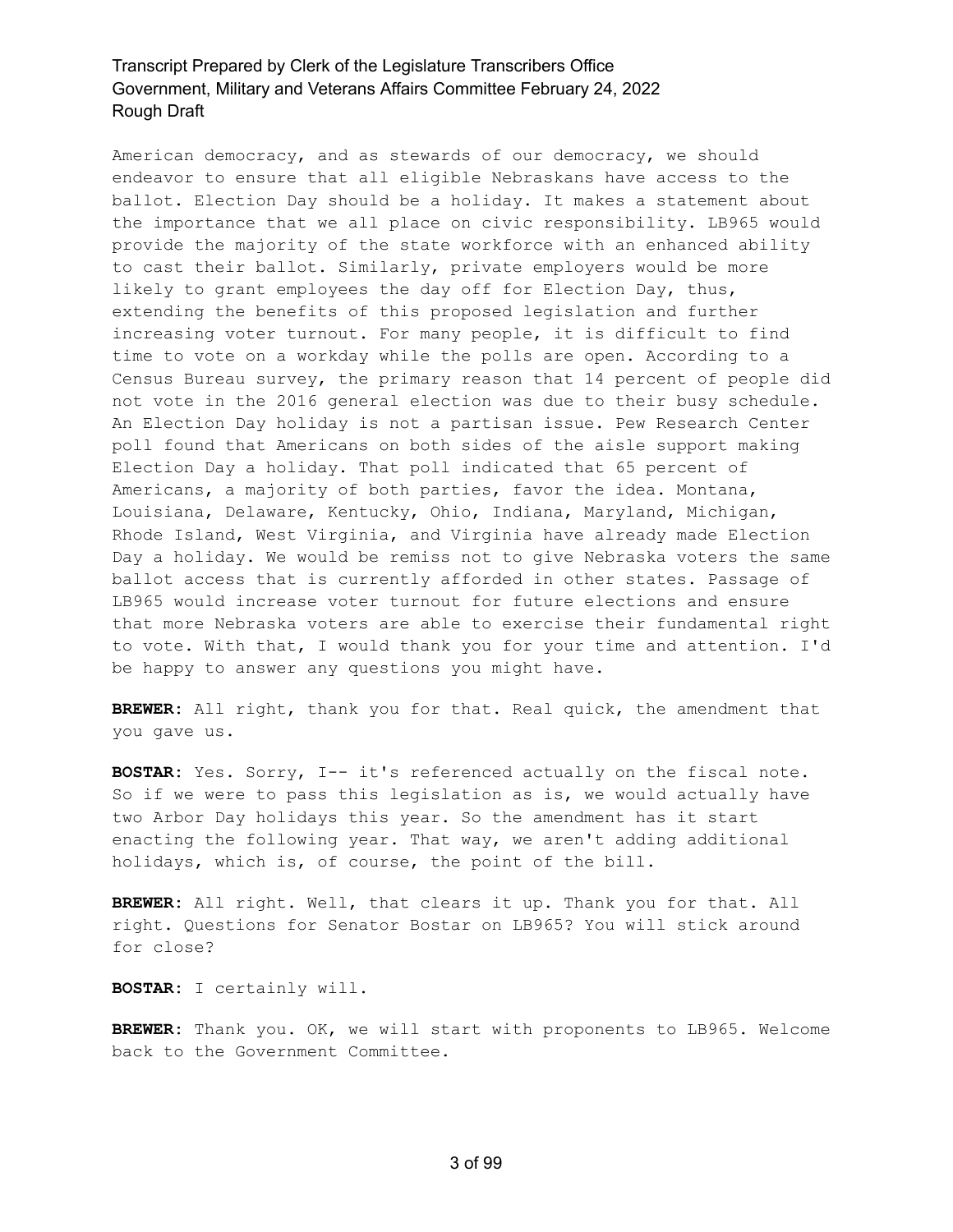American democracy, and as stewards of our democracy, we should endeavor to ensure that all eligible Nebraskans have access to the ballot. Election Day should be a holiday. It makes a statement about the importance that we all place on civic responsibility. LB965 would provide the majority of the state workforce with an enhanced ability to cast their ballot. Similarly, private employers would be more likely to grant employees the day off for Election Day, thus, extending the benefits of this proposed legislation and further increasing voter turnout. For many people, it is difficult to find time to vote on a workday while the polls are open. According to a Census Bureau survey, the primary reason that 14 percent of people did not vote in the 2016 general election was due to their busy schedule. An Election Day holiday is not a partisan issue. Pew Research Center poll found that Americans on both sides of the aisle support making Election Day a holiday. That poll indicated that 65 percent of Americans, a majority of both parties, favor the idea. Montana, Louisiana, Delaware, Kentucky, Ohio, Indiana, Maryland, Michigan, Rhode Island, West Virginia, and Virginia have already made Election Day a holiday. We would be remiss not to give Nebraska voters the same ballot access that is currently afforded in other states. Passage of LB965 would increase voter turnout for future elections and ensure that more Nebraska voters are able to exercise their fundamental right to vote. With that, I would thank you for your time and attention. I'd be happy to answer any questions you might have.

**BREWER:** All right, thank you for that. Real quick, the amendment that you gave us.

**BOSTAR:** Yes. Sorry, I-- it's referenced actually on the fiscal note. So if we were to pass this legislation as is, we would actually have two Arbor Day holidays this year. So the amendment has it start enacting the following year. That way, we aren't adding additional holidays, which is, of course, the point of the bill.

**BREWER:** All right. Well, that clears it up. Thank you for that. All right. Questions for Senator Bostar on LB965? You will stick around for close?

**BOSTAR:** I certainly will.

**BREWER:** Thank you. OK, we will start with proponents to LB965. Welcome back to the Government Committee.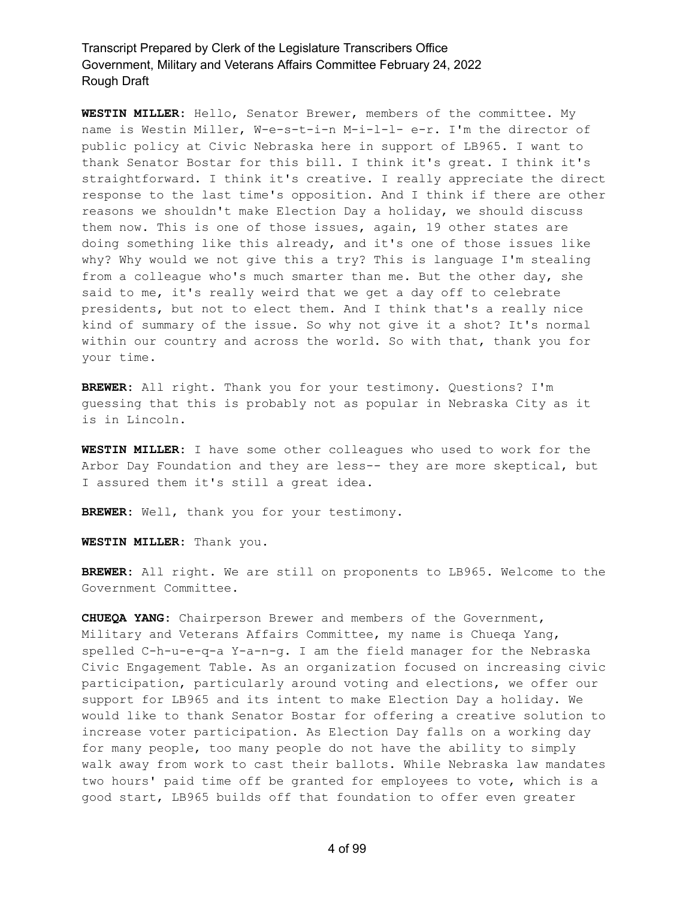**WESTIN MILLER:** Hello, Senator Brewer, members of the committee. My name is Westin Miller, W-e-s-t-i-n M-i-l-l- e-r. I'm the director of public policy at Civic Nebraska here in support of LB965. I want to thank Senator Bostar for this bill. I think it's great. I think it's straightforward. I think it's creative. I really appreciate the direct response to the last time's opposition. And I think if there are other reasons we shouldn't make Election Day a holiday, we should discuss them now. This is one of those issues, again, 19 other states are doing something like this already, and it's one of those issues like why? Why would we not give this a try? This is language I'm stealing from a colleague who's much smarter than me. But the other day, she said to me, it's really weird that we get a day off to celebrate presidents, but not to elect them. And I think that's a really nice kind of summary of the issue. So why not give it a shot? It's normal within our country and across the world. So with that, thank you for your time.

**BREWER:** All right. Thank you for your testimony. Questions? I'm guessing that this is probably not as popular in Nebraska City as it is in Lincoln.

**WESTIN MILLER:** I have some other colleagues who used to work for the Arbor Day Foundation and they are less-- they are more skeptical, but I assured them it's still a great idea.

**BREWER:** Well, thank you for your testimony.

**WESTIN MILLER:** Thank you.

**BREWER:** All right. We are still on proponents to LB965. Welcome to the Government Committee.

**CHUEQA YANG:** Chairperson Brewer and members of the Government, Military and Veterans Affairs Committee, my name is Chueqa Yang, spelled C-h-u-e-q-a Y-a-n-g. I am the field manager for the Nebraska Civic Engagement Table. As an organization focused on increasing civic participation, particularly around voting and elections, we offer our support for LB965 and its intent to make Election Day a holiday. We would like to thank Senator Bostar for offering a creative solution to increase voter participation. As Election Day falls on a working day for many people, too many people do not have the ability to simply walk away from work to cast their ballots. While Nebraska law mandates two hours' paid time off be granted for employees to vote, which is a good start, LB965 builds off that foundation to offer even greater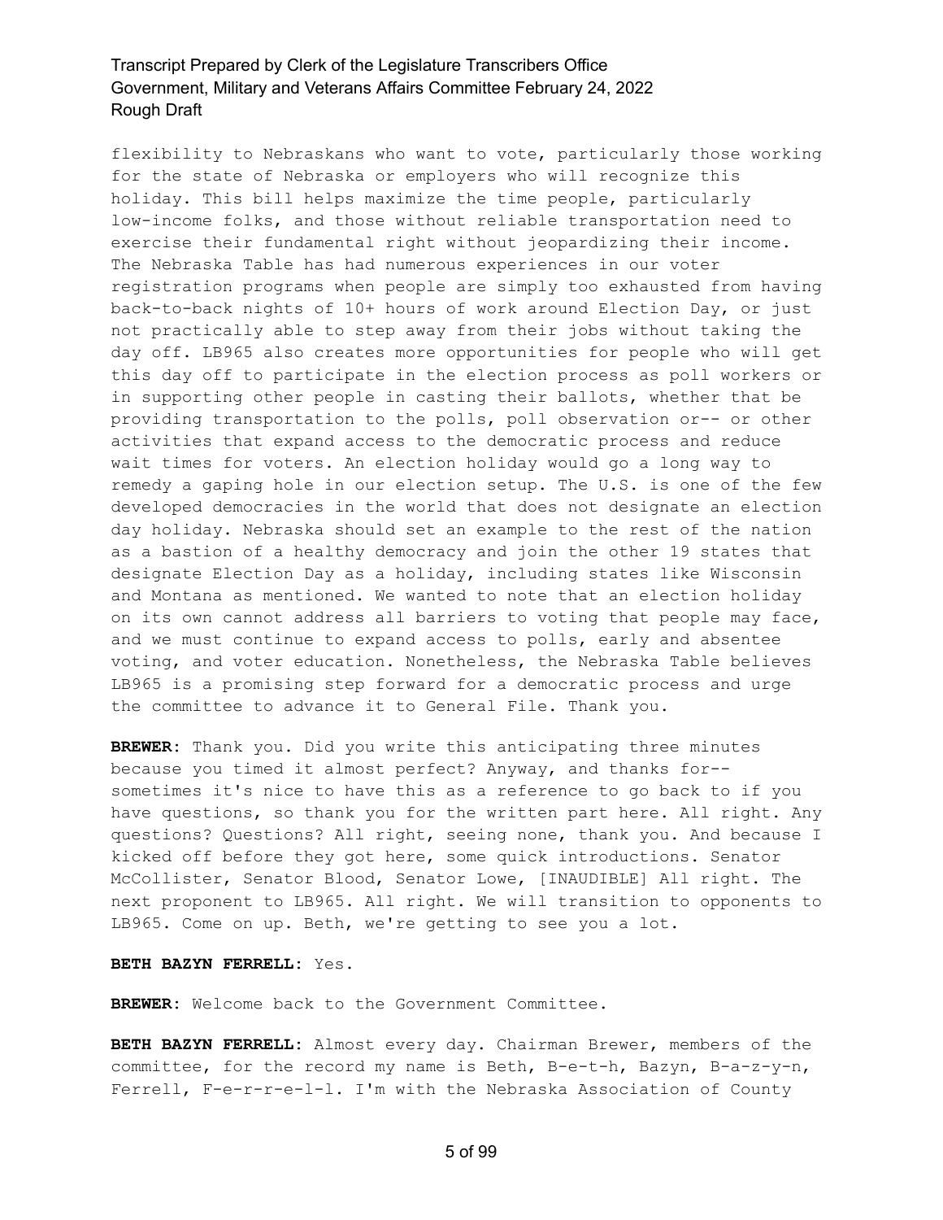flexibility to Nebraskans who want to vote, particularly those working for the state of Nebraska or employers who will recognize this holiday. This bill helps maximize the time people, particularly low-income folks, and those without reliable transportation need to exercise their fundamental right without jeopardizing their income. The Nebraska Table has had numerous experiences in our voter registration programs when people are simply too exhausted from having back-to-back nights of 10+ hours of work around Election Day, or just not practically able to step away from their jobs without taking the day off. LB965 also creates more opportunities for people who will get this day off to participate in the election process as poll workers or in supporting other people in casting their ballots, whether that be providing transportation to the polls, poll observation or-- or other activities that expand access to the democratic process and reduce wait times for voters. An election holiday would go a long way to remedy a gaping hole in our election setup. The U.S. is one of the few developed democracies in the world that does not designate an election day holiday. Nebraska should set an example to the rest of the nation as a bastion of a healthy democracy and join the other 19 states that designate Election Day as a holiday, including states like Wisconsin and Montana as mentioned. We wanted to note that an election holiday on its own cannot address all barriers to voting that people may face, and we must continue to expand access to polls, early and absentee voting, and voter education. Nonetheless, the Nebraska Table believes LB965 is a promising step forward for a democratic process and urge the committee to advance it to General File. Thank you.

**BREWER:** Thank you. Did you write this anticipating three minutes because you timed it almost perfect? Anyway, and thanks for-- sometimes it's nice to have this as a reference to go back to if you have questions, so thank you for the written part here. All right. Any questions? Questions? All right, seeing none, thank you. And because I kicked off before they got here, some quick introductions. Senator McCollister, Senator Blood, Senator Lowe, [INAUDIBLE] All right. The next proponent to LB965. All right. We will transition to opponents to LB965. Come on up. Beth, we're getting to see you a lot.

**BETH BAZYN FERRELL:** Yes.

**BREWER:** Welcome back to the Government Committee.

**BETH BAZYN FERRELL:** Almost every day. Chairman Brewer, members of the committee, for the record my name is Beth, B-e-t-h, Bazyn, B-a-z-y-n, Ferrell, F-e-r-r-e-l-l. I'm with the Nebraska Association of County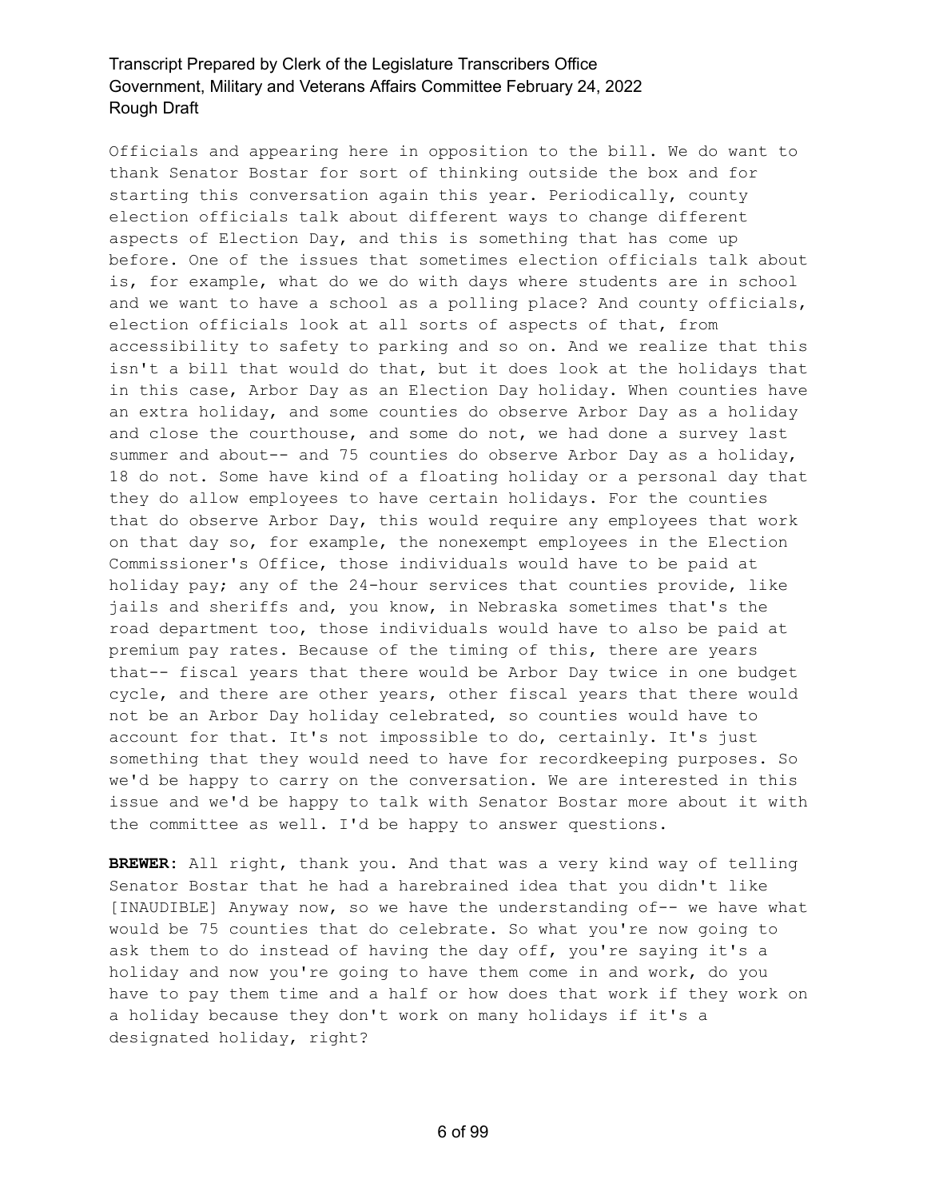Officials and appearing here in opposition to the bill. We do want to thank Senator Bostar for sort of thinking outside the box and for starting this conversation again this year. Periodically, county election officials talk about different ways to change different aspects of Election Day, and this is something that has come up before. One of the issues that sometimes election officials talk about is, for example, what do we do with days where students are in school and we want to have a school as a polling place? And county officials, election officials look at all sorts of aspects of that, from accessibility to safety to parking and so on. And we realize that this isn't a bill that would do that, but it does look at the holidays that in this case, Arbor Day as an Election Day holiday. When counties have an extra holiday, and some counties do observe Arbor Day as a holiday and close the courthouse, and some do not, we had done a survey last summer and about-- and 75 counties do observe Arbor Day as a holiday, 18 do not. Some have kind of a floating holiday or a personal day that they do allow employees to have certain holidays. For the counties that do observe Arbor Day, this would require any employees that work on that day so, for example, the nonexempt employees in the Election Commissioner's Office, those individuals would have to be paid at holiday pay; any of the 24-hour services that counties provide, like jails and sheriffs and, you know, in Nebraska sometimes that's the road department too, those individuals would have to also be paid at premium pay rates. Because of the timing of this, there are years that-- fiscal years that there would be Arbor Day twice in one budget cycle, and there are other years, other fiscal years that there would not be an Arbor Day holiday celebrated, so counties would have to account for that. It's not impossible to do, certainly. It's just something that they would need to have for recordkeeping purposes. So we'd be happy to carry on the conversation. We are interested in this issue and we'd be happy to talk with Senator Bostar more about it with the committee as well. I'd be happy to answer questions.

**BREWER:** All right, thank you. And that was a very kind way of telling Senator Bostar that he had a harebrained idea that you didn't like [INAUDIBLE] Anyway now, so we have the understanding of-- we have what would be 75 counties that do celebrate. So what you're now going to ask them to do instead of having the day off, you're saying it's a holiday and now you're going to have them come in and work, do you have to pay them time and a half or how does that work if they work on a holiday because they don't work on many holidays if it's a designated holiday, right?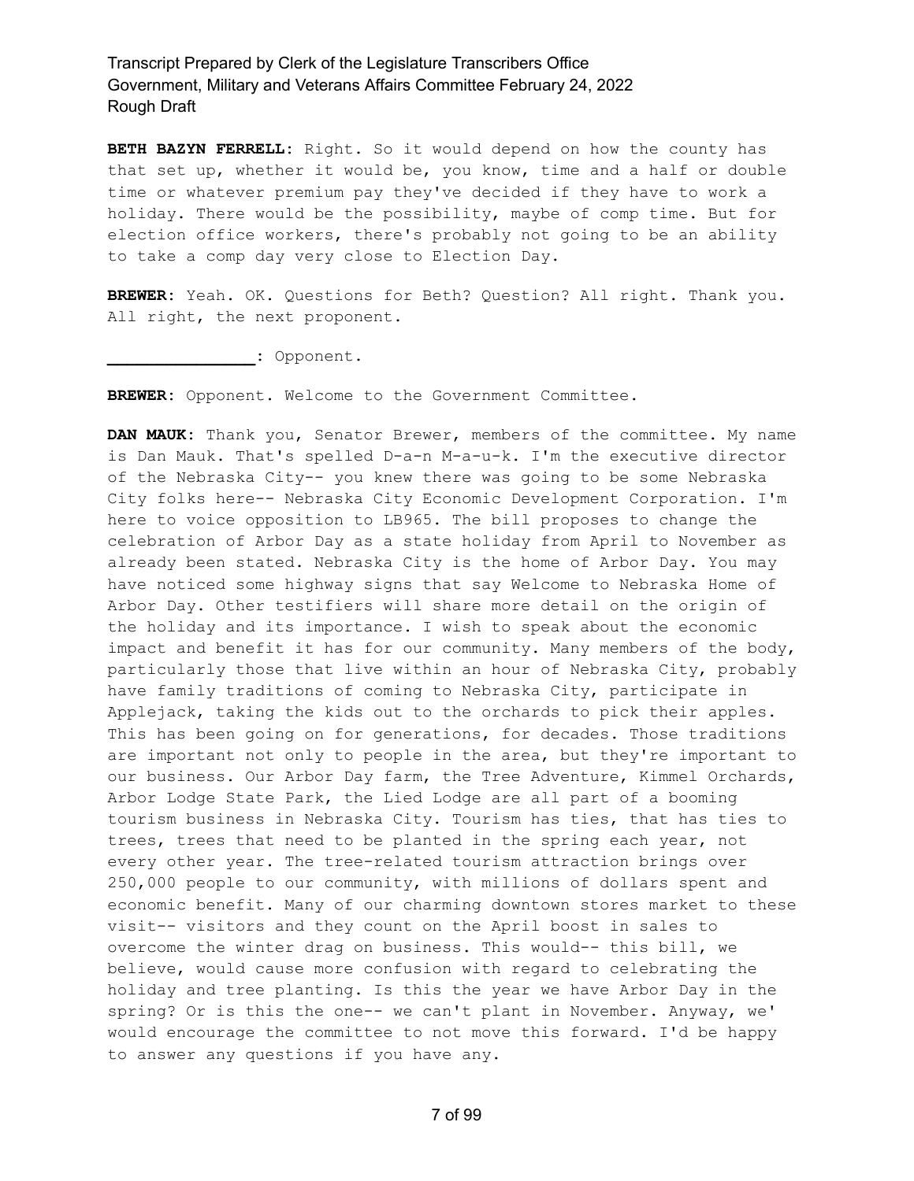**BETH BAZYN FERRELL:** Right. So it would depend on how the county has that set up, whether it would be, you know, time and a half or double time or whatever premium pay they've decided if they have to work a holiday. There would be the possibility, maybe of comp time. But for election office workers, there's probably not going to be an ability to take a comp day very close to Election Day.

**BREWER:** Yeah. OK. Questions for Beth? Question? All right. Thank you. All right, the next proponent.

**_______________:** Opponent.

**BREWER:** Opponent. Welcome to the Government Committee.

**DAN MAUK:** Thank you, Senator Brewer, members of the committee. My name is Dan Mauk. That's spelled D-a-n M-a-u-k. I'm the executive director of the Nebraska City-- you knew there was going to be some Nebraska City folks here-- Nebraska City Economic Development Corporation. I'm here to voice opposition to LB965. The bill proposes to change the celebration of Arbor Day as a state holiday from April to November as already been stated. Nebraska City is the home of Arbor Day. You may have noticed some highway signs that say Welcome to Nebraska Home of Arbor Day. Other testifiers will share more detail on the origin of the holiday and its importance. I wish to speak about the economic impact and benefit it has for our community. Many members of the body, particularly those that live within an hour of Nebraska City, probably have family traditions of coming to Nebraska City, participate in Applejack, taking the kids out to the orchards to pick their apples. This has been going on for generations, for decades. Those traditions are important not only to people in the area, but they're important to our business. Our Arbor Day farm, the Tree Adventure, Kimmel Orchards, Arbor Lodge State Park, the Lied Lodge are all part of a booming tourism business in Nebraska City. Tourism has ties, that has ties to trees, trees that need to be planted in the spring each year, not every other year. The tree-related tourism attraction brings over 250,000 people to our community, with millions of dollars spent and economic benefit. Many of our charming downtown stores market to these visit-- visitors and they count on the April boost in sales to overcome the winter drag on business. This would-- this bill, we believe, would cause more confusion with regard to celebrating the holiday and tree planting. Is this the year we have Arbor Day in the spring? Or is this the one-- we can't plant in November. Anyway, we' would encourage the committee to not move this forward. I'd be happy to answer any questions if you have any.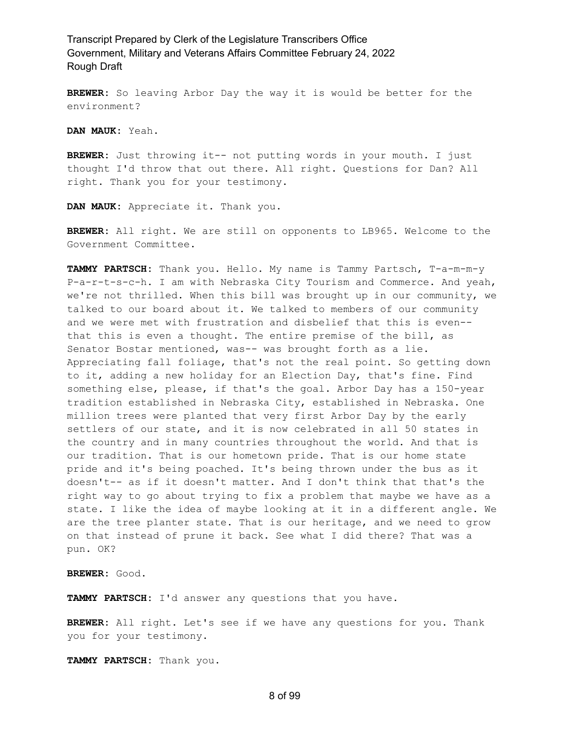**BREWER:** So leaving Arbor Day the way it is would be better for the environment?

**DAN MAUK:** Yeah.

**BREWER:** Just throwing it-- not putting words in your mouth. I just thought I'd throw that out there. All right. Questions for Dan? All right. Thank you for your testimony.

**DAN MAUK:** Appreciate it. Thank you.

**BREWER:** All right. We are still on opponents to LB965. Welcome to the Government Committee.

**TAMMY PARTSCH:** Thank you. Hello. My name is Tammy Partsch, T-a-m-m-y P-a-r-t-s-c-h. I am with Nebraska City Tourism and Commerce. And yeah, we're not thrilled. When this bill was brought up in our community, we talked to our board about it. We talked to members of our community and we were met with frustration and disbelief that this is even-- that this is even a thought. The entire premise of the bill, as Senator Bostar mentioned, was-- was brought forth as a lie. Appreciating fall foliage, that's not the real point. So getting down to it, adding a new holiday for an Election Day, that's fine. Find something else, please, if that's the goal. Arbor Day has a 150-year tradition established in Nebraska City, established in Nebraska. One million trees were planted that very first Arbor Day by the early settlers of our state, and it is now celebrated in all 50 states in the country and in many countries throughout the world. And that is our tradition. That is our hometown pride. That is our home state pride and it's being poached. It's being thrown under the bus as it doesn't-- as if it doesn't matter. And I don't think that that's the right way to go about trying to fix a problem that maybe we have as a state. I like the idea of maybe looking at it in a different angle. We are the tree planter state. That is our heritage, and we need to grow on that instead of prune it back. See what I did there? That was a pun. OK?

**BREWER:** Good.

**TAMMY PARTSCH:** I'd answer any questions that you have.

**BREWER:** All right. Let's see if we have any questions for you. Thank you for your testimony.

**TAMMY PARTSCH:** Thank you.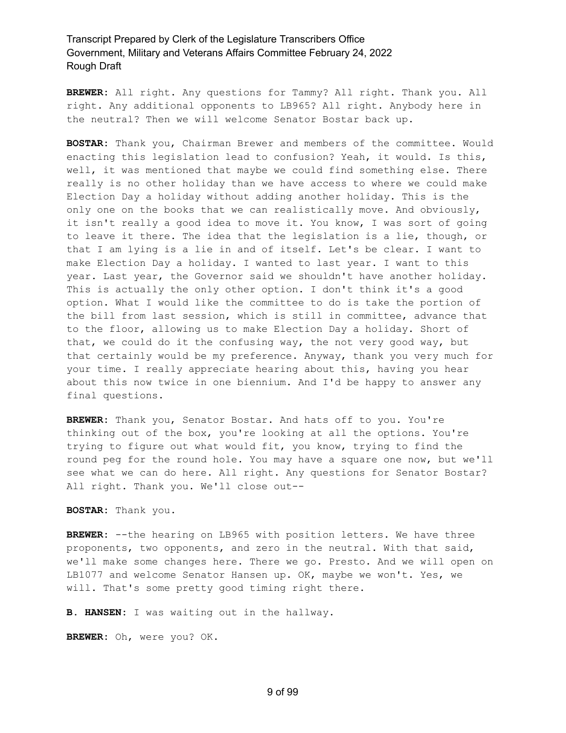**BREWER:** All right. Any questions for Tammy? All right. Thank you. All right. Any additional opponents to LB965? All right. Anybody here in the neutral? Then we will welcome Senator Bostar back up.

**BOSTAR:** Thank you, Chairman Brewer and members of the committee. Would enacting this legislation lead to confusion? Yeah, it would. Is this, well, it was mentioned that maybe we could find something else. There really is no other holiday than we have access to where we could make Election Day a holiday without adding another holiday. This is the only one on the books that we can realistically move. And obviously, it isn't really a good idea to move it. You know, I was sort of going to leave it there. The idea that the legislation is a lie, though, or that I am lying is a lie in and of itself. Let's be clear. I want to make Election Day a holiday. I wanted to last year. I want to this year. Last year, the Governor said we shouldn't have another holiday. This is actually the only other option. I don't think it's a good option. What I would like the committee to do is take the portion of the bill from last session, which is still in committee, advance that to the floor, allowing us to make Election Day a holiday. Short of that, we could do it the confusing way, the not very good way, but that certainly would be my preference. Anyway, thank you very much for your time. I really appreciate hearing about this, having you hear about this now twice in one biennium. And I'd be happy to answer any final questions.

**BREWER:** Thank you, Senator Bostar. And hats off to you. You're thinking out of the box, you're looking at all the options. You're trying to figure out what would fit, you know, trying to find the round peg for the round hole. You may have a square one now, but we'll see what we can do here. All right. Any questions for Senator Bostar? All right. Thank you. We'll close out--

**BOSTAR:** Thank you.

**BREWER:** --the hearing on LB965 with position letters. We have three proponents, two opponents, and zero in the neutral. With that said, we'll make some changes here. There we go. Presto. And we will open on LB1077 and welcome Senator Hansen up. OK, maybe we won't. Yes, we will. That's some pretty good timing right there.

**B. HANSEN:** I was waiting out in the hallway.

**BREWER:** Oh, were you? OK.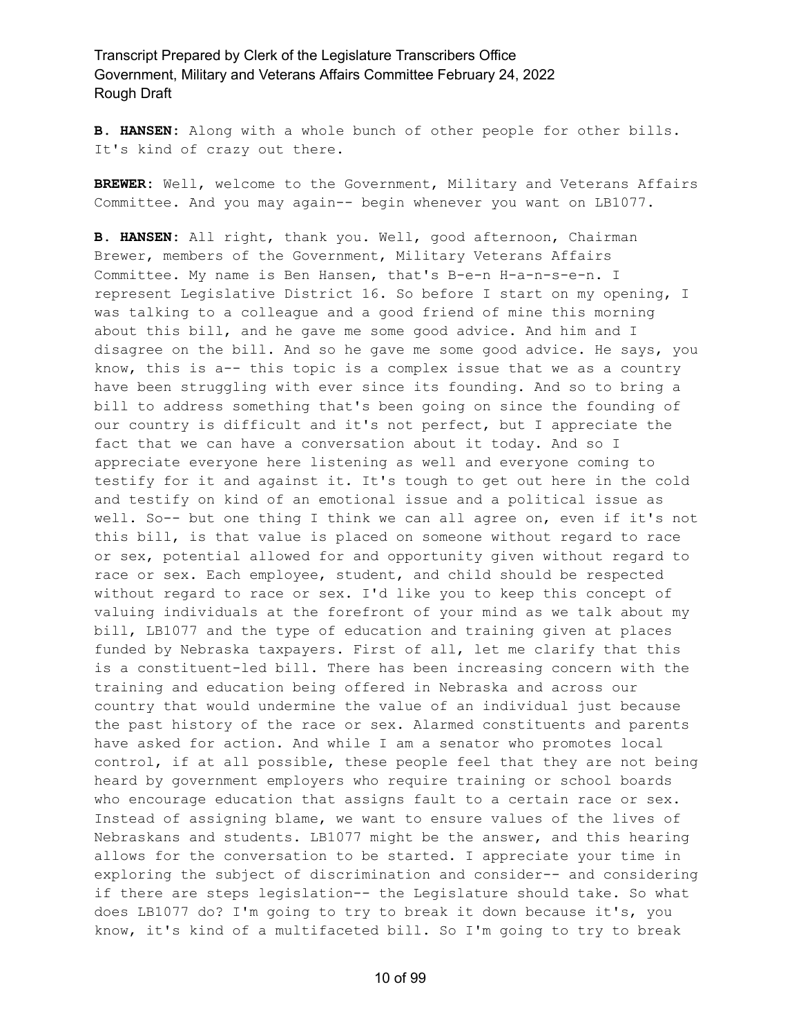**B. HANSEN:** Along with a whole bunch of other people for other bills. It's kind of crazy out there.

**BREWER:** Well, welcome to the Government, Military and Veterans Affairs Committee. And you may again-- begin whenever you want on LB1077.

**B. HANSEN:** All right, thank you. Well, good afternoon, Chairman Brewer, members of the Government, Military Veterans Affairs Committee. My name is Ben Hansen, that's B-e-n H-a-n-s-e-n. I represent Legislative District 16. So before I start on my opening, I was talking to a colleague and a good friend of mine this morning about this bill, and he gave me some good advice. And him and I disagree on the bill. And so he gave me some good advice. He says, you know, this is a-- this topic is a complex issue that we as a country have been struggling with ever since its founding. And so to bring a bill to address something that's been going on since the founding of our country is difficult and it's not perfect, but I appreciate the fact that we can have a conversation about it today. And so I appreciate everyone here listening as well and everyone coming to testify for it and against it. It's tough to get out here in the cold and testify on kind of an emotional issue and a political issue as well. So-- but one thing I think we can all agree on, even if it's not this bill, is that value is placed on someone without regard to race or sex, potential allowed for and opportunity given without regard to race or sex. Each employee, student, and child should be respected without regard to race or sex. I'd like you to keep this concept of valuing individuals at the forefront of your mind as we talk about my bill, LB1077 and the type of education and training given at places funded by Nebraska taxpayers. First of all, let me clarify that this is a constituent-led bill. There has been increasing concern with the training and education being offered in Nebraska and across our country that would undermine the value of an individual just because the past history of the race or sex. Alarmed constituents and parents have asked for action. And while I am a senator who promotes local control, if at all possible, these people feel that they are not being heard by government employers who require training or school boards who encourage education that assigns fault to a certain race or sex. Instead of assigning blame, we want to ensure values of the lives of Nebraskans and students. LB1077 might be the answer, and this hearing allows for the conversation to be started. I appreciate your time in exploring the subject of discrimination and consider-- and considering if there are steps legislation-- the Legislature should take. So what does LB1077 do? I'm going to try to break it down because it's, you know, it's kind of a multifaceted bill. So I'm going to try to break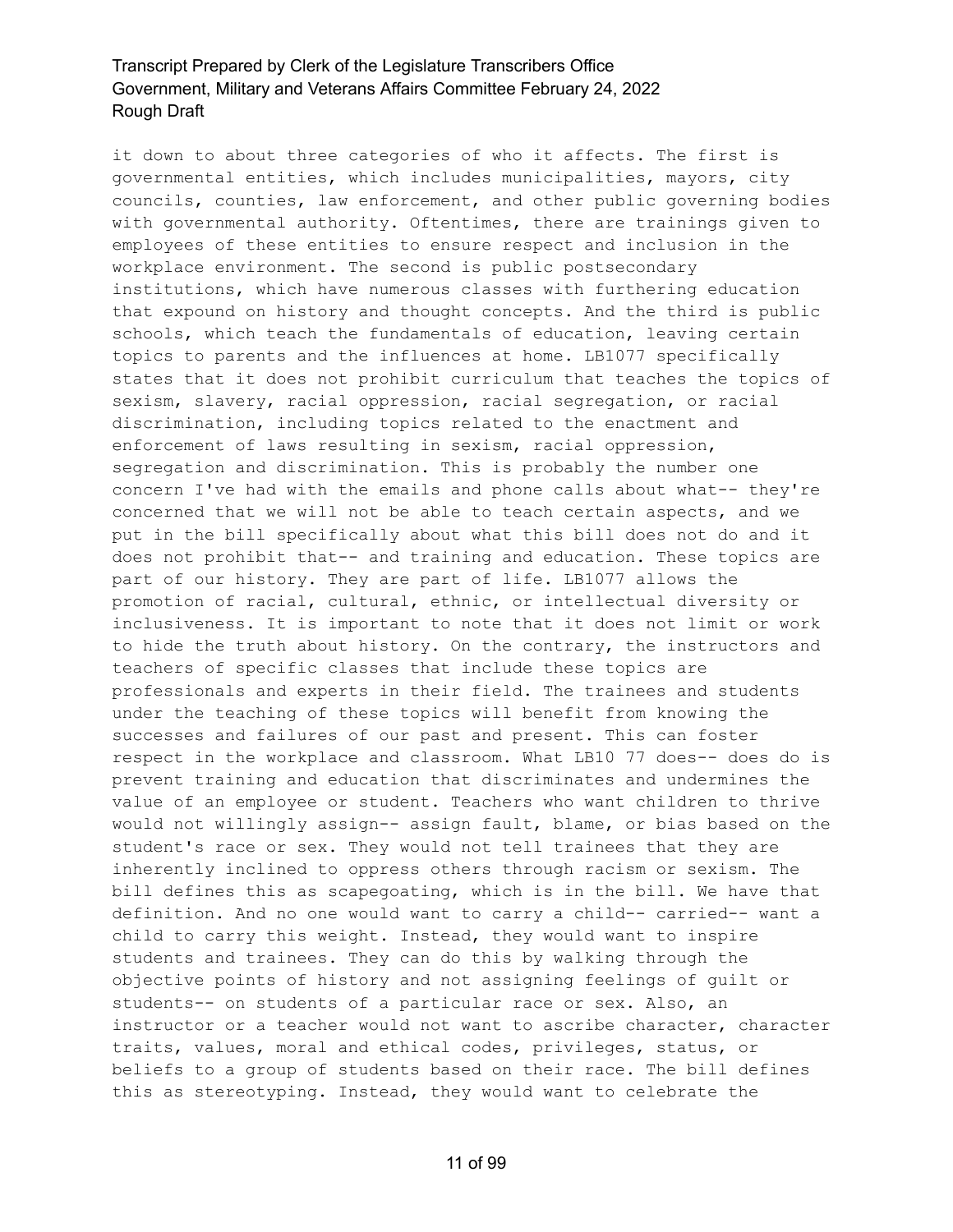it down to about three categories of who it affects. The first is governmental entities, which includes municipalities, mayors, city councils, counties, law enforcement, and other public governing bodies with governmental authority. Oftentimes, there are trainings given to employees of these entities to ensure respect and inclusion in the workplace environment. The second is public postsecondary institutions, which have numerous classes with furthering education that expound on history and thought concepts. And the third is public schools, which teach the fundamentals of education, leaving certain topics to parents and the influences at home. LB1077 specifically states that it does not prohibit curriculum that teaches the topics of sexism, slavery, racial oppression, racial segregation, or racial discrimination, including topics related to the enactment and enforcement of laws resulting in sexism, racial oppression, segregation and discrimination. This is probably the number one concern I've had with the emails and phone calls about what-- they're concerned that we will not be able to teach certain aspects, and we put in the bill specifically about what this bill does not do and it does not prohibit that-- and training and education. These topics are part of our history. They are part of life. LB1077 allows the promotion of racial, cultural, ethnic, or intellectual diversity or inclusiveness. It is important to note that it does not limit or work to hide the truth about history. On the contrary, the instructors and teachers of specific classes that include these topics are professionals and experts in their field. The trainees and students under the teaching of these topics will benefit from knowing the successes and failures of our past and present. This can foster respect in the workplace and classroom. What LB10 77 does-- does do is prevent training and education that discriminates and undermines the value of an employee or student. Teachers who want children to thrive would not willingly assign-- assign fault, blame, or bias based on the student's race or sex. They would not tell trainees that they are inherently inclined to oppress others through racism or sexism. The bill defines this as scapegoating, which is in the bill. We have that definition. And no one would want to carry a child-- carried-- want a child to carry this weight. Instead, they would want to inspire students and trainees. They can do this by walking through the objective points of history and not assigning feelings of guilt or students-- on students of a particular race or sex. Also, an instructor or a teacher would not want to ascribe character, character traits, values, moral and ethical codes, privileges, status, or beliefs to a group of students based on their race. The bill defines this as stereotyping. Instead, they would want to celebrate the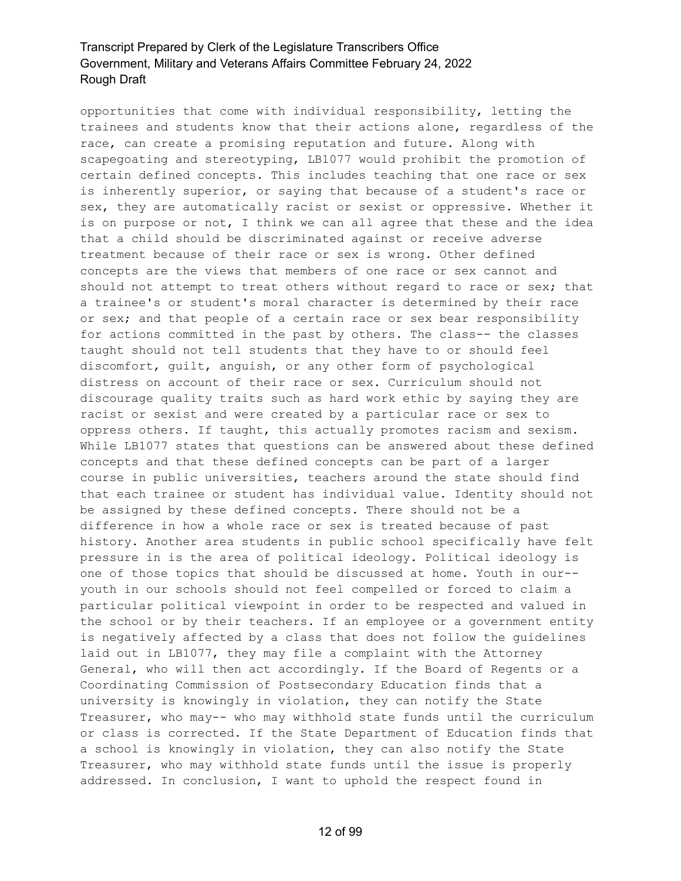opportunities that come with individual responsibility, letting the trainees and students know that their actions alone, regardless of the race, can create a promising reputation and future. Along with scapegoating and stereotyping, LB1077 would prohibit the promotion of certain defined concepts. This includes teaching that one race or sex is inherently superior, or saying that because of a student's race or sex, they are automatically racist or sexist or oppressive. Whether it is on purpose or not, I think we can all agree that these and the idea that a child should be discriminated against or receive adverse treatment because of their race or sex is wrong. Other defined concepts are the views that members of one race or sex cannot and should not attempt to treat others without regard to race or sex; that a trainee's or student's moral character is determined by their race or sex; and that people of a certain race or sex bear responsibility for actions committed in the past by others. The class-- the classes taught should not tell students that they have to or should feel discomfort, guilt, anguish, or any other form of psychological distress on account of their race or sex. Curriculum should not discourage quality traits such as hard work ethic by saying they are racist or sexist and were created by a particular race or sex to oppress others. If taught, this actually promotes racism and sexism. While LB1077 states that questions can be answered about these defined concepts and that these defined concepts can be part of a larger course in public universities, teachers around the state should find that each trainee or student has individual value. Identity should not be assigned by these defined concepts. There should not be a difference in how a whole race or sex is treated because of past history. Another area students in public school specifically have felt pressure in is the area of political ideology. Political ideology is one of those topics that should be discussed at home. Youth in our-- youth in our schools should not feel compelled or forced to claim a particular political viewpoint in order to be respected and valued in the school or by their teachers. If an employee or a government entity is negatively affected by a class that does not follow the guidelines laid out in LB1077, they may file a complaint with the Attorney General, who will then act accordingly. If the Board of Regents or a Coordinating Commission of Postsecondary Education finds that a university is knowingly in violation, they can notify the State Treasurer, who may-- who may withhold state funds until the curriculum or class is corrected. If the State Department of Education finds that a school is knowingly in violation, they can also notify the State Treasurer, who may withhold state funds until the issue is properly addressed. In conclusion, I want to uphold the respect found in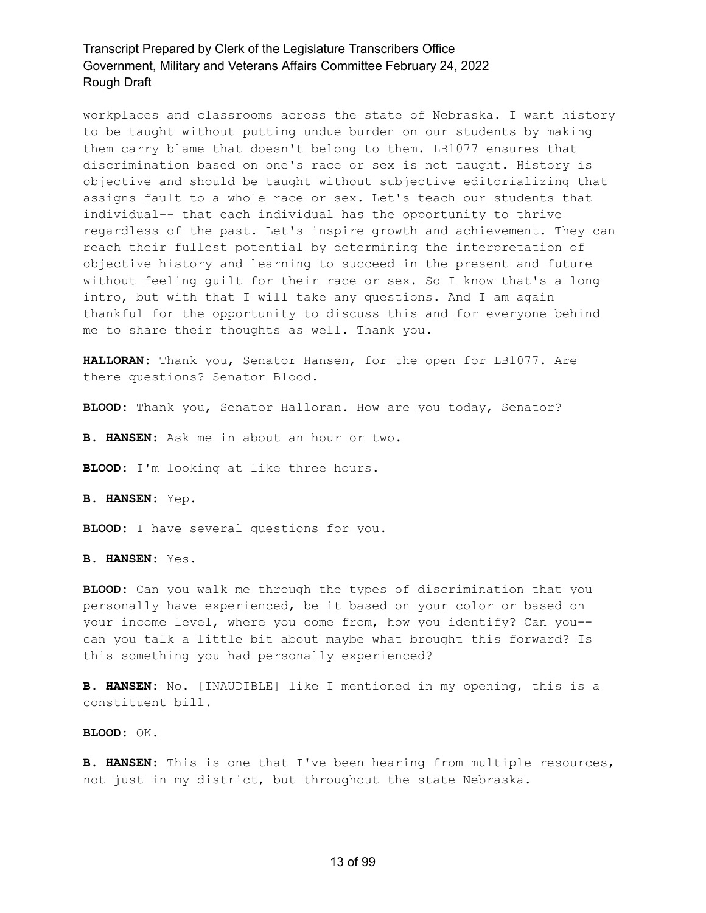workplaces and classrooms across the state of Nebraska. I want history to be taught without putting undue burden on our students by making them carry blame that doesn't belong to them. LB1077 ensures that discrimination based on one's race or sex is not taught. History is objective and should be taught without subjective editorializing that assigns fault to a whole race or sex. Let's teach our students that individual-- that each individual has the opportunity to thrive regardless of the past. Let's inspire growth and achievement. They can reach their fullest potential by determining the interpretation of objective history and learning to succeed in the present and future without feeling guilt for their race or sex. So I know that's a long intro, but with that I will take any questions. And I am again thankful for the opportunity to discuss this and for everyone behind me to share their thoughts as well. Thank you.

**HALLORAN:** Thank you, Senator Hansen, for the open for LB1077. Are there questions? Senator Blood.

**BLOOD:** Thank you, Senator Halloran. How are you today, Senator?

**B. HANSEN:** Ask me in about an hour or two.

**BLOOD:** I'm looking at like three hours.

**B. HANSEN:** Yep.

**BLOOD:** I have several questions for you.

**B. HANSEN:** Yes.

**BLOOD:** Can you walk me through the types of discrimination that you personally have experienced, be it based on your color or based on your income level, where you come from, how you identify? Can you-- can you talk a little bit about maybe what brought this forward? Is this something you had personally experienced?

**B. HANSEN:** No. [INAUDIBLE] like I mentioned in my opening, this is a constituent bill.

**BLOOD:** OK.

**B. HANSEN:** This is one that I've been hearing from multiple resources, not just in my district, but throughout the state Nebraska.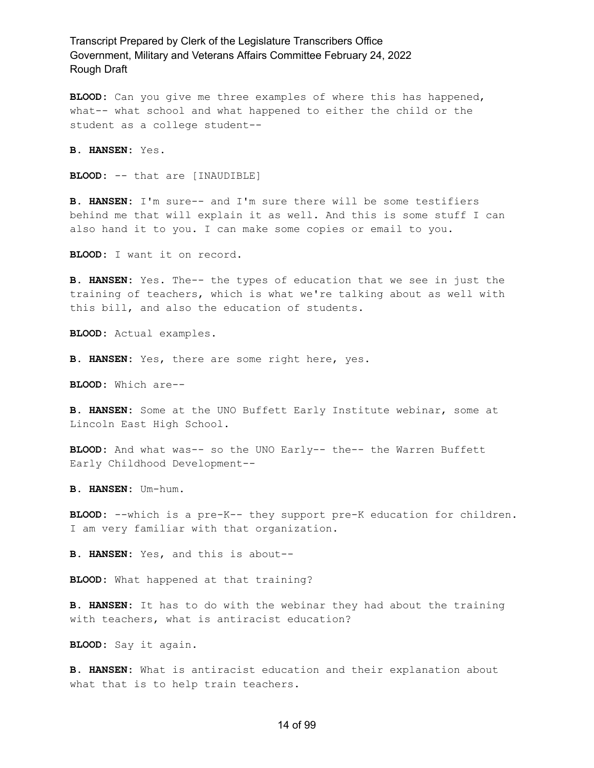**BLOOD:** Can you give me three examples of where this has happened, what-- what school and what happened to either the child or the student as a college student--

**B. HANSEN:** Yes.

**BLOOD:** -- that are [INAUDIBLE]

**B. HANSEN:** I'm sure-- and I'm sure there will be some testifiers behind me that will explain it as well. And this is some stuff I can also hand it to you. I can make some copies or email to you.

**BLOOD:** I want it on record.

**B. HANSEN:** Yes. The-- the types of education that we see in just the training of teachers, which is what we're talking about as well with this bill, and also the education of students.

**BLOOD:** Actual examples.

**B. HANSEN:** Yes, there are some right here, yes.

**BLOOD:** Which are--

**B. HANSEN:** Some at the UNO Buffett Early Institute webinar, some at Lincoln East High School.

**BLOOD:** And what was-- so the UNO Early-- the-- the Warren Buffett Early Childhood Development--

**B. HANSEN:** Um-hum.

**BLOOD:** --which is a pre-K-- they support pre-K education for children. I am very familiar with that organization.

**B. HANSEN:** Yes, and this is about--

**BLOOD:** What happened at that training?

**B. HANSEN:** It has to do with the webinar they had about the training with teachers, what is antiracist education?

**BLOOD:** Say it again.

**B. HANSEN:** What is antiracist education and their explanation about what that is to help train teachers.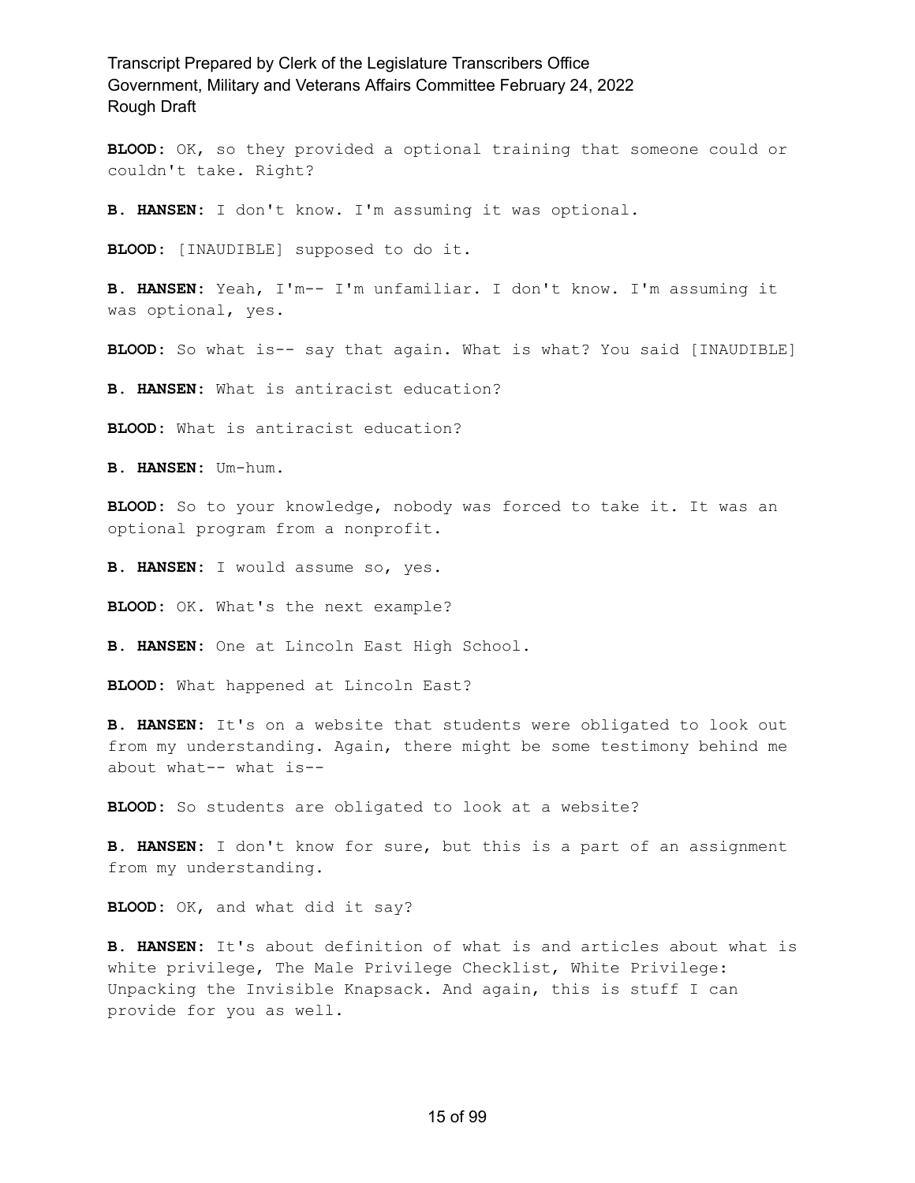**BLOOD:** OK, so they provided a optional training that someone could or couldn't take. Right?

**B. HANSEN:** I don't know. I'm assuming it was optional.

**BLOOD:** [INAUDIBLE] supposed to do it.

**B. HANSEN:** Yeah, I'm-- I'm unfamiliar. I don't know. I'm assuming it was optional, yes.

**BLOOD:** So what is-- say that again. What is what? You said [INAUDIBLE]

**B. HANSEN:** What is antiracist education?

**BLOOD:** What is antiracist education?

**B. HANSEN:** Um-hum.

**BLOOD:** So to your knowledge, nobody was forced to take it. It was an optional program from a nonprofit.

**B. HANSEN:** I would assume so, yes.

**BLOOD:** OK. What's the next example?

**B. HANSEN:** One at Lincoln East High School.

**BLOOD:** What happened at Lincoln East?

**B. HANSEN:** It's on a website that students were obligated to look out from my understanding. Again, there might be some testimony behind me about what-- what is--

**BLOOD:** So students are obligated to look at a website?

**B. HANSEN:** I don't know for sure, but this is a part of an assignment from my understanding.

**BLOOD:** OK, and what did it say?

**B. HANSEN:** It's about definition of what is and articles about what is white privilege, The Male Privilege Checklist, White Privilege: Unpacking the Invisible Knapsack. And again, this is stuff I can provide for you as well.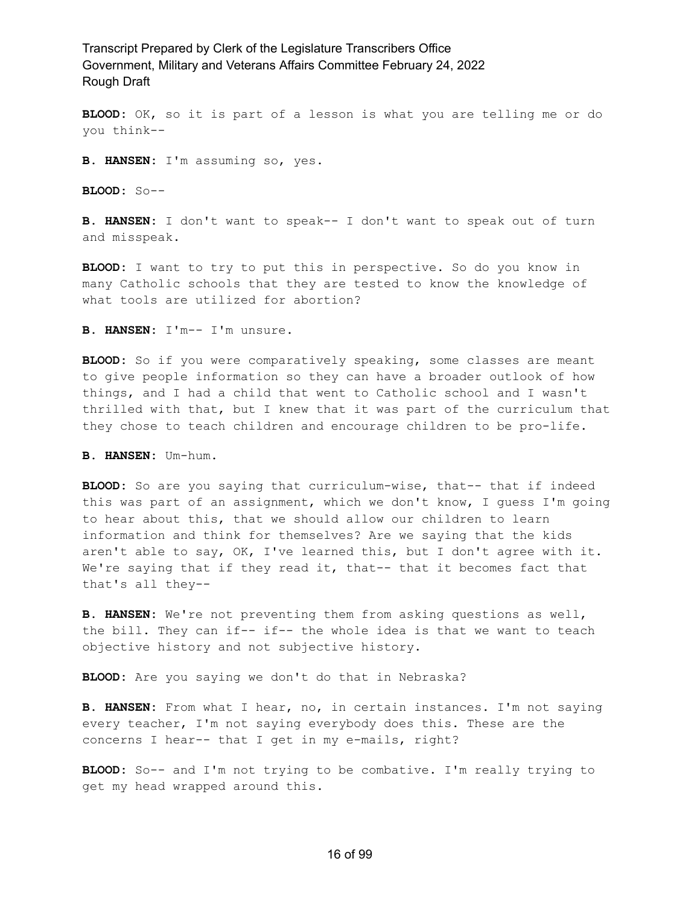**BLOOD:** OK, so it is part of a lesson is what you are telling me or do you think--

**B. HANSEN:** I'm assuming so, yes.

**BLOOD:** So--

**B. HANSEN:** I don't want to speak-- I don't want to speak out of turn and misspeak.

**BLOOD:** I want to try to put this in perspective. So do you know in many Catholic schools that they are tested to know the knowledge of what tools are utilized for abortion?

**B. HANSEN:** I'm-- I'm unsure.

**BLOOD:** So if you were comparatively speaking, some classes are meant to give people information so they can have a broader outlook of how things, and I had a child that went to Catholic school and I wasn't thrilled with that, but I knew that it was part of the curriculum that they chose to teach children and encourage children to be pro-life.

**B. HANSEN:** Um-hum.

**BLOOD:** So are you saying that curriculum-wise, that-- that if indeed this was part of an assignment, which we don't know, I guess I'm going to hear about this, that we should allow our children to learn information and think for themselves? Are we saying that the kids aren't able to say, OK, I've learned this, but I don't agree with it. We're saying that if they read it, that-- that it becomes fact that that's all they--

**B. HANSEN:** We're not preventing them from asking questions as well, the bill. They can if-- if-- the whole idea is that we want to teach objective history and not subjective history.

**BLOOD:** Are you saying we don't do that in Nebraska?

**B. HANSEN:** From what I hear, no, in certain instances. I'm not saying every teacher, I'm not saying everybody does this. These are the concerns I hear-- that I get in my e-mails, right?

**BLOOD:** So-- and I'm not trying to be combative. I'm really trying to get my head wrapped around this.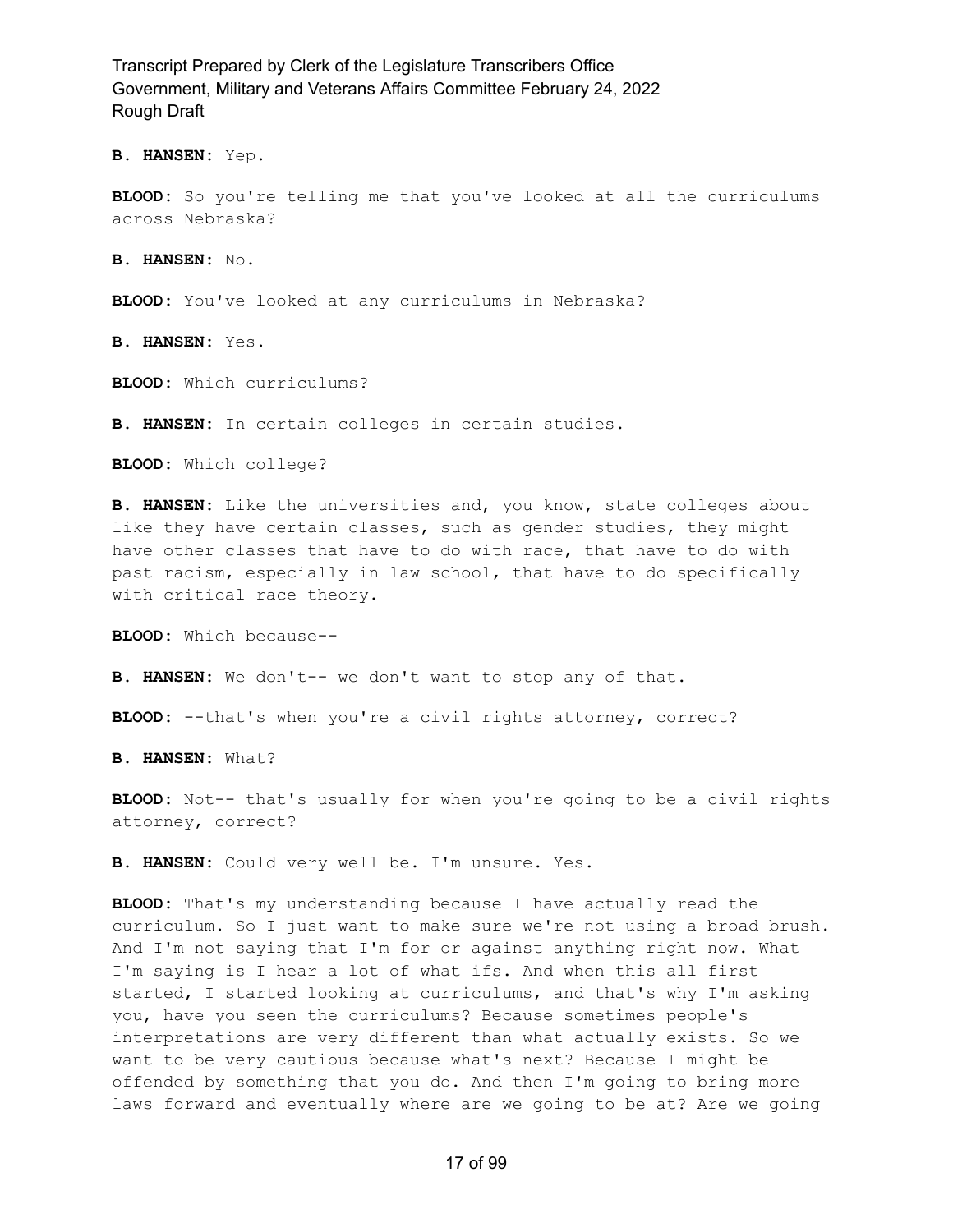**B. HANSEN:** Yep.

**BLOOD:** So you're telling me that you've looked at all the curriculums across Nebraska?

**B. HANSEN:** No.

**BLOOD:** You've looked at any curriculums in Nebraska?

**B. HANSEN:** Yes.

**BLOOD:** Which curriculums?

**B. HANSEN:** In certain colleges in certain studies.

**BLOOD:** Which college?

**B. HANSEN:** Like the universities and, you know, state colleges about like they have certain classes, such as gender studies, they might have other classes that have to do with race, that have to do with past racism, especially in law school, that have to do specifically with critical race theory.

**BLOOD:** Which because--

**B. HANSEN:** We don't-- we don't want to stop any of that.

**BLOOD:** --that's when you're a civil rights attorney, correct?

**B. HANSEN:** What?

**BLOOD:** Not-- that's usually for when you're going to be a civil rights attorney, correct?

**B. HANSEN:** Could very well be. I'm unsure. Yes.

**BLOOD:** That's my understanding because I have actually read the curriculum. So I just want to make sure we're not using a broad brush. And I'm not saying that I'm for or against anything right now. What I'm saying is I hear a lot of what ifs. And when this all first started, I started looking at curriculums, and that's why I'm asking you, have you seen the curriculums? Because sometimes people's interpretations are very different than what actually exists. So we want to be very cautious because what's next? Because I might be offended by something that you do. And then I'm going to bring more laws forward and eventually where are we going to be at? Are we going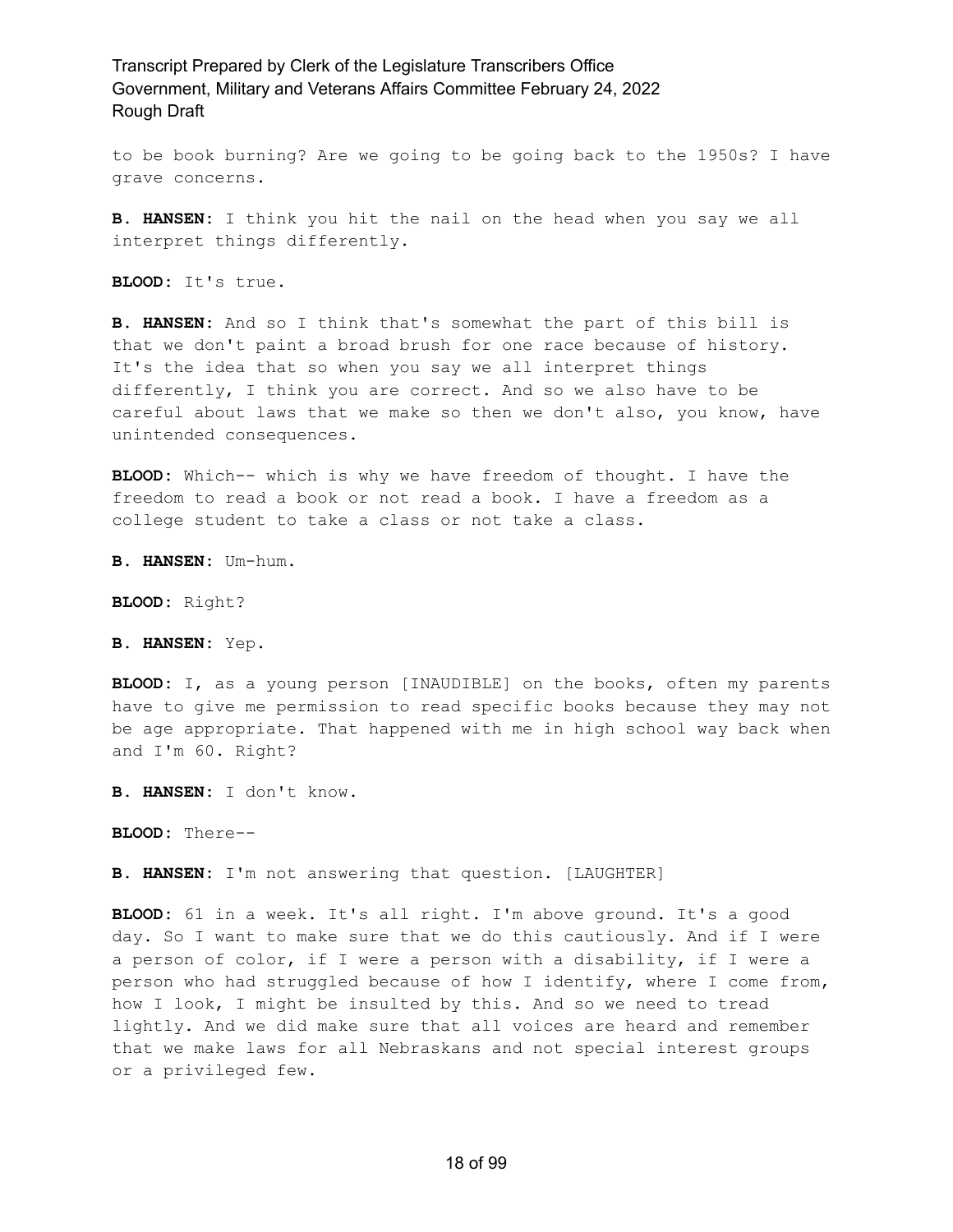to be book burning? Are we going to be going back to the 1950s? I have grave concerns.

**B. HANSEN:** I think you hit the nail on the head when you say we all interpret things differently.

**BLOOD:** It's true.

**B. HANSEN:** And so I think that's somewhat the part of this bill is that we don't paint a broad brush for one race because of history. It's the idea that so when you say we all interpret things differently, I think you are correct. And so we also have to be careful about laws that we make so then we don't also, you know, have unintended consequences.

**BLOOD:** Which-- which is why we have freedom of thought. I have the freedom to read a book or not read a book. I have a freedom as a college student to take a class or not take a class.

**B. HANSEN:** Um-hum.

**BLOOD:** Right?

**B. HANSEN:** Yep.

**BLOOD:** I, as a young person [INAUDIBLE] on the books, often my parents have to give me permission to read specific books because they may not be age appropriate. That happened with me in high school way back when and I'm 60. Right?

**B. HANSEN:** I don't know.

**BLOOD:** There--

**B. HANSEN:** I'm not answering that question. [LAUGHTER]

**BLOOD:** 61 in a week. It's all right. I'm above ground. It's a good day. So I want to make sure that we do this cautiously. And if I were a person of color, if I were a person with a disability, if I were a person who had struggled because of how I identify, where I come from, how I look, I might be insulted by this. And so we need to tread lightly. And we did make sure that all voices are heard and remember that we make laws for all Nebraskans and not special interest groups or a privileged few.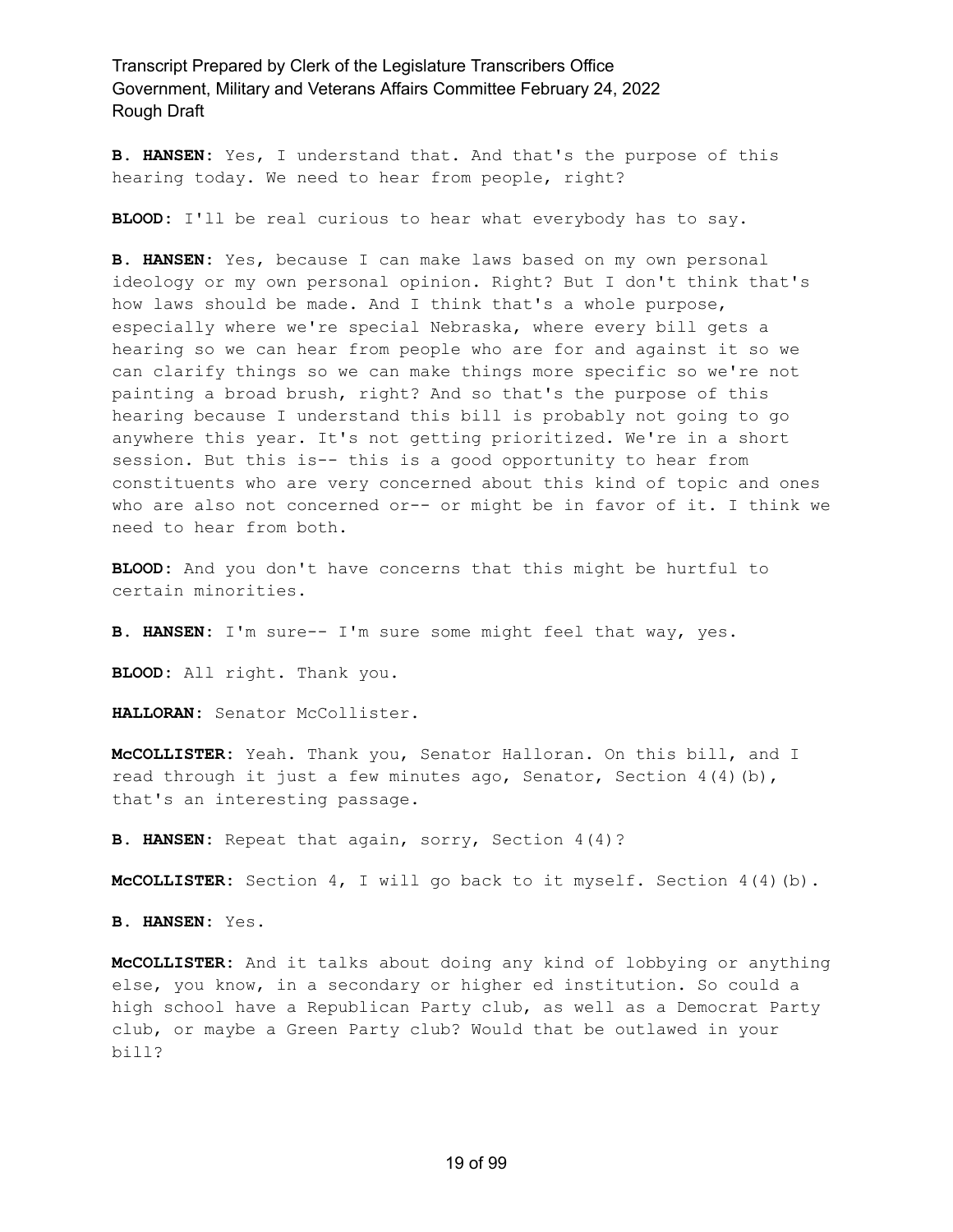**B. HANSEN:** Yes, I understand that. And that's the purpose of this hearing today. We need to hear from people, right?

**BLOOD:** I'll be real curious to hear what everybody has to say.

**B. HANSEN:** Yes, because I can make laws based on my own personal ideology or my own personal opinion. Right? But I don't think that's how laws should be made. And I think that's a whole purpose, especially where we're special Nebraska, where every bill gets a hearing so we can hear from people who are for and against it so we can clarify things so we can make things more specific so we're not painting a broad brush, right? And so that's the purpose of this hearing because I understand this bill is probably not going to go anywhere this year. It's not getting prioritized. We're in a short session. But this is-- this is a good opportunity to hear from constituents who are very concerned about this kind of topic and ones who are also not concerned or-- or might be in favor of it. I think we need to hear from both.

**BLOOD:** And you don't have concerns that this might be hurtful to certain minorities.

**B. HANSEN:** I'm sure-- I'm sure some might feel that way, yes.

**BLOOD:** All right. Thank you.

**HALLORAN:** Senator McCollister.

**McCOLLISTER:** Yeah. Thank you, Senator Halloran. On this bill, and I read through it just a few minutes ago, Senator, Section 4(4)(b), that's an interesting passage.

**B. HANSEN:** Repeat that again, sorry, Section 4(4)?

**McCOLLISTER:** Section 4, I will go back to it myself. Section 4(4)(b).

**B. HANSEN:** Yes.

**McCOLLISTER:** And it talks about doing any kind of lobbying or anything else, you know, in a secondary or higher ed institution. So could a high school have a Republican Party club, as well as a Democrat Party club, or maybe a Green Party club? Would that be outlawed in your bill?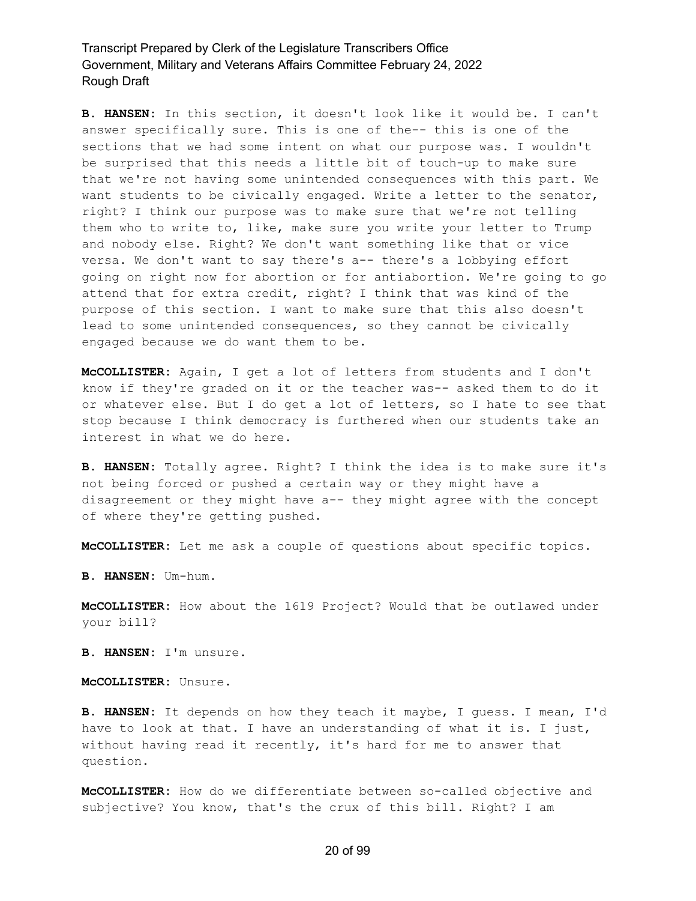**B. HANSEN:** In this section, it doesn't look like it would be. I can't answer specifically sure. This is one of the-- this is one of the sections that we had some intent on what our purpose was. I wouldn't be surprised that this needs a little bit of touch-up to make sure that we're not having some unintended consequences with this part. We want students to be civically engaged. Write a letter to the senator, right? I think our purpose was to make sure that we're not telling them who to write to, like, make sure you write your letter to Trump and nobody else. Right? We don't want something like that or vice versa. We don't want to say there's a-- there's a lobbying effort going on right now for abortion or for antiabortion. We're going to go attend that for extra credit, right? I think that was kind of the purpose of this section. I want to make sure that this also doesn't lead to some unintended consequences, so they cannot be civically engaged because we do want them to be.

**McCOLLISTER:** Again, I get a lot of letters from students and I don't know if they're graded on it or the teacher was-- asked them to do it or whatever else. But I do get a lot of letters, so I hate to see that stop because I think democracy is furthered when our students take an interest in what we do here.

**B. HANSEN:** Totally agree. Right? I think the idea is to make sure it's not being forced or pushed a certain way or they might have a disagreement or they might have a-- they might agree with the concept of where they're getting pushed.

**McCOLLISTER:** Let me ask a couple of questions about specific topics.

**B. HANSEN:** Um-hum.

**McCOLLISTER:** How about the 1619 Project? Would that be outlawed under your bill?

**B. HANSEN:** I'm unsure.

**McCOLLISTER:** Unsure.

**B. HANSEN:** It depends on how they teach it maybe, I guess. I mean, I'd have to look at that. I have an understanding of what it is. I just, without having read it recently, it's hard for me to answer that question.

**McCOLLISTER:** How do we differentiate between so-called objective and subjective? You know, that's the crux of this bill. Right? I am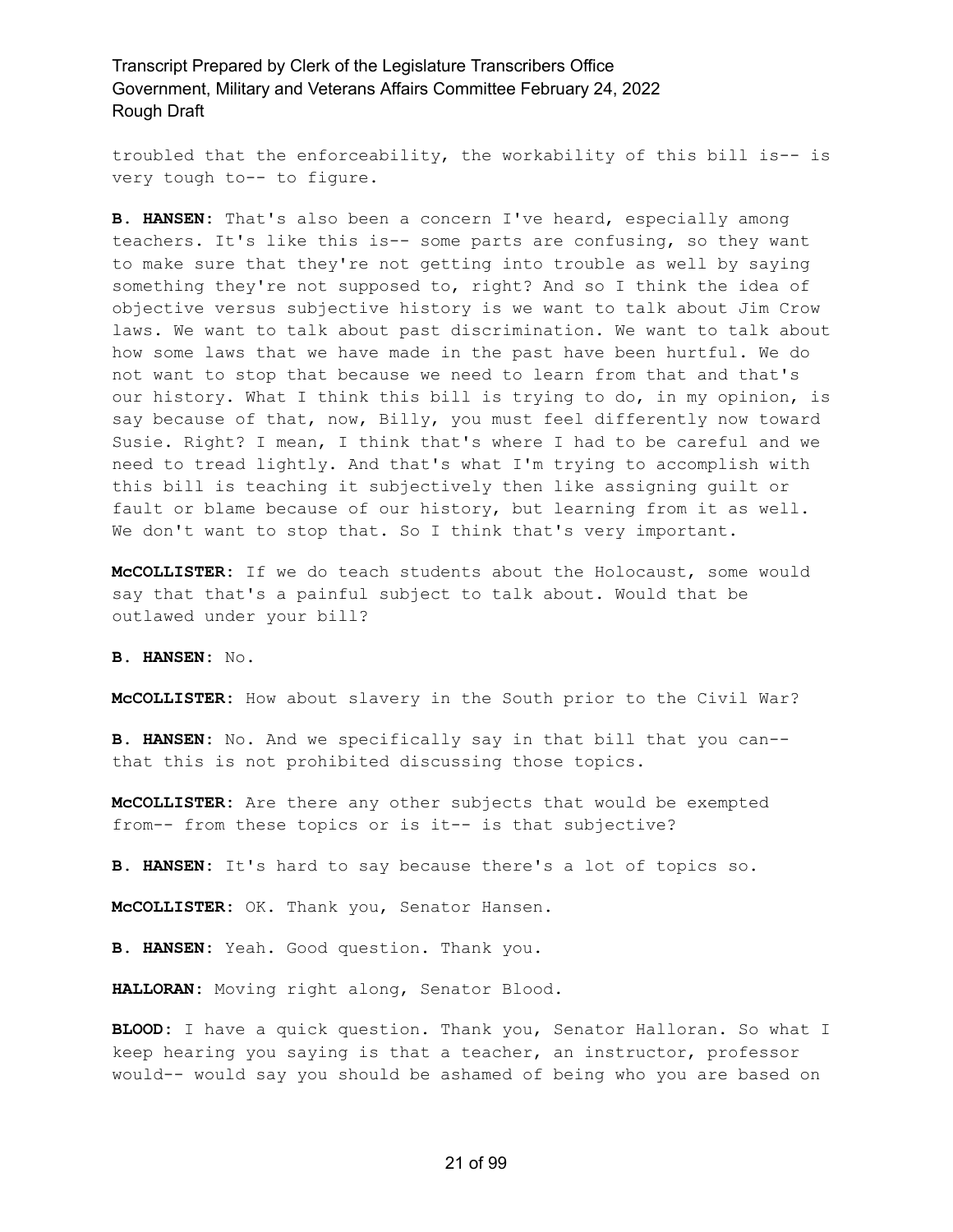troubled that the enforceability, the workability of this bill is-- is very tough to-- to figure.

**B. HANSEN:** That's also been a concern I've heard, especially among teachers. It's like this is-- some parts are confusing, so they want to make sure that they're not getting into trouble as well by saying something they're not supposed to, right? And so I think the idea of objective versus subjective history is we want to talk about Jim Crow laws. We want to talk about past discrimination. We want to talk about how some laws that we have made in the past have been hurtful. We do not want to stop that because we need to learn from that and that's our history. What I think this bill is trying to do, in my opinion, is say because of that, now, Billy, you must feel differently now toward Susie. Right? I mean, I think that's where I had to be careful and we need to tread lightly. And that's what I'm trying to accomplish with this bill is teaching it subjectively then like assigning guilt or fault or blame because of our history, but learning from it as well. We don't want to stop that. So I think that's very important.

**McCOLLISTER:** If we do teach students about the Holocaust, some would say that that's a painful subject to talk about. Would that be outlawed under your bill?

**B. HANSEN:** No.

**McCOLLISTER:** How about slavery in the South prior to the Civil War?

**B. HANSEN:** No. And we specifically say in that bill that you can-- that this is not prohibited discussing those topics.

**McCOLLISTER:** Are there any other subjects that would be exempted from-- from these topics or is it-- is that subjective?

**B. HANSEN:** It's hard to say because there's a lot of topics so.

**McCOLLISTER:** OK. Thank you, Senator Hansen.

**B. HANSEN:** Yeah. Good question. Thank you.

**HALLORAN:** Moving right along, Senator Blood.

**BLOOD:** I have a quick question. Thank you, Senator Halloran. So what I keep hearing you saying is that a teacher, an instructor, professor would-- would say you should be ashamed of being who you are based on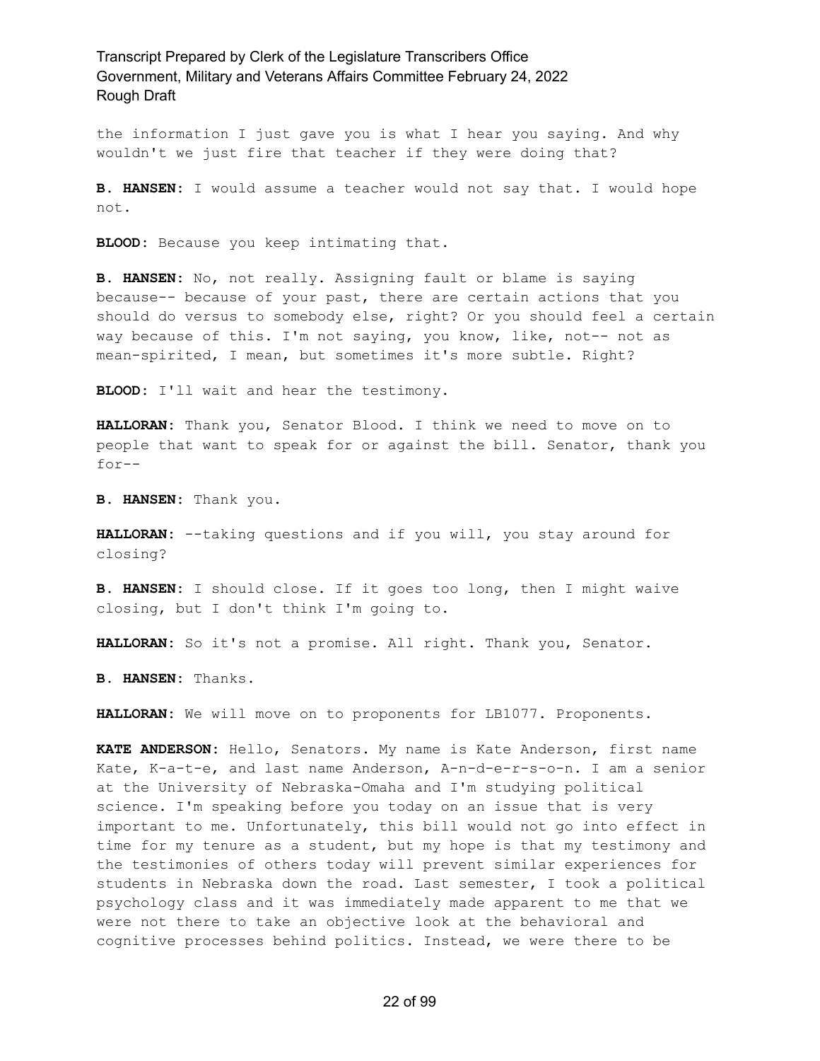the information I just gave you is what I hear you saying. And why wouldn't we just fire that teacher if they were doing that?

**B. HANSEN:** I would assume a teacher would not say that. I would hope not.

**BLOOD:** Because you keep intimating that.

**B. HANSEN:** No, not really. Assigning fault or blame is saying because-- because of your past, there are certain actions that you should do versus to somebody else, right? Or you should feel a certain way because of this. I'm not saying, you know, like, not-- not as mean-spirited, I mean, but sometimes it's more subtle. Right?

**BLOOD:** I'll wait and hear the testimony.

**HALLORAN:** Thank you, Senator Blood. I think we need to move on to people that want to speak for or against the bill. Senator, thank you for--

**B. HANSEN:** Thank you.

**HALLORAN:** --taking questions and if you will, you stay around for closing?

**B. HANSEN:** I should close. If it goes too long, then I might waive closing, but I don't think I'm going to.

**HALLORAN:** So it's not a promise. All right. Thank you, Senator.

**B. HANSEN:** Thanks.

**HALLORAN:** We will move on to proponents for LB1077. Proponents.

**KATE ANDERSON:** Hello, Senators. My name is Kate Anderson, first name Kate, K-a-t-e, and last name Anderson, A-n-d-e-r-s-o-n. I am a senior at the University of Nebraska-Omaha and I'm studying political science. I'm speaking before you today on an issue that is very important to me. Unfortunately, this bill would not go into effect in time for my tenure as a student, but my hope is that my testimony and the testimonies of others today will prevent similar experiences for students in Nebraska down the road. Last semester, I took a political psychology class and it was immediately made apparent to me that we were not there to take an objective look at the behavioral and cognitive processes behind politics. Instead, we were there to be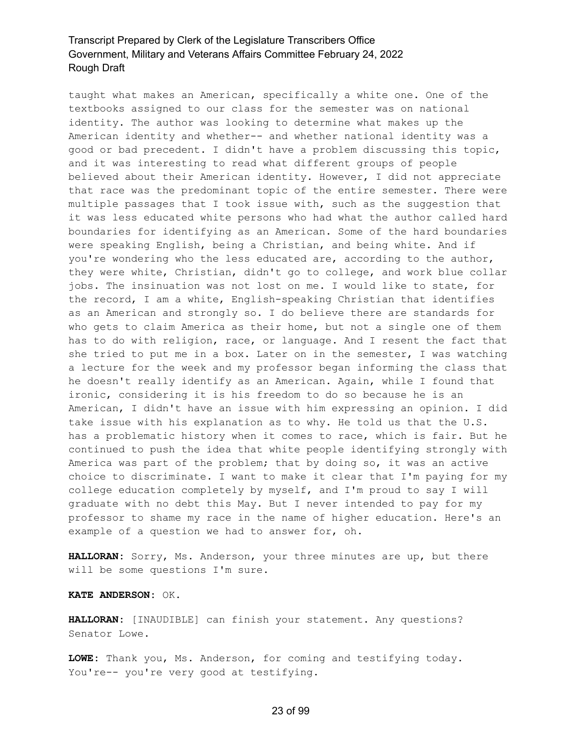taught what makes an American, specifically a white one. One of the textbooks assigned to our class for the semester was on national identity. The author was looking to determine what makes up the American identity and whether-- and whether national identity was a good or bad precedent. I didn't have a problem discussing this topic, and it was interesting to read what different groups of people believed about their American identity. However, I did not appreciate that race was the predominant topic of the entire semester. There were multiple passages that I took issue with, such as the suggestion that it was less educated white persons who had what the author called hard boundaries for identifying as an American. Some of the hard boundaries were speaking English, being a Christian, and being white. And if you're wondering who the less educated are, according to the author, they were white, Christian, didn't go to college, and work blue collar jobs. The insinuation was not lost on me. I would like to state, for the record, I am a white, English-speaking Christian that identifies as an American and strongly so. I do believe there are standards for who gets to claim America as their home, but not a single one of them has to do with religion, race, or language. And I resent the fact that she tried to put me in a box. Later on in the semester, I was watching a lecture for the week and my professor began informing the class that he doesn't really identify as an American. Again, while I found that ironic, considering it is his freedom to do so because he is an American, I didn't have an issue with him expressing an opinion. I did take issue with his explanation as to why. He told us that the U.S. has a problematic history when it comes to race, which is fair. But he continued to push the idea that white people identifying strongly with America was part of the problem; that by doing so, it was an active choice to discriminate. I want to make it clear that I'm paying for my college education completely by myself, and I'm proud to say I will graduate with no debt this May. But I never intended to pay for my professor to shame my race in the name of higher education. Here's an example of a question we had to answer for, oh.

**HALLORAN:** Sorry, Ms. Anderson, your three minutes are up, but there will be some questions I'm sure.

**KATE ANDERSON:** OK.

**HALLORAN:** [INAUDIBLE] can finish your statement. Any questions? Senator Lowe.

**LOWE:** Thank you, Ms. Anderson, for coming and testifying today. You're-- you're very good at testifying.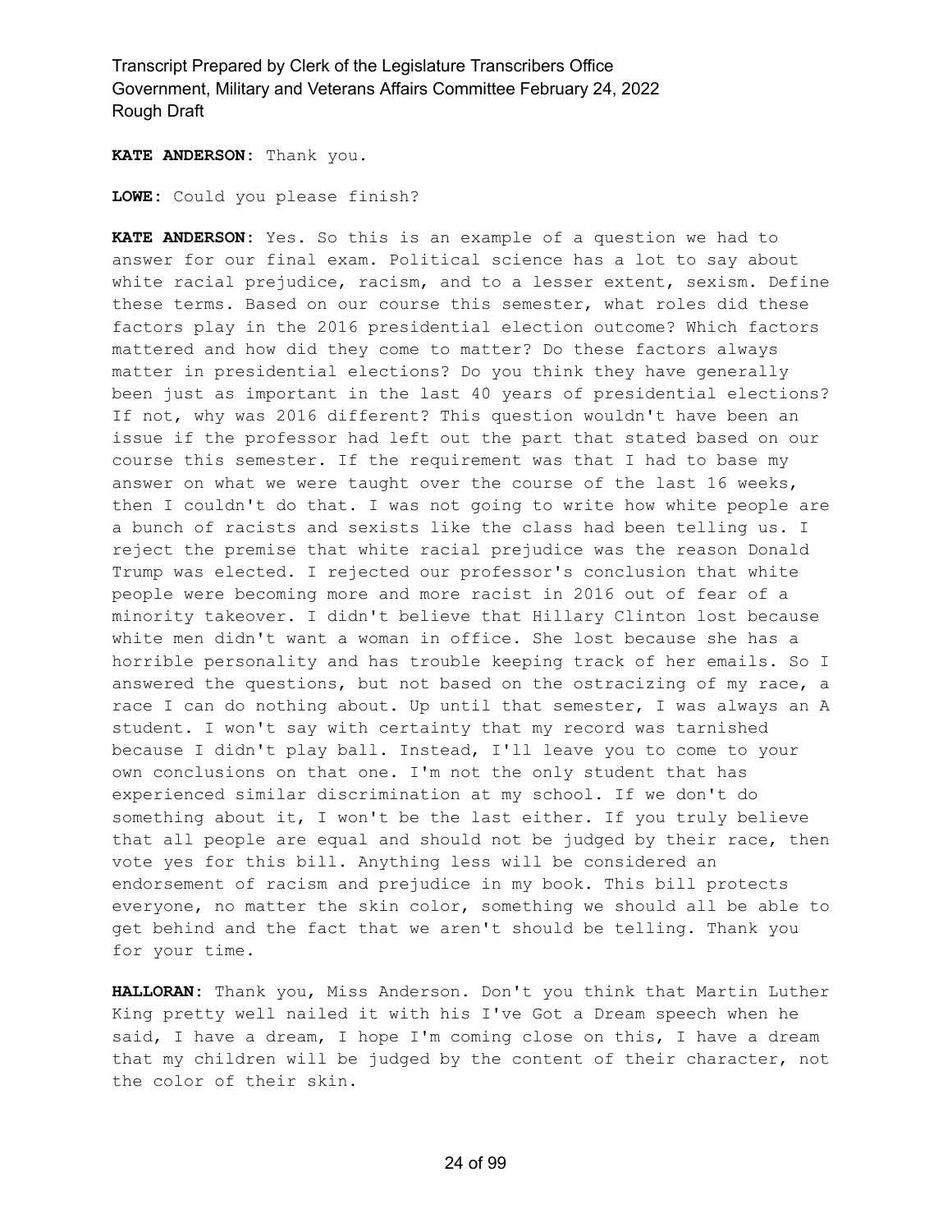**KATE ANDERSON:** Thank you.

**LOWE:** Could you please finish?

**KATE ANDERSON:** Yes. So this is an example of a question we had to answer for our final exam. Political science has a lot to say about white racial prejudice, racism, and to a lesser extent, sexism. Define these terms. Based on our course this semester, what roles did these factors play in the 2016 presidential election outcome? Which factors mattered and how did they come to matter? Do these factors always matter in presidential elections? Do you think they have generally been just as important in the last 40 years of presidential elections? If not, why was 2016 different? This question wouldn't have been an issue if the professor had left out the part that stated based on our course this semester. If the requirement was that I had to base my answer on what we were taught over the course of the last 16 weeks, then I couldn't do that. I was not going to write how white people are a bunch of racists and sexists like the class had been telling us. I reject the premise that white racial prejudice was the reason Donald Trump was elected. I rejected our professor's conclusion that white people were becoming more and more racist in 2016 out of fear of a minority takeover. I didn't believe that Hillary Clinton lost because white men didn't want a woman in office. She lost because she has a horrible personality and has trouble keeping track of her emails. So I answered the questions, but not based on the ostracizing of my race, a race I can do nothing about. Up until that semester, I was always an A student. I won't say with certainty that my record was tarnished because I didn't play ball. Instead, I'll leave you to come to your own conclusions on that one. I'm not the only student that has experienced similar discrimination at my school. If we don't do something about it, I won't be the last either. If you truly believe that all people are equal and should not be judged by their race, then vote yes for this bill. Anything less will be considered an endorsement of racism and prejudice in my book. This bill protects everyone, no matter the skin color, something we should all be able to get behind and the fact that we aren't should be telling. Thank you for your time.

**HALLORAN:** Thank you, Miss Anderson. Don't you think that Martin Luther King pretty well nailed it with his I've Got a Dream speech when he said, I have a dream, I hope I'm coming close on this, I have a dream that my children will be judged by the content of their character, not the color of their skin.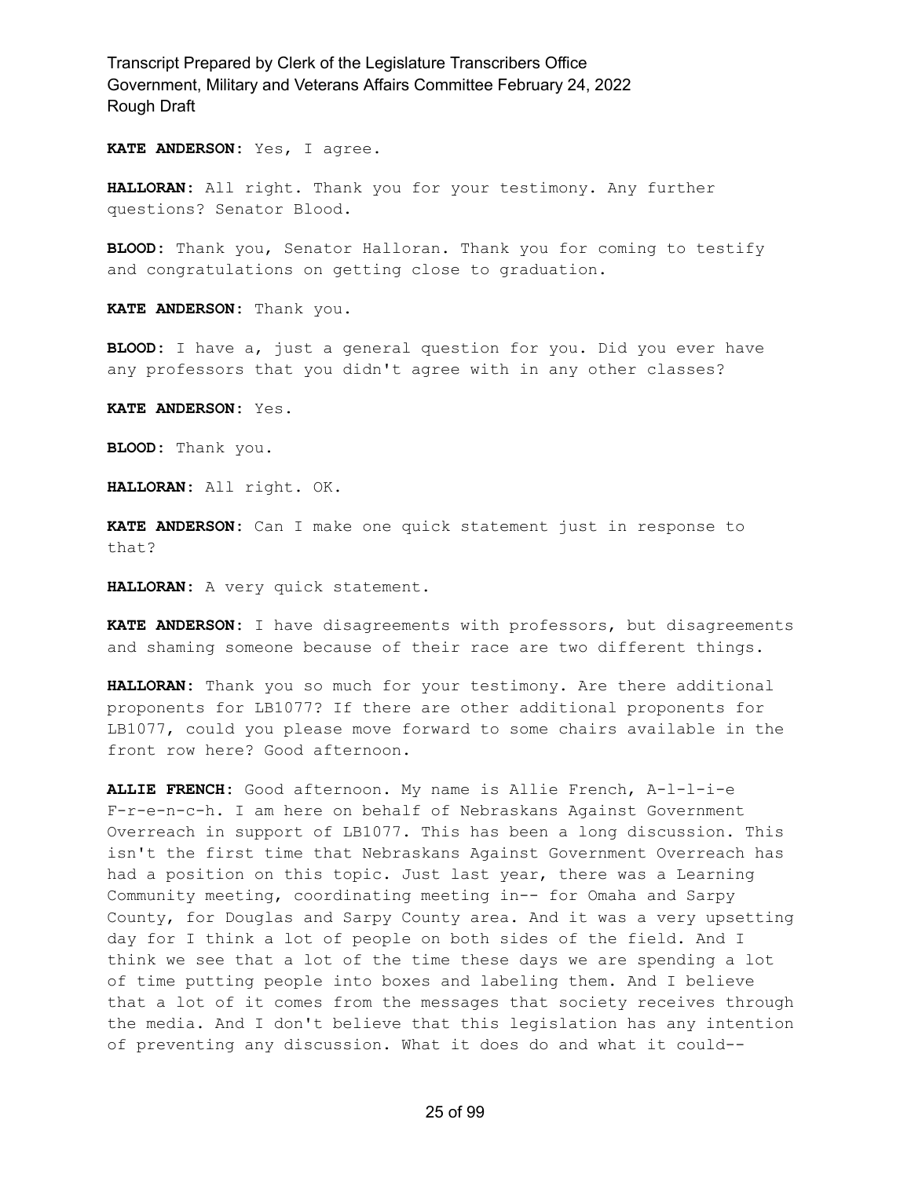**KATE ANDERSON:** Yes, I agree.

**HALLORAN:** All right. Thank you for your testimony. Any further questions? Senator Blood.

**BLOOD:** Thank you, Senator Halloran. Thank you for coming to testify and congratulations on getting close to graduation.

**KATE ANDERSON:** Thank you.

**BLOOD:** I have a, just a general question for you. Did you ever have any professors that you didn't agree with in any other classes?

**KATE ANDERSON:** Yes.

**BLOOD:** Thank you.

**HALLORAN:** All right. OK.

**KATE ANDERSON:** Can I make one quick statement just in response to that?

**HALLORAN:** A very quick statement.

**KATE ANDERSON:** I have disagreements with professors, but disagreements and shaming someone because of their race are two different things.

**HALLORAN:** Thank you so much for your testimony. Are there additional proponents for LB1077? If there are other additional proponents for LB1077, could you please move forward to some chairs available in the front row here? Good afternoon.

**ALLIE FRENCH:** Good afternoon. My name is Allie French, A-l-l-i-e F-r-e-n-c-h. I am here on behalf of Nebraskans Against Government Overreach in support of LB1077. This has been a long discussion. This isn't the first time that Nebraskans Against Government Overreach has had a position on this topic. Just last year, there was a Learning Community meeting, coordinating meeting in-- for Omaha and Sarpy County, for Douglas and Sarpy County area. And it was a very upsetting day for I think a lot of people on both sides of the field. And I think we see that a lot of the time these days we are spending a lot of time putting people into boxes and labeling them. And I believe that a lot of it comes from the messages that society receives through the media. And I don't believe that this legislation has any intention of preventing any discussion. What it does do and what it could--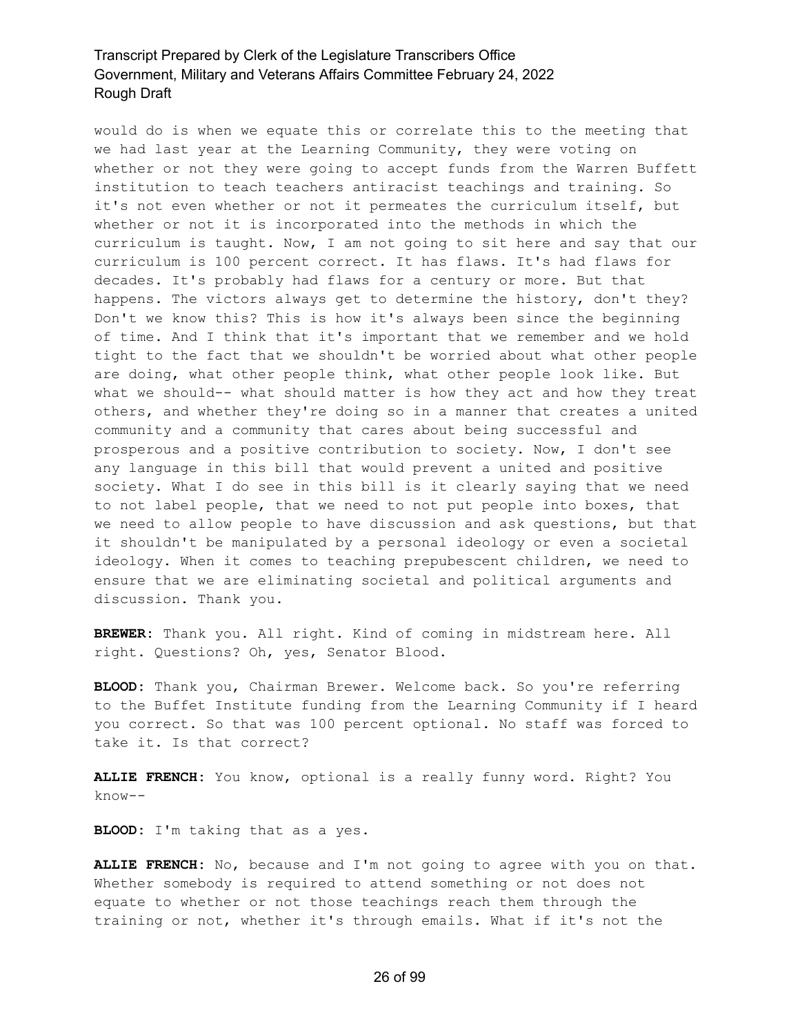would do is when we equate this or correlate this to the meeting that we had last year at the Learning Community, they were voting on whether or not they were going to accept funds from the Warren Buffett institution to teach teachers antiracist teachings and training. So it's not even whether or not it permeates the curriculum itself, but whether or not it is incorporated into the methods in which the curriculum is taught. Now, I am not going to sit here and say that our curriculum is 100 percent correct. It has flaws. It's had flaws for decades. It's probably had flaws for a century or more. But that happens. The victors always get to determine the history, don't they? Don't we know this? This is how it's always been since the beginning of time. And I think that it's important that we remember and we hold tight to the fact that we shouldn't be worried about what other people are doing, what other people think, what other people look like. But what we should-- what should matter is how they act and how they treat others, and whether they're doing so in a manner that creates a united community and a community that cares about being successful and prosperous and a positive contribution to society. Now, I don't see any language in this bill that would prevent a united and positive society. What I do see in this bill is it clearly saying that we need to not label people, that we need to not put people into boxes, that we need to allow people to have discussion and ask questions, but that it shouldn't be manipulated by a personal ideology or even a societal ideology. When it comes to teaching prepubescent children, we need to ensure that we are eliminating societal and political arguments and discussion. Thank you.

**BREWER:** Thank you. All right. Kind of coming in midstream here. All right. Questions? Oh, yes, Senator Blood.

**BLOOD:** Thank you, Chairman Brewer. Welcome back. So you're referring to the Buffet Institute funding from the Learning Community if I heard you correct. So that was 100 percent optional. No staff was forced to take it. Is that correct?

**ALLIE FRENCH:** You know, optional is a really funny word. Right? You know--

**BLOOD:** I'm taking that as a yes.

**ALLIE FRENCH:** No, because and I'm not going to agree with you on that. Whether somebody is required to attend something or not does not equate to whether or not those teachings reach them through the training or not, whether it's through emails. What if it's not the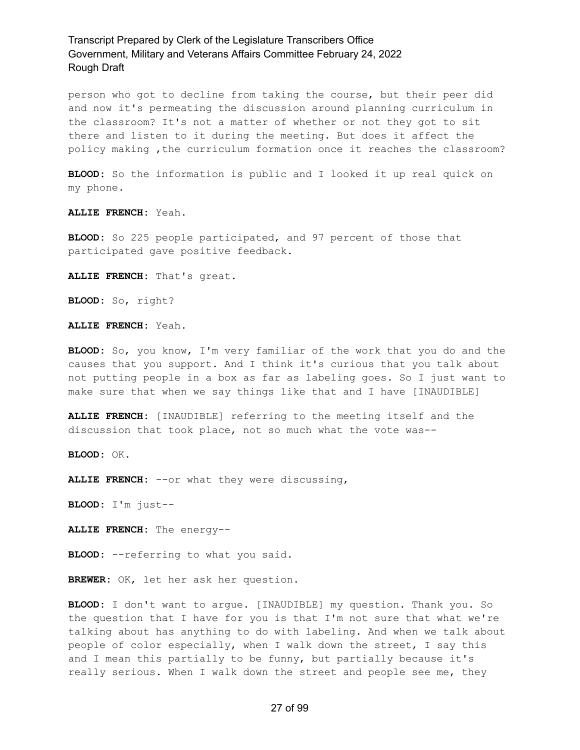person who got to decline from taking the course, but their peer did and now it's permeating the discussion around planning curriculum in the classroom? It's not a matter of whether or not they got to sit there and listen to it during the meeting. But does it affect the policy making ,the curriculum formation once it reaches the classroom?

**BLOOD:** So the information is public and I looked it up real quick on my phone.

**ALLIE FRENCH:** Yeah.

**BLOOD:** So 225 people participated, and 97 percent of those that participated gave positive feedback.

**ALLIE FRENCH:** That's great.

**BLOOD:** So, right?

**ALLIE FRENCH:** Yeah.

**BLOOD:** So, you know, I'm very familiar of the work that you do and the causes that you support. And I think it's curious that you talk about not putting people in a box as far as labeling goes. So I just want to make sure that when we say things like that and I have [INAUDIBLE]

**ALLIE FRENCH:** [INAUDIBLE] referring to the meeting itself and the discussion that took place, not so much what the vote was--

**BLOOD:** OK.

**ALLIE FRENCH:** --or what they were discussing,

**BLOOD:** I'm just--

**ALLIE FRENCH:** The energy--

**BLOOD:** --referring to what you said.

**BREWER:** OK, let her ask her question.

**BLOOD:** I don't want to argue. [INAUDIBLE] my question. Thank you. So the question that I have for you is that I'm not sure that what we're talking about has anything to do with labeling. And when we talk about people of color especially, when I walk down the street, I say this and I mean this partially to be funny, but partially because it's really serious. When I walk down the street and people see me, they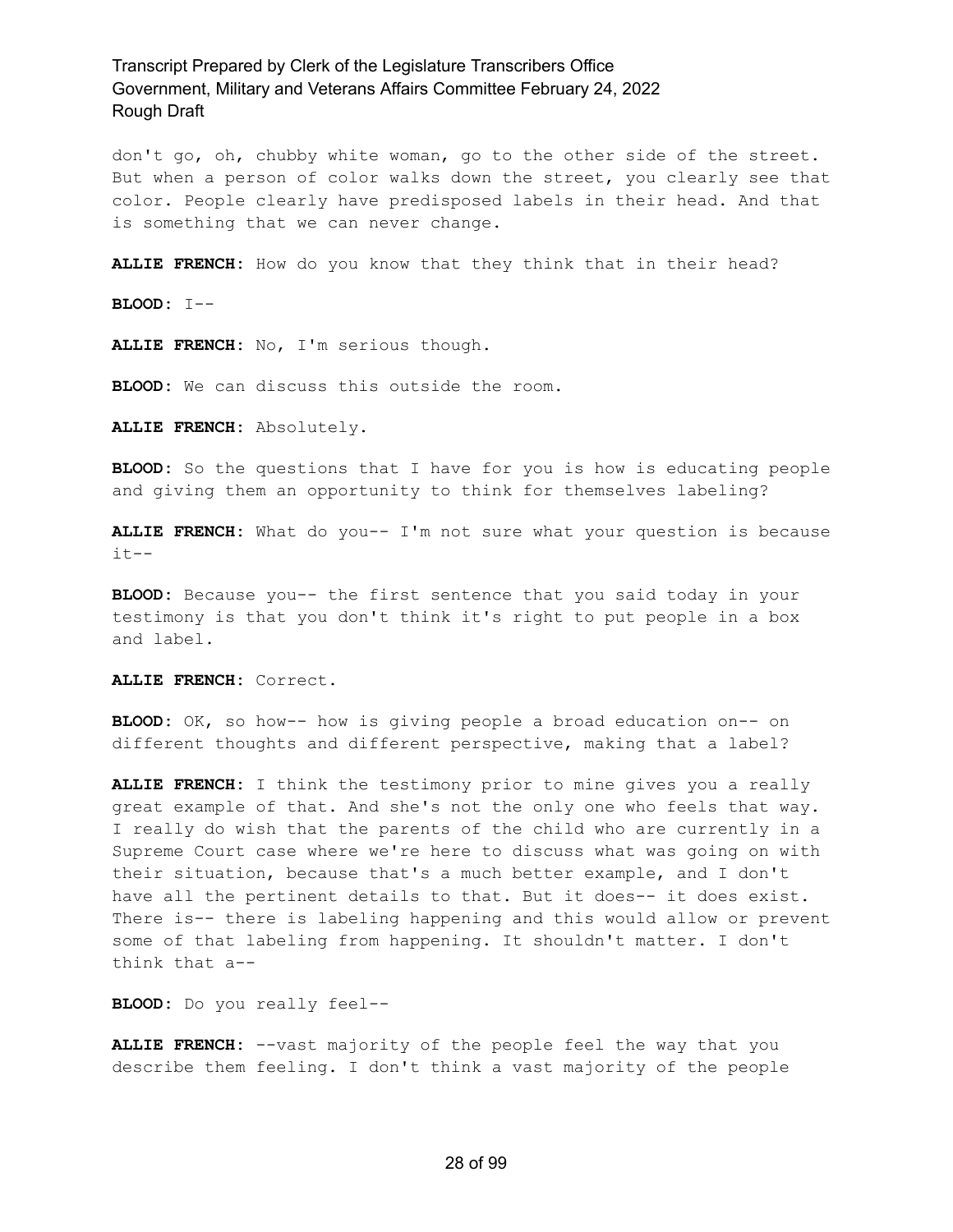don't go, oh, chubby white woman, go to the other side of the street. But when a person of color walks down the street, you clearly see that color. People clearly have predisposed labels in their head. And that is something that we can never change.

**ALLIE FRENCH:** How do you know that they think that in their head?

**BLOOD:** I--

**ALLIE FRENCH:** No, I'm serious though.

**BLOOD:** We can discuss this outside the room.

**ALLIE FRENCH:** Absolutely.

**BLOOD:** So the questions that I have for you is how is educating people and giving them an opportunity to think for themselves labeling?

**ALLIE FRENCH:** What do you-- I'm not sure what your question is because it--

**BLOOD:** Because you-- the first sentence that you said today in your testimony is that you don't think it's right to put people in a box and label.

**ALLIE FRENCH:** Correct.

**BLOOD:** OK, so how-- how is giving people a broad education on-- on different thoughts and different perspective, making that a label?

**ALLIE FRENCH:** I think the testimony prior to mine gives you a really great example of that. And she's not the only one who feels that way. I really do wish that the parents of the child who are currently in a Supreme Court case where we're here to discuss what was going on with their situation, because that's a much better example, and I don't have all the pertinent details to that. But it does-- it does exist. There is-- there is labeling happening and this would allow or prevent some of that labeling from happening. It shouldn't matter. I don't think that a--

**BLOOD:** Do you really feel--

**ALLIE FRENCH:** --vast majority of the people feel the way that you describe them feeling. I don't think a vast majority of the people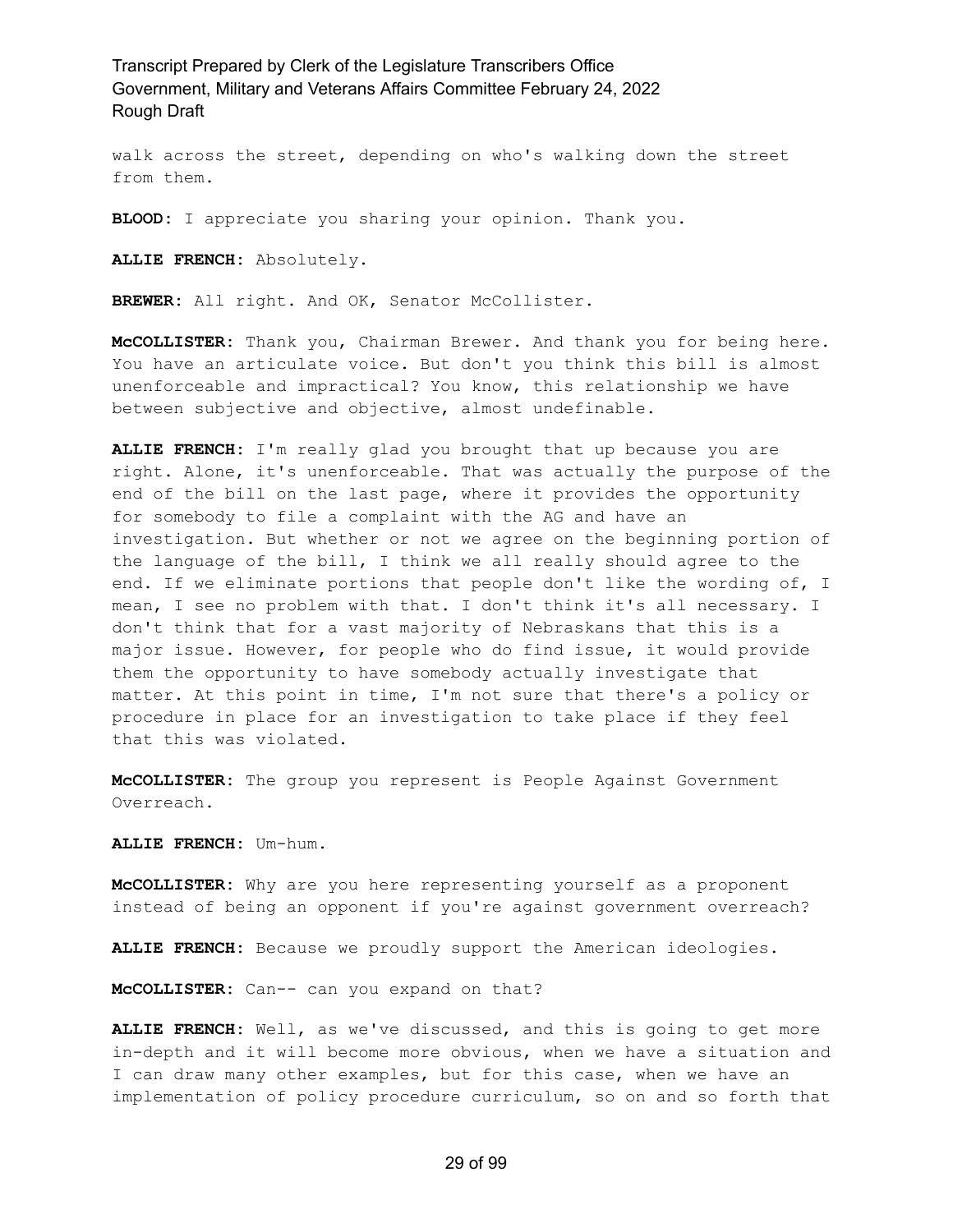walk across the street, depending on who's walking down the street from them.

**BLOOD:** I appreciate you sharing your opinion. Thank you.

**ALLIE FRENCH:** Absolutely.

**BREWER:** All right. And OK, Senator McCollister.

**McCOLLISTER:** Thank you, Chairman Brewer. And thank you for being here. You have an articulate voice. But don't you think this bill is almost unenforceable and impractical? You know, this relationship we have between subjective and objective, almost undefinable.

**ALLIE FRENCH:** I'm really glad you brought that up because you are right. Alone, it's unenforceable. That was actually the purpose of the end of the bill on the last page, where it provides the opportunity for somebody to file a complaint with the AG and have an investigation. But whether or not we agree on the beginning portion of the language of the bill, I think we all really should agree to the end. If we eliminate portions that people don't like the wording of, I mean, I see no problem with that. I don't think it's all necessary. I don't think that for a vast majority of Nebraskans that this is a major issue. However, for people who do find issue, it would provide them the opportunity to have somebody actually investigate that matter. At this point in time, I'm not sure that there's a policy or procedure in place for an investigation to take place if they feel that this was violated.

**McCOLLISTER:** The group you represent is People Against Government Overreach.

**ALLIE FRENCH:** Um-hum.

**McCOLLISTER:** Why are you here representing yourself as a proponent instead of being an opponent if you're against government overreach?

**ALLIE FRENCH:** Because we proudly support the American ideologies.

**McCOLLISTER:** Can-- can you expand on that?

**ALLIE FRENCH:** Well, as we've discussed, and this is going to get more in-depth and it will become more obvious, when we have a situation and I can draw many other examples, but for this case, when we have an implementation of policy procedure curriculum, so on and so forth that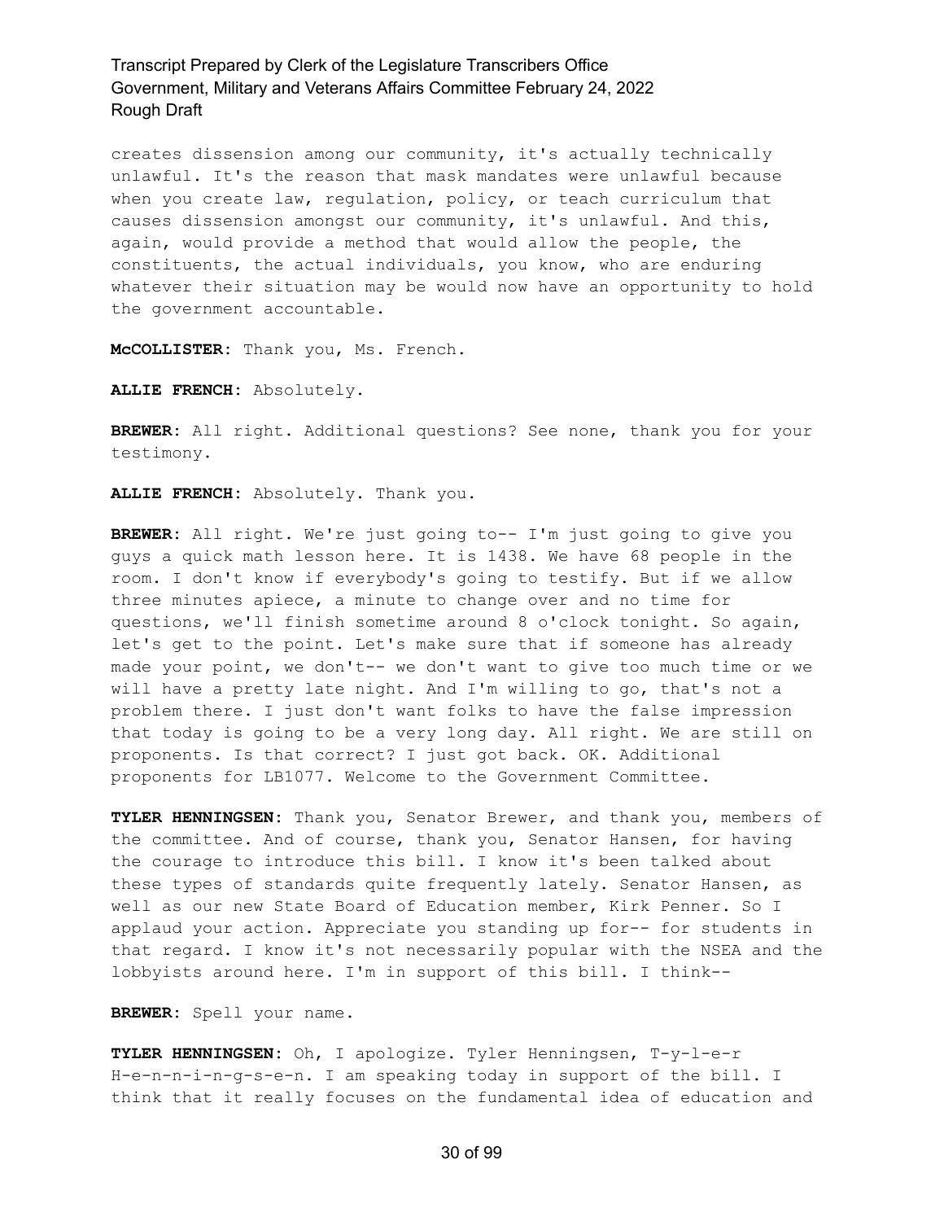creates dissension among our community, it's actually technically unlawful. It's the reason that mask mandates were unlawful because when you create law, regulation, policy, or teach curriculum that causes dissension amongst our community, it's unlawful. And this, again, would provide a method that would allow the people, the constituents, the actual individuals, you know, who are enduring whatever their situation may be would now have an opportunity to hold the government accountable.

**McCOLLISTER:** Thank you, Ms. French.

**ALLIE FRENCH:** Absolutely.

**BREWER:** All right. Additional questions? See none, thank you for your testimony.

**ALLIE FRENCH:** Absolutely. Thank you.

**BREWER:** All right. We're just going to-- I'm just going to give you guys a quick math lesson here. It is 1438. We have 68 people in the room. I don't know if everybody's going to testify. But if we allow three minutes apiece, a minute to change over and no time for questions, we'll finish sometime around 8 o'clock tonight. So again, let's get to the point. Let's make sure that if someone has already made your point, we don't-- we don't want to give too much time or we will have a pretty late night. And I'm willing to go, that's not a problem there. I just don't want folks to have the false impression that today is going to be a very long day. All right. We are still on proponents. Is that correct? I just got back. OK. Additional proponents for LB1077. Welcome to the Government Committee.

**TYLER HENNINGSEN:** Thank you, Senator Brewer, and thank you, members of the committee. And of course, thank you, Senator Hansen, for having the courage to introduce this bill. I know it's been talked about these types of standards quite frequently lately. Senator Hansen, as well as our new State Board of Education member, Kirk Penner. So I applaud your action. Appreciate you standing up for-- for students in that regard. I know it's not necessarily popular with the NSEA and the lobbyists around here. I'm in support of this bill. I think--

**BREWER:** Spell your name.

**TYLER HENNINGSEN:** Oh, I apologize. Tyler Henningsen, T-y-l-e-r H-e-n-n-i-n-g-s-e-n. I am speaking today in support of the bill. I think that it really focuses on the fundamental idea of education and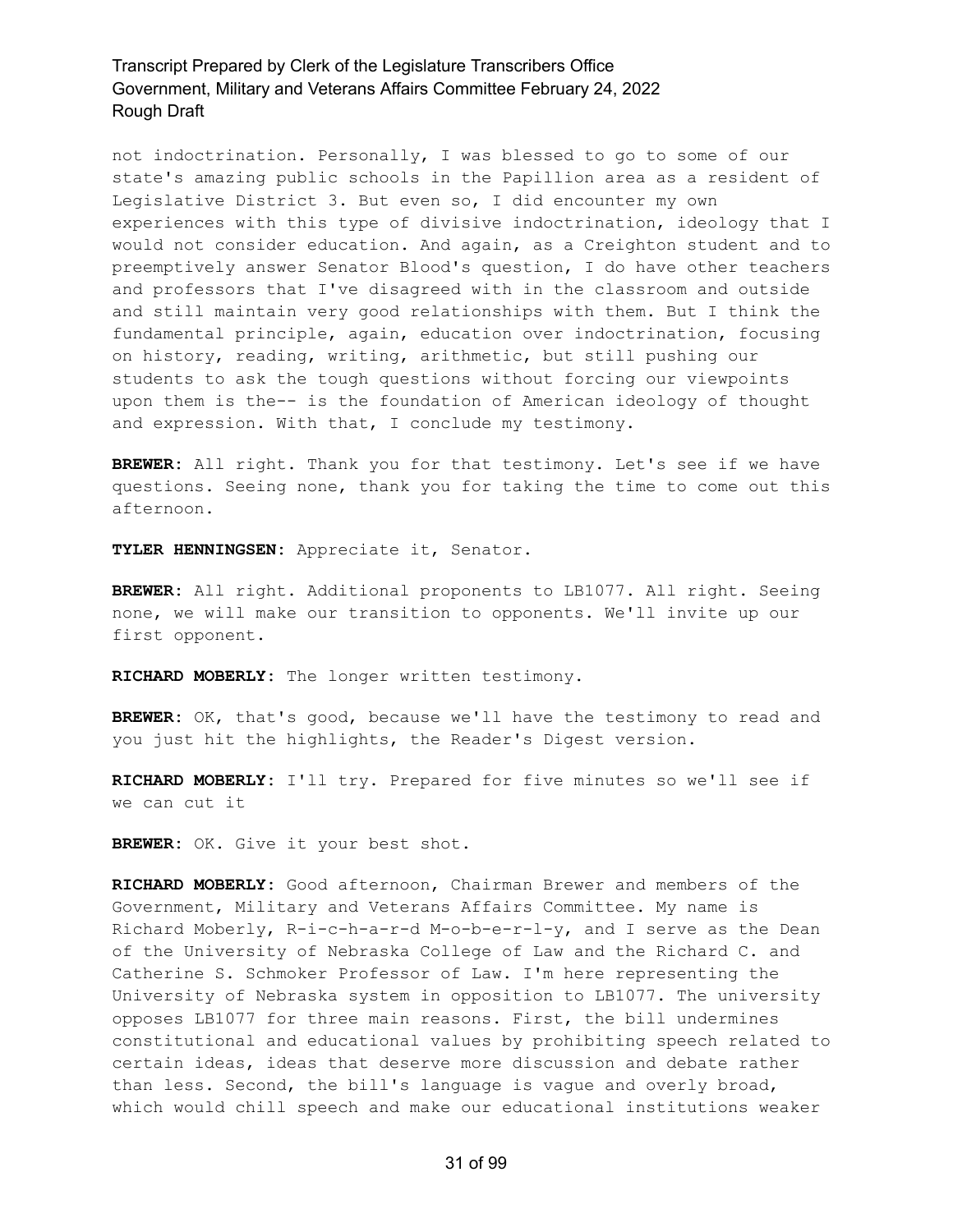not indoctrination. Personally, I was blessed to go to some of our state's amazing public schools in the Papillion area as a resident of Legislative District 3. But even so, I did encounter my own experiences with this type of divisive indoctrination, ideology that I would not consider education. And again, as a Creighton student and to preemptively answer Senator Blood's question, I do have other teachers and professors that I've disagreed with in the classroom and outside and still maintain very good relationships with them. But I think the fundamental principle, again, education over indoctrination, focusing on history, reading, writing, arithmetic, but still pushing our students to ask the tough questions without forcing our viewpoints upon them is the-- is the foundation of American ideology of thought and expression. With that, I conclude my testimony.

**BREWER:** All right. Thank you for that testimony. Let's see if we have questions. Seeing none, thank you for taking the time to come out this afternoon.

**TYLER HENNINGSEN:** Appreciate it, Senator.

**BREWER:** All right. Additional proponents to LB1077. All right. Seeing none, we will make our transition to opponents. We'll invite up our first opponent.

**RICHARD MOBERLY:** The longer written testimony.

**BREWER:** OK, that's good, because we'll have the testimony to read and you just hit the highlights, the Reader's Digest version.

**RICHARD MOBERLY:** I'll try. Prepared for five minutes so we'll see if we can cut it

**BREWER:** OK. Give it your best shot.

**RICHARD MOBERLY:** Good afternoon, Chairman Brewer and members of the Government, Military and Veterans Affairs Committee. My name is Richard Moberly, R-i-c-h-a-r-d M-o-b-e-r-l-y, and I serve as the Dean of the University of Nebraska College of Law and the Richard C. and Catherine S. Schmoker Professor of Law. I'm here representing the University of Nebraska system in opposition to LB1077. The university opposes LB1077 for three main reasons. First, the bill undermines constitutional and educational values by prohibiting speech related to certain ideas, ideas that deserve more discussion and debate rather than less. Second, the bill's language is vague and overly broad, which would chill speech and make our educational institutions weaker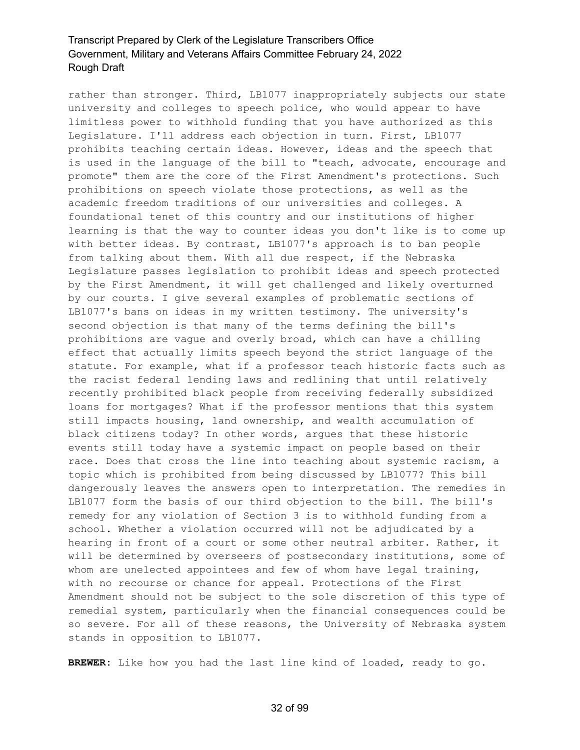rather than stronger. Third, LB1077 inappropriately subjects our state university and colleges to speech police, who would appear to have limitless power to withhold funding that you have authorized as this Legislature. I'll address each objection in turn. First, LB1077 prohibits teaching certain ideas. However, ideas and the speech that is used in the language of the bill to "teach, advocate, encourage and promote" them are the core of the First Amendment's protections. Such prohibitions on speech violate those protections, as well as the academic freedom traditions of our universities and colleges. A foundational tenet of this country and our institutions of higher learning is that the way to counter ideas you don't like is to come up with better ideas. By contrast, LB1077's approach is to ban people from talking about them. With all due respect, if the Nebraska Legislature passes legislation to prohibit ideas and speech protected by the First Amendment, it will get challenged and likely overturned by our courts. I give several examples of problematic sections of LB1077's bans on ideas in my written testimony. The university's second objection is that many of the terms defining the bill's prohibitions are vague and overly broad, which can have a chilling effect that actually limits speech beyond the strict language of the statute. For example, what if a professor teach historic facts such as the racist federal lending laws and redlining that until relatively recently prohibited black people from receiving federally subsidized loans for mortgages? What if the professor mentions that this system still impacts housing, land ownership, and wealth accumulation of black citizens today? In other words, argues that these historic events still today have a systemic impact on people based on their race. Does that cross the line into teaching about systemic racism, a topic which is prohibited from being discussed by LB1077? This bill dangerously leaves the answers open to interpretation. The remedies in LB1077 form the basis of our third objection to the bill. The bill's remedy for any violation of Section 3 is to withhold funding from a school. Whether a violation occurred will not be adjudicated by a hearing in front of a court or some other neutral arbiter. Rather, it will be determined by overseers of postsecondary institutions, some of whom are unelected appointees and few of whom have legal training, with no recourse or chance for appeal. Protections of the First Amendment should not be subject to the sole discretion of this type of remedial system, particularly when the financial consequences could be so severe. For all of these reasons, the University of Nebraska system stands in opposition to LB1077.

**BREWER:** Like how you had the last line kind of loaded, ready to go.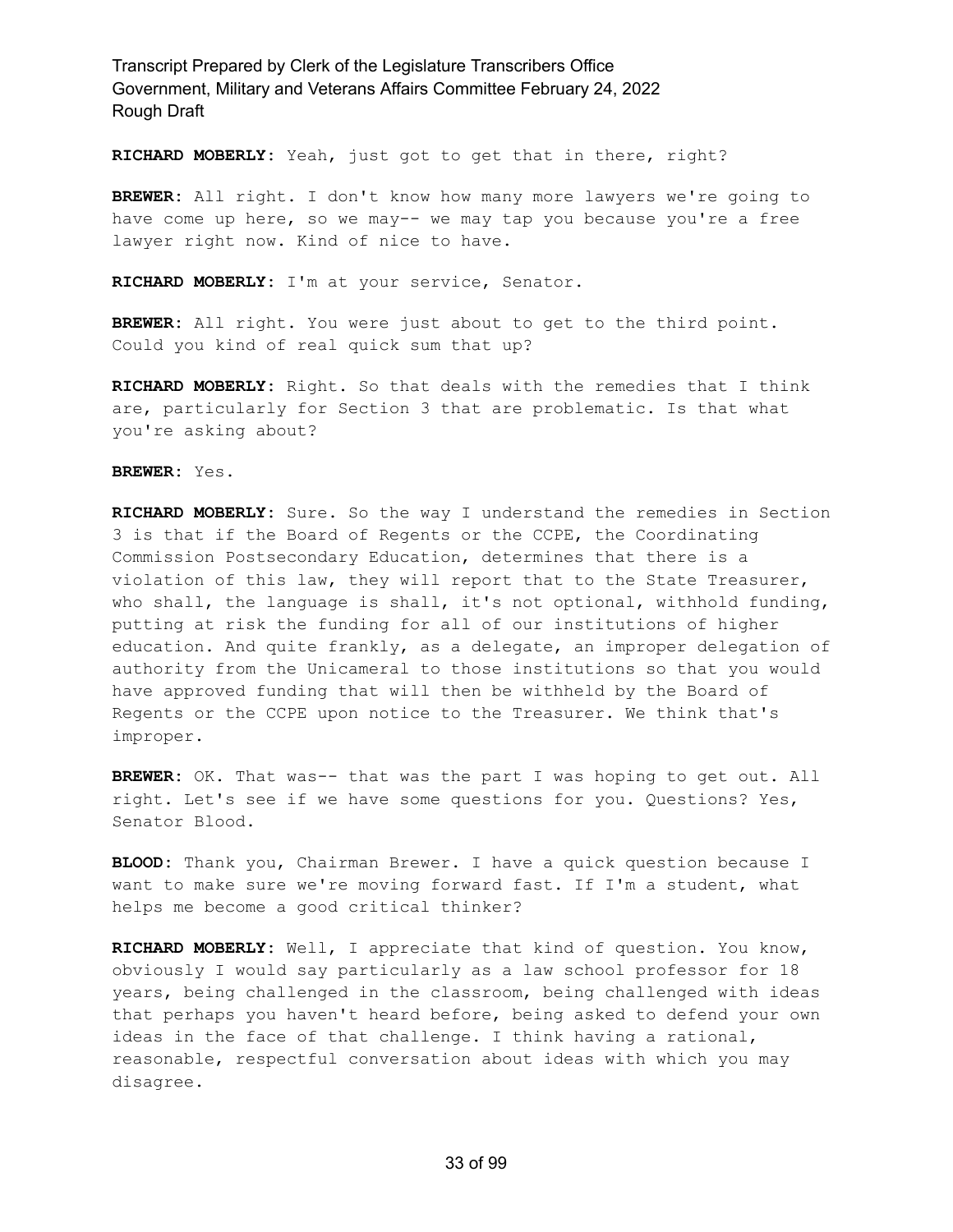**RICHARD MOBERLY:** Yeah, just got to get that in there, right?

**BREWER:** All right. I don't know how many more lawyers we're going to have come up here, so we may-- we may tap you because you're a free lawyer right now. Kind of nice to have.

**RICHARD MOBERLY:** I'm at your service, Senator.

**BREWER:** All right. You were just about to get to the third point. Could you kind of real quick sum that up?

**RICHARD MOBERLY:** Right. So that deals with the remedies that I think are, particularly for Section 3 that are problematic. Is that what you're asking about?

**BREWER:** Yes.

**RICHARD MOBERLY:** Sure. So the way I understand the remedies in Section 3 is that if the Board of Regents or the CCPE, the Coordinating Commission Postsecondary Education, determines that there is a violation of this law, they will report that to the State Treasurer, who shall, the language is shall, it's not optional, withhold funding, putting at risk the funding for all of our institutions of higher education. And quite frankly, as a delegate, an improper delegation of authority from the Unicameral to those institutions so that you would have approved funding that will then be withheld by the Board of Regents or the CCPE upon notice to the Treasurer. We think that's improper.

**BREWER:** OK. That was-- that was the part I was hoping to get out. All right. Let's see if we have some questions for you. Questions? Yes, Senator Blood.

**BLOOD:** Thank you, Chairman Brewer. I have a quick question because I want to make sure we're moving forward fast. If I'm a student, what helps me become a good critical thinker?

**RICHARD MOBERLY:** Well, I appreciate that kind of question. You know, obviously I would say particularly as a law school professor for 18 years, being challenged in the classroom, being challenged with ideas that perhaps you haven't heard before, being asked to defend your own ideas in the face of that challenge. I think having a rational, reasonable, respectful conversation about ideas with which you may disagree.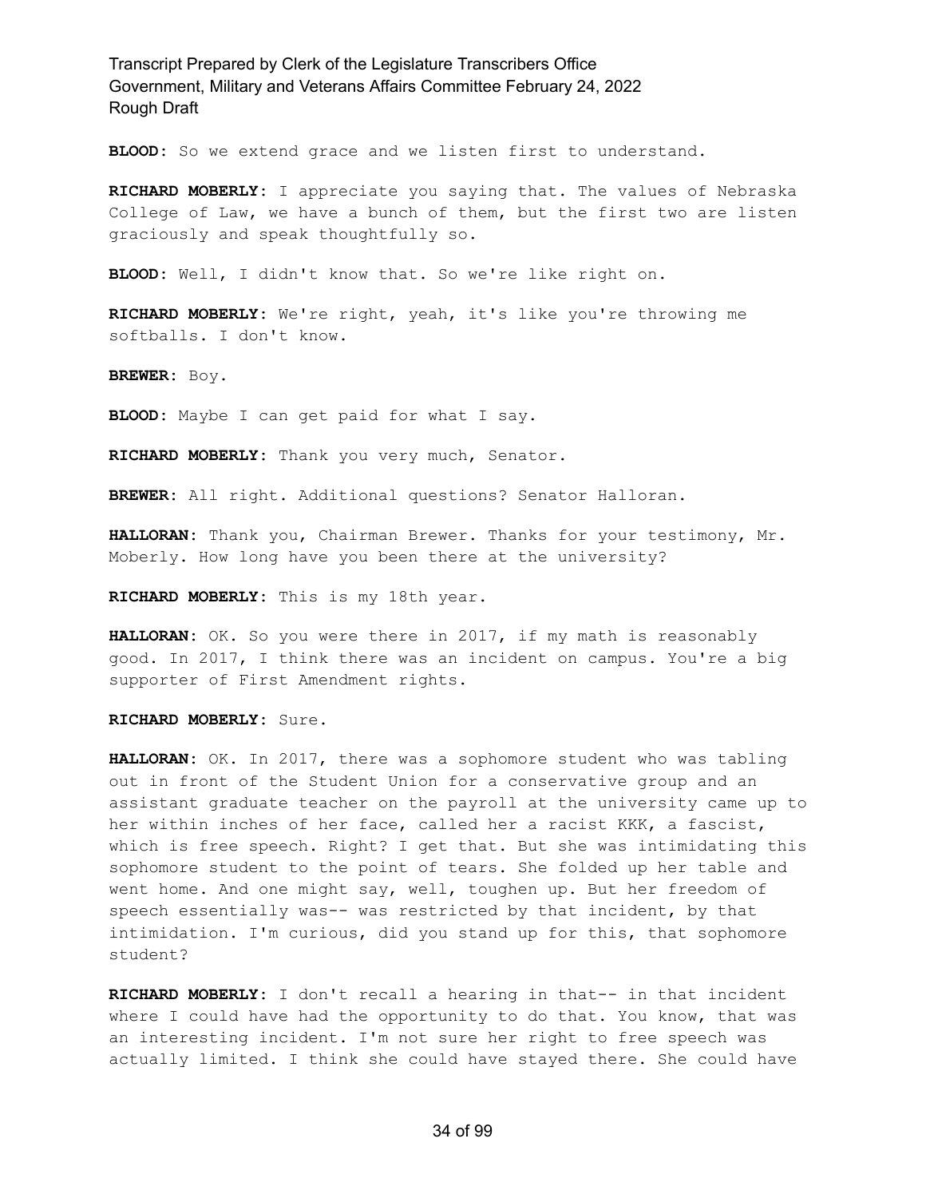**BLOOD:** So we extend grace and we listen first to understand.

**RICHARD MOBERLY:** I appreciate you saying that. The values of Nebraska College of Law, we have a bunch of them, but the first two are listen graciously and speak thoughtfully so.

**BLOOD:** Well, I didn't know that. So we're like right on.

**RICHARD MOBERLY:** We're right, yeah, it's like you're throwing me softballs. I don't know.

**BREWER:** Boy.

**BLOOD:** Maybe I can get paid for what I say.

**RICHARD MOBERLY:** Thank you very much, Senator.

**BREWER:** All right. Additional questions? Senator Halloran.

**HALLORAN:** Thank you, Chairman Brewer. Thanks for your testimony, Mr. Moberly. How long have you been there at the university?

**RICHARD MOBERLY:** This is my 18th year.

**HALLORAN:** OK. So you were there in 2017, if my math is reasonably good. In 2017, I think there was an incident on campus. You're a big supporter of First Amendment rights.

**RICHARD MOBERLY:** Sure.

**HALLORAN:** OK. In 2017, there was a sophomore student who was tabling out in front of the Student Union for a conservative group and an assistant graduate teacher on the payroll at the university came up to her within inches of her face, called her a racist KKK, a fascist, which is free speech. Right? I get that. But she was intimidating this sophomore student to the point of tears. She folded up her table and went home. And one might say, well, toughen up. But her freedom of speech essentially was-- was restricted by that incident, by that intimidation. I'm curious, did you stand up for this, that sophomore student?

**RICHARD MOBERLY:** I don't recall a hearing in that-- in that incident where I could have had the opportunity to do that. You know, that was an interesting incident. I'm not sure her right to free speech was actually limited. I think she could have stayed there. She could have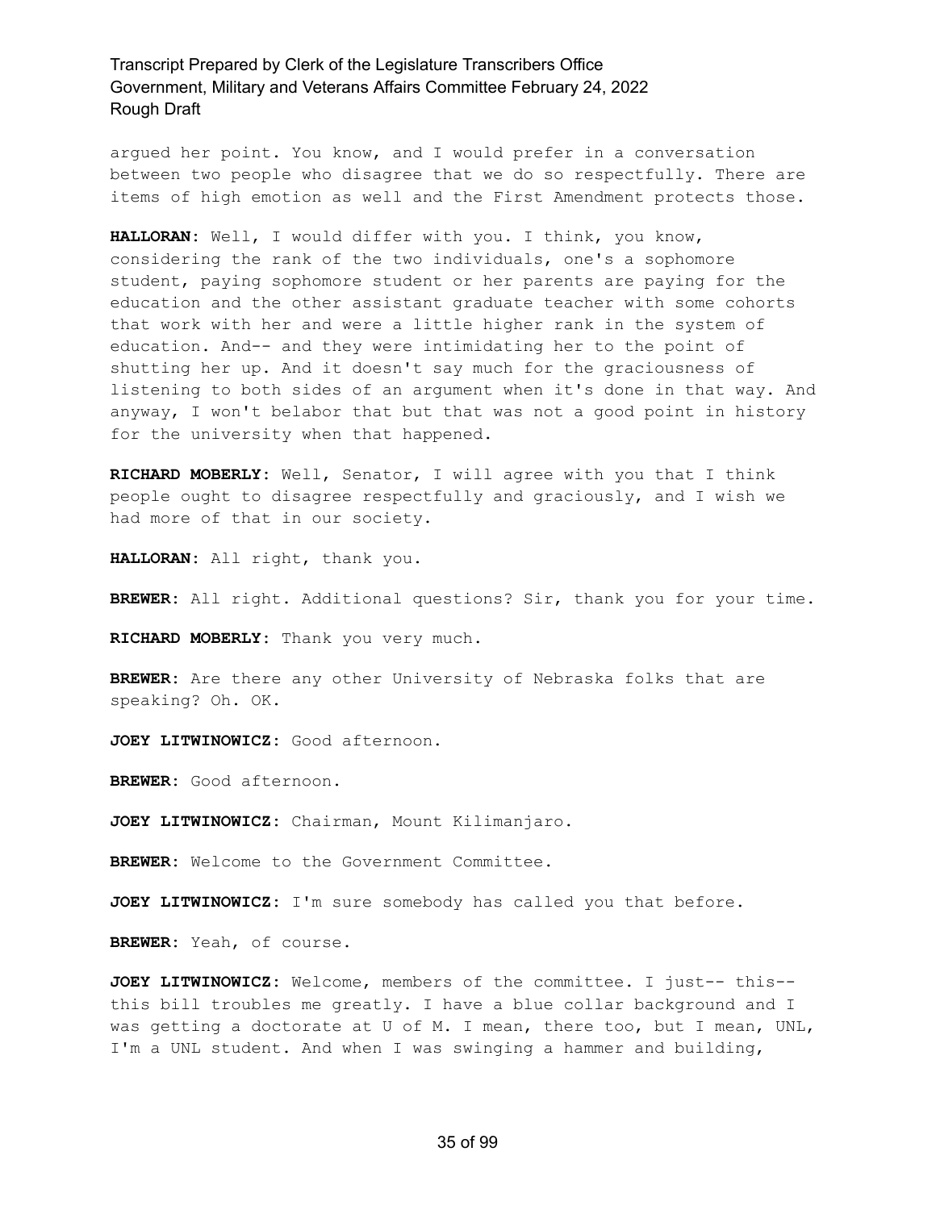argued her point. You know, and I would prefer in a conversation between two people who disagree that we do so respectfully. There are items of high emotion as well and the First Amendment protects those.

**HALLORAN:** Well, I would differ with you. I think, you know, considering the rank of the two individuals, one's a sophomore student, paying sophomore student or her parents are paying for the education and the other assistant graduate teacher with some cohorts that work with her and were a little higher rank in the system of education. And-- and they were intimidating her to the point of shutting her up. And it doesn't say much for the graciousness of listening to both sides of an argument when it's done in that way. And anyway, I won't belabor that but that was not a good point in history for the university when that happened.

**RICHARD MOBERLY:** Well, Senator, I will agree with you that I think people ought to disagree respectfully and graciously, and I wish we had more of that in our society.

**HALLORAN:** All right, thank you.

**BREWER:** All right. Additional questions? Sir, thank you for your time.

**RICHARD MOBERLY:** Thank you very much.

**BREWER:** Are there any other University of Nebraska folks that are speaking? Oh. OK.

**JOEY LITWINOWICZ:** Good afternoon.

**BREWER:** Good afternoon.

**JOEY LITWINOWICZ:** Chairman, Mount Kilimanjaro.

**BREWER:** Welcome to the Government Committee.

**JOEY LITWINOWICZ:** I'm sure somebody has called you that before.

**BREWER:** Yeah, of course.

**JOEY LITWINOWICZ:** Welcome, members of the committee. I just-- this-- this bill troubles me greatly. I have a blue collar background and I was getting a doctorate at U of M. I mean, there too, but I mean, UNL, I'm a UNL student. And when I was swinging a hammer and building,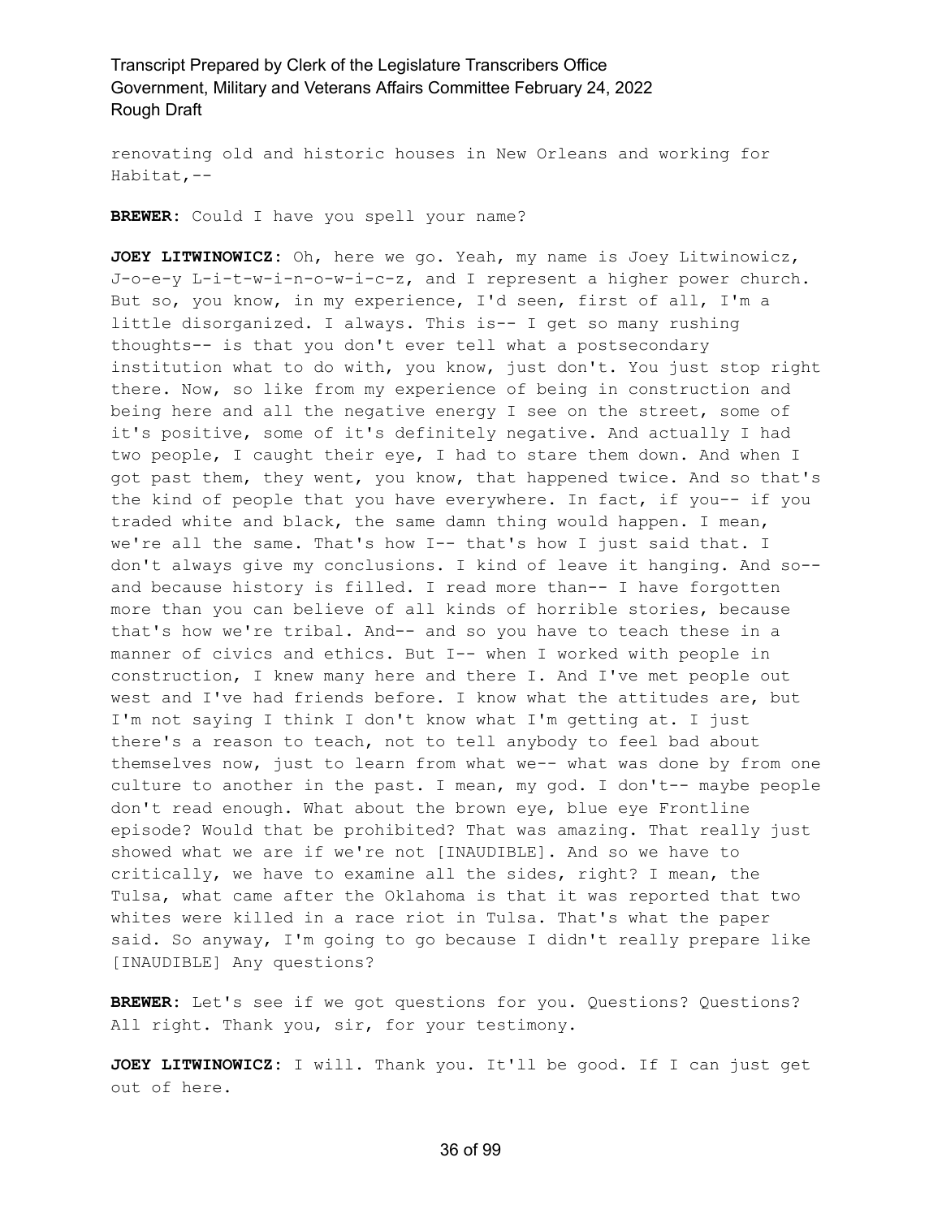renovating old and historic houses in New Orleans and working for Habitat,--

**BREWER:** Could I have you spell your name?

**JOEY LITWINOWICZ:** Oh, here we go. Yeah, my name is Joey Litwinowicz, J-o-e-y L-i-t-w-i-n-o-w-i-c-z, and I represent a higher power church. But so, you know, in my experience, I'd seen, first of all, I'm a little disorganized. I always. This is-- I get so many rushing thoughts-- is that you don't ever tell what a postsecondary institution what to do with, you know, just don't. You just stop right there. Now, so like from my experience of being in construction and being here and all the negative energy I see on the street, some of it's positive, some of it's definitely negative. And actually I had two people, I caught their eye, I had to stare them down. And when I got past them, they went, you know, that happened twice. And so that's the kind of people that you have everywhere. In fact, if you-- if you traded white and black, the same damn thing would happen. I mean, we're all the same. That's how I-- that's how I just said that. I don't always give my conclusions. I kind of leave it hanging. And so-- and because history is filled. I read more than-- I have forgotten more than you can believe of all kinds of horrible stories, because that's how we're tribal. And-- and so you have to teach these in a manner of civics and ethics. But I-- when I worked with people in construction, I knew many here and there I. And I've met people out west and I've had friends before. I know what the attitudes are, but I'm not saying I think I don't know what I'm getting at. I just there's a reason to teach, not to tell anybody to feel bad about themselves now, just to learn from what we-- what was done by from one culture to another in the past. I mean, my god. I don't-- maybe people don't read enough. What about the brown eye, blue eye Frontline episode? Would that be prohibited? That was amazing. That really just showed what we are if we're not [INAUDIBLE]. And so we have to critically, we have to examine all the sides, right? I mean, the Tulsa, what came after the Oklahoma is that it was reported that two whites were killed in a race riot in Tulsa. That's what the paper said. So anyway, I'm going to go because I didn't really prepare like [INAUDIBLE] Any questions?

**BREWER:** Let's see if we got questions for you. Questions? Questions? All right. Thank you, sir, for your testimony.

**JOEY LITWINOWICZ:** I will. Thank you. It'll be good. If I can just get out of here.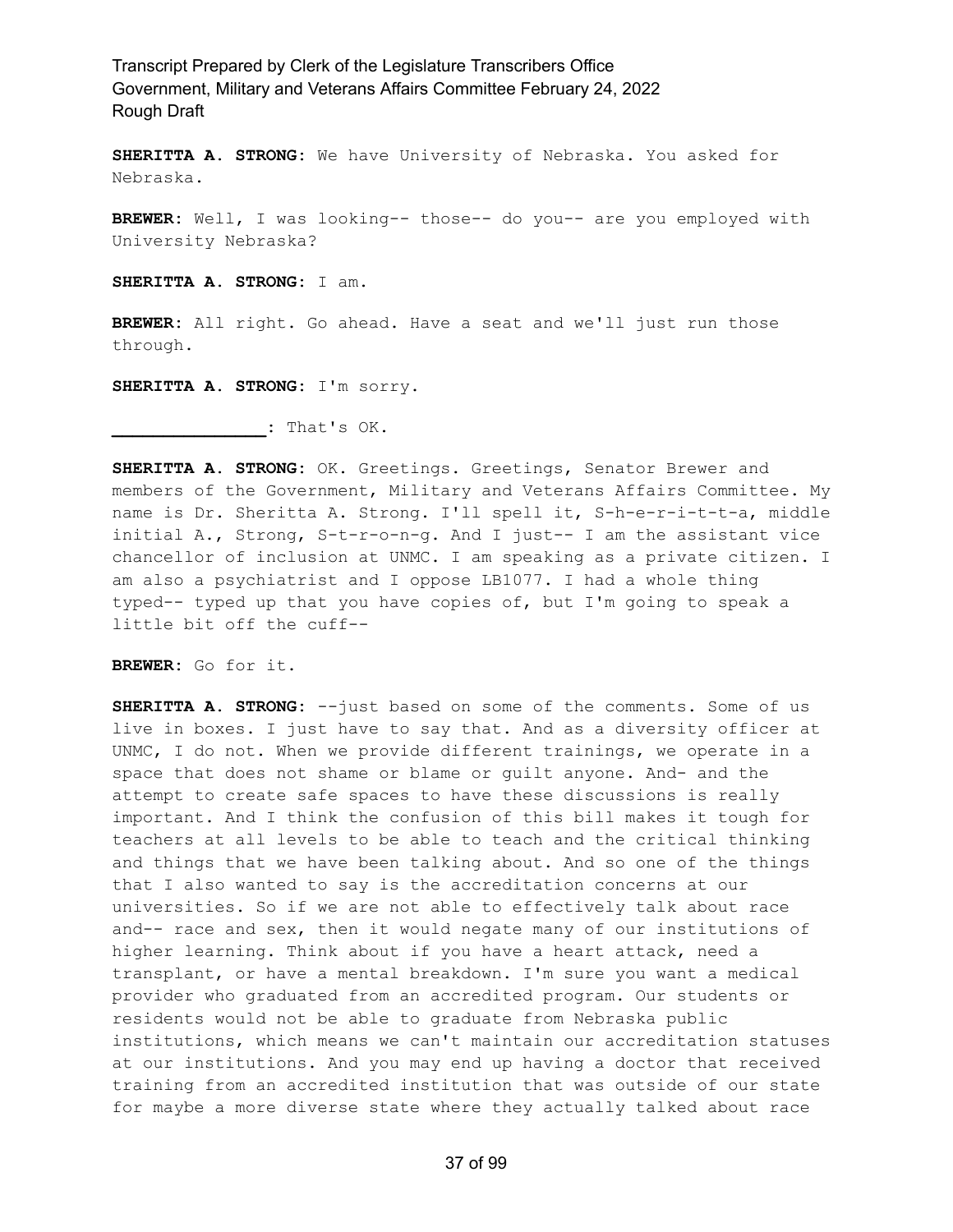**SHERITTA A. STRONG:** We have University of Nebraska. You asked for Nebraska.

**BREWER:** Well, I was looking-- those-- do you-- are you employed with University Nebraska?

**SHERITTA A. STRONG:** I am.

**BREWER:** All right. Go ahead. Have a seat and we'll just run those through.

**SHERITTA A. STRONG:** I'm sorry.

**_______________:** That's OK.

**SHERITTA A. STRONG:** OK. Greetings. Greetings, Senator Brewer and members of the Government, Military and Veterans Affairs Committee. My name is Dr. Sheritta A. Strong. I'll spell it, S-h-e-r-i-t-t-a, middle initial A., Strong, S-t-r-o-n-g. And I just-- I am the assistant vice chancellor of inclusion at UNMC. I am speaking as a private citizen. I am also a psychiatrist and I oppose LB1077. I had a whole thing typed-- typed up that you have copies of, but I'm going to speak a little bit off the cuff--

**BREWER:** Go for it.

**SHERITTA A. STRONG:** --just based on some of the comments. Some of us live in boxes. I just have to say that. And as a diversity officer at UNMC, I do not. When we provide different trainings, we operate in a space that does not shame or blame or guilt anyone. And- and the attempt to create safe spaces to have these discussions is really important. And I think the confusion of this bill makes it tough for teachers at all levels to be able to teach and the critical thinking and things that we have been talking about. And so one of the things that I also wanted to say is the accreditation concerns at our universities. So if we are not able to effectively talk about race and-- race and sex, then it would negate many of our institutions of higher learning. Think about if you have a heart attack, need a transplant, or have a mental breakdown. I'm sure you want a medical provider who graduated from an accredited program. Our students or residents would not be able to graduate from Nebraska public institutions, which means we can't maintain our accreditation statuses at our institutions. And you may end up having a doctor that received training from an accredited institution that was outside of our state for maybe a more diverse state where they actually talked about race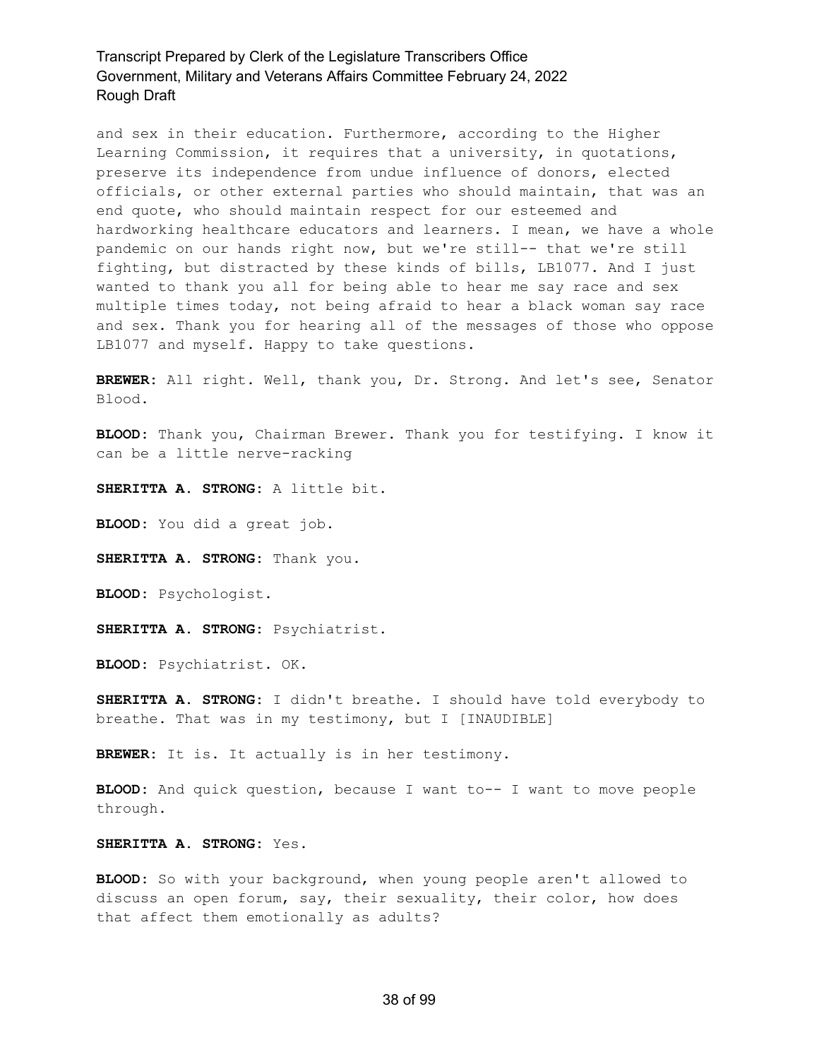and sex in their education. Furthermore, according to the Higher Learning Commission, it requires that a university, in quotations, preserve its independence from undue influence of donors, elected officials, or other external parties who should maintain, that was an end quote, who should maintain respect for our esteemed and hardworking healthcare educators and learners. I mean, we have a whole pandemic on our hands right now, but we're still-- that we're still fighting, but distracted by these kinds of bills, LB1077. And I just wanted to thank you all for being able to hear me say race and sex multiple times today, not being afraid to hear a black woman say race and sex. Thank you for hearing all of the messages of those who oppose LB1077 and myself. Happy to take questions.

**BREWER:** All right. Well, thank you, Dr. Strong. And let's see, Senator Blood.

**BLOOD:** Thank you, Chairman Brewer. Thank you for testifying. I know it can be a little nerve-racking

**SHERITTA A. STRONG:** A little bit.

**BLOOD:** You did a great job.

**SHERITTA A. STRONG:** Thank you.

**BLOOD:** Psychologist.

**SHERITTA A. STRONG:** Psychiatrist.

**BLOOD:** Psychiatrist. OK.

**SHERITTA A. STRONG:** I didn't breathe. I should have told everybody to breathe. That was in my testimony, but I [INAUDIBLE]

**BREWER:** It is. It actually is in her testimony.

**BLOOD:** And quick question, because I want to-- I want to move people through.

**SHERITTA A. STRONG:** Yes.

**BLOOD:** So with your background, when young people aren't allowed to discuss an open forum, say, their sexuality, their color, how does that affect them emotionally as adults?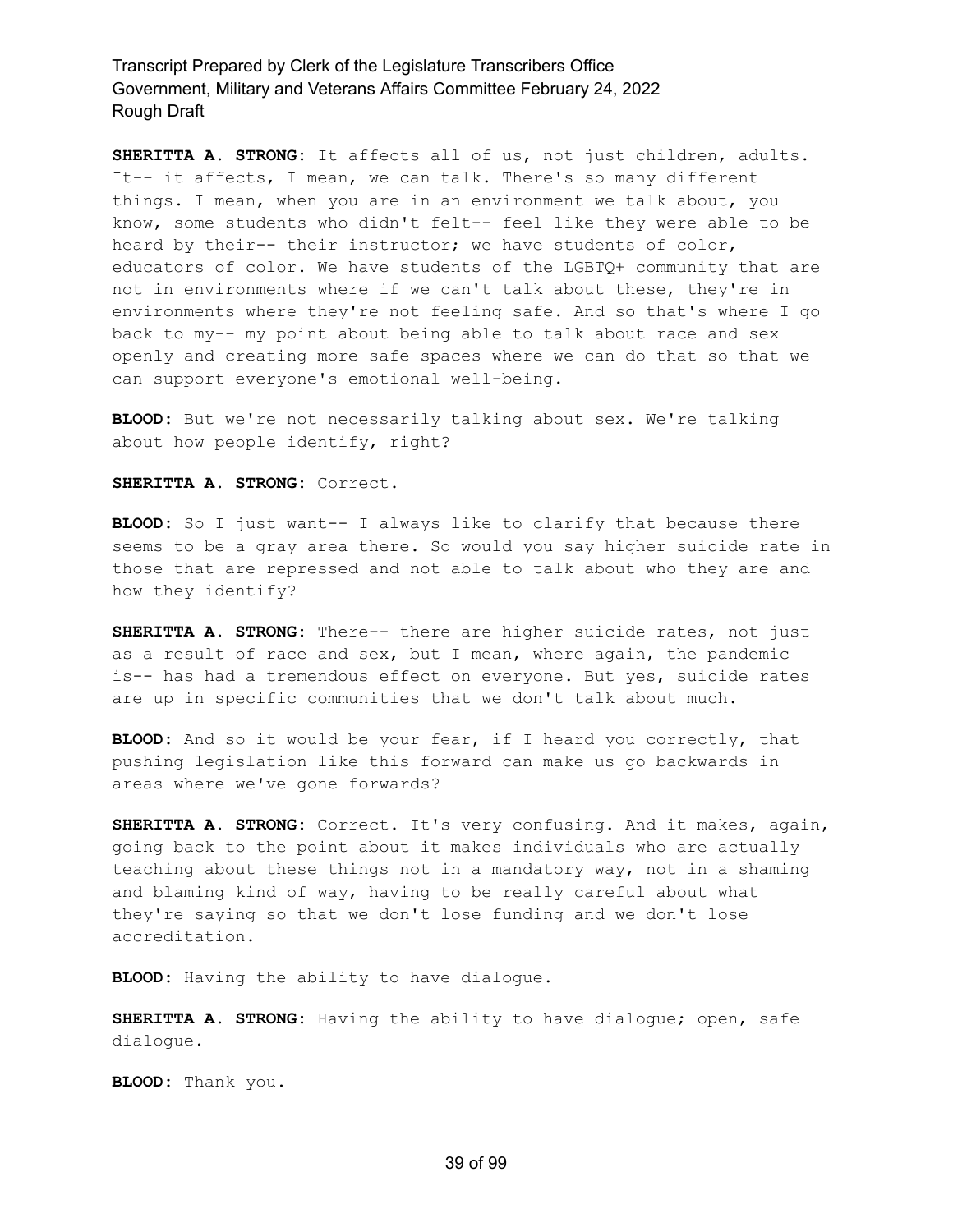**SHERITTA A. STRONG:** It affects all of us, not just children, adults. It-- it affects, I mean, we can talk. There's so many different things. I mean, when you are in an environment we talk about, you know, some students who didn't felt-- feel like they were able to be heard by their-- their instructor; we have students of color, educators of color. We have students of the LGBTQ+ community that are not in environments where if we can't talk about these, they're in environments where they're not feeling safe. And so that's where I go back to my-- my point about being able to talk about race and sex openly and creating more safe spaces where we can do that so that we can support everyone's emotional well-being.

**BLOOD:** But we're not necessarily talking about sex. We're talking about how people identify, right?

**SHERITTA A. STRONG:** Correct.

**BLOOD:** So I just want-- I always like to clarify that because there seems to be a gray area there. So would you say higher suicide rate in those that are repressed and not able to talk about who they are and how they identify?

**SHERITTA A. STRONG:** There-- there are higher suicide rates, not just as a result of race and sex, but I mean, where again, the pandemic is-- has had a tremendous effect on everyone. But yes, suicide rates are up in specific communities that we don't talk about much.

**BLOOD:** And so it would be your fear, if I heard you correctly, that pushing legislation like this forward can make us go backwards in areas where we've gone forwards?

**SHERITTA A. STRONG:** Correct. It's very confusing. And it makes, again, going back to the point about it makes individuals who are actually teaching about these things not in a mandatory way, not in a shaming and blaming kind of way, having to be really careful about what they're saying so that we don't lose funding and we don't lose accreditation.

**BLOOD:** Having the ability to have dialogue.

**SHERITTA A. STRONG:** Having the ability to have dialogue; open, safe dialogue.

**BLOOD:** Thank you.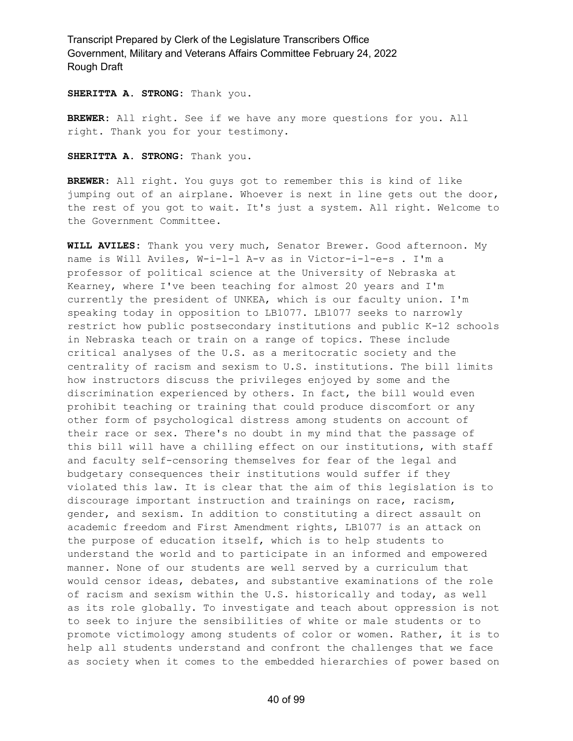**SHERITTA A. STRONG:** Thank you.

**BREWER:** All right. See if we have any more questions for you. All right. Thank you for your testimony.

**SHERITTA A. STRONG:** Thank you.

**BREWER:** All right. You guys got to remember this is kind of like jumping out of an airplane. Whoever is next in line gets out the door, the rest of you got to wait. It's just a system. All right. Welcome to the Government Committee.

**WILL AVILES:** Thank you very much, Senator Brewer. Good afternoon. My name is Will Aviles, W-i-l-l A-v as in Victor-i-l-e-s . I'm a professor of political science at the University of Nebraska at Kearney, where I've been teaching for almost 20 years and I'm currently the president of UNKEA, which is our faculty union. I'm speaking today in opposition to LB1077. LB1077 seeks to narrowly restrict how public postsecondary institutions and public K-12 schools in Nebraska teach or train on a range of topics. These include critical analyses of the U.S. as a meritocratic society and the centrality of racism and sexism to U.S. institutions. The bill limits how instructors discuss the privileges enjoyed by some and the discrimination experienced by others. In fact, the bill would even prohibit teaching or training that could produce discomfort or any other form of psychological distress among students on account of their race or sex. There's no doubt in my mind that the passage of this bill will have a chilling effect on our institutions, with staff and faculty self-censoring themselves for fear of the legal and budgetary consequences their institutions would suffer if they violated this law. It is clear that the aim of this legislation is to discourage important instruction and trainings on race, racism, gender, and sexism. In addition to constituting a direct assault on academic freedom and First Amendment rights, LB1077 is an attack on the purpose of education itself, which is to help students to understand the world and to participate in an informed and empowered manner. None of our students are well served by a curriculum that would censor ideas, debates, and substantive examinations of the role of racism and sexism within the U.S. historically and today, as well as its role globally. To investigate and teach about oppression is not to seek to injure the sensibilities of white or male students or to promote victimology among students of color or women. Rather, it is to help all students understand and confront the challenges that we face as society when it comes to the embedded hierarchies of power based on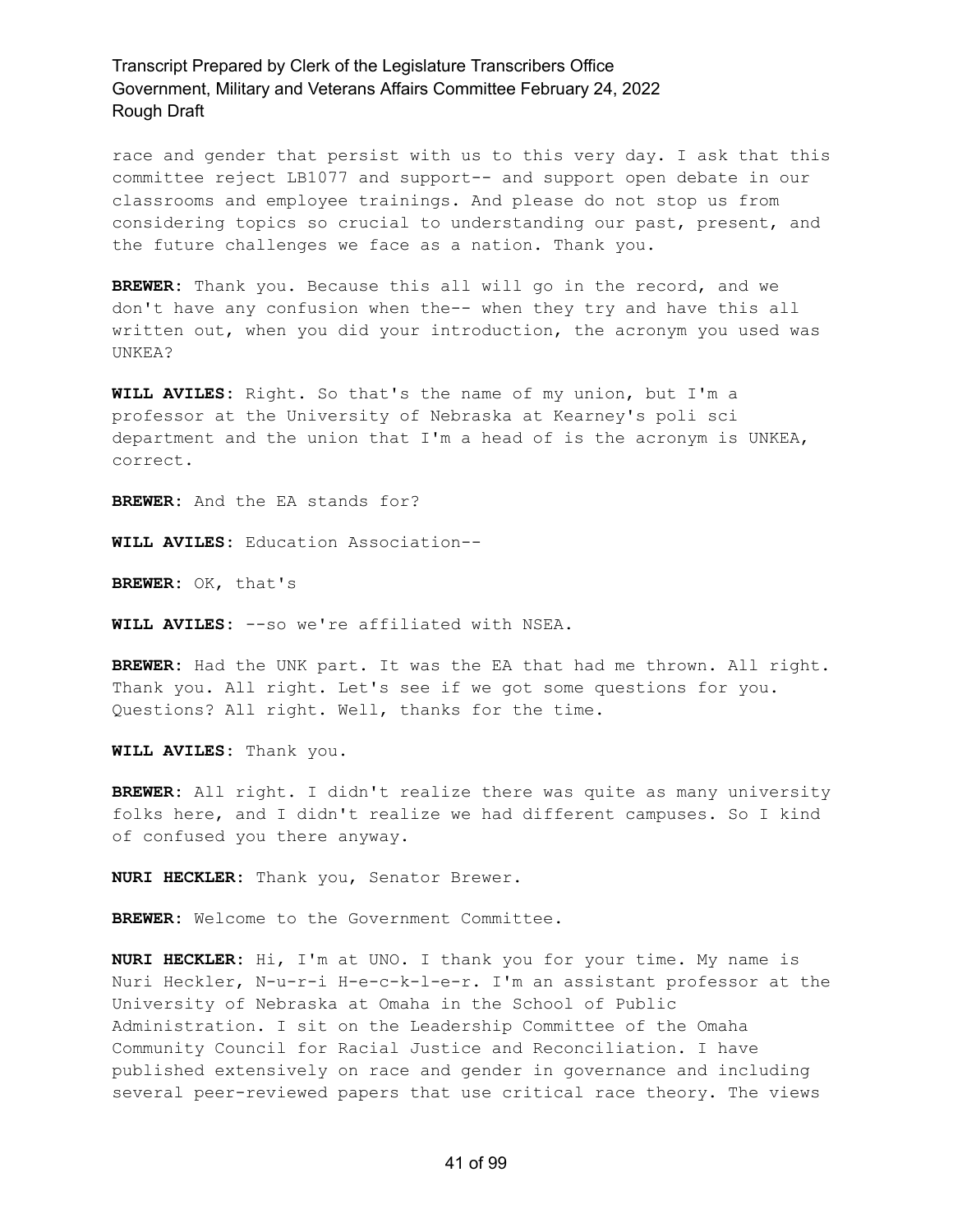race and gender that persist with us to this very day. I ask that this committee reject LB1077 and support-- and support open debate in our classrooms and employee trainings. And please do not stop us from considering topics so crucial to understanding our past, present, and the future challenges we face as a nation. Thank you.

**BREWER:** Thank you. Because this all will go in the record, and we don't have any confusion when the-- when they try and have this all written out, when you did your introduction, the acronym you used was UNKEA?

**WILL AVILES:** Right. So that's the name of my union, but I'm a professor at the University of Nebraska at Kearney's poli sci department and the union that I'm a head of is the acronym is UNKEA, correct.

**BREWER:** And the EA stands for?

**WILL AVILES:** Education Association--

**BREWER:** OK, that's

**WILL AVILES:** --so we're affiliated with NSEA.

**BREWER:** Had the UNK part. It was the EA that had me thrown. All right. Thank you. All right. Let's see if we got some questions for you. Questions? All right. Well, thanks for the time.

**WILL AVILES:** Thank you.

**BREWER:** All right. I didn't realize there was quite as many university folks here, and I didn't realize we had different campuses. So I kind of confused you there anyway.

**NURI HECKLER:** Thank you, Senator Brewer.

**BREWER:** Welcome to the Government Committee.

**NURI HECKLER:** Hi, I'm at UNO. I thank you for your time. My name is Nuri Heckler, N-u-r-i H-e-c-k-l-e-r. I'm an assistant professor at the University of Nebraska at Omaha in the School of Public Administration. I sit on the Leadership Committee of the Omaha Community Council for Racial Justice and Reconciliation. I have published extensively on race and gender in governance and including several peer-reviewed papers that use critical race theory. The views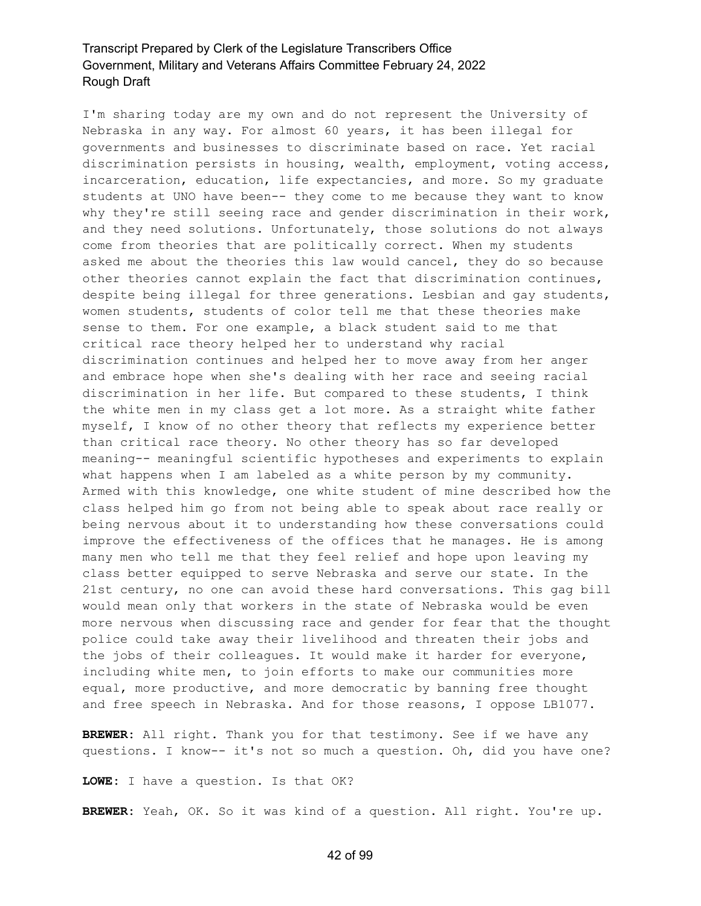I'm sharing today are my own and do not represent the University of Nebraska in any way. For almost 60 years, it has been illegal for governments and businesses to discriminate based on race. Yet racial discrimination persists in housing, wealth, employment, voting access, incarceration, education, life expectancies, and more. So my graduate students at UNO have been-- they come to me because they want to know why they're still seeing race and gender discrimination in their work, and they need solutions. Unfortunately, those solutions do not always come from theories that are politically correct. When my students asked me about the theories this law would cancel, they do so because other theories cannot explain the fact that discrimination continues, despite being illegal for three generations. Lesbian and gay students, women students, students of color tell me that these theories make sense to them. For one example, a black student said to me that critical race theory helped her to understand why racial discrimination continues and helped her to move away from her anger and embrace hope when she's dealing with her race and seeing racial discrimination in her life. But compared to these students, I think the white men in my class get a lot more. As a straight white father myself, I know of no other theory that reflects my experience better than critical race theory. No other theory has so far developed meaning-- meaningful scientific hypotheses and experiments to explain what happens when I am labeled as a white person by my community. Armed with this knowledge, one white student of mine described how the class helped him go from not being able to speak about race really or being nervous about it to understanding how these conversations could improve the effectiveness of the offices that he manages. He is among many men who tell me that they feel relief and hope upon leaving my class better equipped to serve Nebraska and serve our state. In the 21st century, no one can avoid these hard conversations. This gag bill would mean only that workers in the state of Nebraska would be even more nervous when discussing race and gender for fear that the thought police could take away their livelihood and threaten their jobs and the jobs of their colleagues. It would make it harder for everyone, including white men, to join efforts to make our communities more equal, more productive, and more democratic by banning free thought and free speech in Nebraska. And for those reasons, I oppose LB1077.

**BREWER:** All right. Thank you for that testimony. See if we have any questions. I know-- it's not so much a question. Oh, did you have one?

**LOWE:** I have a question. Is that OK?

**BREWER:** Yeah, OK. So it was kind of a question. All right. You're up.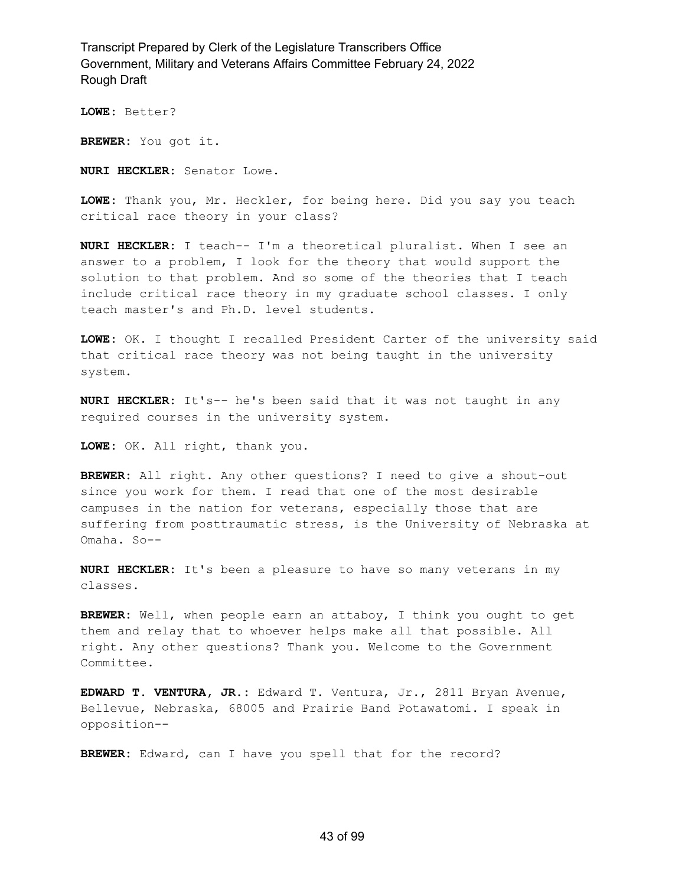**LOWE:** Better?

**BREWER:** You got it.

**NURI HECKLER:** Senator Lowe.

**LOWE:** Thank you, Mr. Heckler, for being here. Did you say you teach critical race theory in your class?

**NURI HECKLER:** I teach-- I'm a theoretical pluralist. When I see an answer to a problem, I look for the theory that would support the solution to that problem. And so some of the theories that I teach include critical race theory in my graduate school classes. I only teach master's and Ph.D. level students.

**LOWE:** OK. I thought I recalled President Carter of the university said that critical race theory was not being taught in the university system.

**NURI HECKLER:** It's-- he's been said that it was not taught in any required courses in the university system.

**LOWE:** OK. All right, thank you.

**BREWER:** All right. Any other questions? I need to give a shout-out since you work for them. I read that one of the most desirable campuses in the nation for veterans, especially those that are suffering from posttraumatic stress, is the University of Nebraska at Omaha. So--

**NURI HECKLER:** It's been a pleasure to have so many veterans in my classes.

**BREWER:** Well, when people earn an attaboy, I think you ought to get them and relay that to whoever helps make all that possible. All right. Any other questions? Thank you. Welcome to the Government Committee.

**EDWARD T. VENTURA, JR.:** Edward T. Ventura, Jr., 2811 Bryan Avenue, Bellevue, Nebraska, 68005 and Prairie Band Potawatomi. I speak in opposition--

**BREWER:** Edward, can I have you spell that for the record?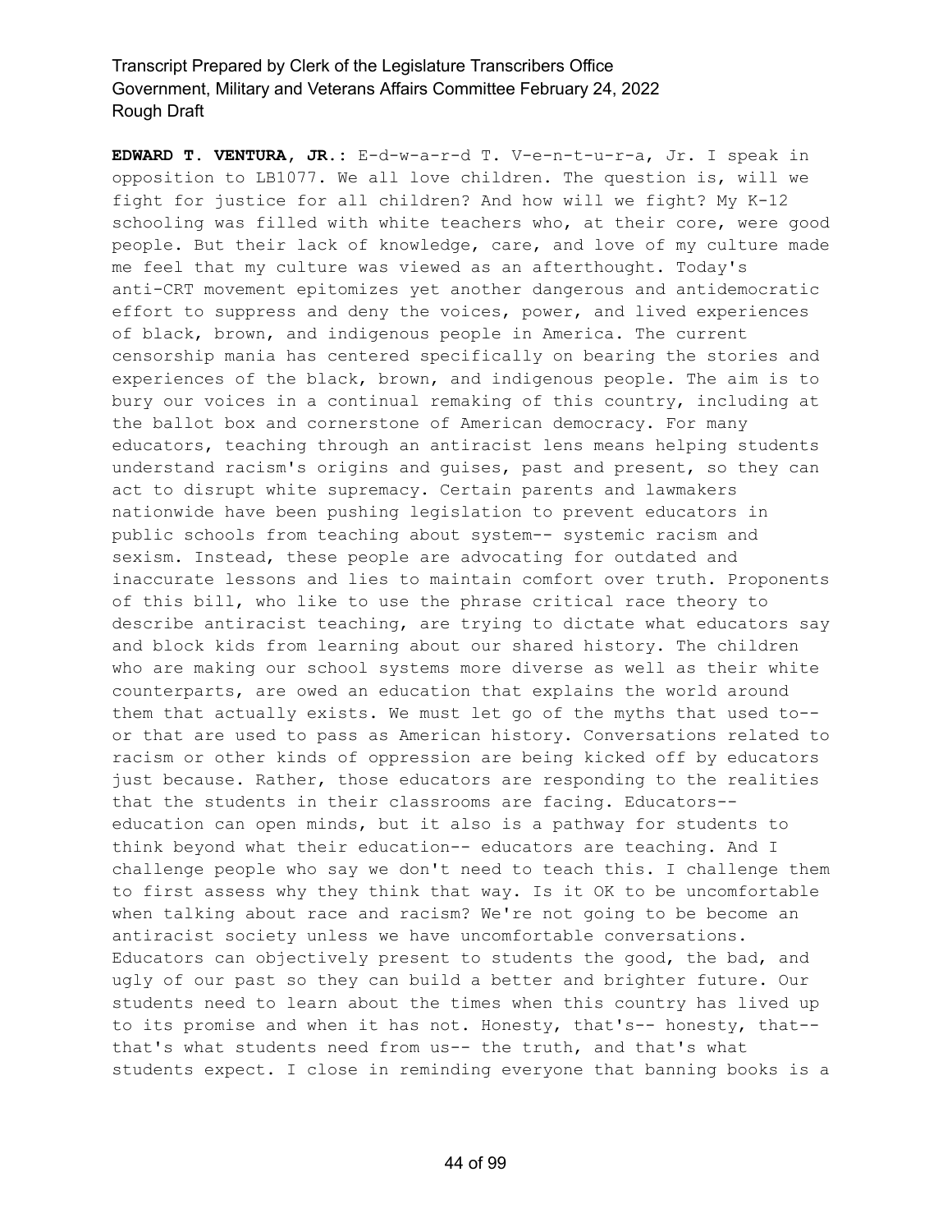**EDWARD T. VENTURA, JR.:** E-d-w-a-r-d T. V-e-n-t-u-r-a, Jr. I speak in opposition to LB1077. We all love children. The question is, will we fight for justice for all children? And how will we fight? My K-12 schooling was filled with white teachers who, at their core, were good people. But their lack of knowledge, care, and love of my culture made me feel that my culture was viewed as an afterthought. Today's anti-CRT movement epitomizes yet another dangerous and antidemocratic effort to suppress and deny the voices, power, and lived experiences of black, brown, and indigenous people in America. The current censorship mania has centered specifically on bearing the stories and experiences of the black, brown, and indigenous people. The aim is to bury our voices in a continual remaking of this country, including at the ballot box and cornerstone of American democracy. For many educators, teaching through an antiracist lens means helping students understand racism's origins and guises, past and present, so they can act to disrupt white supremacy. Certain parents and lawmakers nationwide have been pushing legislation to prevent educators in public schools from teaching about system-- systemic racism and sexism. Instead, these people are advocating for outdated and inaccurate lessons and lies to maintain comfort over truth. Proponents of this bill, who like to use the phrase critical race theory to describe antiracist teaching, are trying to dictate what educators say and block kids from learning about our shared history. The children who are making our school systems more diverse as well as their white counterparts, are owed an education that explains the world around them that actually exists. We must let go of the myths that used to-- or that are used to pass as American history. Conversations related to racism or other kinds of oppression are being kicked off by educators just because. Rather, those educators are responding to the realities that the students in their classrooms are facing. Educators-- education can open minds, but it also is a pathway for students to think beyond what their education-- educators are teaching. And I challenge people who say we don't need to teach this. I challenge them to first assess why they think that way. Is it OK to be uncomfortable when talking about race and racism? We're not going to be become an antiracist society unless we have uncomfortable conversations. Educators can objectively present to students the good, the bad, and ugly of our past so they can build a better and brighter future. Our students need to learn about the times when this country has lived up to its promise and when it has not. Honesty, that's-- honesty, that-- that's what students need from us-- the truth, and that's what students expect. I close in reminding everyone that banning books is a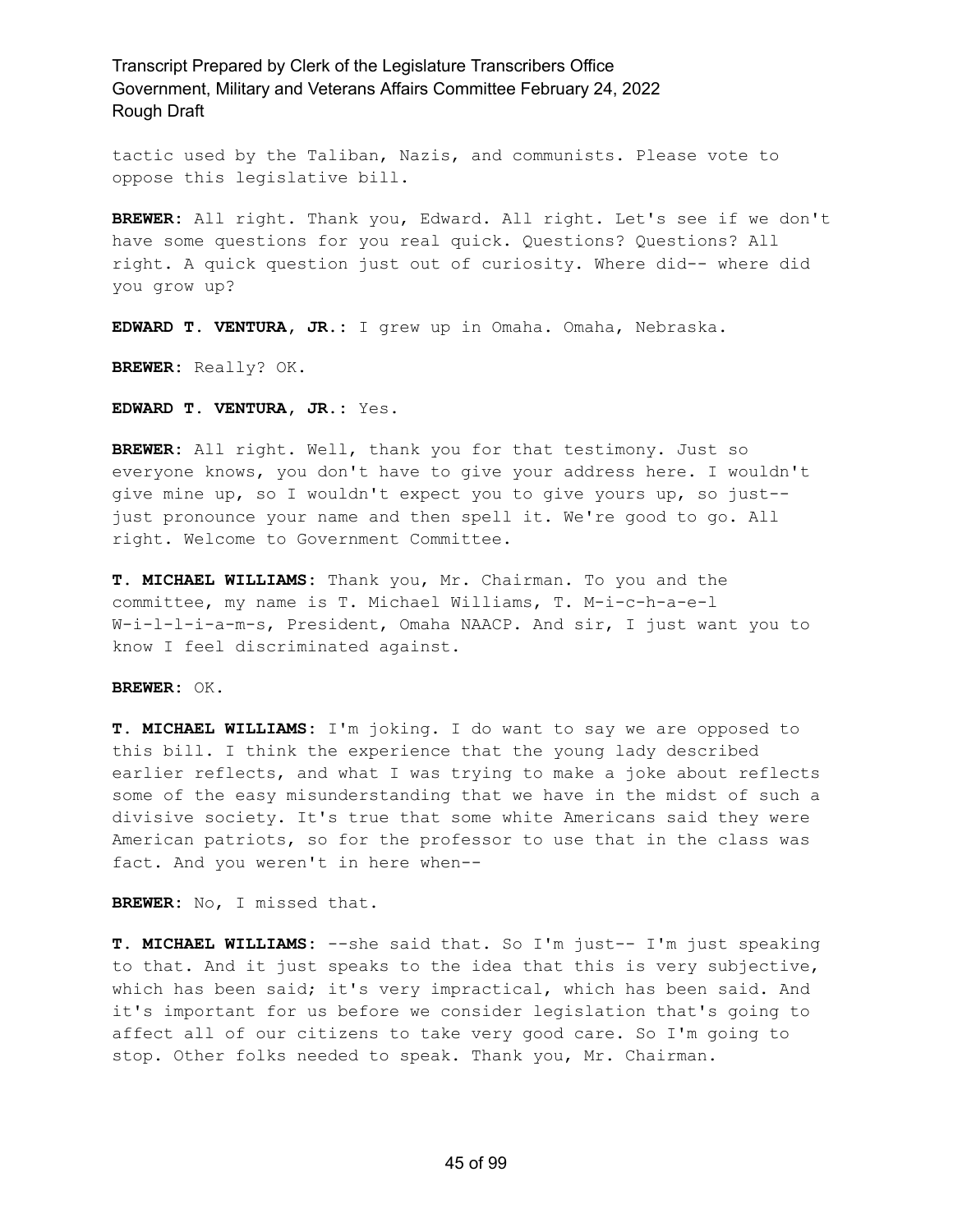tactic used by the Taliban, Nazis, and communists. Please vote to oppose this legislative bill.

**BREWER:** All right. Thank you, Edward. All right. Let's see if we don't have some questions for you real quick. Questions? Questions? All right. A quick question just out of curiosity. Where did-- where did you grow up?

**EDWARD T. VENTURA, JR.:** I grew up in Omaha. Omaha, Nebraska.

**BREWER:** Really? OK.

**EDWARD T. VENTURA, JR.:** Yes.

**BREWER:** All right. Well, thank you for that testimony. Just so everyone knows, you don't have to give your address here. I wouldn't give mine up, so I wouldn't expect you to give yours up, so just-- just pronounce your name and then spell it. We're good to go. All right. Welcome to Government Committee.

**T. MICHAEL WILLIAMS:** Thank you, Mr. Chairman. To you and the committee, my name is T. Michael Williams, T. M-i-c-h-a-e-l W-i-l-l-i-a-m-s, President, Omaha NAACP. And sir, I just want you to know I feel discriminated against.

**BREWER:** OK.

**T. MICHAEL WILLIAMS:** I'm joking. I do want to say we are opposed to this bill. I think the experience that the young lady described earlier reflects, and what I was trying to make a joke about reflects some of the easy misunderstanding that we have in the midst of such a divisive society. It's true that some white Americans said they were American patriots, so for the professor to use that in the class was fact. And you weren't in here when--

**BREWER:** No, I missed that.

**T. MICHAEL WILLIAMS:** --she said that. So I'm just-- I'm just speaking to that. And it just speaks to the idea that this is very subjective, which has been said; it's very impractical, which has been said. And it's important for us before we consider legislation that's going to affect all of our citizens to take very good care. So I'm going to stop. Other folks needed to speak. Thank you, Mr. Chairman.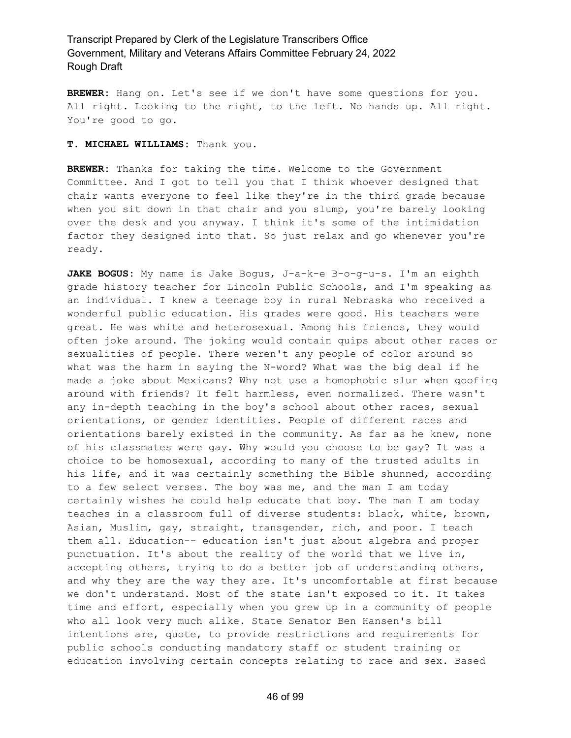**BREWER:** Hang on. Let's see if we don't have some questions for you. All right. Looking to the right, to the left. No hands up. All right. You're good to go.

**T. MICHAEL WILLIAMS:** Thank you.

**BREWER:** Thanks for taking the time. Welcome to the Government Committee. And I got to tell you that I think whoever designed that chair wants everyone to feel like they're in the third grade because when you sit down in that chair and you slump, you're barely looking over the desk and you anyway. I think it's some of the intimidation factor they designed into that. So just relax and go whenever you're ready.

**JAKE BOGUS:** My name is Jake Bogus, J-a-k-e B-o-g-u-s. I'm an eighth grade history teacher for Lincoln Public Schools, and I'm speaking as an individual. I knew a teenage boy in rural Nebraska who received a wonderful public education. His grades were good. His teachers were great. He was white and heterosexual. Among his friends, they would often joke around. The joking would contain quips about other races or sexualities of people. There weren't any people of color around so what was the harm in saying the N-word? What was the big deal if he made a joke about Mexicans? Why not use a homophobic slur when goofing around with friends? It felt harmless, even normalized. There wasn't any in-depth teaching in the boy's school about other races, sexual orientations, or gender identities. People of different races and orientations barely existed in the community. As far as he knew, none of his classmates were gay. Why would you choose to be gay? It was a choice to be homosexual, according to many of the trusted adults in his life, and it was certainly something the Bible shunned, according to a few select verses. The boy was me, and the man I am today certainly wishes he could help educate that boy. The man I am today teaches in a classroom full of diverse students: black, white, brown, Asian, Muslim, gay, straight, transgender, rich, and poor. I teach them all. Education-- education isn't just about algebra and proper punctuation. It's about the reality of the world that we live in, accepting others, trying to do a better job of understanding others, and why they are the way they are. It's uncomfortable at first because we don't understand. Most of the state isn't exposed to it. It takes time and effort, especially when you grew up in a community of people who all look very much alike. State Senator Ben Hansen's bill intentions are, quote, to provide restrictions and requirements for public schools conducting mandatory staff or student training or education involving certain concepts relating to race and sex. Based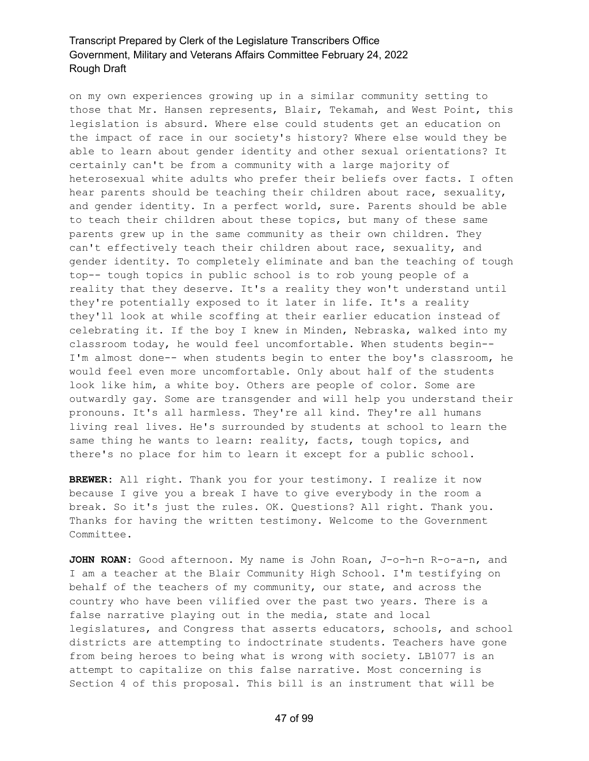on my own experiences growing up in a similar community setting to those that Mr. Hansen represents, Blair, Tekamah, and West Point, this legislation is absurd. Where else could students get an education on the impact of race in our society's history? Where else would they be able to learn about gender identity and other sexual orientations? It certainly can't be from a community with a large majority of heterosexual white adults who prefer their beliefs over facts. I often hear parents should be teaching their children about race, sexuality, and gender identity. In a perfect world, sure. Parents should be able to teach their children about these topics, but many of these same parents grew up in the same community as their own children. They can't effectively teach their children about race, sexuality, and gender identity. To completely eliminate and ban the teaching of tough top-- tough topics in public school is to rob young people of a reality that they deserve. It's a reality they won't understand until they're potentially exposed to it later in life. It's a reality they'll look at while scoffing at their earlier education instead of celebrating it. If the boy I knew in Minden, Nebraska, walked into my classroom today, he would feel uncomfortable. When students begin-- I'm almost done-- when students begin to enter the boy's classroom, he would feel even more uncomfortable. Only about half of the students look like him, a white boy. Others are people of color. Some are outwardly gay. Some are transgender and will help you understand their pronouns. It's all harmless. They're all kind. They're all humans living real lives. He's surrounded by students at school to learn the same thing he wants to learn: reality, facts, tough topics, and there's no place for him to learn it except for a public school.

**BREWER:** All right. Thank you for your testimony. I realize it now because I give you a break I have to give everybody in the room a break. So it's just the rules. OK. Questions? All right. Thank you. Thanks for having the written testimony. Welcome to the Government Committee.

**JOHN ROAN:** Good afternoon. My name is John Roan, J-o-h-n R-o-a-n, and I am a teacher at the Blair Community High School. I'm testifying on behalf of the teachers of my community, our state, and across the country who have been vilified over the past two years. There is a false narrative playing out in the media, state and local legislatures, and Congress that asserts educators, schools, and school districts are attempting to indoctrinate students. Teachers have gone from being heroes to being what is wrong with society. LB1077 is an attempt to capitalize on this false narrative. Most concerning is Section 4 of this proposal. This bill is an instrument that will be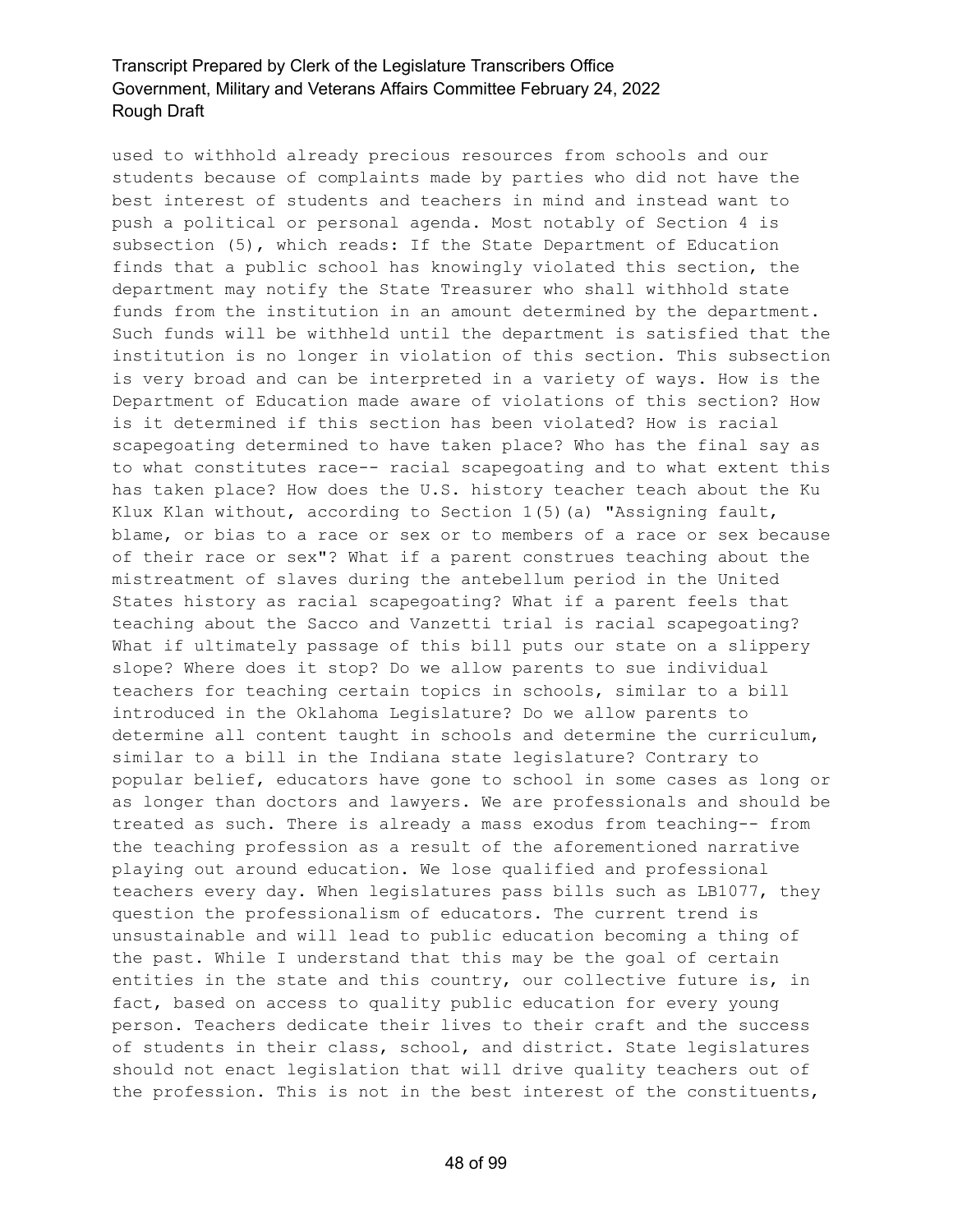used to withhold already precious resources from schools and our students because of complaints made by parties who did not have the best interest of students and teachers in mind and instead want to push a political or personal agenda. Most notably of Section 4 is subsection (5), which reads: If the State Department of Education finds that a public school has knowingly violated this section, the department may notify the State Treasurer who shall withhold state funds from the institution in an amount determined by the department. Such funds will be withheld until the department is satisfied that the institution is no longer in violation of this section. This subsection is very broad and can be interpreted in a variety of ways. How is the Department of Education made aware of violations of this section? How is it determined if this section has been violated? How is racial scapegoating determined to have taken place? Who has the final say as to what constitutes race-- racial scapegoating and to what extent this has taken place? How does the U.S. history teacher teach about the Ku Klux Klan without, according to Section 1(5)(a) "Assigning fault, blame, or bias to a race or sex or to members of a race or sex because of their race or sex"? What if a parent construes teaching about the mistreatment of slaves during the antebellum period in the United States history as racial scapegoating? What if a parent feels that teaching about the Sacco and Vanzetti trial is racial scapegoating? What if ultimately passage of this bill puts our state on a slippery slope? Where does it stop? Do we allow parents to sue individual teachers for teaching certain topics in schools, similar to a bill introduced in the Oklahoma Legislature? Do we allow parents to determine all content taught in schools and determine the curriculum, similar to a bill in the Indiana state legislature? Contrary to popular belief, educators have gone to school in some cases as long or as longer than doctors and lawyers. We are professionals and should be treated as such. There is already a mass exodus from teaching-- from the teaching profession as a result of the aforementioned narrative playing out around education. We lose qualified and professional teachers every day. When legislatures pass bills such as LB1077, they question the professionalism of educators. The current trend is unsustainable and will lead to public education becoming a thing of the past. While I understand that this may be the goal of certain entities in the state and this country, our collective future is, in fact, based on access to quality public education for every young person. Teachers dedicate their lives to their craft and the success of students in their class, school, and district. State legislatures should not enact legislation that will drive quality teachers out of the profession. This is not in the best interest of the constituents,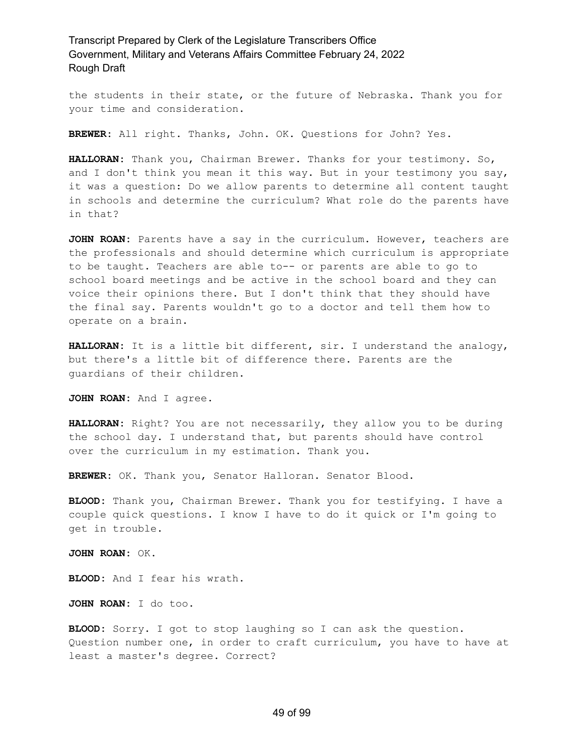the students in their state, or the future of Nebraska. Thank you for your time and consideration.

**BREWER:** All right. Thanks, John. OK. Questions for John? Yes.

**HALLORAN:** Thank you, Chairman Brewer. Thanks for your testimony. So, and I don't think you mean it this way. But in your testimony you say, it was a question: Do we allow parents to determine all content taught in schools and determine the curriculum? What role do the parents have in that?

**JOHN ROAN:** Parents have a say in the curriculum. However, teachers are the professionals and should determine which curriculum is appropriate to be taught. Teachers are able to-- or parents are able to go to school board meetings and be active in the school board and they can voice their opinions there. But I don't think that they should have the final say. Parents wouldn't go to a doctor and tell them how to operate on a brain.

**HALLORAN:** It is a little bit different, sir. I understand the analogy, but there's a little bit of difference there. Parents are the guardians of their children.

**JOHN ROAN:** And I agree.

**HALLORAN:** Right? You are not necessarily, they allow you to be during the school day. I understand that, but parents should have control over the curriculum in my estimation. Thank you.

**BREWER:** OK. Thank you, Senator Halloran. Senator Blood.

**BLOOD:** Thank you, Chairman Brewer. Thank you for testifying. I have a couple quick questions. I know I have to do it quick or I'm going to get in trouble.

**JOHN ROAN:** OK.

**BLOOD:** And I fear his wrath.

**JOHN ROAN:** I do too.

**BLOOD:** Sorry. I got to stop laughing so I can ask the question. Question number one, in order to craft curriculum, you have to have at least a master's degree. Correct?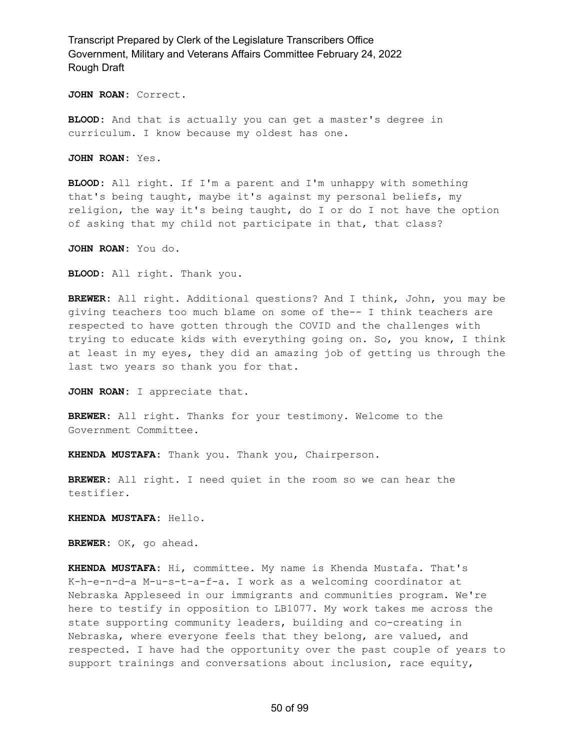**JOHN ROAN:** Correct.

**BLOOD:** And that is actually you can get a master's degree in curriculum. I know because my oldest has one.

**JOHN ROAN:** Yes.

**BLOOD:** All right. If I'm a parent and I'm unhappy with something that's being taught, maybe it's against my personal beliefs, my religion, the way it's being taught, do I or do I not have the option of asking that my child not participate in that, that class?

**JOHN ROAN:** You do.

**BLOOD:** All right. Thank you.

**BREWER:** All right. Additional questions? And I think, John, you may be giving teachers too much blame on some of the-- I think teachers are respected to have gotten through the COVID and the challenges with trying to educate kids with everything going on. So, you know, I think at least in my eyes, they did an amazing job of getting us through the last two years so thank you for that.

**JOHN ROAN:** I appreciate that.

**BREWER:** All right. Thanks for your testimony. Welcome to the Government Committee.

**KHENDA MUSTAFA:** Thank you. Thank you, Chairperson.

**BREWER:** All right. I need quiet in the room so we can hear the testifier.

**KHENDA MUSTAFA:** Hello.

**BREWER:** OK, go ahead.

**KHENDA MUSTAFA:** Hi, committee. My name is Khenda Mustafa. That's K-h-e-n-d-a M-u-s-t-a-f-a. I work as a welcoming coordinator at Nebraska Appleseed in our immigrants and communities program. We're here to testify in opposition to LB1077. My work takes me across the state supporting community leaders, building and co-creating in Nebraska, where everyone feels that they belong, are valued, and respected. I have had the opportunity over the past couple of years to support trainings and conversations about inclusion, race equity,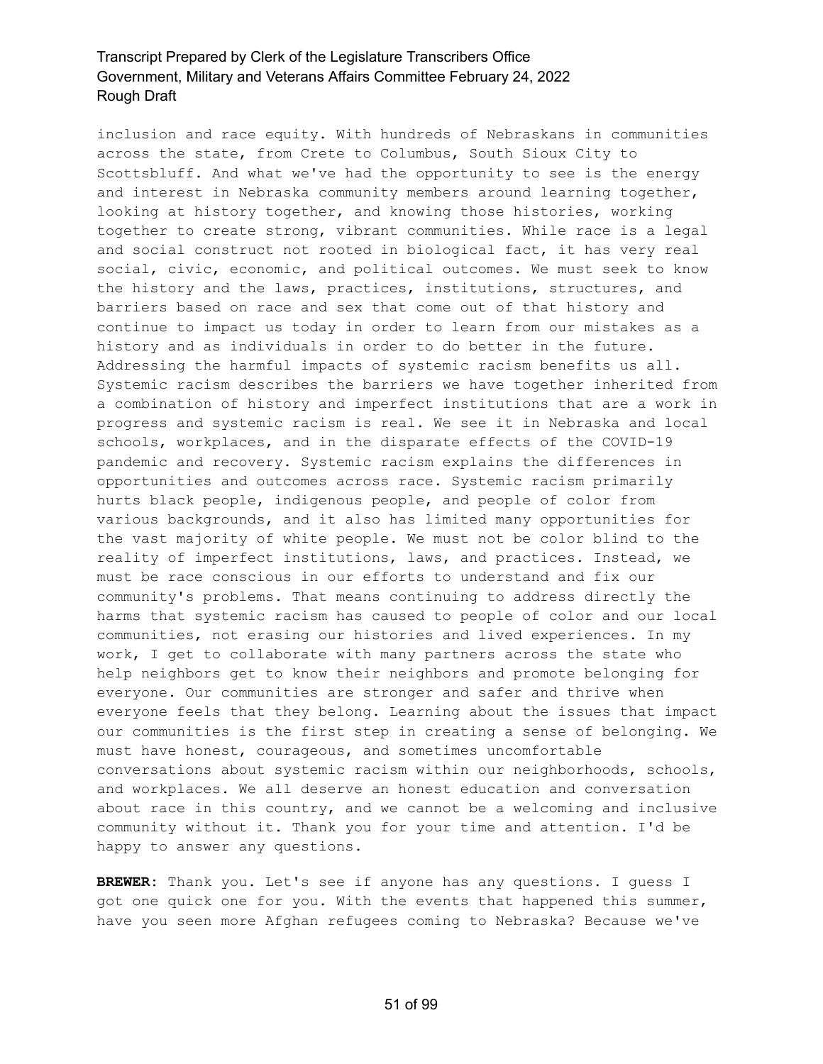inclusion and race equity. With hundreds of Nebraskans in communities across the state, from Crete to Columbus, South Sioux City to Scottsbluff. And what we've had the opportunity to see is the energy and interest in Nebraska community members around learning together, looking at history together, and knowing those histories, working together to create strong, vibrant communities. While race is a legal and social construct not rooted in biological fact, it has very real social, civic, economic, and political outcomes. We must seek to know the history and the laws, practices, institutions, structures, and barriers based on race and sex that come out of that history and continue to impact us today in order to learn from our mistakes as a history and as individuals in order to do better in the future. Addressing the harmful impacts of systemic racism benefits us all. Systemic racism describes the barriers we have together inherited from a combination of history and imperfect institutions that are a work in progress and systemic racism is real. We see it in Nebraska and local schools, workplaces, and in the disparate effects of the COVID-19 pandemic and recovery. Systemic racism explains the differences in opportunities and outcomes across race. Systemic racism primarily hurts black people, indigenous people, and people of color from various backgrounds, and it also has limited many opportunities for the vast majority of white people. We must not be color blind to the reality of imperfect institutions, laws, and practices. Instead, we must be race conscious in our efforts to understand and fix our community's problems. That means continuing to address directly the harms that systemic racism has caused to people of color and our local communities, not erasing our histories and lived experiences. In my work, I get to collaborate with many partners across the state who help neighbors get to know their neighbors and promote belonging for everyone. Our communities are stronger and safer and thrive when everyone feels that they belong. Learning about the issues that impact our communities is the first step in creating a sense of belonging. We must have honest, courageous, and sometimes uncomfortable conversations about systemic racism within our neighborhoods, schools, and workplaces. We all deserve an honest education and conversation about race in this country, and we cannot be a welcoming and inclusive community without it. Thank you for your time and attention. I'd be happy to answer any questions.

**BREWER:** Thank you. Let's see if anyone has any questions. I guess I got one quick one for you. With the events that happened this summer, have you seen more Afghan refugees coming to Nebraska? Because we've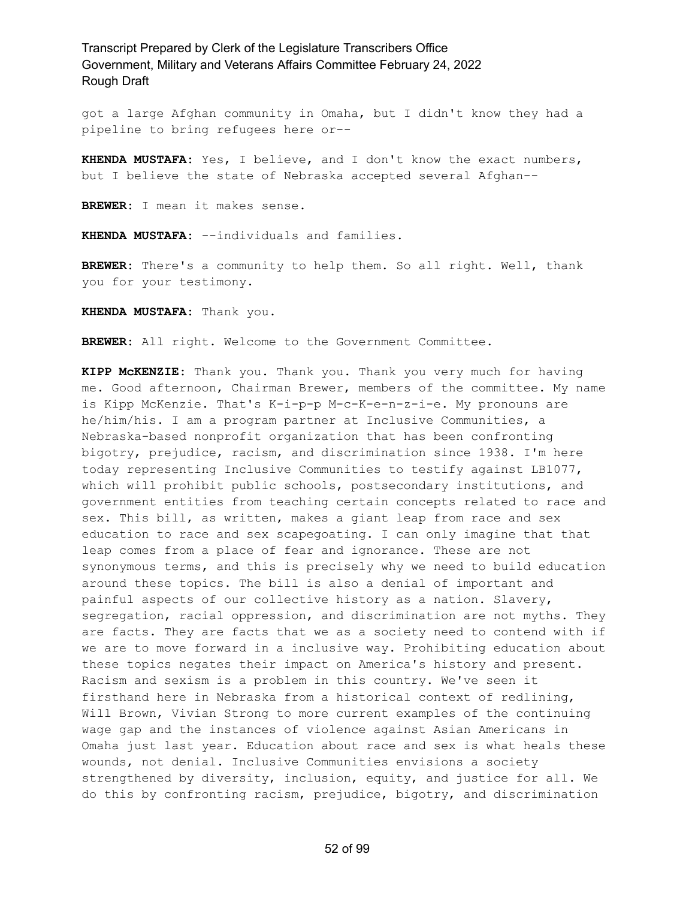got a large Afghan community in Omaha, but I didn't know they had a pipeline to bring refugees here or--

**KHENDA MUSTAFA:** Yes, I believe, and I don't know the exact numbers, but I believe the state of Nebraska accepted several Afghan--

**BREWER:** I mean it makes sense.

**KHENDA MUSTAFA:** --individuals and families.

**BREWER:** There's a community to help them. So all right. Well, thank you for your testimony.

**KHENDA MUSTAFA:** Thank you.

**BREWER:** All right. Welcome to the Government Committee.

**KIPP McKENZIE:** Thank you. Thank you. Thank you very much for having me. Good afternoon, Chairman Brewer, members of the committee. My name is Kipp McKenzie. That's K-i-p-p M-c-K-e-n-z-i-e. My pronouns are he/him/his. I am a program partner at Inclusive Communities, a Nebraska-based nonprofit organization that has been confronting bigotry, prejudice, racism, and discrimination since 1938. I'm here today representing Inclusive Communities to testify against LB1077, which will prohibit public schools, postsecondary institutions, and government entities from teaching certain concepts related to race and sex. This bill, as written, makes a giant leap from race and sex education to race and sex scapegoating. I can only imagine that that leap comes from a place of fear and ignorance. These are not synonymous terms, and this is precisely why we need to build education around these topics. The bill is also a denial of important and painful aspects of our collective history as a nation. Slavery, segregation, racial oppression, and discrimination are not myths. They are facts. They are facts that we as a society need to contend with if we are to move forward in a inclusive way. Prohibiting education about these topics negates their impact on America's history and present. Racism and sexism is a problem in this country. We've seen it firsthand here in Nebraska from a historical context of redlining, Will Brown, Vivian Strong to more current examples of the continuing wage gap and the instances of violence against Asian Americans in Omaha just last year. Education about race and sex is what heals these wounds, not denial. Inclusive Communities envisions a society strengthened by diversity, inclusion, equity, and justice for all. We do this by confronting racism, prejudice, bigotry, and discrimination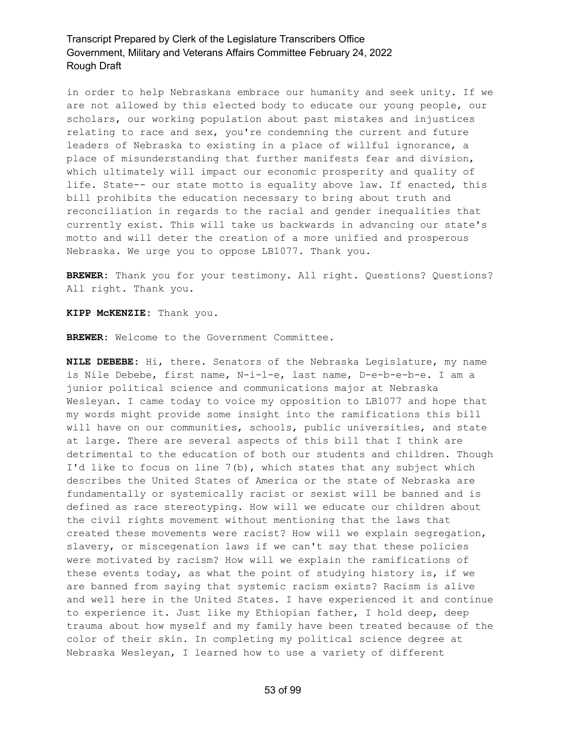in order to help Nebraskans embrace our humanity and seek unity. If we are not allowed by this elected body to educate our young people, our scholars, our working population about past mistakes and injustices relating to race and sex, you're condemning the current and future leaders of Nebraska to existing in a place of willful ignorance, a place of misunderstanding that further manifests fear and division, which ultimately will impact our economic prosperity and quality of life. State-- our state motto is equality above law. If enacted, this bill prohibits the education necessary to bring about truth and reconciliation in regards to the racial and gender inequalities that currently exist. This will take us backwards in advancing our state's motto and will deter the creation of a more unified and prosperous Nebraska. We urge you to oppose LB1077. Thank you.

**BREWER:** Thank you for your testimony. All right. Questions? Questions? All right. Thank you.

**KIPP McKENZIE:** Thank you.

**BREWER:** Welcome to the Government Committee.

**NILE DEBEBE:** Hi, there. Senators of the Nebraska Legislature, my name is Nile Debebe, first name, N-i-l-e, last name, D-e-b-e-b-e. I am a junior political science and communications major at Nebraska Wesleyan. I came today to voice my opposition to LB1077 and hope that my words might provide some insight into the ramifications this bill will have on our communities, schools, public universities, and state at large. There are several aspects of this bill that I think are detrimental to the education of both our students and children. Though I'd like to focus on line 7(b), which states that any subject which describes the United States of America or the state of Nebraska are fundamentally or systemically racist or sexist will be banned and is defined as race stereotyping. How will we educate our children about the civil rights movement without mentioning that the laws that created these movements were racist? How will we explain segregation, slavery, or miscegenation laws if we can't say that these policies were motivated by racism? How will we explain the ramifications of these events today, as what the point of studying history is, if we are banned from saying that systemic racism exists? Racism is alive and well here in the United States. I have experienced it and continue to experience it. Just like my Ethiopian father, I hold deep, deep trauma about how myself and my family have been treated because of the color of their skin. In completing my political science degree at Nebraska Wesleyan, I learned how to use a variety of different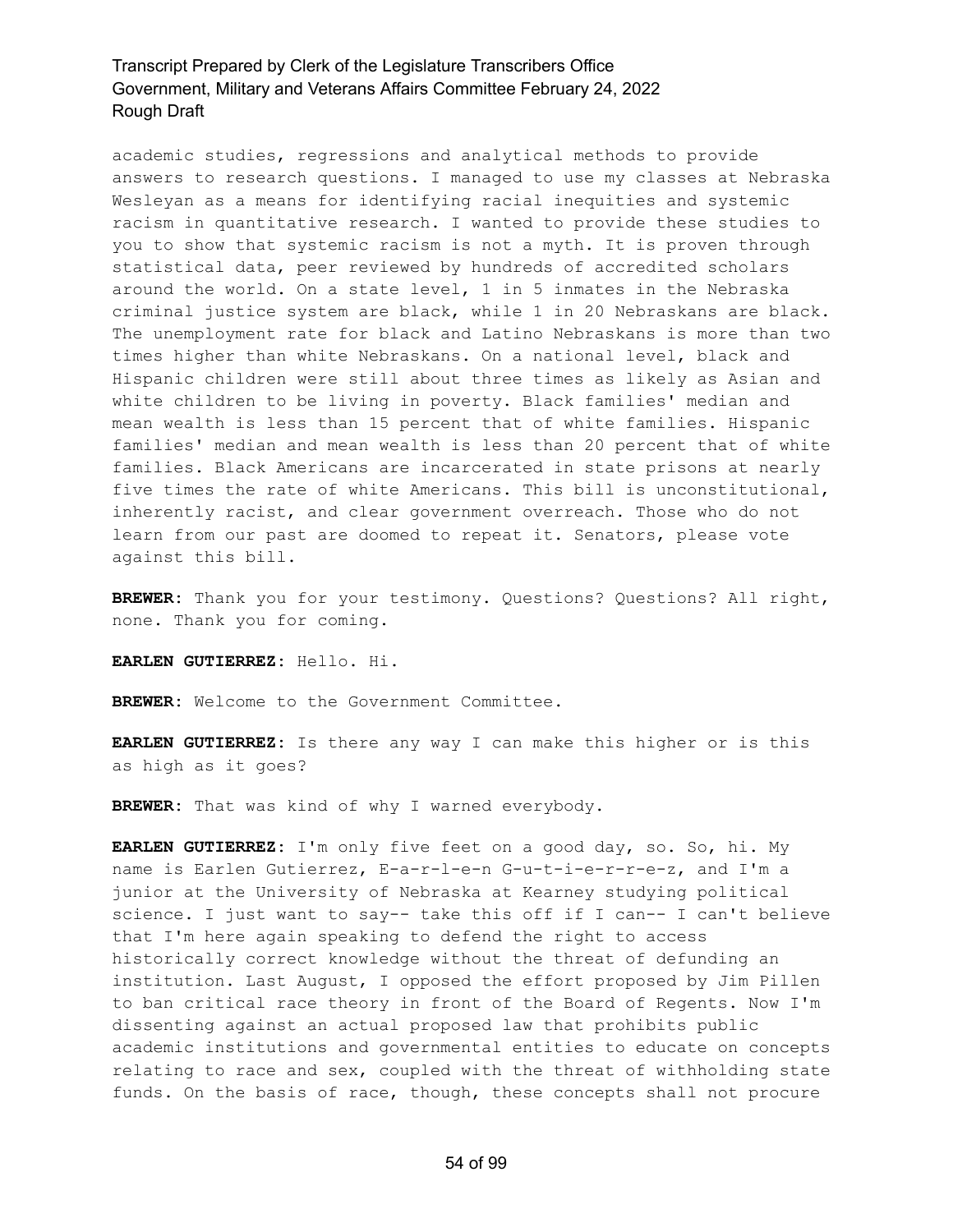academic studies, regressions and analytical methods to provide answers to research questions. I managed to use my classes at Nebraska Wesleyan as a means for identifying racial inequities and systemic racism in quantitative research. I wanted to provide these studies to you to show that systemic racism is not a myth. It is proven through statistical data, peer reviewed by hundreds of accredited scholars around the world. On a state level, 1 in 5 inmates in the Nebraska criminal justice system are black, while 1 in 20 Nebraskans are black. The unemployment rate for black and Latino Nebraskans is more than two times higher than white Nebraskans. On a national level, black and Hispanic children were still about three times as likely as Asian and white children to be living in poverty. Black families' median and mean wealth is less than 15 percent that of white families. Hispanic families' median and mean wealth is less than 20 percent that of white families. Black Americans are incarcerated in state prisons at nearly five times the rate of white Americans. This bill is unconstitutional, inherently racist, and clear government overreach. Those who do not learn from our past are doomed to repeat it. Senators, please vote against this bill.

**BREWER:** Thank you for your testimony. Questions? Questions? All right, none. Thank you for coming.

**EARLEN GUTIERREZ:** Hello. Hi.

**BREWER:** Welcome to the Government Committee.

**EARLEN GUTIERREZ:** Is there any way I can make this higher or is this as high as it goes?

**BREWER:** That was kind of why I warned everybody.

**EARLEN GUTIERREZ:** I'm only five feet on a good day, so. So, hi. My name is Earlen Gutierrez, E-a-r-l-e-n G-u-t-i-e-r-r-e-z, and I'm a junior at the University of Nebraska at Kearney studying political science. I just want to say-- take this off if I can-- I can't believe that I'm here again speaking to defend the right to access historically correct knowledge without the threat of defunding an institution. Last August, I opposed the effort proposed by Jim Pillen to ban critical race theory in front of the Board of Regents. Now I'm dissenting against an actual proposed law that prohibits public academic institutions and governmental entities to educate on concepts relating to race and sex, coupled with the threat of withholding state funds. On the basis of race, though, these concepts shall not procure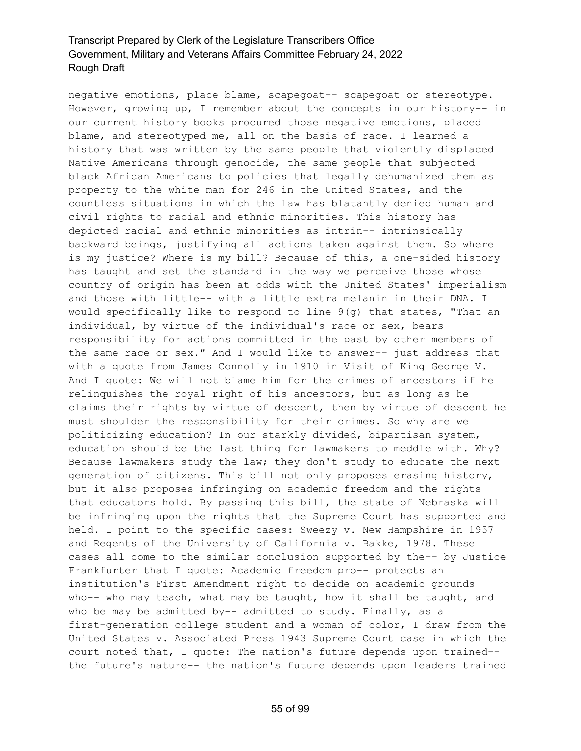negative emotions, place blame, scapegoat-- scapegoat or stereotype. However, growing up, I remember about the concepts in our history-- in our current history books procured those negative emotions, placed blame, and stereotyped me, all on the basis of race. I learned a history that was written by the same people that violently displaced Native Americans through genocide, the same people that subjected black African Americans to policies that legally dehumanized them as property to the white man for 246 in the United States, and the countless situations in which the law has blatantly denied human and civil rights to racial and ethnic minorities. This history has depicted racial and ethnic minorities as intrin-- intrinsically backward beings, justifying all actions taken against them. So where is my justice? Where is my bill? Because of this, a one-sided history has taught and set the standard in the way we perceive those whose country of origin has been at odds with the United States' imperialism and those with little-- with a little extra melanin in their DNA. I would specifically like to respond to line 9(g) that states, "That an individual, by virtue of the individual's race or sex, bears responsibility for actions committed in the past by other members of the same race or sex." And I would like to answer-- just address that with a quote from James Connolly in 1910 in Visit of King George V. And I quote: We will not blame him for the crimes of ancestors if he relinquishes the royal right of his ancestors, but as long as he claims their rights by virtue of descent, then by virtue of descent he must shoulder the responsibility for their crimes. So why are we politicizing education? In our starkly divided, bipartisan system, education should be the last thing for lawmakers to meddle with. Why? Because lawmakers study the law; they don't study to educate the next generation of citizens. This bill not only proposes erasing history, but it also proposes infringing on academic freedom and the rights that educators hold. By passing this bill, the state of Nebraska will be infringing upon the rights that the Supreme Court has supported and held. I point to the specific cases: Sweezy v. New Hampshire in 1957 and Regents of the University of California v. Bakke, 1978. These cases all come to the similar conclusion supported by the-- by Justice Frankfurter that I quote: Academic freedom pro-- protects an institution's First Amendment right to decide on academic grounds who-- who may teach, what may be taught, how it shall be taught, and who be may be admitted by-- admitted to study. Finally, as a first-generation college student and a woman of color, I draw from the United States v. Associated Press 1943 Supreme Court case in which the court noted that, I quote: The nation's future depends upon trained-- the future's nature-- the nation's future depends upon leaders trained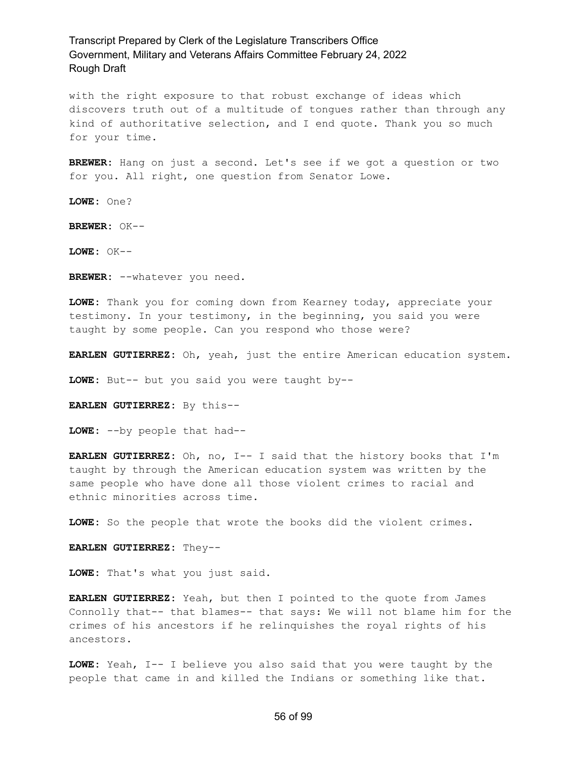with the right exposure to that robust exchange of ideas which discovers truth out of a multitude of tongues rather than through any kind of authoritative selection, and I end quote. Thank you so much for your time.

**BREWER:** Hang on just a second. Let's see if we got a question or two for you. All right, one question from Senator Lowe.

**LOWE:** One?

**BREWER:** OK--

**LOWE:** OK--

**BREWER:** --whatever you need.

**LOWE:** Thank you for coming down from Kearney today, appreciate your testimony. In your testimony, in the beginning, you said you were taught by some people. Can you respond who those were?

**EARLEN GUTIERREZ:** Oh, yeah, just the entire American education system.

**LOWE:** But-- but you said you were taught by--

**EARLEN GUTIERREZ:** By this--

**LOWE:** --by people that had--

**EARLEN GUTIERREZ:** Oh, no, I-- I said that the history books that I'm taught by through the American education system was written by the same people who have done all those violent crimes to racial and ethnic minorities across time.

**LOWE:** So the people that wrote the books did the violent crimes.

**EARLEN GUTIERREZ:** They--

**LOWE:** That's what you just said.

**EARLEN GUTIERREZ:** Yeah, but then I pointed to the quote from James Connolly that-- that blames-- that says: We will not blame him for the crimes of his ancestors if he relinquishes the royal rights of his ancestors.

**LOWE:** Yeah, I-- I believe you also said that you were taught by the people that came in and killed the Indians or something like that.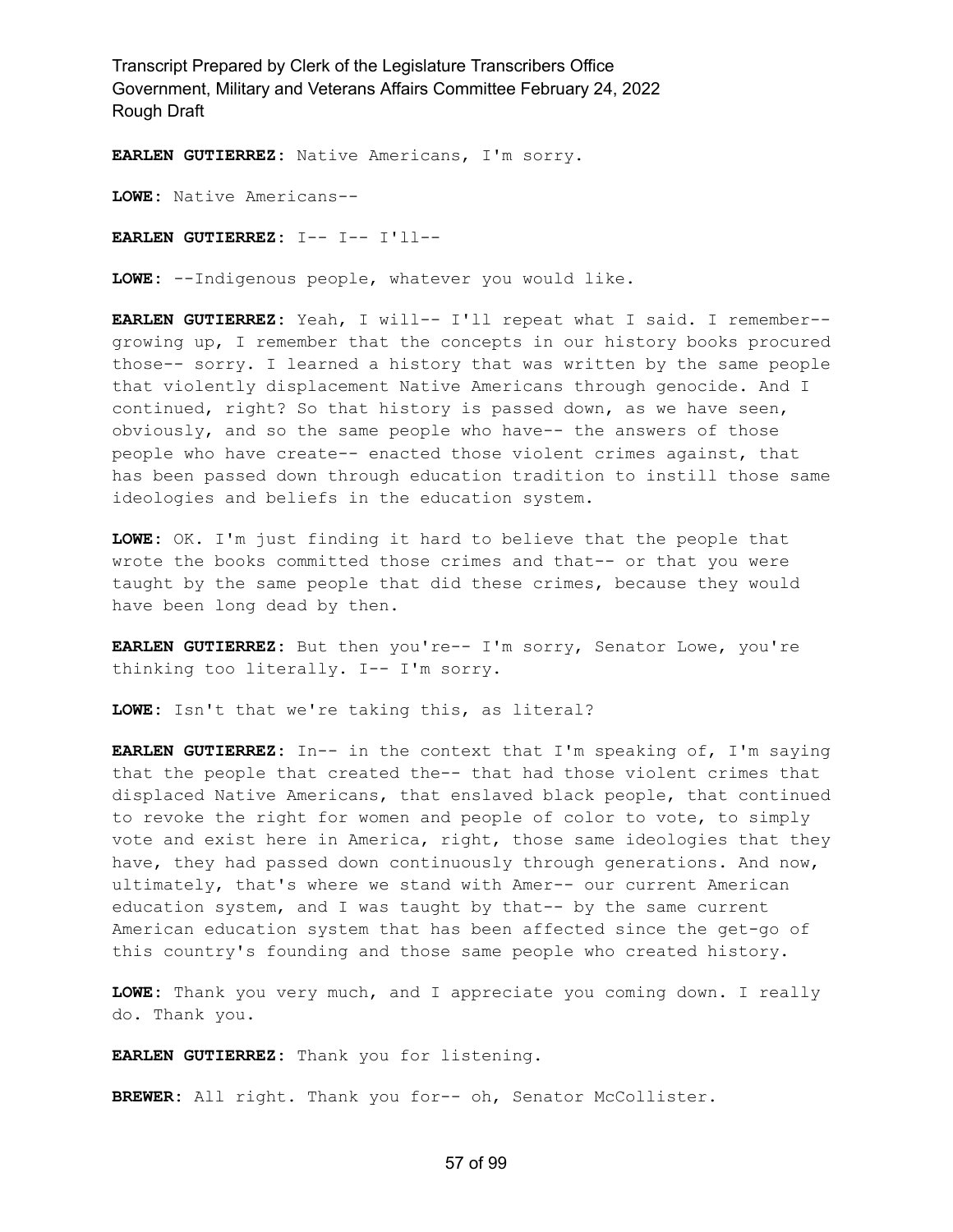**EARLEN GUTIERREZ**: Native Americans, I'm sorry.

**LOWE**: Native Americans--

**EARLEN GUTIERREZ**: I-- I-- I'll--

**LOWE**: --Indigenous people, whatever you would like.

**EARLEN GUTIERREZ**: Yeah, I will-- I'll repeat what I said. I remember-- growing up, I remember that the concepts in our history books procured those-- sorry. I learned a history that was written by the same people that violently displacement Native Americans through genocide. And I continued, right? So that history is passed down, as we have seen, obviously, and so the same people who have-- the answers of those people who have create-- enacted those violent crimes against, that has been passed down through education tradition to instill those same ideologies and beliefs in the education system.

**LOWE**: OK. I'm just finding it hard to believe that the people that wrote the books committed those crimes and that-- or that you were taught by the same people that did these crimes, because they would have been long dead by then.

**EARLEN GUTIERREZ**: But then you're-- I'm sorry, Senator Lowe, you're thinking too literally. I-- I'm sorry.

**LOWE**: Isn't that we're taking this, as literal?

**EARLEN GUTIERREZ**: In-- in the context that I'm speaking of, I'm saying that the people that created the-- that had those violent crimes that displaced Native Americans, that enslaved black people, that continued to revoke the right for women and people of color to vote, to simply vote and exist here in America, right, those same ideologies that they have, they had passed down continuously through generations. And now, ultimately, that's where we stand with Amer-- our current American education system, and I was taught by that-- by the same current American education system that has been affected since the get-go of this country's founding and those same people who created history.

**LOWE**: Thank you very much, and I appreciate you coming down. I really do. Thank you.

**EARLEN GUTIERREZ**: Thank you for listening.

**BREWER**: All right. Thank you for-- oh, Senator McCollister.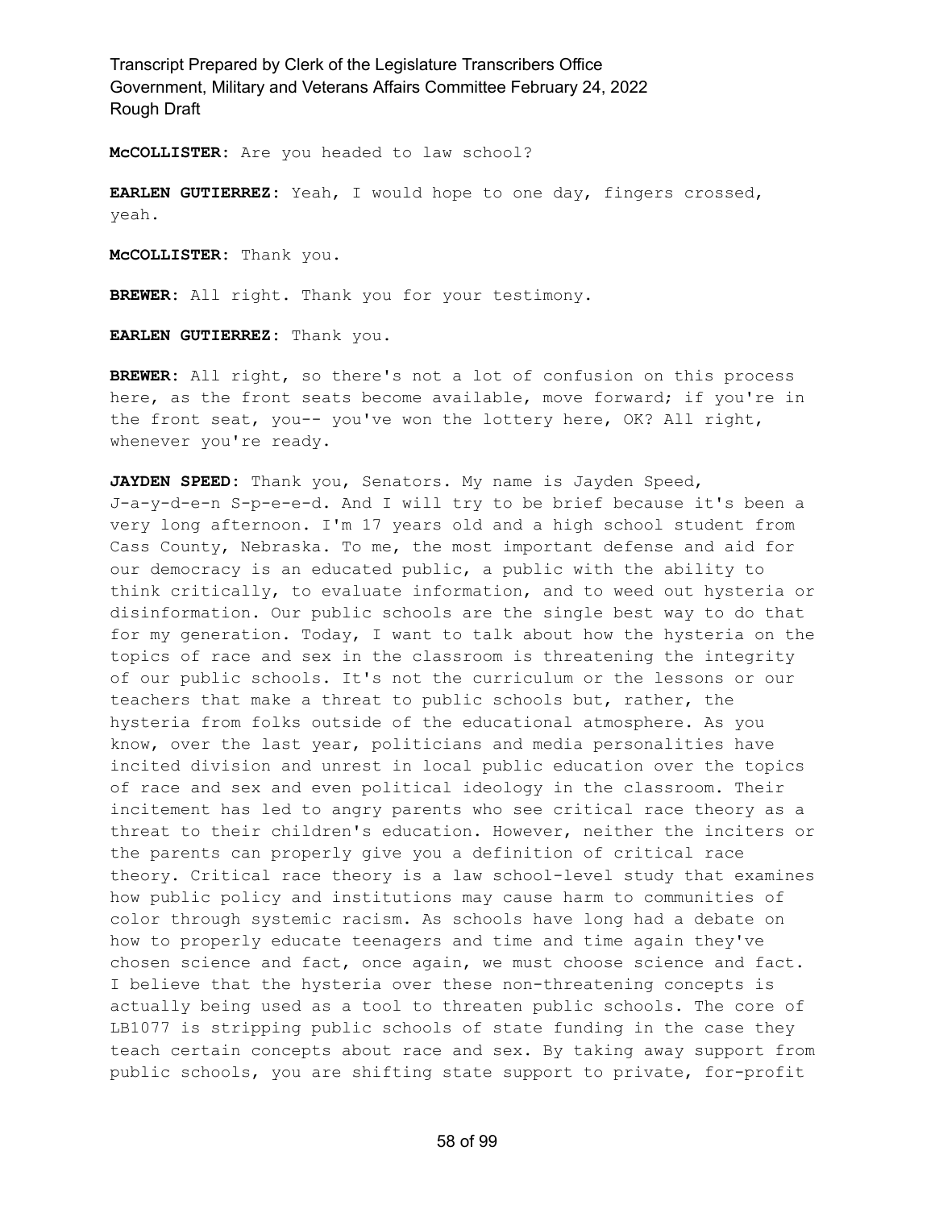**McCOLLISTER:** Are you headed to law school?

**EARLEN GUTIERREZ:** Yeah, I would hope to one day, fingers crossed, yeah.

**McCOLLISTER:** Thank you.

**BREWER:** All right. Thank you for your testimony.

**EARLEN GUTIERREZ:** Thank you.

**BREWER:** All right, so there's not a lot of confusion on this process here, as the front seats become available, move forward; if you're in the front seat, you-- you've won the lottery here, OK? All right, whenever you're ready.

**JAYDEN SPEED:** Thank you, Senators. My name is Jayden Speed, J-a-y-d-e-n S-p-e-e-d. And I will try to be brief because it's been a very long afternoon. I'm 17 years old and a high school student from Cass County, Nebraska. To me, the most important defense and aid for our democracy is an educated public, a public with the ability to think critically, to evaluate information, and to weed out hysteria or disinformation. Our public schools are the single best way to do that for my generation. Today, I want to talk about how the hysteria on the topics of race and sex in the classroom is threatening the integrity of our public schools. It's not the curriculum or the lessons or our teachers that make a threat to public schools but, rather, the hysteria from folks outside of the educational atmosphere. As you know, over the last year, politicians and media personalities have incited division and unrest in local public education over the topics of race and sex and even political ideology in the classroom. Their incitement has led to angry parents who see critical race theory as a threat to their children's education. However, neither the inciters or the parents can properly give you a definition of critical race theory. Critical race theory is a law school-level study that examines how public policy and institutions may cause harm to communities of color through systemic racism. As schools have long had a debate on how to properly educate teenagers and time and time again they've chosen science and fact, once again, we must choose science and fact. I believe that the hysteria over these non-threatening concepts is actually being used as a tool to threaten public schools. The core of LB1077 is stripping public schools of state funding in the case they teach certain concepts about race and sex. By taking away support from public schools, you are shifting state support to private, for-profit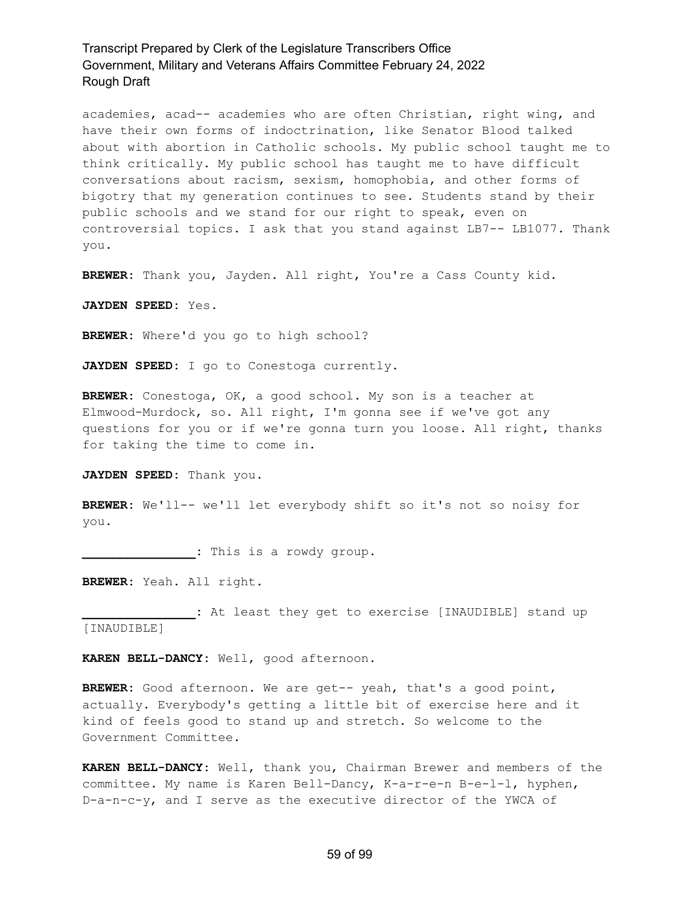academies, acad-- academies who are often Christian, right wing, and have their own forms of indoctrination, like Senator Blood talked about with abortion in Catholic schools. My public school taught me to think critically. My public school has taught me to have difficult conversations about racism, sexism, homophobia, and other forms of bigotry that my generation continues to see. Students stand by their public schools and we stand for our right to speak, even on controversial topics. I ask that you stand against LB7-- LB1077. Thank you.

**BREWER:** Thank you, Jayden. All right, You're a Cass County kid.

**JAYDEN SPEED:** Yes.

**BREWER:** Where'd you go to high school?

**JAYDEN SPEED:** I go to Conestoga currently.

**BREWER:** Conestoga, OK, a good school. My son is a teacher at Elmwood-Murdock, so. All right, I'm gonna see if we've got any questions for you or if we're gonna turn you loose. All right, thanks for taking the time to come in.

**JAYDEN SPEED:** Thank you.

**BREWER:** We'll-- we'll let everybody shift so it's not so noisy for you.

**_______________:** This is a rowdy group.

**BREWER:** Yeah. All right.

**_______________:** At least they get to exercise [INAUDIBLE] stand up [INAUDIBLE]

**KAREN BELL-DANCY:** Well, good afternoon.

**BREWER:** Good afternoon. We are get-- yeah, that's a good point, actually. Everybody's getting a little bit of exercise here and it kind of feels good to stand up and stretch. So welcome to the Government Committee.

**KAREN BELL-DANCY:** Well, thank you, Chairman Brewer and members of the committee. My name is Karen Bell-Dancy, K-a-r-e-n B-e-l-l, hyphen, D-a-n-c-y, and I serve as the executive director of the YWCA of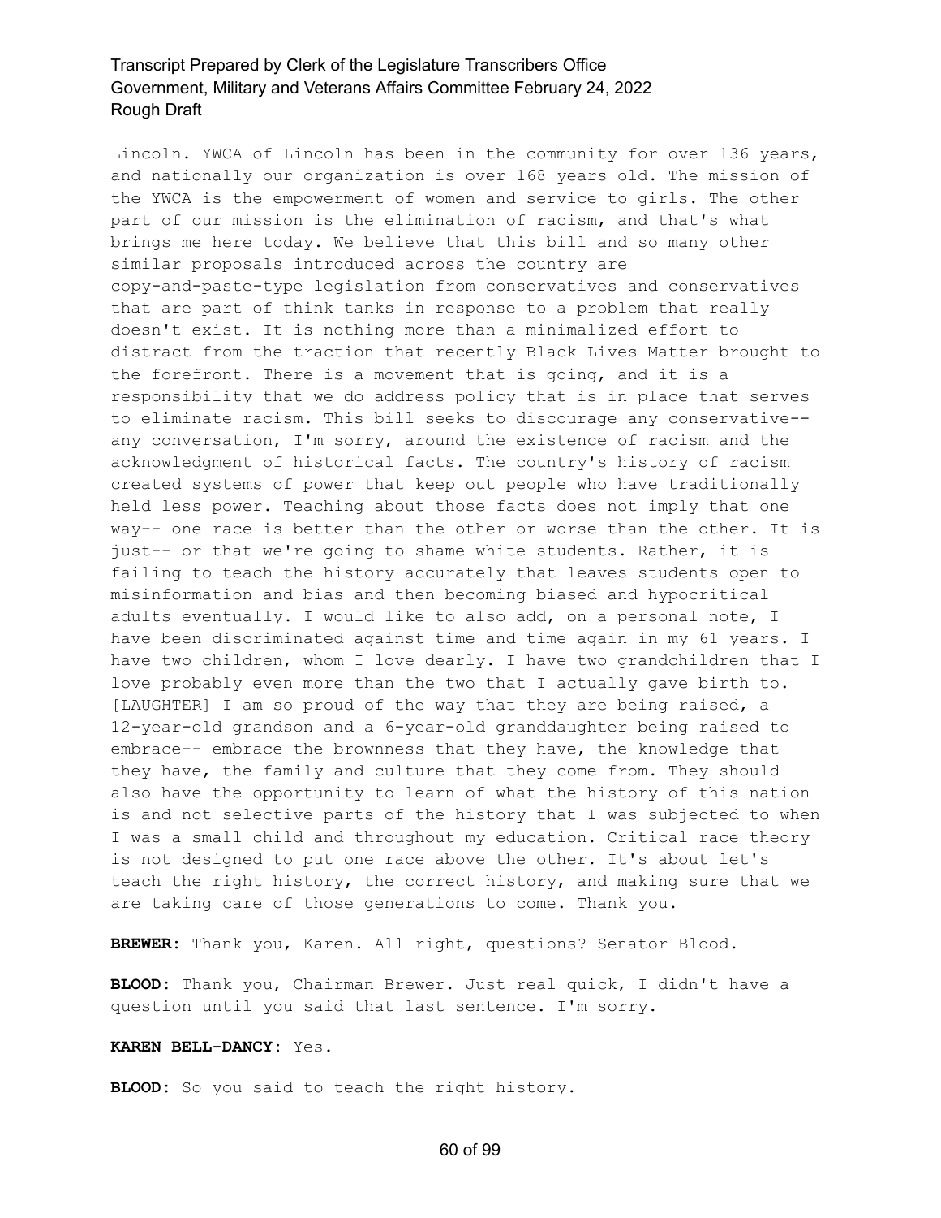Lincoln. YWCA of Lincoln has been in the community for over 136 years, and nationally our organization is over 168 years old. The mission of the YWCA is the empowerment of women and service to girls. The other part of our mission is the elimination of racism, and that's what brings me here today. We believe that this bill and so many other similar proposals introduced across the country are copy-and-paste-type legislation from conservatives and conservatives that are part of think tanks in response to a problem that really doesn't exist. It is nothing more than a minimalized effort to distract from the traction that recently Black Lives Matter brought to the forefront. There is a movement that is going, and it is a responsibility that we do address policy that is in place that serves to eliminate racism. This bill seeks to discourage any conservative-- any conversation, I'm sorry, around the existence of racism and the acknowledgment of historical facts. The country's history of racism created systems of power that keep out people who have traditionally held less power. Teaching about those facts does not imply that one way-- one race is better than the other or worse than the other. It is just-- or that we're going to shame white students. Rather, it is failing to teach the history accurately that leaves students open to misinformation and bias and then becoming biased and hypocritical adults eventually. I would like to also add, on a personal note, I have been discriminated against time and time again in my 61 years. I have two children, whom I love dearly. I have two grandchildren that I love probably even more than the two that I actually gave birth to. [LAUGHTER] I am so proud of the way that they are being raised, a 12-year-old grandson and a 6-year-old granddaughter being raised to embrace-- embrace the brownness that they have, the knowledge that they have, the family and culture that they come from. They should also have the opportunity to learn of what the history of this nation is and not selective parts of the history that I was subjected to when I was a small child and throughout my education. Critical race theory is not designed to put one race above the other. It's about let's teach the right history, the correct history, and making sure that we are taking care of those generations to come. Thank you.

**BREWER:** Thank you, Karen. All right, questions? Senator Blood.

**BLOOD:** Thank you, Chairman Brewer. Just real quick, I didn't have a question until you said that last sentence. I'm sorry.

**KAREN BELL-DANCY:** Yes.

**BLOOD:** So you said to teach the right history.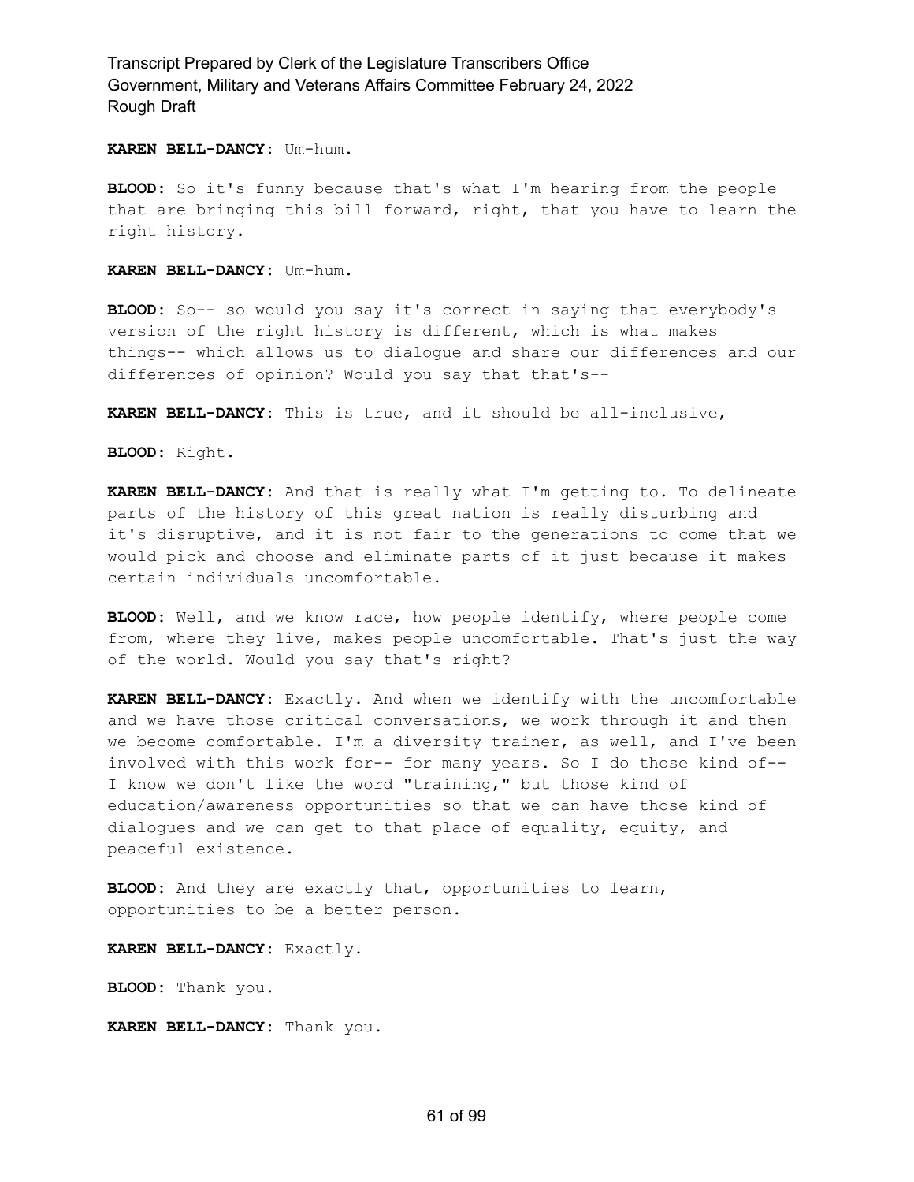**KAREN BELL-DANCY:** Um-hum.

**BLOOD:** So it's funny because that's what I'm hearing from the people that are bringing this bill forward, right, that you have to learn the right history.

**KAREN BELL-DANCY:** Um-hum.

**BLOOD:** So-- so would you say it's correct in saying that everybody's version of the right history is different, which is what makes things-- which allows us to dialogue and share our differences and our differences of opinion? Would you say that that's--

**KAREN BELL-DANCY:** This is true, and it should be all-inclusive,

**BLOOD:** Right.

**KAREN BELL-DANCY:** And that is really what I'm getting to. To delineate parts of the history of this great nation is really disturbing and it's disruptive, and it is not fair to the generations to come that we would pick and choose and eliminate parts of it just because it makes certain individuals uncomfortable.

**BLOOD:** Well, and we know race, how people identify, where people come from, where they live, makes people uncomfortable. That's just the way of the world. Would you say that's right?

**KAREN BELL-DANCY:** Exactly. And when we identify with the uncomfortable and we have those critical conversations, we work through it and then we become comfortable. I'm a diversity trainer, as well, and I've been involved with this work for-- for many years. So I do those kind of-- I know we don't like the word "training," but those kind of education/awareness opportunities so that we can have those kind of dialogues and we can get to that place of equality, equity, and peaceful existence.

**BLOOD:** And they are exactly that, opportunities to learn, opportunities to be a better person.

**KAREN BELL-DANCY:** Exactly.

**BLOOD:** Thank you.

**KAREN BELL-DANCY:** Thank you.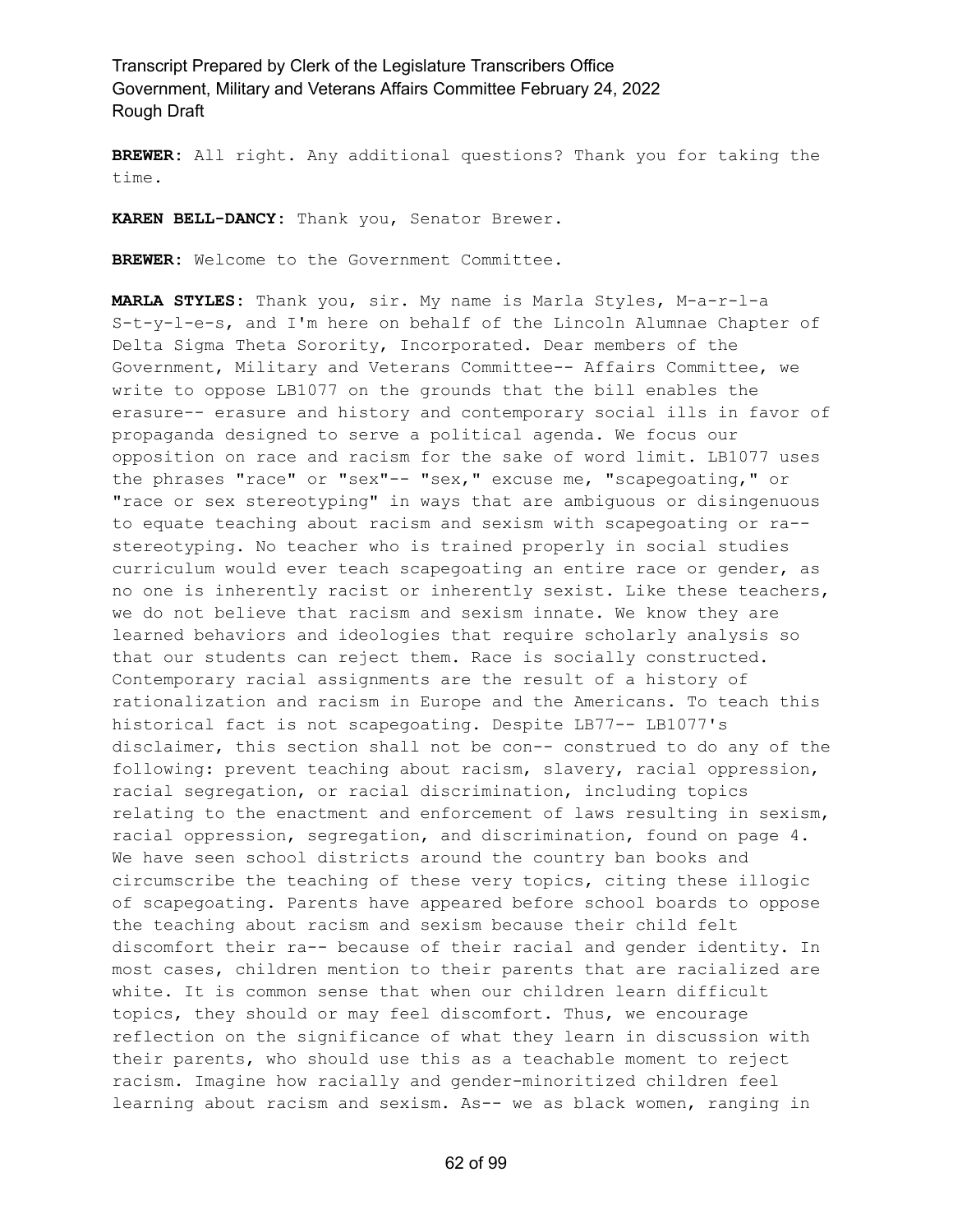**BREWER:** All right. Any additional questions? Thank you for taking the time.

**KAREN BELL-DANCY:** Thank you, Senator Brewer.

**BREWER:** Welcome to the Government Committee.

**MARLA STYLES:** Thank you, sir. My name is Marla Styles, M-a-r-l-a S-t-y-l-e-s, and I'm here on behalf of the Lincoln Alumnae Chapter of Delta Sigma Theta Sorority, Incorporated. Dear members of the Government, Military and Veterans Committee-- Affairs Committee, we write to oppose LB1077 on the grounds that the bill enables the erasure-- erasure and history and contemporary social ills in favor of propaganda designed to serve a political agenda. We focus our opposition on race and racism for the sake of word limit. LB1077 uses the phrases "race" or "sex"-- "sex," excuse me, "scapegoating," or "race or sex stereotyping" in ways that are ambiguous or disingenuous to equate teaching about racism and sexism with scapegoating or ra-- stereotyping. No teacher who is trained properly in social studies curriculum would ever teach scapegoating an entire race or gender, as no one is inherently racist or inherently sexist. Like these teachers, we do not believe that racism and sexism innate. We know they are learned behaviors and ideologies that require scholarly analysis so that our students can reject them. Race is socially constructed. Contemporary racial assignments are the result of a history of rationalization and racism in Europe and the Americans. To teach this historical fact is not scapegoating. Despite LB77-- LB1077's disclaimer, this section shall not be con-- construed to do any of the following: prevent teaching about racism, slavery, racial oppression, racial segregation, or racial discrimination, including topics relating to the enactment and enforcement of laws resulting in sexism, racial oppression, segregation, and discrimination, found on page 4. We have seen school districts around the country ban books and circumscribe the teaching of these very topics, citing these illogic of scapegoating. Parents have appeared before school boards to oppose the teaching about racism and sexism because their child felt discomfort their ra-- because of their racial and gender identity. In most cases, children mention to their parents that are racialized are white. It is common sense that when our children learn difficult topics, they should or may feel discomfort. Thus, we encourage reflection on the significance of what they learn in discussion with their parents, who should use this as a teachable moment to reject racism. Imagine how racially and gender-minoritized children feel learning about racism and sexism. As-- we as black women, ranging in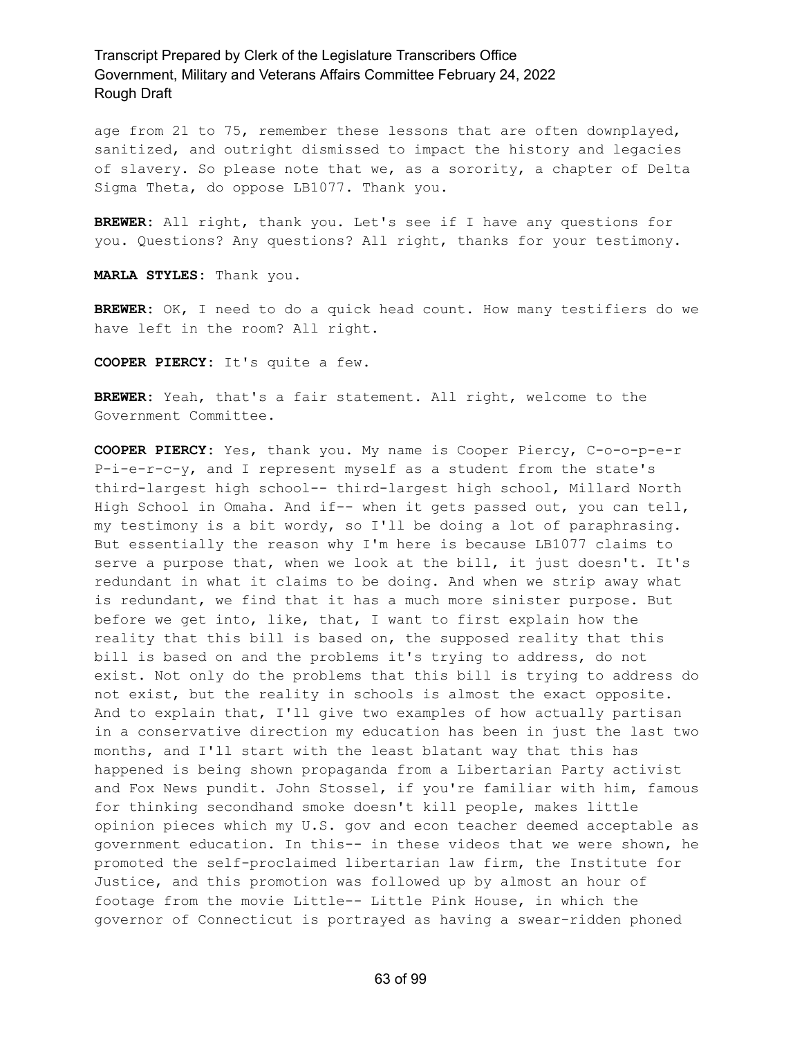age from 21 to 75, remember these lessons that are often downplayed, sanitized, and outright dismissed to impact the history and legacies of slavery. So please note that we, as a sorority, a chapter of Delta Sigma Theta, do oppose LB1077. Thank you.

**BREWER:** All right, thank you. Let's see if I have any questions for you. Questions? Any questions? All right, thanks for your testimony.

**MARLA STYLES:** Thank you.

**BREWER:** OK, I need to do a quick head count. How many testifiers do we have left in the room? All right.

**COOPER PIERCY:** It's quite a few.

**BREWER:** Yeah, that's a fair statement. All right, welcome to the Government Committee.

**COOPER PIERCY:** Yes, thank you. My name is Cooper Piercy, C-o-o-p-e-r P-i-e-r-c-y, and I represent myself as a student from the state's third-largest high school-- third-largest high school, Millard North High School in Omaha. And if-- when it gets passed out, you can tell, my testimony is a bit wordy, so I'll be doing a lot of paraphrasing. But essentially the reason why I'm here is because LB1077 claims to serve a purpose that, when we look at the bill, it just doesn't. It's redundant in what it claims to be doing. And when we strip away what is redundant, we find that it has a much more sinister purpose. But before we get into, like, that, I want to first explain how the reality that this bill is based on, the supposed reality that this bill is based on and the problems it's trying to address, do not exist. Not only do the problems that this bill is trying to address do not exist, but the reality in schools is almost the exact opposite. And to explain that, I'll give two examples of how actually partisan in a conservative direction my education has been in just the last two months, and I'll start with the least blatant way that this has happened is being shown propaganda from a Libertarian Party activist and Fox News pundit. John Stossel, if you're familiar with him, famous for thinking secondhand smoke doesn't kill people, makes little opinion pieces which my U.S. gov and econ teacher deemed acceptable as government education. In this-- in these videos that we were shown, he promoted the self-proclaimed libertarian law firm, the Institute for Justice, and this promotion was followed up by almost an hour of footage from the movie Little-- Little Pink House, in which the governor of Connecticut is portrayed as having a swear-ridden phoned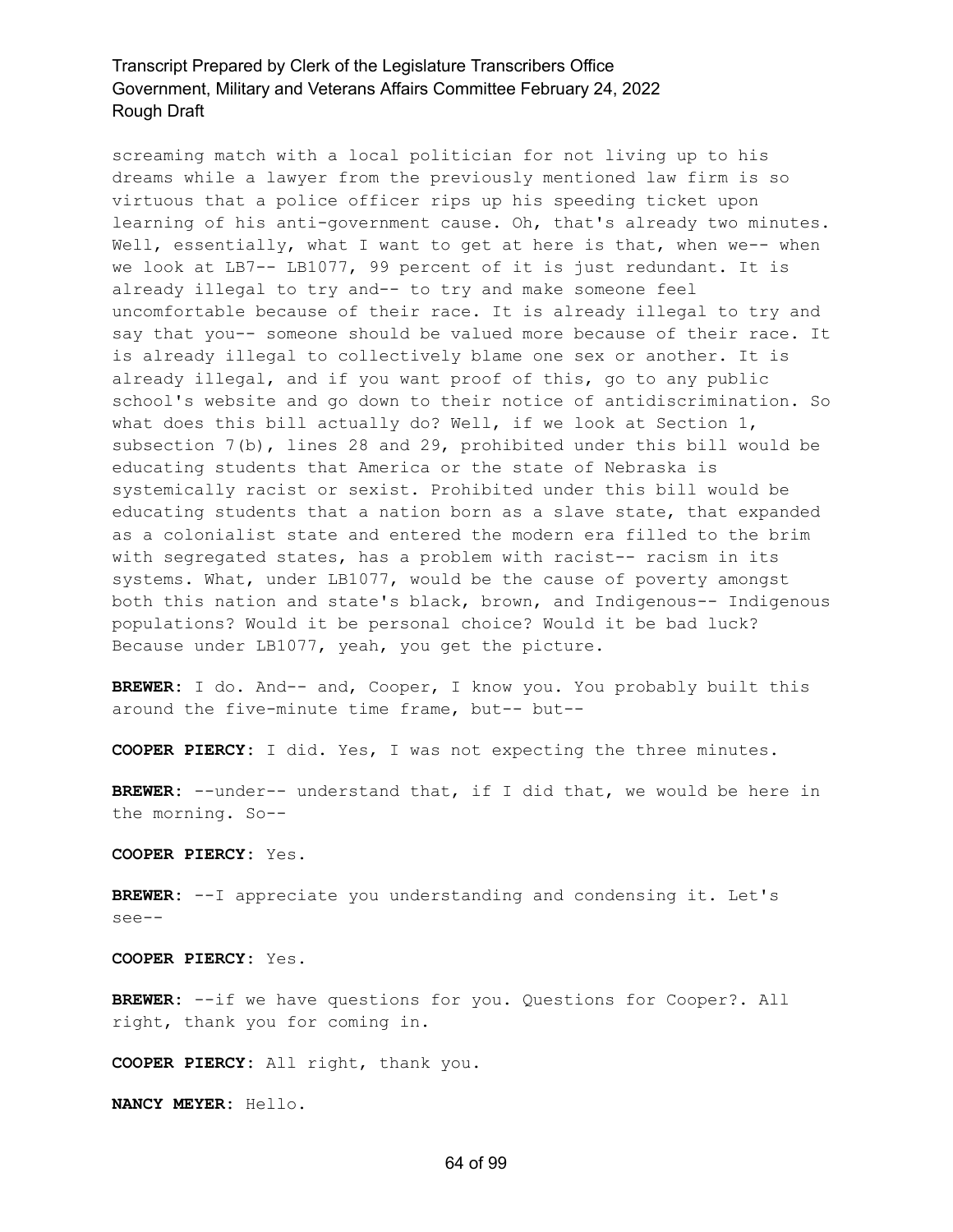screaming match with a local politician for not living up to his dreams while a lawyer from the previously mentioned law firm is so virtuous that a police officer rips up his speeding ticket upon learning of his anti-government cause. Oh, that's already two minutes. Well, essentially, what I want to get at here is that, when we-- when we look at LB7-- LB1077, 99 percent of it is just redundant. It is already illegal to try and-- to try and make someone feel uncomfortable because of their race. It is already illegal to try and say that you-- someone should be valued more because of their race. It is already illegal to collectively blame one sex or another. It is already illegal, and if you want proof of this, go to any public school's website and go down to their notice of antidiscrimination. So what does this bill actually do? Well, if we look at Section 1, subsection 7(b), lines 28 and 29, prohibited under this bill would be educating students that America or the state of Nebraska is systemically racist or sexist. Prohibited under this bill would be educating students that a nation born as a slave state, that expanded as a colonialist state and entered the modern era filled to the brim with segregated states, has a problem with racist-- racism in its systems. What, under LB1077, would be the cause of poverty amongst both this nation and state's black, brown, and Indigenous-- Indigenous populations? Would it be personal choice? Would it be bad luck? Because under LB1077, yeah, you get the picture.

**BREWER:** I do. And-- and, Cooper, I know you. You probably built this around the five-minute time frame, but-- but--

**COOPER PIERCY:** I did. Yes, I was not expecting the three minutes.

**BREWER:** --under-- understand that, if I did that, we would be here in the morning. So--

**COOPER PIERCY:** Yes.

**BREWER:** --I appreciate you understanding and condensing it. Let's see--

**COOPER PIERCY:** Yes.

**BREWER:** --if we have questions for you. Questions for Cooper?. All right, thank you for coming in.

**COOPER PIERCY:** All right, thank you.

**NANCY MEYER:** Hello.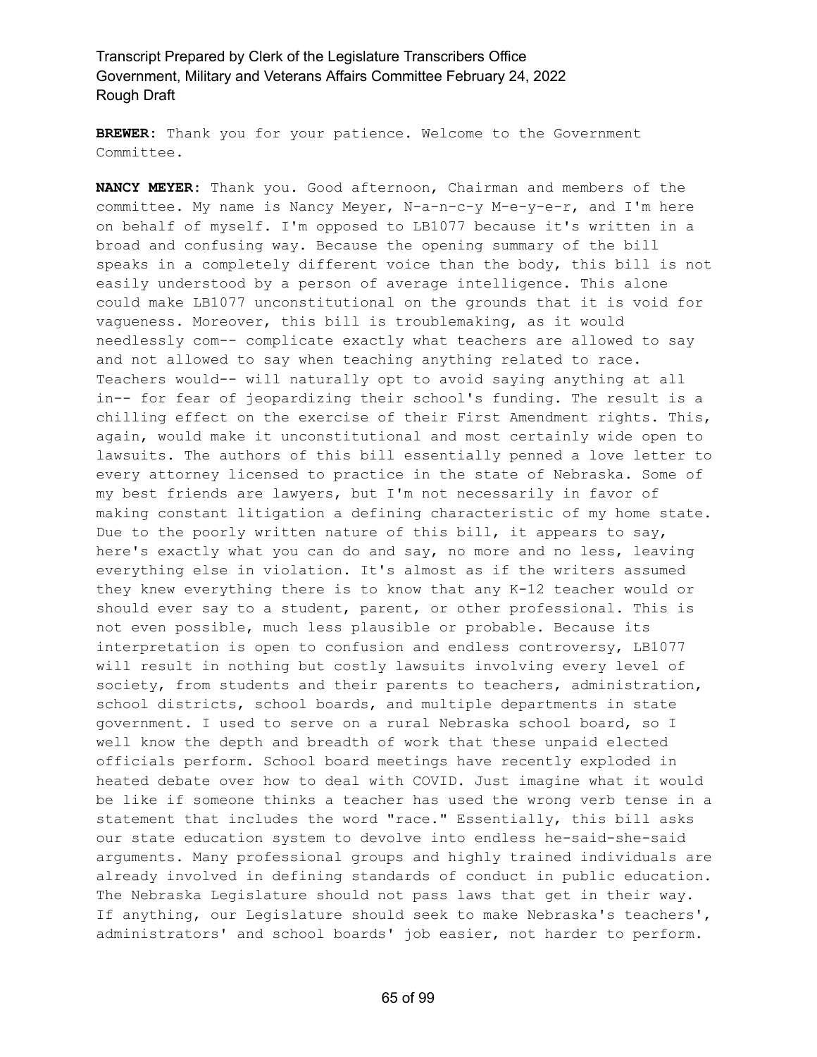**BREWER:** Thank you for your patience. Welcome to the Government Committee.

**NANCY MEYER:** Thank you. Good afternoon, Chairman and members of the committee. My name is Nancy Meyer, N-a-n-c-y M-e-y-e-r, and I'm here on behalf of myself. I'm opposed to LB1077 because it's written in a broad and confusing way. Because the opening summary of the bill speaks in a completely different voice than the body, this bill is not easily understood by a person of average intelligence. This alone could make LB1077 unconstitutional on the grounds that it is void for vagueness. Moreover, this bill is troublemaking, as it would needlessly com-- complicate exactly what teachers are allowed to say and not allowed to say when teaching anything related to race. Teachers would-- will naturally opt to avoid saying anything at all in-- for fear of jeopardizing their school's funding. The result is a chilling effect on the exercise of their First Amendment rights. This, again, would make it unconstitutional and most certainly wide open to lawsuits. The authors of this bill essentially penned a love letter to every attorney licensed to practice in the state of Nebraska. Some of my best friends are lawyers, but I'm not necessarily in favor of making constant litigation a defining characteristic of my home state. Due to the poorly written nature of this bill, it appears to say, here's exactly what you can do and say, no more and no less, leaving everything else in violation. It's almost as if the writers assumed they knew everything there is to know that any K-12 teacher would or should ever say to a student, parent, or other professional. This is not even possible, much less plausible or probable. Because its interpretation is open to confusion and endless controversy, LB1077 will result in nothing but costly lawsuits involving every level of society, from students and their parents to teachers, administration, school districts, school boards, and multiple departments in state government. I used to serve on a rural Nebraska school board, so I well know the depth and breadth of work that these unpaid elected officials perform. School board meetings have recently exploded in heated debate over how to deal with COVID. Just imagine what it would be like if someone thinks a teacher has used the wrong verb tense in a statement that includes the word "race." Essentially, this bill asks our state education system to devolve into endless he-said-she-said arguments. Many professional groups and highly trained individuals are already involved in defining standards of conduct in public education. The Nebraska Legislature should not pass laws that get in their way. If anything, our Legislature should seek to make Nebraska's teachers', administrators' and school boards' job easier, not harder to perform.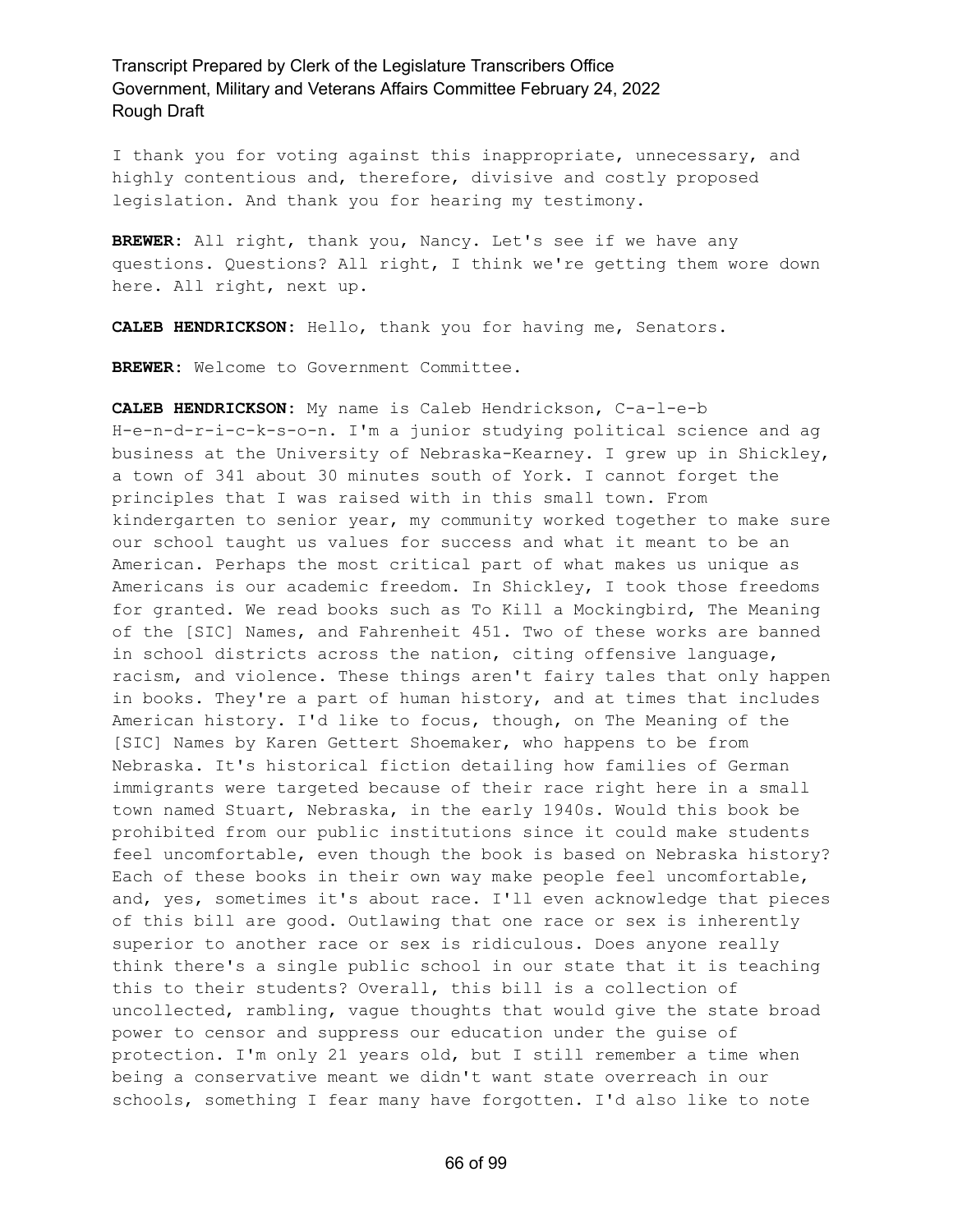I thank you for voting against this inappropriate, unnecessary, and highly contentious and, therefore, divisive and costly proposed legislation. And thank you for hearing my testimony.

**BREWER:** All right, thank you, Nancy. Let's see if we have any questions. Questions? All right, I think we're getting them wore down here. All right, next up.

**CALEB HENDRICKSON:** Hello, thank you for having me, Senators.

**BREWER:** Welcome to Government Committee.

**CALEB HENDRICKSON:** My name is Caleb Hendrickson, C-a-l-e-b H-e-n-d-r-i-c-k-s-o-n. I'm a junior studying political science and ag business at the University of Nebraska-Kearney. I grew up in Shickley, a town of 341 about 30 minutes south of York. I cannot forget the principles that I was raised with in this small town. From kindergarten to senior year, my community worked together to make sure our school taught us values for success and what it meant to be an American. Perhaps the most critical part of what makes us unique as Americans is our academic freedom. In Shickley, I took those freedoms for granted. We read books such as To Kill a Mockingbird, The Meaning of the [SIC] Names, and Fahrenheit 451. Two of these works are banned in school districts across the nation, citing offensive language, racism, and violence. These things aren't fairy tales that only happen in books. They're a part of human history, and at times that includes American history. I'd like to focus, though, on The Meaning of the [SIC] Names by Karen Gettert Shoemaker, who happens to be from Nebraska. It's historical fiction detailing how families of German immigrants were targeted because of their race right here in a small town named Stuart, Nebraska, in the early 1940s. Would this book be prohibited from our public institutions since it could make students feel uncomfortable, even though the book is based on Nebraska history? Each of these books in their own way make people feel uncomfortable, and, yes, sometimes it's about race. I'll even acknowledge that pieces of this bill are good. Outlawing that one race or sex is inherently superior to another race or sex is ridiculous. Does anyone really think there's a single public school in our state that it is teaching this to their students? Overall, this bill is a collection of uncollected, rambling, vague thoughts that would give the state broad power to censor and suppress our education under the guise of protection. I'm only 21 years old, but I still remember a time when being a conservative meant we didn't want state overreach in our schools, something I fear many have forgotten. I'd also like to note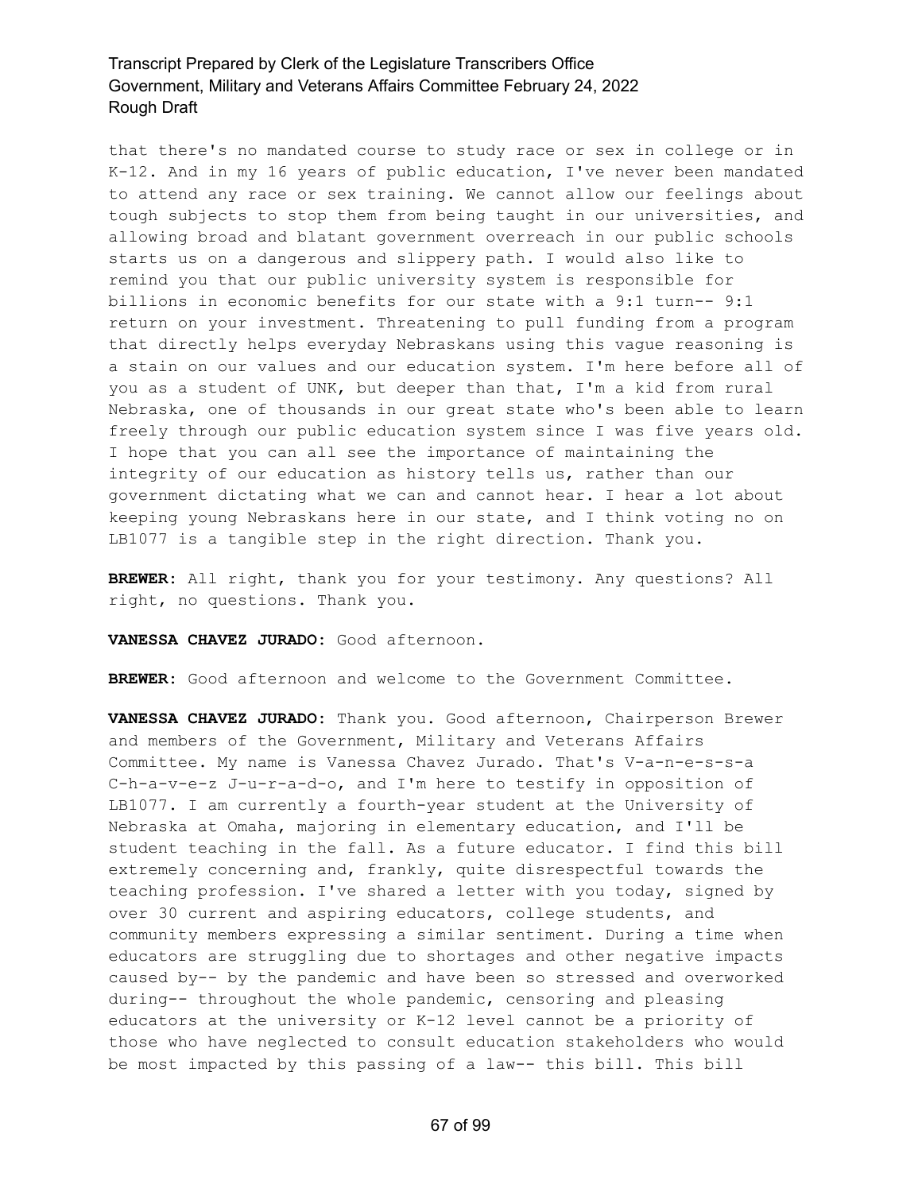that there's no mandated course to study race or sex in college or in K-12. And in my 16 years of public education, I've never been mandated to attend any race or sex training. We cannot allow our feelings about tough subjects to stop them from being taught in our universities, and allowing broad and blatant government overreach in our public schools starts us on a dangerous and slippery path. I would also like to remind you that our public university system is responsible for billions in economic benefits for our state with a 9:1 turn-- 9:1 return on your investment. Threatening to pull funding from a program that directly helps everyday Nebraskans using this vague reasoning is a stain on our values and our education system. I'm here before all of you as a student of UNK, but deeper than that, I'm a kid from rural Nebraska, one of thousands in our great state who's been able to learn freely through our public education system since I was five years old. I hope that you can all see the importance of maintaining the integrity of our education as history tells us, rather than our government dictating what we can and cannot hear. I hear a lot about keeping young Nebraskans here in our state, and I think voting no on LB1077 is a tangible step in the right direction. Thank you.

**BREWER:** All right, thank you for your testimony. Any questions? All right, no questions. Thank you.

**VANESSA CHAVEZ JURADO:** Good afternoon.

**BREWER:** Good afternoon and welcome to the Government Committee.

**VANESSA CHAVEZ JURADO:** Thank you. Good afternoon, Chairperson Brewer and members of the Government, Military and Veterans Affairs Committee. My name is Vanessa Chavez Jurado. That's V-a-n-e-s-s-a C-h-a-v-e-z J-u-r-a-d-o, and I'm here to testify in opposition of LB1077. I am currently a fourth-year student at the University of Nebraska at Omaha, majoring in elementary education, and I'll be student teaching in the fall. As a future educator. I find this bill extremely concerning and, frankly, quite disrespectful towards the teaching profession. I've shared a letter with you today, signed by over 30 current and aspiring educators, college students, and community members expressing a similar sentiment. During a time when educators are struggling due to shortages and other negative impacts caused by-- by the pandemic and have been so stressed and overworked during-- throughout the whole pandemic, censoring and pleasing educators at the university or K-12 level cannot be a priority of those who have neglected to consult education stakeholders who would be most impacted by this passing of a law-- this bill. This bill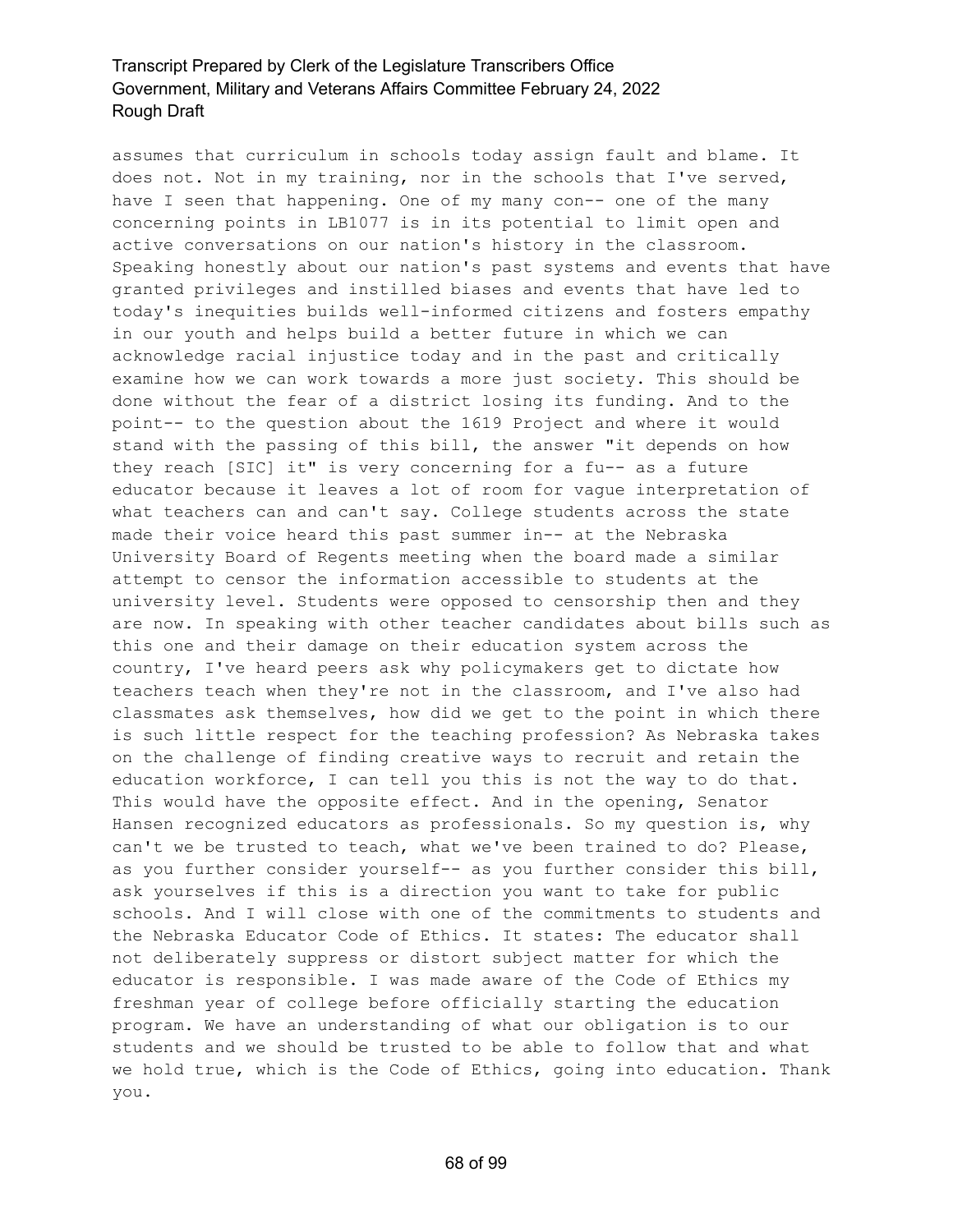assumes that curriculum in schools today assign fault and blame. It does not. Not in my training, nor in the schools that I've served, have I seen that happening. One of my many con-- one of the many concerning points in LB1077 is in its potential to limit open and active conversations on our nation's history in the classroom. Speaking honestly about our nation's past systems and events that have granted privileges and instilled biases and events that have led to today's inequities builds well-informed citizens and fosters empathy in our youth and helps build a better future in which we can acknowledge racial injustice today and in the past and critically examine how we can work towards a more just society. This should be done without the fear of a district losing its funding. And to the point-- to the question about the 1619 Project and where it would stand with the passing of this bill, the answer "it depends on how they reach [SIC] it" is very concerning for a fu-- as a future educator because it leaves a lot of room for vague interpretation of what teachers can and can't say. College students across the state made their voice heard this past summer in-- at the Nebraska University Board of Regents meeting when the board made a similar attempt to censor the information accessible to students at the university level. Students were opposed to censorship then and they are now. In speaking with other teacher candidates about bills such as this one and their damage on their education system across the country, I've heard peers ask why policymakers get to dictate how teachers teach when they're not in the classroom, and I've also had classmates ask themselves, how did we get to the point in which there is such little respect for the teaching profession? As Nebraska takes on the challenge of finding creative ways to recruit and retain the education workforce, I can tell you this is not the way to do that. This would have the opposite effect. And in the opening, Senator Hansen recognized educators as professionals. So my question is, why can't we be trusted to teach, what we've been trained to do? Please, as you further consider yourself-- as you further consider this bill, ask yourselves if this is a direction you want to take for public schools. And I will close with one of the commitments to students and the Nebraska Educator Code of Ethics. It states: The educator shall not deliberately suppress or distort subject matter for which the educator is responsible. I was made aware of the Code of Ethics my freshman year of college before officially starting the education program. We have an understanding of what our obligation is to our students and we should be trusted to be able to follow that and what we hold true, which is the Code of Ethics, going into education. Thank you.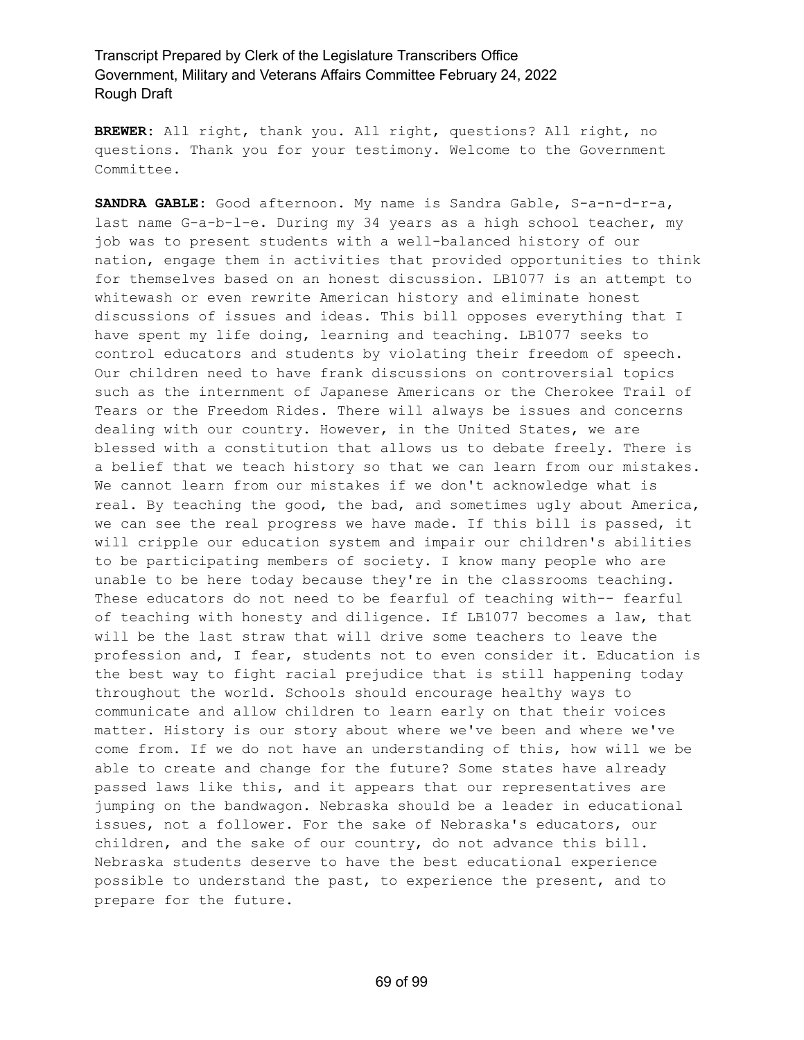**BREWER:** All right, thank you. All right, questions? All right, no questions. Thank you for your testimony. Welcome to the Government Committee.

**SANDRA GABLE:** Good afternoon. My name is Sandra Gable, S-a-n-d-r-a, last name G-a-b-l-e. During my 34 years as a high school teacher, my job was to present students with a well-balanced history of our nation, engage them in activities that provided opportunities to think for themselves based on an honest discussion. LB1077 is an attempt to whitewash or even rewrite American history and eliminate honest discussions of issues and ideas. This bill opposes everything that I have spent my life doing, learning and teaching. LB1077 seeks to control educators and students by violating their freedom of speech. Our children need to have frank discussions on controversial topics such as the internment of Japanese Americans or the Cherokee Trail of Tears or the Freedom Rides. There will always be issues and concerns dealing with our country. However, in the United States, we are blessed with a constitution that allows us to debate freely. There is a belief that we teach history so that we can learn from our mistakes. We cannot learn from our mistakes if we don't acknowledge what is real. By teaching the good, the bad, and sometimes ugly about America, we can see the real progress we have made. If this bill is passed, it will cripple our education system and impair our children's abilities to be participating members of society. I know many people who are unable to be here today because they're in the classrooms teaching. These educators do not need to be fearful of teaching with-- fearful of teaching with honesty and diligence. If LB1077 becomes a law, that will be the last straw that will drive some teachers to leave the profession and, I fear, students not to even consider it. Education is the best way to fight racial prejudice that is still happening today throughout the world. Schools should encourage healthy ways to communicate and allow children to learn early on that their voices matter. History is our story about where we've been and where we've come from. If we do not have an understanding of this, how will we be able to create and change for the future? Some states have already passed laws like this, and it appears that our representatives are jumping on the bandwagon. Nebraska should be a leader in educational issues, not a follower. For the sake of Nebraska's educators, our children, and the sake of our country, do not advance this bill. Nebraska students deserve to have the best educational experience possible to understand the past, to experience the present, and to prepare for the future.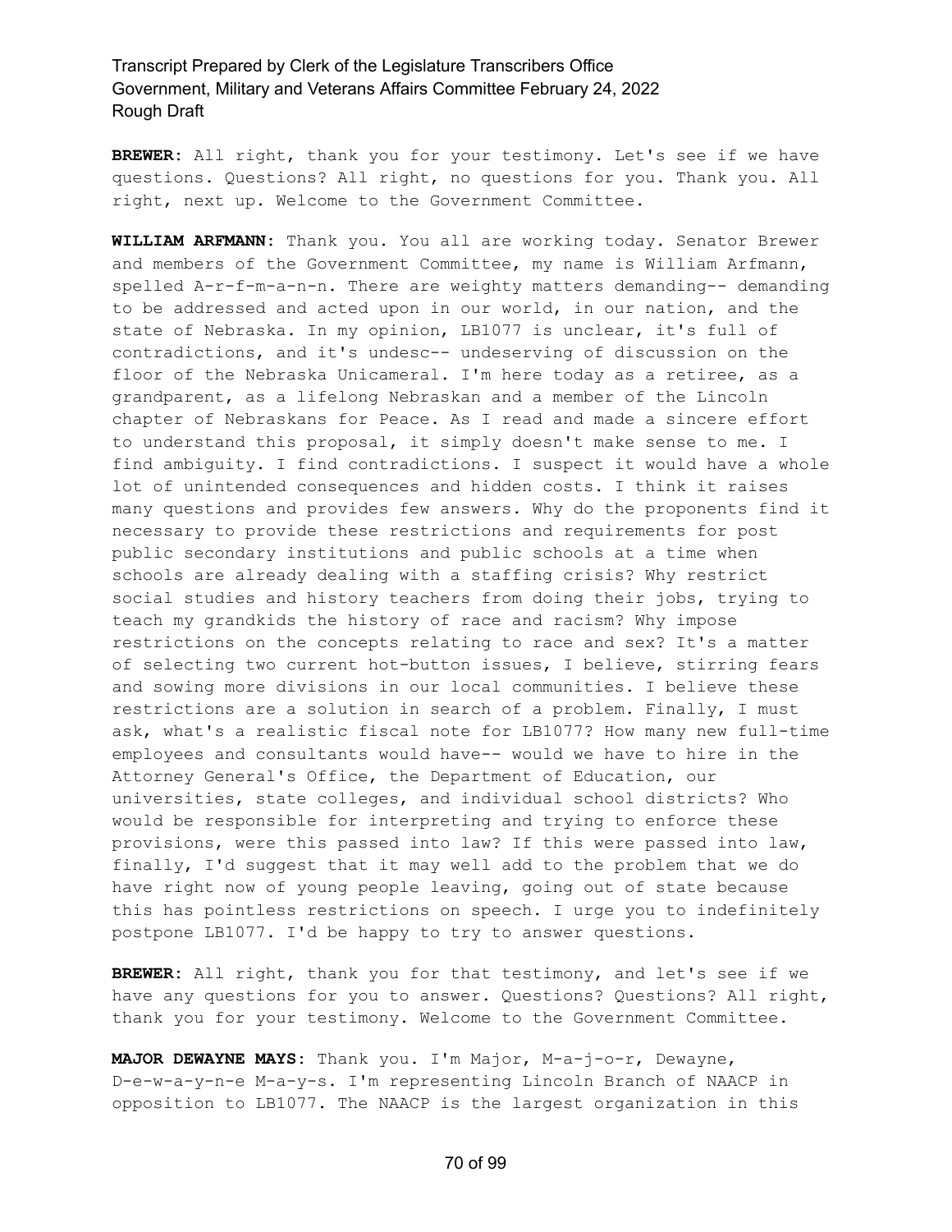**BREWER:** All right, thank you for your testimony. Let's see if we have questions. Questions? All right, no questions for you. Thank you. All right, next up. Welcome to the Government Committee.

**WILLIAM ARFMANN:** Thank you. You all are working today. Senator Brewer and members of the Government Committee, my name is William Arfmann, spelled A-r-f-m-a-n-n. There are weighty matters demanding-- demanding to be addressed and acted upon in our world, in our nation, and the state of Nebraska. In my opinion, LB1077 is unclear, it's full of contradictions, and it's undesc-- undeserving of discussion on the floor of the Nebraska Unicameral. I'm here today as a retiree, as a grandparent, as a lifelong Nebraskan and a member of the Lincoln chapter of Nebraskans for Peace. As I read and made a sincere effort to understand this proposal, it simply doesn't make sense to me. I find ambiguity. I find contradictions. I suspect it would have a whole lot of unintended consequences and hidden costs. I think it raises many questions and provides few answers. Why do the proponents find it necessary to provide these restrictions and requirements for post public secondary institutions and public schools at a time when schools are already dealing with a staffing crisis? Why restrict social studies and history teachers from doing their jobs, trying to teach my grandkids the history of race and racism? Why impose restrictions on the concepts relating to race and sex? It's a matter of selecting two current hot-button issues, I believe, stirring fears and sowing more divisions in our local communities. I believe these restrictions are a solution in search of a problem. Finally, I must ask, what's a realistic fiscal note for LB1077? How many new full-time employees and consultants would have-- would we have to hire in the Attorney General's Office, the Department of Education, our universities, state colleges, and individual school districts? Who would be responsible for interpreting and trying to enforce these provisions, were this passed into law? If this were passed into law, finally, I'd suggest that it may well add to the problem that we do have right now of young people leaving, going out of state because this has pointless restrictions on speech. I urge you to indefinitely postpone LB1077. I'd be happy to try to answer questions.

**BREWER:** All right, thank you for that testimony, and let's see if we have any questions for you to answer. Questions? Questions? All right, thank you for your testimony. Welcome to the Government Committee.

**MAJOR DEWAYNE MAYS:** Thank you. I'm Major, M-a-j-o-r, Dewayne, D-e-w-a-y-n-e M-a-y-s. I'm representing Lincoln Branch of NAACP in opposition to LB1077. The NAACP is the largest organization in this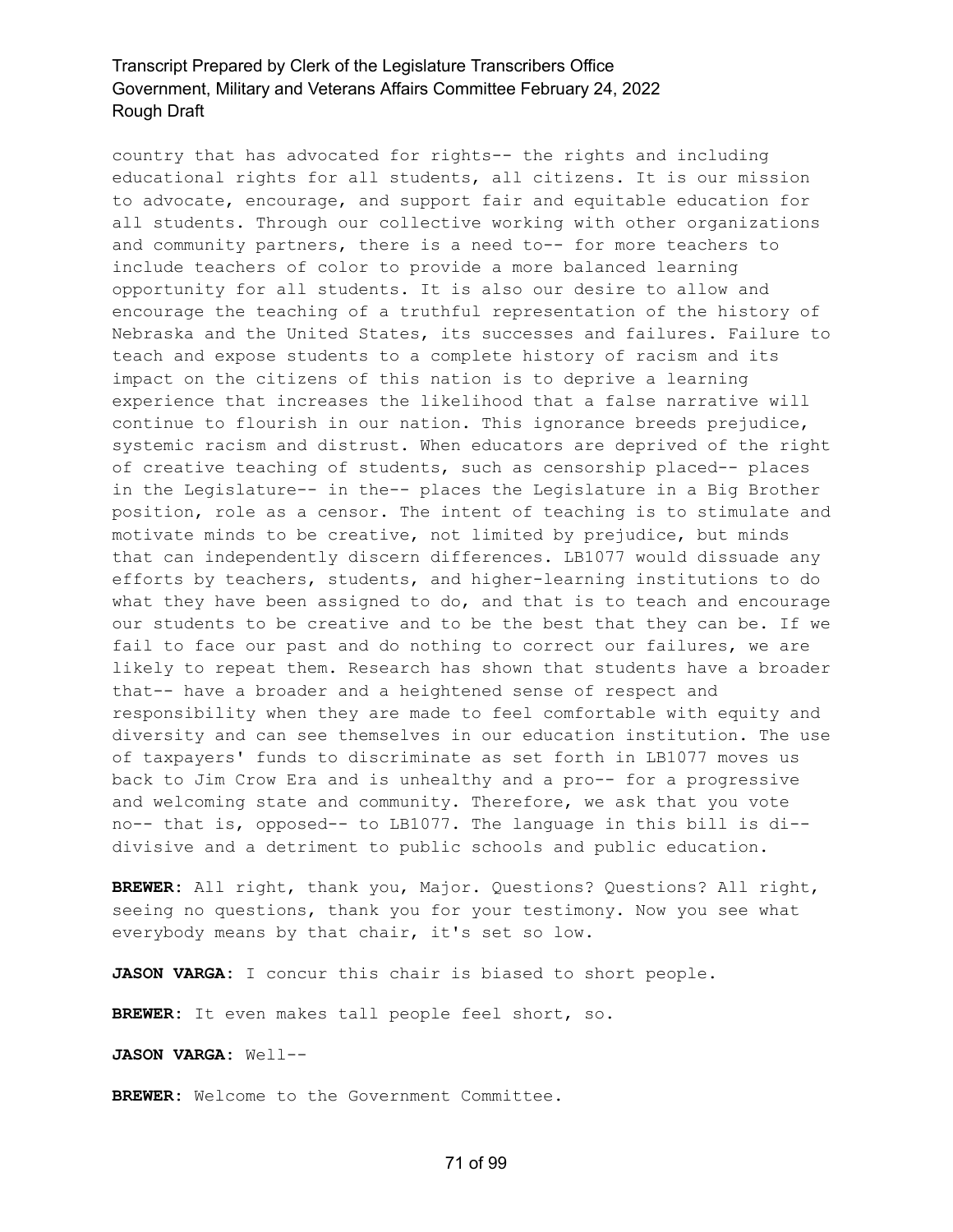country that has advocated for rights-- the rights and including educational rights for all students, all citizens. It is our mission to advocate, encourage, and support fair and equitable education for all students. Through our collective working with other organizations and community partners, there is a need to-- for more teachers to include teachers of color to provide a more balanced learning opportunity for all students. It is also our desire to allow and encourage the teaching of a truthful representation of the history of Nebraska and the United States, its successes and failures. Failure to teach and expose students to a complete history of racism and its impact on the citizens of this nation is to deprive a learning experience that increases the likelihood that a false narrative will continue to flourish in our nation. This ignorance breeds prejudice, systemic racism and distrust. When educators are deprived of the right of creative teaching of students, such as censorship placed-- places in the Legislature-- in the-- places the Legislature in a Big Brother position, role as a censor. The intent of teaching is to stimulate and motivate minds to be creative, not limited by prejudice, but minds that can independently discern differences. LB1077 would dissuade any efforts by teachers, students, and higher-learning institutions to do what they have been assigned to do, and that is to teach and encourage our students to be creative and to be the best that they can be. If we fail to face our past and do nothing to correct our failures, we are likely to repeat them. Research has shown that students have a broader that-- have a broader and a heightened sense of respect and responsibility when they are made to feel comfortable with equity and diversity and can see themselves in our education institution. The use of taxpayers' funds to discriminate as set forth in LB1077 moves us back to Jim Crow Era and is unhealthy and a pro-- for a progressive and welcoming state and community. Therefore, we ask that you vote no-- that is, opposed-- to LB1077. The language in this bill is di-- divisive and a detriment to public schools and public education.

**BREWER:** All right, thank you, Major. Questions? Questions? All right, seeing no questions, thank you for your testimony. Now you see what everybody means by that chair, it's set so low.

**JASON VARGA:** I concur this chair is biased to short people.

**BREWER:** It even makes tall people feel short, so.

**JASON VARGA:** Well--

**BREWER:** Welcome to the Government Committee.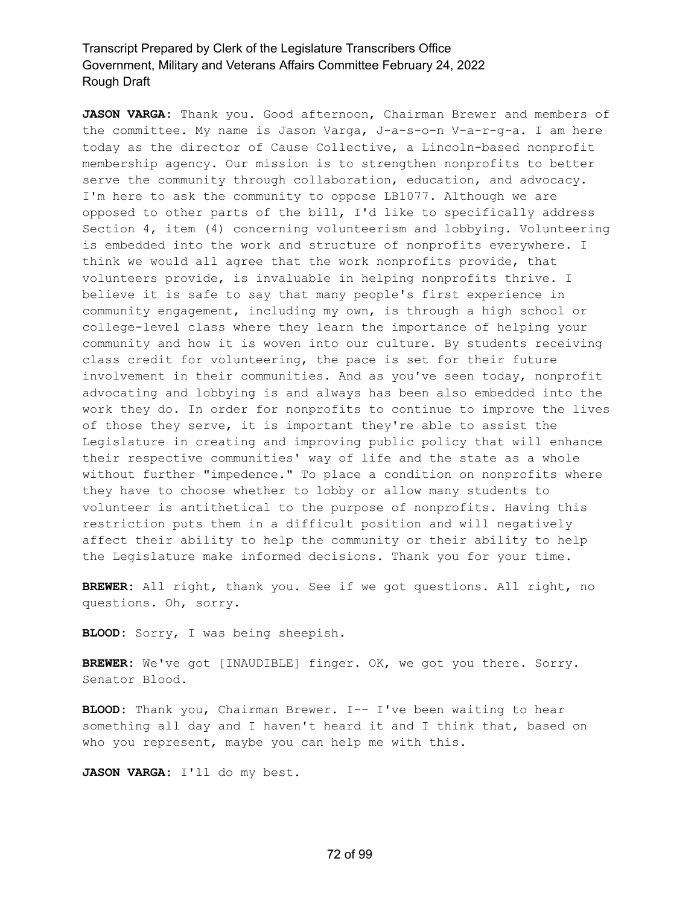**JASON VARGA:** Thank you. Good afternoon, Chairman Brewer and members of the committee. My name is Jason Varga, J-a-s-o-n V-a-r-g-a. I am here today as the director of Cause Collective, a Lincoln-based nonprofit membership agency. Our mission is to strengthen nonprofits to better serve the community through collaboration, education, and advocacy. I'm here to ask the community to oppose LB1077. Although we are opposed to other parts of the bill, I'd like to specifically address Section 4, item (4) concerning volunteerism and lobbying. Volunteering is embedded into the work and structure of nonprofits everywhere. I think we would all agree that the work nonprofits provide, that volunteers provide, is invaluable in helping nonprofits thrive. I believe it is safe to say that many people's first experience in community engagement, including my own, is through a high school or college-level class where they learn the importance of helping your community and how it is woven into our culture. By students receiving class credit for volunteering, the pace is set for their future involvement in their communities. And as you've seen today, nonprofit advocating and lobbying is and always has been also embedded into the work they do. In order for nonprofits to continue to improve the lives of those they serve, it is important they're able to assist the Legislature in creating and improving public policy that will enhance their respective communities' way of life and the state as a whole without further "impedence." To place a condition on nonprofits where they have to choose whether to lobby or allow many students to volunteer is antithetical to the purpose of nonprofits. Having this restriction puts them in a difficult position and will negatively affect their ability to help the community or their ability to help the Legislature make informed decisions. Thank you for your time.

**BREWER:** All right, thank you. See if we got questions. All right, no questions. Oh, sorry.

**BLOOD:** Sorry, I was being sheepish.

**BREWER:** We've got [INAUDIBLE] finger. OK, we got you there. Sorry. Senator Blood.

**BLOOD:** Thank you, Chairman Brewer. I-- I've been waiting to hear something all day and I haven't heard it and I think that, based on who you represent, maybe you can help me with this.

**JASON VARGA:** I'll do my best.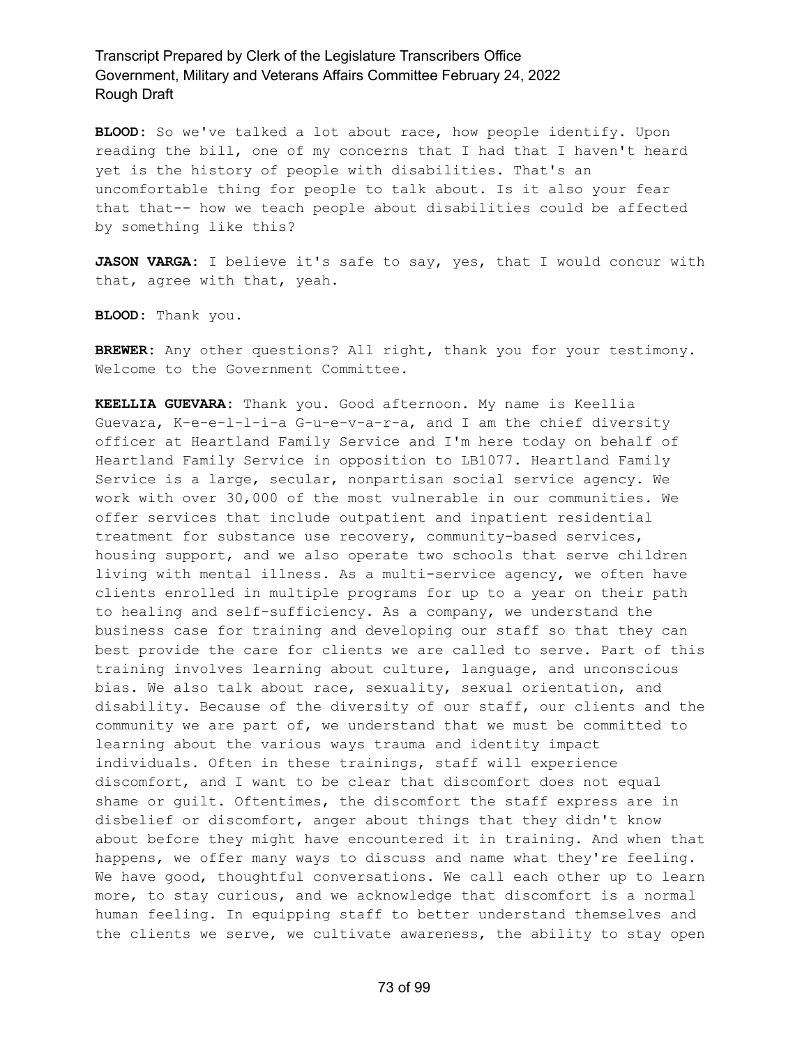**BLOOD:** So we've talked a lot about race, how people identify. Upon reading the bill, one of my concerns that I had that I haven't heard yet is the history of people with disabilities. That's an uncomfortable thing for people to talk about. Is it also your fear that that-- how we teach people about disabilities could be affected by something like this?

**JASON VARGA:** I believe it's safe to say, yes, that I would concur with that, agree with that, yeah.

**BLOOD:** Thank you.

**BREWER:** Any other questions? All right, thank you for your testimony. Welcome to the Government Committee.

**KEELLIA GUEVARA:** Thank you. Good afternoon. My name is Keellia Guevara, K-e-e-l-l-i-a G-u-e-v-a-r-a, and I am the chief diversity officer at Heartland Family Service and I'm here today on behalf of Heartland Family Service in opposition to LB1077. Heartland Family Service is a large, secular, nonpartisan social service agency. We work with over 30,000 of the most vulnerable in our communities. We offer services that include outpatient and inpatient residential treatment for substance use recovery, community-based services, housing support, and we also operate two schools that serve children living with mental illness. As a multi-service agency, we often have clients enrolled in multiple programs for up to a year on their path to healing and self-sufficiency. As a company, we understand the business case for training and developing our staff so that they can best provide the care for clients we are called to serve. Part of this training involves learning about culture, language, and unconscious bias. We also talk about race, sexuality, sexual orientation, and disability. Because of the diversity of our staff, our clients and the community we are part of, we understand that we must be committed to learning about the various ways trauma and identity impact individuals. Often in these trainings, staff will experience discomfort, and I want to be clear that discomfort does not equal shame or guilt. Oftentimes, the discomfort the staff express are in disbelief or discomfort, anger about things that they didn't know about before they might have encountered it in training. And when that happens, we offer many ways to discuss and name what they're feeling. We have good, thoughtful conversations. We call each other up to learn more, to stay curious, and we acknowledge that discomfort is a normal human feeling. In equipping staff to better understand themselves and the clients we serve, we cultivate awareness, the ability to stay open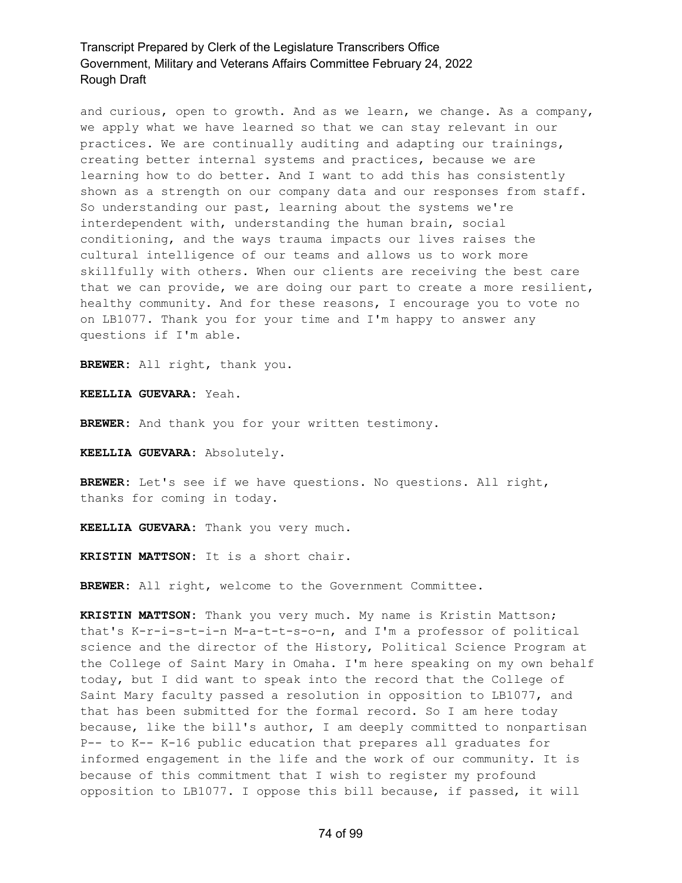and curious, open to growth. And as we learn, we change. As a company, we apply what we have learned so that we can stay relevant in our practices. We are continually auditing and adapting our trainings, creating better internal systems and practices, because we are learning how to do better. And I want to add this has consistently shown as a strength on our company data and our responses from staff. So understanding our past, learning about the systems we're interdependent with, understanding the human brain, social conditioning, and the ways trauma impacts our lives raises the cultural intelligence of our teams and allows us to work more skillfully with others. When our clients are receiving the best care that we can provide, we are doing our part to create a more resilient, healthy community. And for these reasons, I encourage you to vote no on LB1077. Thank you for your time and I'm happy to answer any questions if I'm able.

**BREWER:** All right, thank you.

**KEELLIA GUEVARA:** Yeah.

**BREWER:** And thank you for your written testimony.

**KEELLIA GUEVARA:** Absolutely.

**BREWER:** Let's see if we have questions. No questions. All right, thanks for coming in today.

**KEELLIA GUEVARA:** Thank you very much.

**KRISTIN MATTSON:** It is a short chair.

**BREWER:** All right, welcome to the Government Committee.

**KRISTIN MATTSON:** Thank you very much. My name is Kristin Mattson; that's K-r-i-s-t-i-n M-a-t-t-s-o-n, and I'm a professor of political science and the director of the History, Political Science Program at the College of Saint Mary in Omaha. I'm here speaking on my own behalf today, but I did want to speak into the record that the College of Saint Mary faculty passed a resolution in opposition to LB1077, and that has been submitted for the formal record. So I am here today because, like the bill's author, I am deeply committed to nonpartisan P-- to K-- K-16 public education that prepares all graduates for informed engagement in the life and the work of our community. It is because of this commitment that I wish to register my profound opposition to LB1077. I oppose this bill because, if passed, it will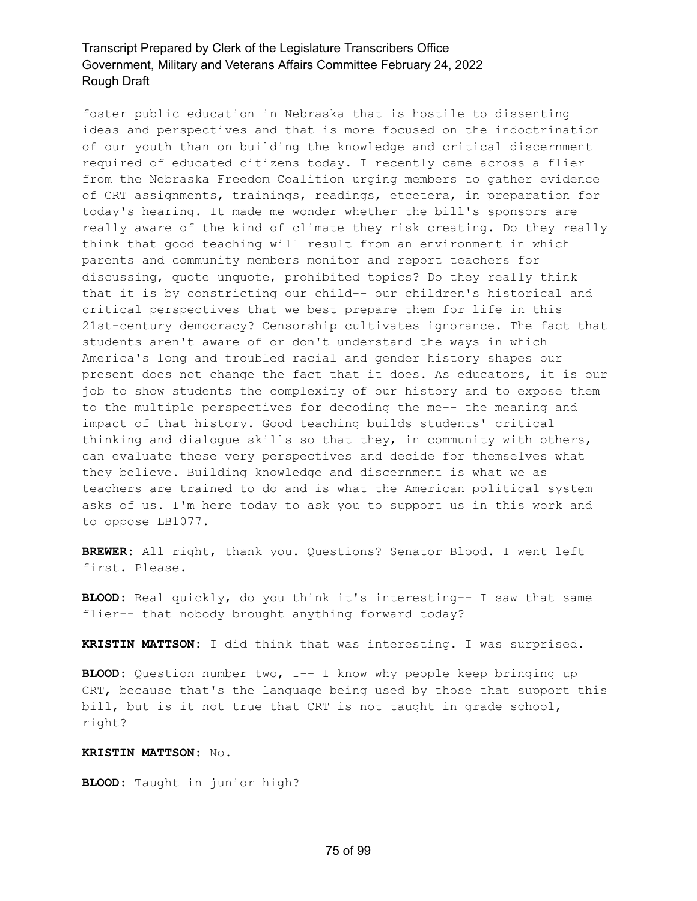foster public education in Nebraska that is hostile to dissenting ideas and perspectives and that is more focused on the indoctrination of our youth than on building the knowledge and critical discernment required of educated citizens today. I recently came across a flier from the Nebraska Freedom Coalition urging members to gather evidence of CRT assignments, trainings, readings, etcetera, in preparation for today's hearing. It made me wonder whether the bill's sponsors are really aware of the kind of climate they risk creating. Do they really think that good teaching will result from an environment in which parents and community members monitor and report teachers for discussing, quote unquote, prohibited topics? Do they really think that it is by constricting our child-- our children's historical and critical perspectives that we best prepare them for life in this 21st-century democracy? Censorship cultivates ignorance. The fact that students aren't aware of or don't understand the ways in which America's long and troubled racial and gender history shapes our present does not change the fact that it does. As educators, it is our job to show students the complexity of our history and to expose them to the multiple perspectives for decoding the me-- the meaning and impact of that history. Good teaching builds students' critical thinking and dialogue skills so that they, in community with others, can evaluate these very perspectives and decide for themselves what they believe. Building knowledge and discernment is what we as teachers are trained to do and is what the American political system asks of us. I'm here today to ask you to support us in this work and to oppose LB1077.

**BREWER:** All right, thank you. Questions? Senator Blood. I went left first. Please.

**BLOOD:** Real quickly, do you think it's interesting-- I saw that same flier-- that nobody brought anything forward today?

**KRISTIN MATTSON:** I did think that was interesting. I was surprised.

**BLOOD:** Question number two, I-- I know why people keep bringing up CRT, because that's the language being used by those that support this bill, but is it not true that CRT is not taught in grade school, right?

**KRISTIN MATTSON:** No.

**BLOOD:** Taught in junior high?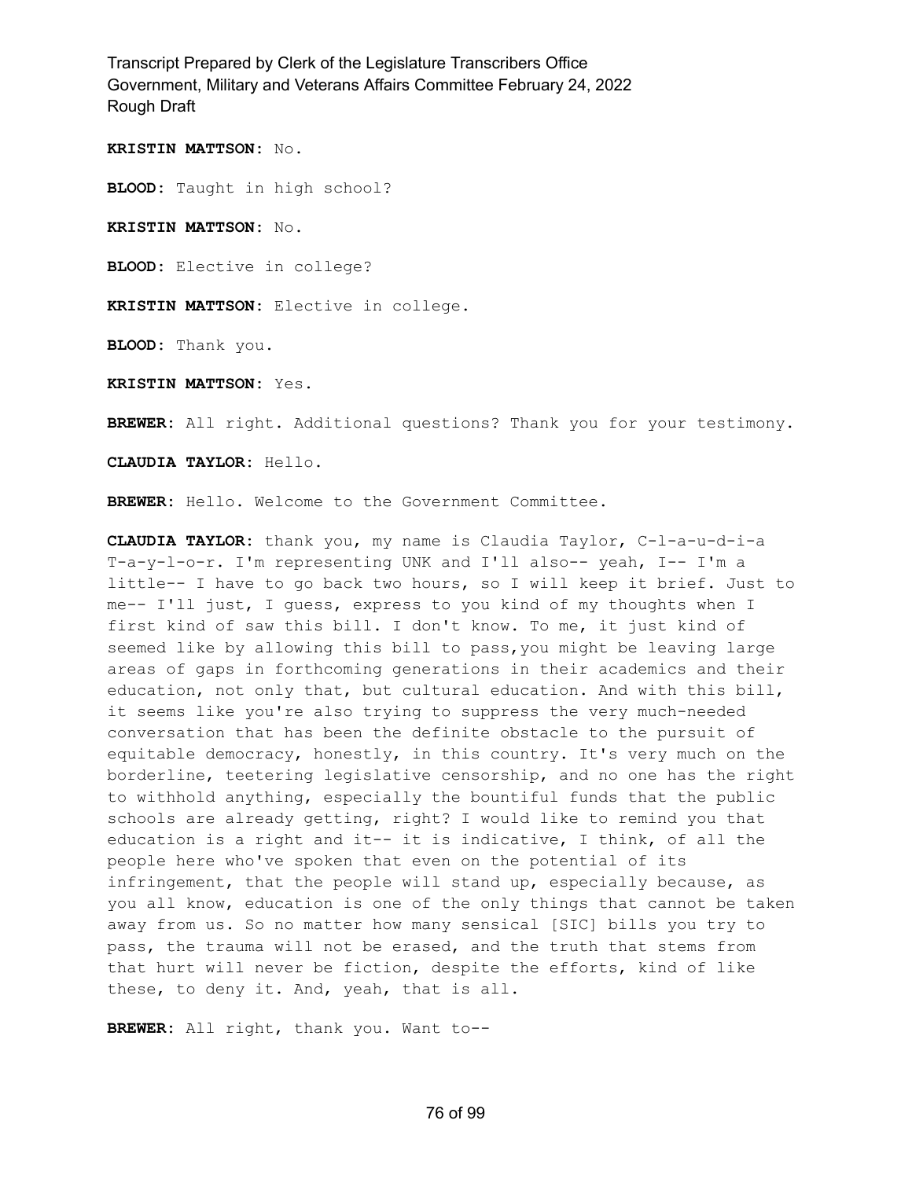**KRISTIN MATTSON:** No.

**BLOOD:** Taught in high school?

**KRISTIN MATTSON:** No.

**BLOOD:** Elective in college?

**KRISTIN MATTSON:** Elective in college.

**BLOOD:** Thank you.

**KRISTIN MATTSON:** Yes.

**BREWER:** All right. Additional questions? Thank you for your testimony.

**CLAUDIA TAYLOR:** Hello.

**BREWER:** Hello. Welcome to the Government Committee.

**CLAUDIA TAYLOR:** thank you, my name is Claudia Taylor, C-l-a-u-d-i-a T-a-y-l-o-r. I'm representing UNK and I'll also-- yeah, I-- I'm a little-- I have to go back two hours, so I will keep it brief. Just to me-- I'll just, I guess, express to you kind of my thoughts when I first kind of saw this bill. I don't know. To me, it just kind of seemed like by allowing this bill to pass,you might be leaving large areas of gaps in forthcoming generations in their academics and their education, not only that, but cultural education. And with this bill, it seems like you're also trying to suppress the very much-needed conversation that has been the definite obstacle to the pursuit of equitable democracy, honestly, in this country. It's very much on the borderline, teetering legislative censorship, and no one has the right to withhold anything, especially the bountiful funds that the public schools are already getting, right? I would like to remind you that education is a right and it-- it is indicative, I think, of all the people here who've spoken that even on the potential of its infringement, that the people will stand up, especially because, as you all know, education is one of the only things that cannot be taken away from us. So no matter how many sensical [SIC] bills you try to pass, the trauma will not be erased, and the truth that stems from that hurt will never be fiction, despite the efforts, kind of like these, to deny it. And, yeah, that is all.

**BREWER:** All right, thank you. Want to--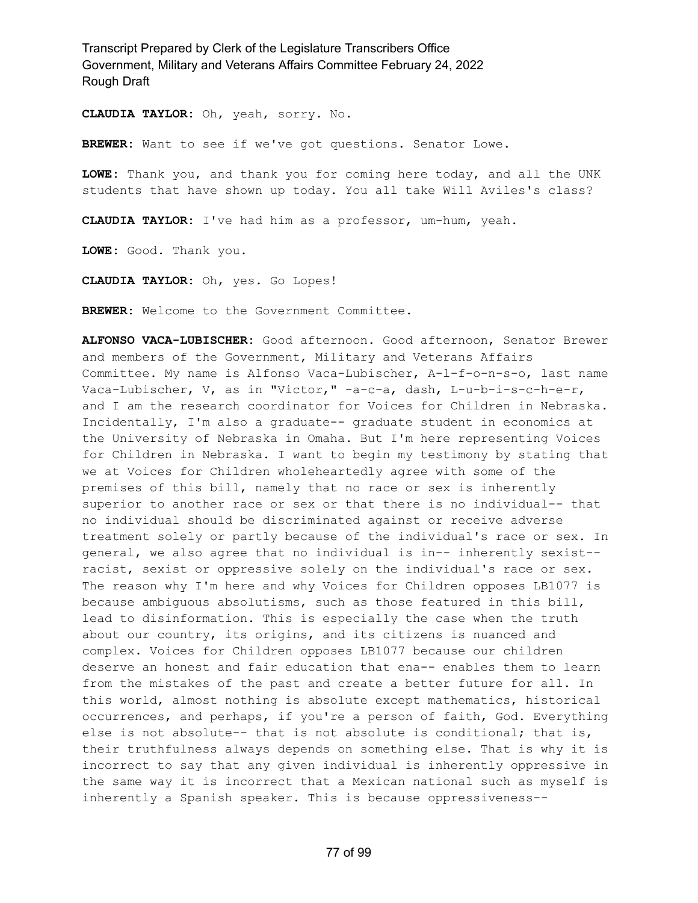**CLAUDIA TAYLOR:** Oh, yeah, sorry. No.

**BREWER:** Want to see if we've got questions. Senator Lowe.

**LOWE:** Thank you, and thank you for coming here today, and all the UNK students that have shown up today. You all take Will Aviles's class?

**CLAUDIA TAYLOR:** I've had him as a professor, um-hum, yeah.

**LOWE:** Good. Thank you.

**CLAUDIA TAYLOR:** Oh, yes. Go Lopes!

**BREWER:** Welcome to the Government Committee.

**ALFONSO VACA-LUBISCHER:** Good afternoon. Good afternoon, Senator Brewer and members of the Government, Military and Veterans Affairs Committee. My name is Alfonso Vaca-Lubischer, A-l-f-o-n-s-o, last name Vaca-Lubischer, V, as in "Victor," -a-c-a, dash, L-u-b-i-s-c-h-e-r, and I am the research coordinator for Voices for Children in Nebraska. Incidentally, I'm also a graduate-- graduate student in economics at the University of Nebraska in Omaha. But I'm here representing Voices for Children in Nebraska. I want to begin my testimony by stating that we at Voices for Children wholeheartedly agree with some of the premises of this bill, namely that no race or sex is inherently superior to another race or sex or that there is no individual-- that no individual should be discriminated against or receive adverse treatment solely or partly because of the individual's race or sex. In general, we also agree that no individual is in-- inherently sexist-- racist, sexist or oppressive solely on the individual's race or sex. The reason why I'm here and why Voices for Children opposes LB1077 is because ambiguous absolutisms, such as those featured in this bill, lead to disinformation. This is especially the case when the truth about our country, its origins, and its citizens is nuanced and complex. Voices for Children opposes LB1077 because our children deserve an honest and fair education that ena-- enables them to learn from the mistakes of the past and create a better future for all. In this world, almost nothing is absolute except mathematics, historical occurrences, and perhaps, if you're a person of faith, God. Everything else is not absolute-- that is not absolute is conditional; that is, their truthfulness always depends on something else. That is why it is incorrect to say that any given individual is inherently oppressive in the same way it is incorrect that a Mexican national such as myself is inherently a Spanish speaker. This is because oppressiveness--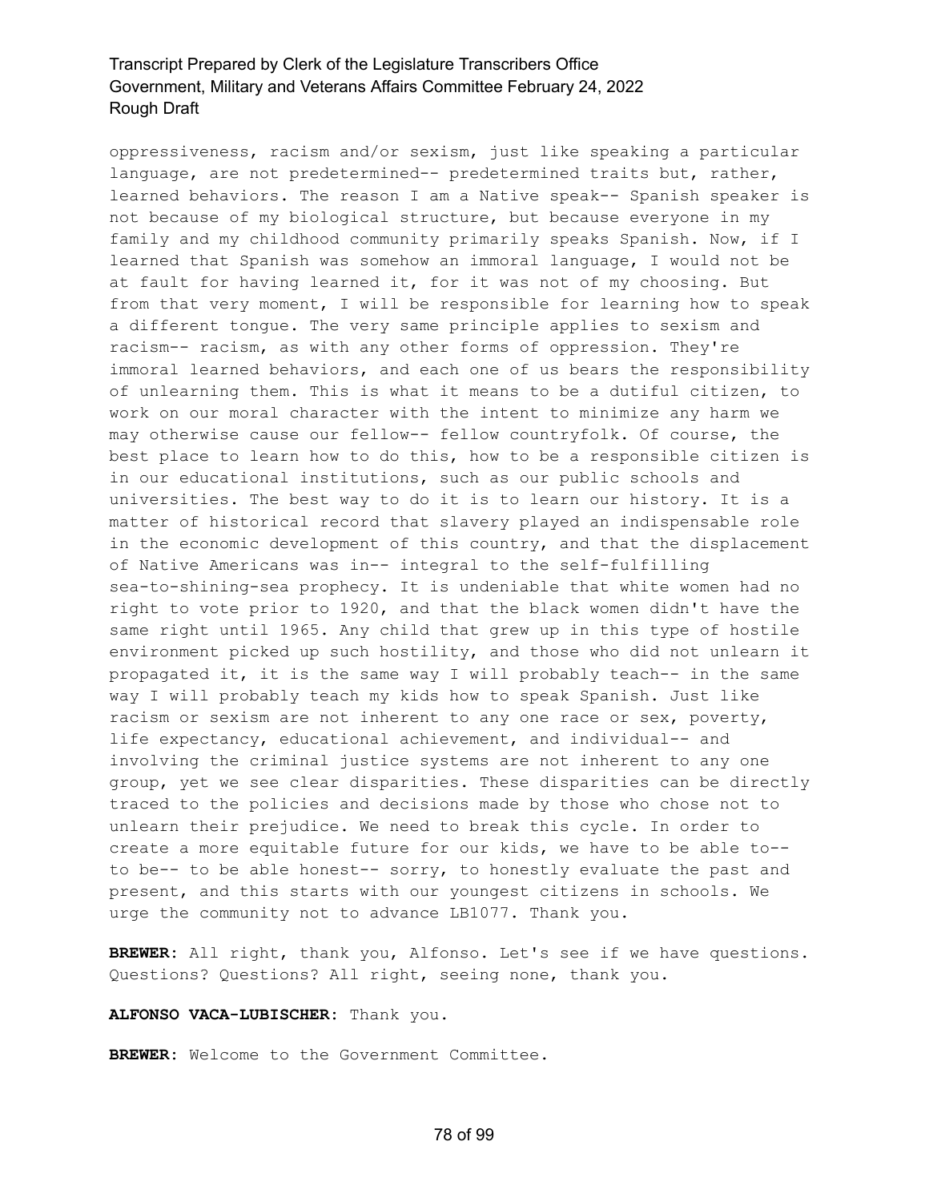oppressiveness, racism and/or sexism, just like speaking a particular language, are not predetermined-- predetermined traits but, rather, learned behaviors. The reason I am a Native speak-- Spanish speaker is not because of my biological structure, but because everyone in my family and my childhood community primarily speaks Spanish. Now, if I learned that Spanish was somehow an immoral language, I would not be at fault for having learned it, for it was not of my choosing. But from that very moment, I will be responsible for learning how to speak a different tongue. The very same principle applies to sexism and racism-- racism, as with any other forms of oppression. They're immoral learned behaviors, and each one of us bears the responsibility of unlearning them. This is what it means to be a dutiful citizen, to work on our moral character with the intent to minimize any harm we may otherwise cause our fellow-- fellow countryfolk. Of course, the best place to learn how to do this, how to be a responsible citizen is in our educational institutions, such as our public schools and universities. The best way to do it is to learn our history. It is a matter of historical record that slavery played an indispensable role in the economic development of this country, and that the displacement of Native Americans was in-- integral to the self-fulfilling sea-to-shining-sea prophecy. It is undeniable that white women had no right to vote prior to 1920, and that the black women didn't have the same right until 1965. Any child that grew up in this type of hostile environment picked up such hostility, and those who did not unlearn it propagated it, it is the same way I will probably teach-- in the same way I will probably teach my kids how to speak Spanish. Just like racism or sexism are not inherent to any one race or sex, poverty, life expectancy, educational achievement, and individual-- and involving the criminal justice systems are not inherent to any one group, yet we see clear disparities. These disparities can be directly traced to the policies and decisions made by those who chose not to unlearn their prejudice. We need to break this cycle. In order to create a more equitable future for our kids, we have to be able to-- to be-- to be able honest-- sorry, to honestly evaluate the past and present, and this starts with our youngest citizens in schools. We urge the community not to advance LB1077. Thank you.

**BREWER:** All right, thank you, Alfonso. Let's see if we have questions. Questions? Questions? All right, seeing none, thank you.

**ALFONSO VACA-LUBISCHER:** Thank you.

**BREWER:** Welcome to the Government Committee.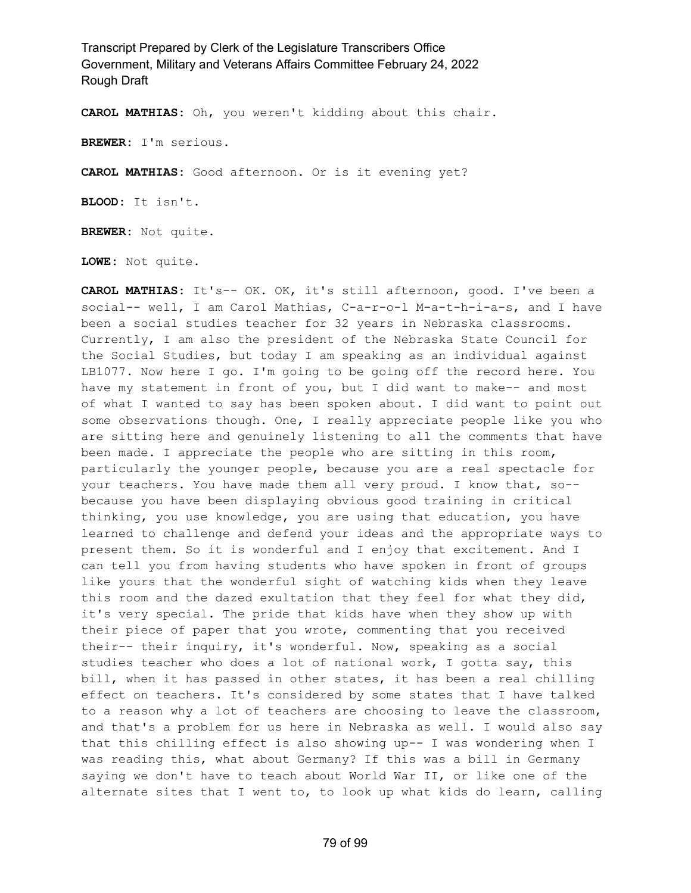**CAROL MATHIAS:** Oh, you weren't kidding about this chair.

**BREWER:** I'm serious.

**CAROL MATHIAS:** Good afternoon. Or is it evening yet?

**BLOOD:** It isn't.

**BREWER:** Not quite.

**LOWE:** Not quite.

**CAROL MATHIAS:** It's-- OK. OK, it's still afternoon, good. I've been a social-- well, I am Carol Mathias, C-a-r-o-l M-a-t-h-i-a-s, and I have been a social studies teacher for 32 years in Nebraska classrooms. Currently, I am also the president of the Nebraska State Council for the Social Studies, but today I am speaking as an individual against LB1077. Now here I go. I'm going to be going off the record here. You have my statement in front of you, but I did want to make-- and most of what I wanted to say has been spoken about. I did want to point out some observations though. One, I really appreciate people like you who are sitting here and genuinely listening to all the comments that have been made. I appreciate the people who are sitting in this room, particularly the younger people, because you are a real spectacle for your teachers. You have made them all very proud. I know that, so-- because you have been displaying obvious good training in critical thinking, you use knowledge, you are using that education, you have learned to challenge and defend your ideas and the appropriate ways to present them. So it is wonderful and I enjoy that excitement. And I can tell you from having students who have spoken in front of groups like yours that the wonderful sight of watching kids when they leave this room and the dazed exultation that they feel for what they did, it's very special. The pride that kids have when they show up with their piece of paper that you wrote, commenting that you received their-- their inquiry, it's wonderful. Now, speaking as a social studies teacher who does a lot of national work, I gotta say, this bill, when it has passed in other states, it has been a real chilling effect on teachers. It's considered by some states that I have talked to a reason why a lot of teachers are choosing to leave the classroom, and that's a problem for us here in Nebraska as well. I would also say that this chilling effect is also showing up-- I was wondering when I was reading this, what about Germany? If this was a bill in Germany saying we don't have to teach about World War II, or like one of the alternate sites that I went to, to look up what kids do learn, calling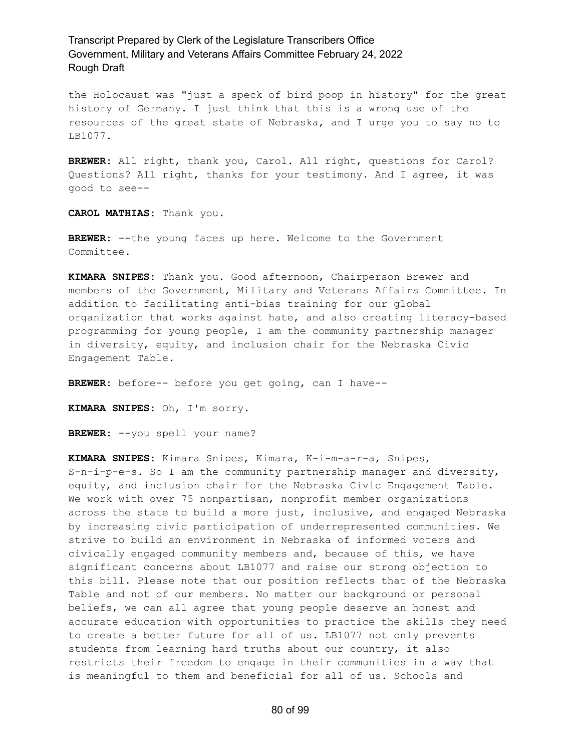the Holocaust was "just a speck of bird poop in history" for the great history of Germany. I just think that this is a wrong use of the resources of the great state of Nebraska, and I urge you to say no to LB1077.

**BREWER:** All right, thank you, Carol. All right, questions for Carol? Questions? All right, thanks for your testimony. And I agree, it was good to see--

**CAROL MATHIAS:** Thank you.

**BREWER:** --the young faces up here. Welcome to the Government Committee.

**KIMARA SNIPES:** Thank you. Good afternoon, Chairperson Brewer and members of the Government, Military and Veterans Affairs Committee. In addition to facilitating anti-bias training for our global organization that works against hate, and also creating literacy-based programming for young people, I am the community partnership manager in diversity, equity, and inclusion chair for the Nebraska Civic Engagement Table.

**BREWER:** before-- before you get going, can I have--

**KIMARA SNIPES:** Oh, I'm sorry.

**BREWER:** --you spell your name?

**KIMARA SNIPES:** Kimara Snipes, Kimara, K-i-m-a-r-a, Snipes, S-n-i-p-e-s. So I am the community partnership manager and diversity, equity, and inclusion chair for the Nebraska Civic Engagement Table. We work with over 75 nonpartisan, nonprofit member organizations across the state to build a more just, inclusive, and engaged Nebraska by increasing civic participation of underrepresented communities. We strive to build an environment in Nebraska of informed voters and civically engaged community members and, because of this, we have significant concerns about LB1077 and raise our strong objection to this bill. Please note that our position reflects that of the Nebraska Table and not of our members. No matter our background or personal beliefs, we can all agree that young people deserve an honest and accurate education with opportunities to practice the skills they need to create a better future for all of us. LB1077 not only prevents students from learning hard truths about our country, it also restricts their freedom to engage in their communities in a way that is meaningful to them and beneficial for all of us. Schools and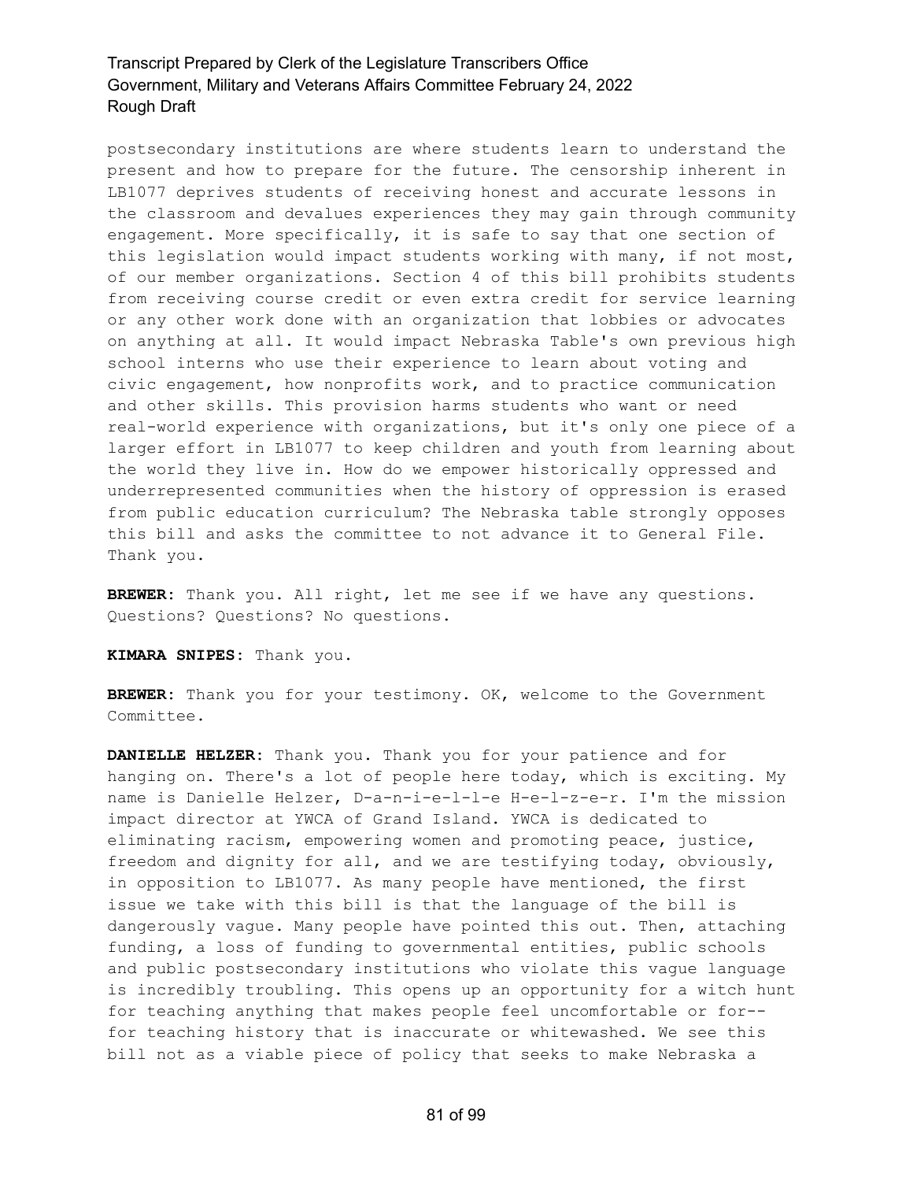postsecondary institutions are where students learn to understand the present and how to prepare for the future. The censorship inherent in LB1077 deprives students of receiving honest and accurate lessons in the classroom and devalues experiences they may gain through community engagement. More specifically, it is safe to say that one section of this legislation would impact students working with many, if not most, of our member organizations. Section 4 of this bill prohibits students from receiving course credit or even extra credit for service learning or any other work done with an organization that lobbies or advocates on anything at all. It would impact Nebraska Table's own previous high school interns who use their experience to learn about voting and civic engagement, how nonprofits work, and to practice communication and other skills. This provision harms students who want or need real-world experience with organizations, but it's only one piece of a larger effort in LB1077 to keep children and youth from learning about the world they live in. How do we empower historically oppressed and underrepresented communities when the history of oppression is erased from public education curriculum? The Nebraska table strongly opposes this bill and asks the committee to not advance it to General File. Thank you.

**BREWER:** Thank you. All right, let me see if we have any questions. Questions? Questions? No questions.

**KIMARA SNIPES:** Thank you.

**BREWER:** Thank you for your testimony. OK, welcome to the Government Committee.

**DANIELLE HELZER:** Thank you. Thank you for your patience and for hanging on. There's a lot of people here today, which is exciting. My name is Danielle Helzer, D-a-n-i-e-l-l-e H-e-l-z-e-r. I'm the mission impact director at YWCA of Grand Island. YWCA is dedicated to eliminating racism, empowering women and promoting peace, justice, freedom and dignity for all, and we are testifying today, obviously, in opposition to LB1077. As many people have mentioned, the first issue we take with this bill is that the language of the bill is dangerously vague. Many people have pointed this out. Then, attaching funding, a loss of funding to governmental entities, public schools and public postsecondary institutions who violate this vague language is incredibly troubling. This opens up an opportunity for a witch hunt for teaching anything that makes people feel uncomfortable or for-- for teaching history that is inaccurate or whitewashed. We see this bill not as a viable piece of policy that seeks to make Nebraska a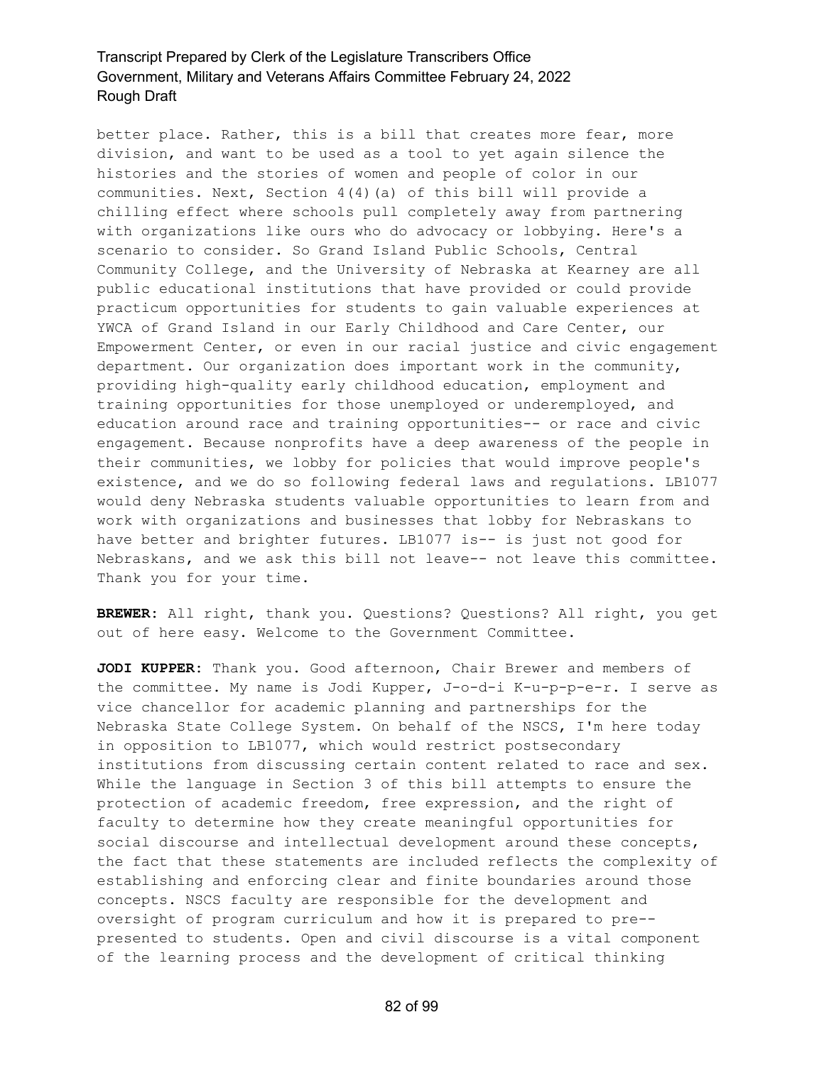better place. Rather, this is a bill that creates more fear, more division, and want to be used as a tool to yet again silence the histories and the stories of women and people of color in our communities. Next, Section 4(4)(a) of this bill will provide a chilling effect where schools pull completely away from partnering with organizations like ours who do advocacy or lobbying. Here's a scenario to consider. So Grand Island Public Schools, Central Community College, and the University of Nebraska at Kearney are all public educational institutions that have provided or could provide practicum opportunities for students to gain valuable experiences at YWCA of Grand Island in our Early Childhood and Care Center, our Empowerment Center, or even in our racial justice and civic engagement department. Our organization does important work in the community, providing high-quality early childhood education, employment and training opportunities for those unemployed or underemployed, and education around race and training opportunities-- or race and civic engagement. Because nonprofits have a deep awareness of the people in their communities, we lobby for policies that would improve people's existence, and we do so following federal laws and regulations. LB1077 would deny Nebraska students valuable opportunities to learn from and work with organizations and businesses that lobby for Nebraskans to have better and brighter futures. LB1077 is-- is just not good for Nebraskans, and we ask this bill not leave-- not leave this committee. Thank you for your time.

**BREWER:** All right, thank you. Questions? Questions? All right, you get out of here easy. Welcome to the Government Committee.

**JODI KUPPER:** Thank you. Good afternoon, Chair Brewer and members of the committee. My name is Jodi Kupper, J-o-d-i K-u-p-p-e-r. I serve as vice chancellor for academic planning and partnerships for the Nebraska State College System. On behalf of the NSCS, I'm here today in opposition to LB1077, which would restrict postsecondary institutions from discussing certain content related to race and sex. While the language in Section 3 of this bill attempts to ensure the protection of academic freedom, free expression, and the right of faculty to determine how they create meaningful opportunities for social discourse and intellectual development around these concepts, the fact that these statements are included reflects the complexity of establishing and enforcing clear and finite boundaries around those concepts. NSCS faculty are responsible for the development and oversight of program curriculum and how it is prepared to pre-- presented to students. Open and civil discourse is a vital component of the learning process and the development of critical thinking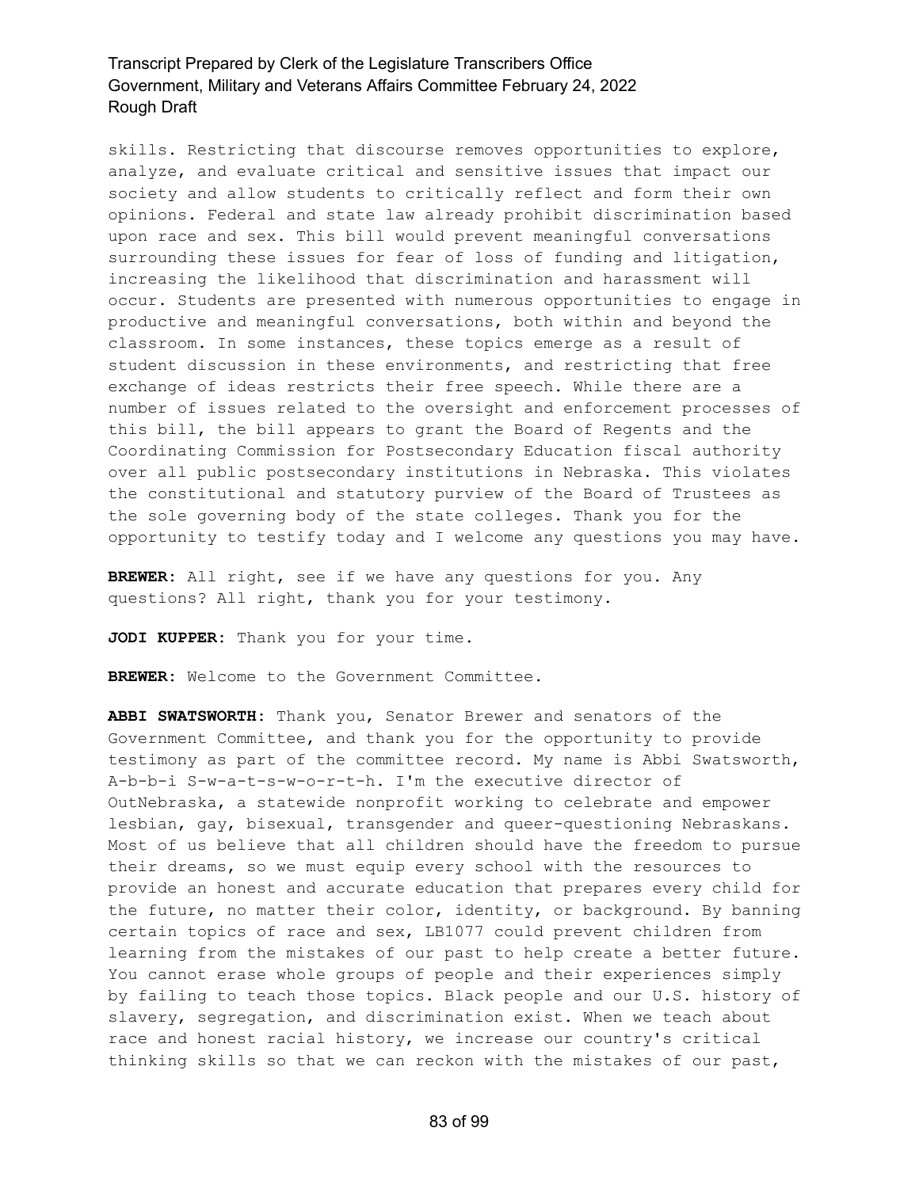skills. Restricting that discourse removes opportunities to explore, analyze, and evaluate critical and sensitive issues that impact our society and allow students to critically reflect and form their own opinions. Federal and state law already prohibit discrimination based upon race and sex. This bill would prevent meaningful conversations surrounding these issues for fear of loss of funding and litigation, increasing the likelihood that discrimination and harassment will occur. Students are presented with numerous opportunities to engage in productive and meaningful conversations, both within and beyond the classroom. In some instances, these topics emerge as a result of student discussion in these environments, and restricting that free exchange of ideas restricts their free speech. While there are a number of issues related to the oversight and enforcement processes of this bill, the bill appears to grant the Board of Regents and the Coordinating Commission for Postsecondary Education fiscal authority over all public postsecondary institutions in Nebraska. This violates the constitutional and statutory purview of the Board of Trustees as the sole governing body of the state colleges. Thank you for the opportunity to testify today and I welcome any questions you may have.

**BREWER:** All right, see if we have any questions for you. Any questions? All right, thank you for your testimony.

**JODI KUPPER:** Thank you for your time.

**BREWER:** Welcome to the Government Committee.

**ABBI SWATSWORTH:** Thank you, Senator Brewer and senators of the Government Committee, and thank you for the opportunity to provide testimony as part of the committee record. My name is Abbi Swatsworth, A-b-b-i S-w-a-t-s-w-o-r-t-h. I'm the executive director of OutNebraska, a statewide nonprofit working to celebrate and empower lesbian, gay, bisexual, transgender and queer-questioning Nebraskans. Most of us believe that all children should have the freedom to pursue their dreams, so we must equip every school with the resources to provide an honest and accurate education that prepares every child for the future, no matter their color, identity, or background. By banning certain topics of race and sex, LB1077 could prevent children from learning from the mistakes of our past to help create a better future. You cannot erase whole groups of people and their experiences simply by failing to teach those topics. Black people and our U.S. history of slavery, segregation, and discrimination exist. When we teach about race and honest racial history, we increase our country's critical thinking skills so that we can reckon with the mistakes of our past,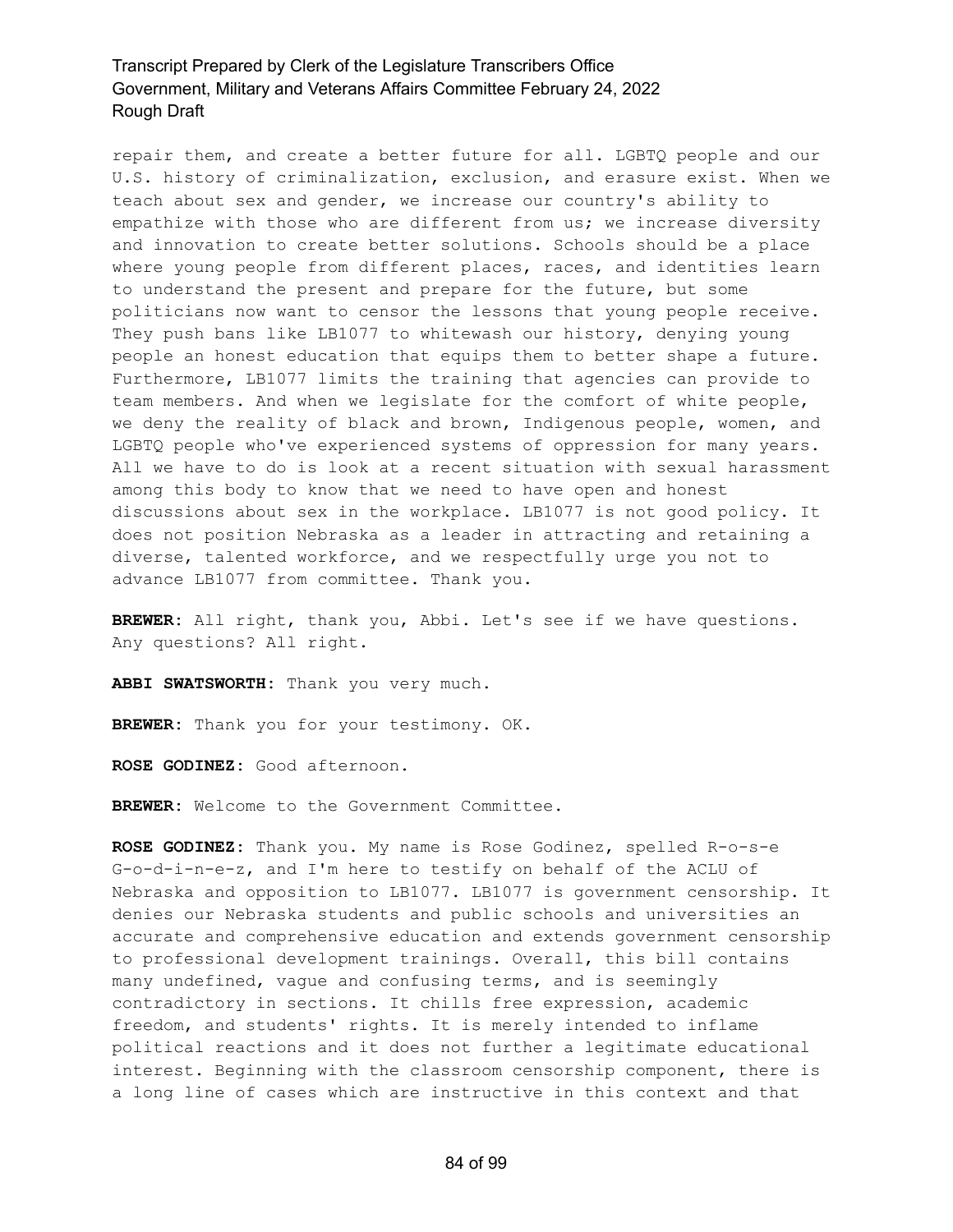repair them, and create a better future for all. LGBTQ people and our U.S. history of criminalization, exclusion, and erasure exist. When we teach about sex and gender, we increase our country's ability to empathize with those who are different from us; we increase diversity and innovation to create better solutions. Schools should be a place where young people from different places, races, and identities learn to understand the present and prepare for the future, but some politicians now want to censor the lessons that young people receive. They push bans like LB1077 to whitewash our history, denying young people an honest education that equips them to better shape a future. Furthermore, LB1077 limits the training that agencies can provide to team members. And when we legislate for the comfort of white people, we deny the reality of black and brown, Indigenous people, women, and LGBTQ people who've experienced systems of oppression for many years. All we have to do is look at a recent situation with sexual harassment among this body to know that we need to have open and honest discussions about sex in the workplace. LB1077 is not good policy. It does not position Nebraska as a leader in attracting and retaining a diverse, talented workforce, and we respectfully urge you not to advance LB1077 from committee. Thank you.

**BREWER:** All right, thank you, Abbi. Let's see if we have questions. Any questions? All right.

**ABBI SWATSWORTH:** Thank you very much.

**BREWER:** Thank you for your testimony. OK.

**ROSE GODINEZ:** Good afternoon.

**BREWER:** Welcome to the Government Committee.

**ROSE GODINEZ:** Thank you. My name is Rose Godinez, spelled R-o-s-e G-o-d-i-n-e-z, and I'm here to testify on behalf of the ACLU of Nebraska and opposition to LB1077. LB1077 is government censorship. It denies our Nebraska students and public schools and universities an accurate and comprehensive education and extends government censorship to professional development trainings. Overall, this bill contains many undefined, vague and confusing terms, and is seemingly contradictory in sections. It chills free expression, academic freedom, and students' rights. It is merely intended to inflame political reactions and it does not further a legitimate educational interest. Beginning with the classroom censorship component, there is a long line of cases which are instructive in this context and that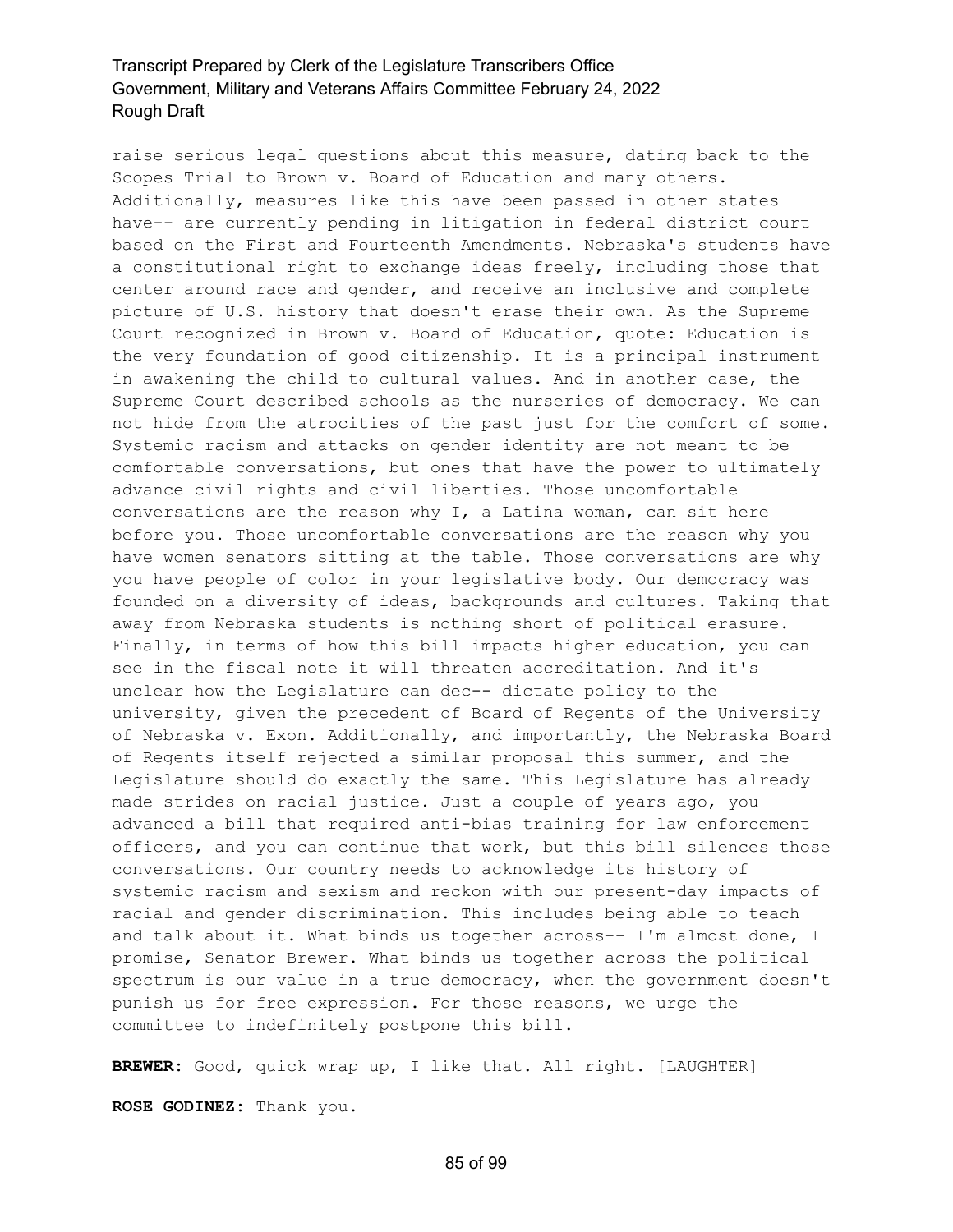raise serious legal questions about this measure, dating back to the Scopes Trial to Brown v. Board of Education and many others. Additionally, measures like this have been passed in other states have-- are currently pending in litigation in federal district court based on the First and Fourteenth Amendments. Nebraska's students have a constitutional right to exchange ideas freely, including those that center around race and gender, and receive an inclusive and complete picture of U.S. history that doesn't erase their own. As the Supreme Court recognized in Brown v. Board of Education, quote: Education is the very foundation of good citizenship. It is a principal instrument in awakening the child to cultural values. And in another case, the Supreme Court described schools as the nurseries of democracy. We can not hide from the atrocities of the past just for the comfort of some. Systemic racism and attacks on gender identity are not meant to be comfortable conversations, but ones that have the power to ultimately advance civil rights and civil liberties. Those uncomfortable conversations are the reason why I, a Latina woman, can sit here before you. Those uncomfortable conversations are the reason why you have women senators sitting at the table. Those conversations are why you have people of color in your legislative body. Our democracy was founded on a diversity of ideas, backgrounds and cultures. Taking that away from Nebraska students is nothing short of political erasure. Finally, in terms of how this bill impacts higher education, you can see in the fiscal note it will threaten accreditation. And it's unclear how the Legislature can dec-- dictate policy to the university, given the precedent of Board of Regents of the University of Nebraska v. Exon. Additionally, and importantly, the Nebraska Board of Regents itself rejected a similar proposal this summer, and the Legislature should do exactly the same. This Legislature has already made strides on racial justice. Just a couple of years ago, you advanced a bill that required anti-bias training for law enforcement officers, and you can continue that work, but this bill silences those conversations. Our country needs to acknowledge its history of systemic racism and sexism and reckon with our present-day impacts of racial and gender discrimination. This includes being able to teach and talk about it. What binds us together across-- I'm almost done, I promise, Senator Brewer. What binds us together across the political spectrum is our value in a true democracy, when the government doesn't punish us for free expression. For those reasons, we urge the committee to indefinitely postpone this bill.

**BREWER:** Good, quick wrap up, I like that. All right. [LAUGHTER]

**ROSE GODINEZ:** Thank you.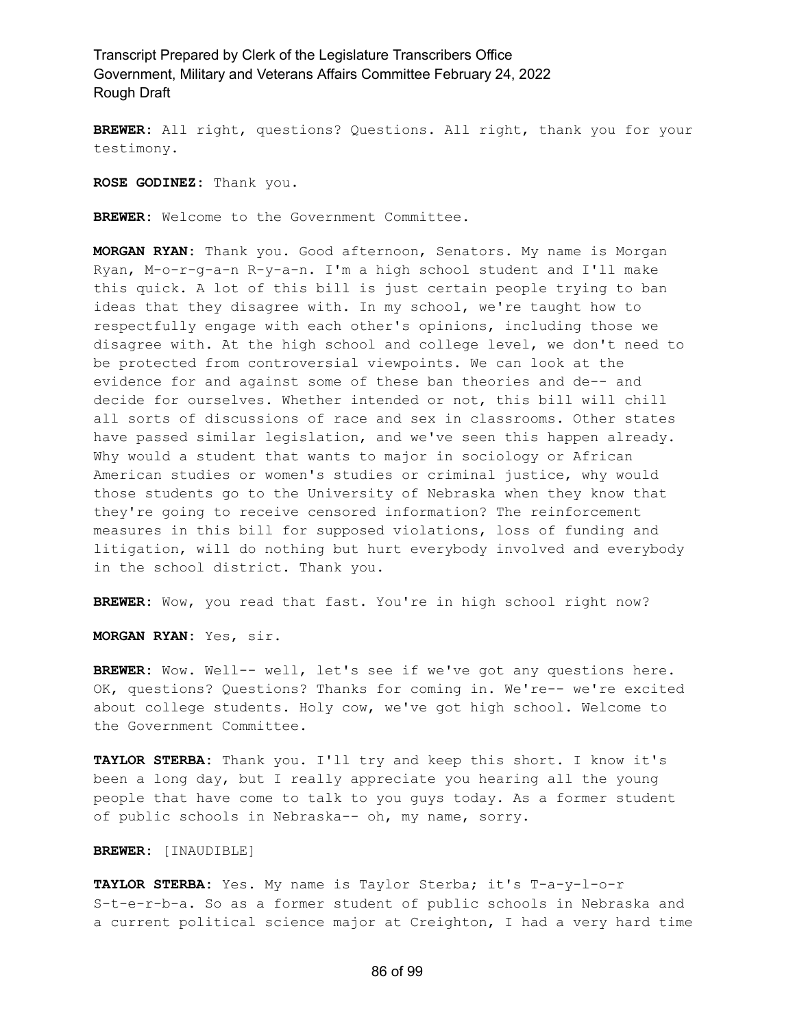**BREWER:** All right, questions? Questions. All right, thank you for your testimony.

**ROSE GODINEZ:** Thank you.

**BREWER:** Welcome to the Government Committee.

**MORGAN RYAN:** Thank you. Good afternoon, Senators. My name is Morgan Ryan, M-o-r-g-a-n R-y-a-n. I'm a high school student and I'll make this quick. A lot of this bill is just certain people trying to ban ideas that they disagree with. In my school, we're taught how to respectfully engage with each other's opinions, including those we disagree with. At the high school and college level, we don't need to be protected from controversial viewpoints. We can look at the evidence for and against some of these ban theories and de-- and decide for ourselves. Whether intended or not, this bill will chill all sorts of discussions of race and sex in classrooms. Other states have passed similar legislation, and we've seen this happen already. Why would a student that wants to major in sociology or African American studies or women's studies or criminal justice, why would those students go to the University of Nebraska when they know that they're going to receive censored information? The reinforcement measures in this bill for supposed violations, loss of funding and litigation, will do nothing but hurt everybody involved and everybody in the school district. Thank you.

**BREWER:** Wow, you read that fast. You're in high school right now?

**MORGAN RYAN:** Yes, sir.

**BREWER:** Wow. Well-- well, let's see if we've got any questions here. OK, questions? Questions? Thanks for coming in. We're-- we're excited about college students. Holy cow, we've got high school. Welcome to the Government Committee.

**TAYLOR STERBA:** Thank you. I'll try and keep this short. I know it's been a long day, but I really appreciate you hearing all the young people that have come to talk to you guys today. As a former student of public schools in Nebraska-- oh, my name, sorry.

**BREWER:** [INAUDIBLE]

**TAYLOR STERBA:** Yes. My name is Taylor Sterba; it's T-a-y-l-o-r S-t-e-r-b-a. So as a former student of public schools in Nebraska and a current political science major at Creighton, I had a very hard time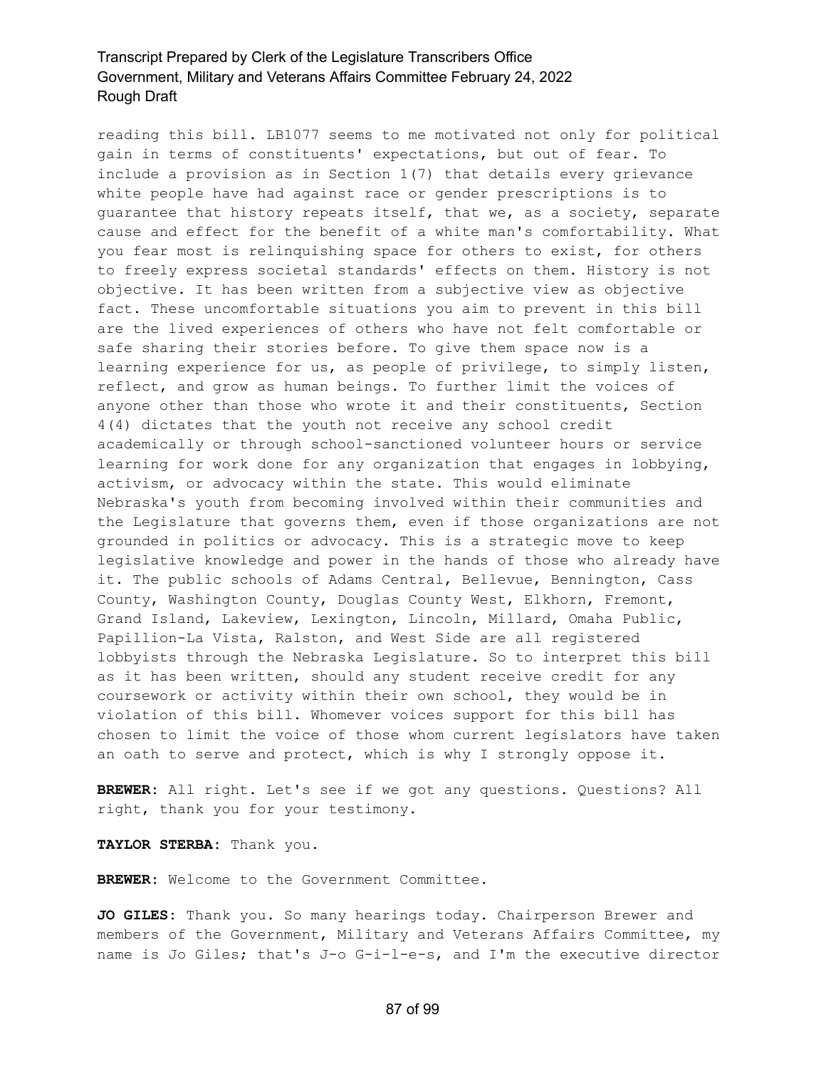reading this bill. LB1077 seems to me motivated not only for political gain in terms of constituents' expectations, but out of fear. To include a provision as in Section 1(7) that details every grievance white people have had against race or gender prescriptions is to guarantee that history repeats itself, that we, as a society, separate cause and effect for the benefit of a white man's comfortability. What you fear most is relinquishing space for others to exist, for others to freely express societal standards' effects on them. History is not objective. It has been written from a subjective view as objective fact. These uncomfortable situations you aim to prevent in this bill are the lived experiences of others who have not felt comfortable or safe sharing their stories before. To give them space now is a learning experience for us, as people of privilege, to simply listen, reflect, and grow as human beings. To further limit the voices of anyone other than those who wrote it and their constituents, Section 4(4) dictates that the youth not receive any school credit academically or through school-sanctioned volunteer hours or service learning for work done for any organization that engages in lobbying, activism, or advocacy within the state. This would eliminate Nebraska's youth from becoming involved within their communities and the Legislature that governs them, even if those organizations are not grounded in politics or advocacy. This is a strategic move to keep legislative knowledge and power in the hands of those who already have it. The public schools of Adams Central, Bellevue, Bennington, Cass County, Washington County, Douglas County West, Elkhorn, Fremont, Grand Island, Lakeview, Lexington, Lincoln, Millard, Omaha Public, Papillion-La Vista, Ralston, and West Side are all registered lobbyists through the Nebraska Legislature. So to interpret this bill as it has been written, should any student receive credit for any coursework or activity within their own school, they would be in violation of this bill. Whomever voices support for this bill has chosen to limit the voice of those whom current legislators have taken an oath to serve and protect, which is why I strongly oppose it.

**BREWER:** All right. Let's see if we got any questions. Questions? All right, thank you for your testimony.

**TAYLOR STERBA:** Thank you.

**BREWER:** Welcome to the Government Committee.

**JO GILES:** Thank you. So many hearings today. Chairperson Brewer and members of the Government, Military and Veterans Affairs Committee, my name is Jo Giles; that's J-o G-i-l-e-s, and I'm the executive director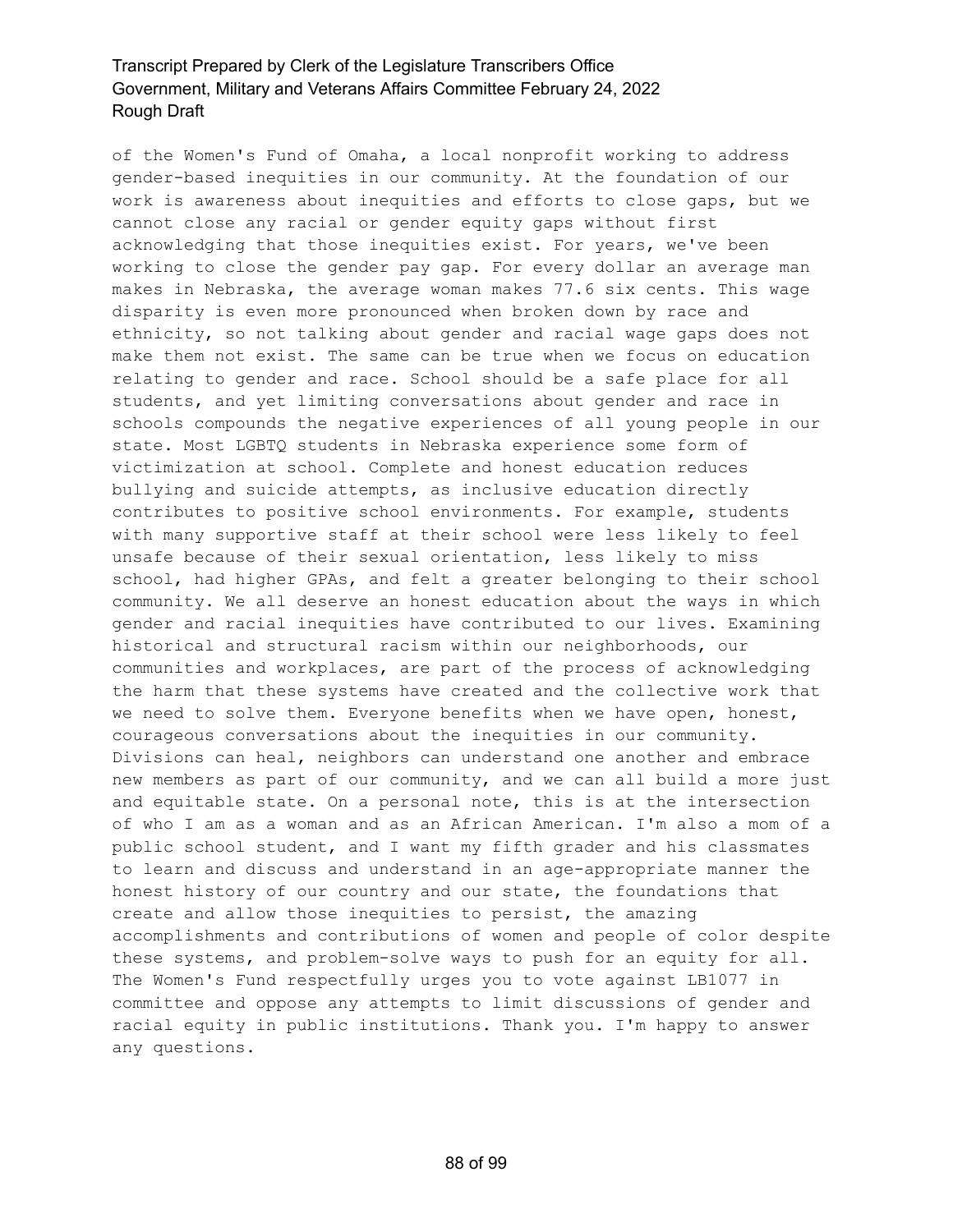of the Women's Fund of Omaha, a local nonprofit working to address gender-based inequities in our community. At the foundation of our work is awareness about inequities and efforts to close gaps, but we cannot close any racial or gender equity gaps without first acknowledging that those inequities exist. For years, we've been working to close the gender pay gap. For every dollar an average man makes in Nebraska, the average woman makes 77.6 six cents. This wage disparity is even more pronounced when broken down by race and ethnicity, so not talking about gender and racial wage gaps does not make them not exist. The same can be true when we focus on education relating to gender and race. School should be a safe place for all students, and yet limiting conversations about gender and race in schools compounds the negative experiences of all young people in our state. Most LGBTQ students in Nebraska experience some form of victimization at school. Complete and honest education reduces bullying and suicide attempts, as inclusive education directly contributes to positive school environments. For example, students with many supportive staff at their school were less likely to feel unsafe because of their sexual orientation, less likely to miss school, had higher GPAs, and felt a greater belonging to their school community. We all deserve an honest education about the ways in which gender and racial inequities have contributed to our lives. Examining historical and structural racism within our neighborhoods, our communities and workplaces, are part of the process of acknowledging the harm that these systems have created and the collective work that we need to solve them. Everyone benefits when we have open, honest, courageous conversations about the inequities in our community. Divisions can heal, neighbors can understand one another and embrace new members as part of our community, and we can all build a more just and equitable state. On a personal note, this is at the intersection of who I am as a woman and as an African American. I'm also a mom of a public school student, and I want my fifth grader and his classmates to learn and discuss and understand in an age-appropriate manner the honest history of our country and our state, the foundations that create and allow those inequities to persist, the amazing accomplishments and contributions of women and people of color despite these systems, and problem-solve ways to push for an equity for all. The Women's Fund respectfully urges you to vote against LB1077 in committee and oppose any attempts to limit discussions of gender and racial equity in public institutions. Thank you. I'm happy to answer any questions.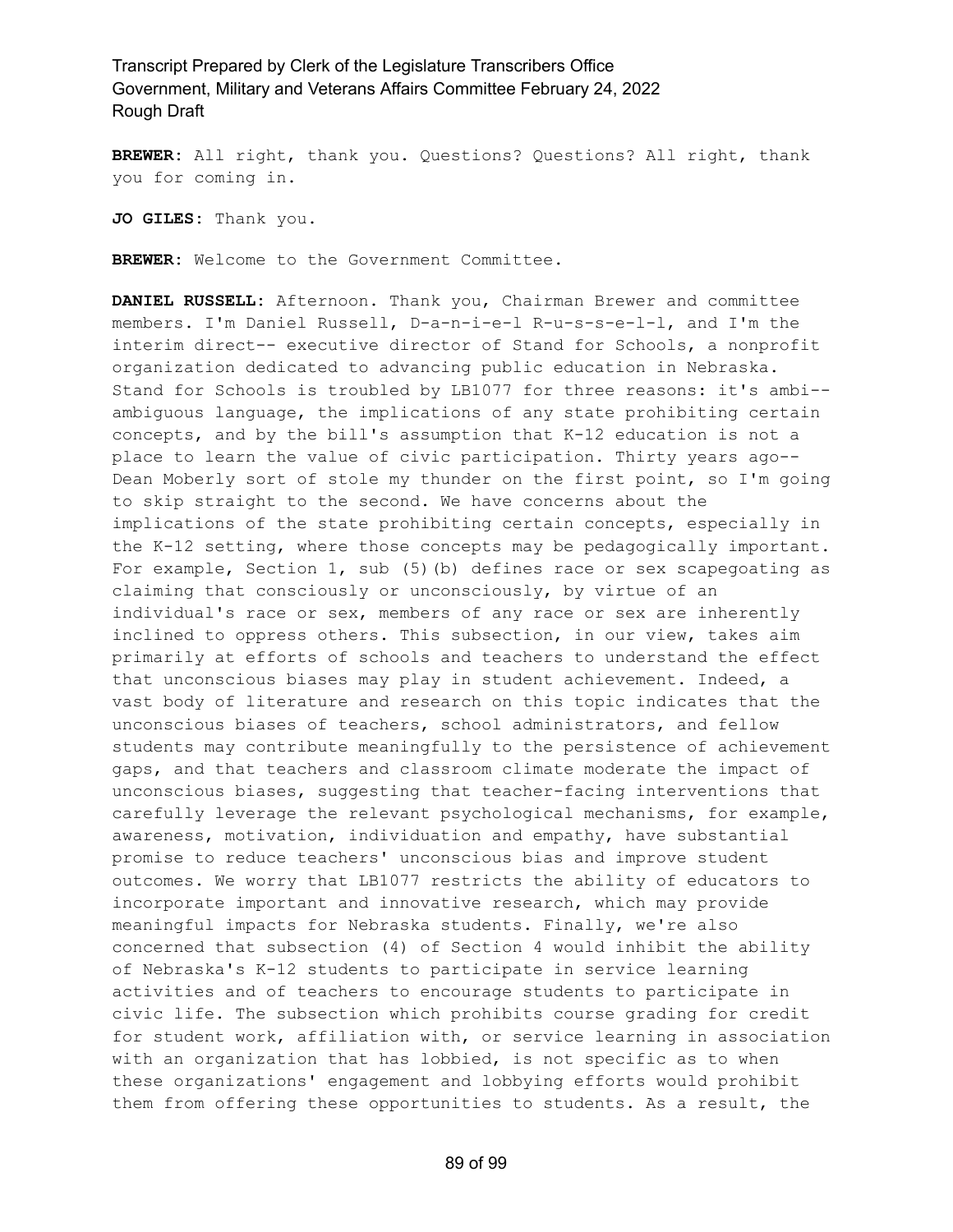**BREWER:** All right, thank you. Questions? Questions? All right, thank you for coming in.

**JO GILES:** Thank you.

**BREWER:** Welcome to the Government Committee.

**DANIEL RUSSELL:** Afternoon. Thank you, Chairman Brewer and committee members. I'm Daniel Russell, D-a-n-i-e-l R-u-s-s-e-l-l, and I'm the interim direct-- executive director of Stand for Schools, a nonprofit organization dedicated to advancing public education in Nebraska. Stand for Schools is troubled by LB1077 for three reasons: it's ambi-- ambiguous language, the implications of any state prohibiting certain concepts, and by the bill's assumption that K-12 education is not a place to learn the value of civic participation. Thirty years ago-- Dean Moberly sort of stole my thunder on the first point, so I'm going to skip straight to the second. We have concerns about the implications of the state prohibiting certain concepts, especially in the K-12 setting, where those concepts may be pedagogically important. For example, Section 1, sub (5)(b) defines race or sex scapegoating as claiming that consciously or unconsciously, by virtue of an individual's race or sex, members of any race or sex are inherently inclined to oppress others. This subsection, in our view, takes aim primarily at efforts of schools and teachers to understand the effect that unconscious biases may play in student achievement. Indeed, a vast body of literature and research on this topic indicates that the unconscious biases of teachers, school administrators, and fellow students may contribute meaningfully to the persistence of achievement gaps, and that teachers and classroom climate moderate the impact of unconscious biases, suggesting that teacher-facing interventions that carefully leverage the relevant psychological mechanisms, for example, awareness, motivation, individuation and empathy, have substantial promise to reduce teachers' unconscious bias and improve student outcomes. We worry that LB1077 restricts the ability of educators to incorporate important and innovative research, which may provide meaningful impacts for Nebraska students. Finally, we're also concerned that subsection (4) of Section 4 would inhibit the ability of Nebraska's K-12 students to participate in service learning activities and of teachers to encourage students to participate in civic life. The subsection which prohibits course grading for credit for student work, affiliation with, or service learning in association with an organization that has lobbied, is not specific as to when these organizations' engagement and lobbying efforts would prohibit them from offering these opportunities to students. As a result, the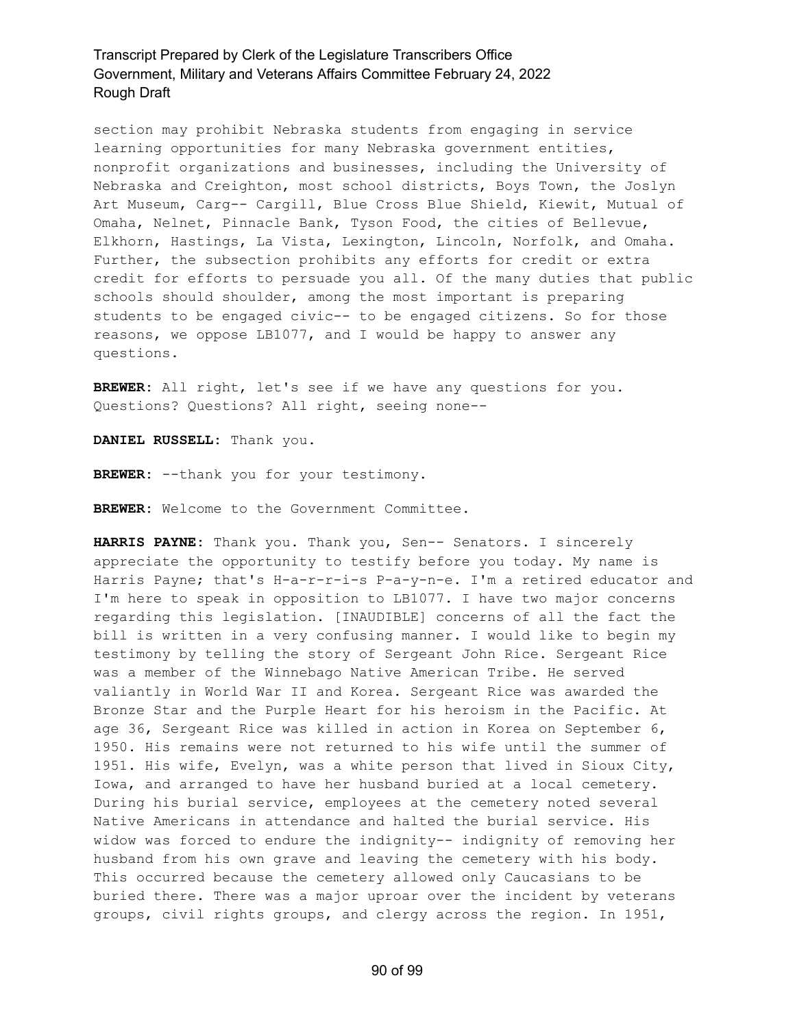section may prohibit Nebraska students from engaging in service learning opportunities for many Nebraska government entities, nonprofit organizations and businesses, including the University of Nebraska and Creighton, most school districts, Boys Town, the Joslyn Art Museum, Carg-- Cargill, Blue Cross Blue Shield, Kiewit, Mutual of Omaha, Nelnet, Pinnacle Bank, Tyson Food, the cities of Bellevue, Elkhorn, Hastings, La Vista, Lexington, Lincoln, Norfolk, and Omaha. Further, the subsection prohibits any efforts for credit or extra credit for efforts to persuade you all. Of the many duties that public schools should shoulder, among the most important is preparing students to be engaged civic-- to be engaged citizens. So for those reasons, we oppose LB1077, and I would be happy to answer any questions.

**BREWER:** All right, let's see if we have any questions for you. Questions? Questions? All right, seeing none--

**DANIEL RUSSELL:** Thank you.

**BREWER:** --thank you for your testimony.

**BREWER:** Welcome to the Government Committee.

**HARRIS PAYNE:** Thank you. Thank you, Sen-- Senators. I sincerely appreciate the opportunity to testify before you today. My name is Harris Payne; that's H-a-r-r-i-s P-a-y-n-e. I'm a retired educator and I'm here to speak in opposition to LB1077. I have two major concerns regarding this legislation. [INAUDIBLE] concerns of all the fact the bill is written in a very confusing manner. I would like to begin my testimony by telling the story of Sergeant John Rice. Sergeant Rice was a member of the Winnebago Native American Tribe. He served valiantly in World War II and Korea. Sergeant Rice was awarded the Bronze Star and the Purple Heart for his heroism in the Pacific. At age 36, Sergeant Rice was killed in action in Korea on September 6, 1950. His remains were not returned to his wife until the summer of 1951. His wife, Evelyn, was a white person that lived in Sioux City, Iowa, and arranged to have her husband buried at a local cemetery. During his burial service, employees at the cemetery noted several Native Americans in attendance and halted the burial service. His widow was forced to endure the indignity-- indignity of removing her husband from his own grave and leaving the cemetery with his body. This occurred because the cemetery allowed only Caucasians to be buried there. There was a major uproar over the incident by veterans groups, civil rights groups, and clergy across the region. In 1951,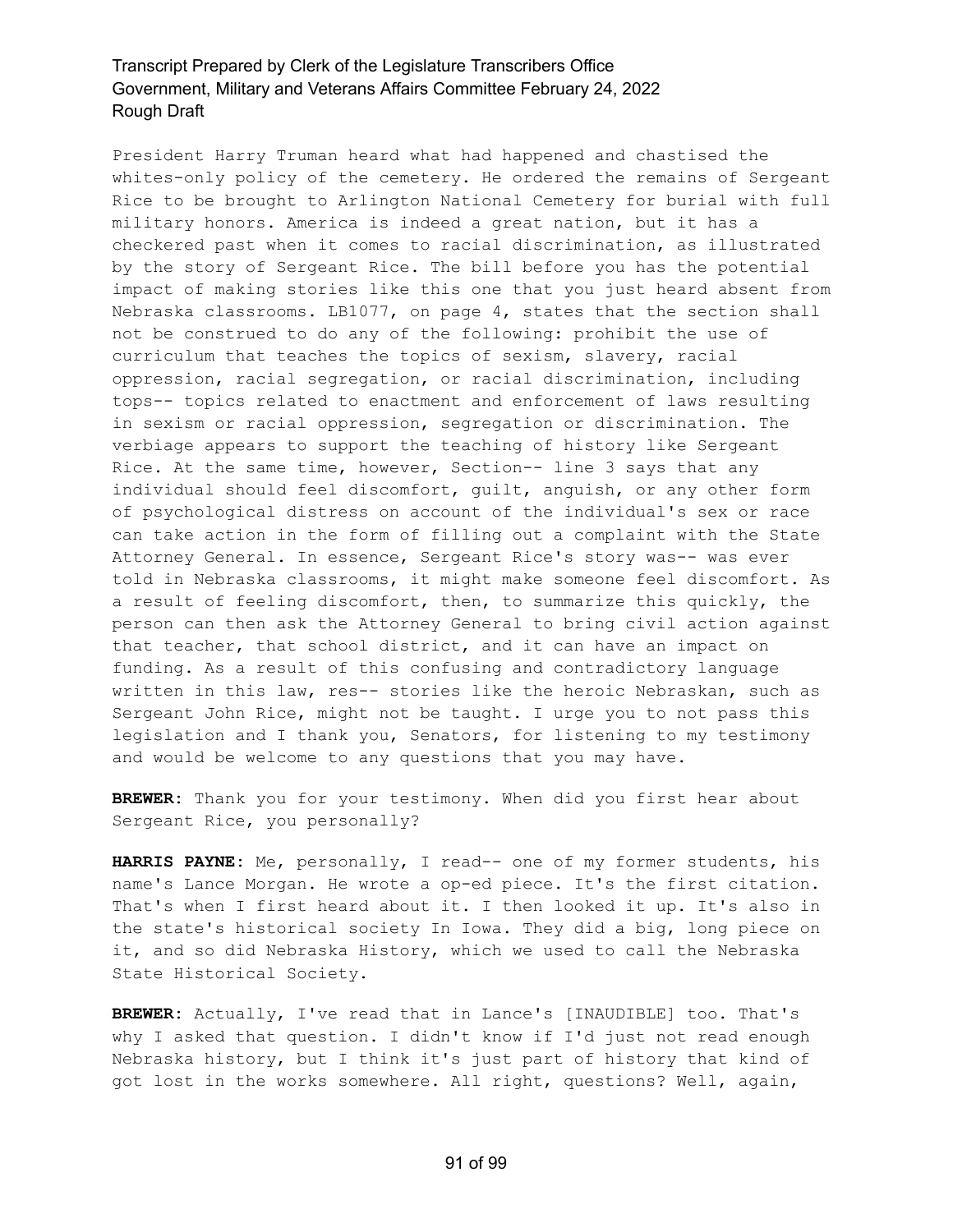President Harry Truman heard what had happened and chastised the whites-only policy of the cemetery. He ordered the remains of Sergeant Rice to be brought to Arlington National Cemetery for burial with full military honors. America is indeed a great nation, but it has a checkered past when it comes to racial discrimination, as illustrated by the story of Sergeant Rice. The bill before you has the potential impact of making stories like this one that you just heard absent from Nebraska classrooms. LB1077, on page 4, states that the section shall not be construed to do any of the following: prohibit the use of curriculum that teaches the topics of sexism, slavery, racial oppression, racial segregation, or racial discrimination, including tops-- topics related to enactment and enforcement of laws resulting in sexism or racial oppression, segregation or discrimination. The verbiage appears to support the teaching of history like Sergeant Rice. At the same time, however, Section-- line 3 says that any individual should feel discomfort, guilt, anguish, or any other form of psychological distress on account of the individual's sex or race can take action in the form of filling out a complaint with the State Attorney General. In essence, Sergeant Rice's story was-- was ever told in Nebraska classrooms, it might make someone feel discomfort. As a result of feeling discomfort, then, to summarize this quickly, the person can then ask the Attorney General to bring civil action against that teacher, that school district, and it can have an impact on funding. As a result of this confusing and contradictory language written in this law, res-- stories like the heroic Nebraskan, such as Sergeant John Rice, might not be taught. I urge you to not pass this legislation and I thank you, Senators, for listening to my testimony and would be welcome to any questions that you may have.

**BREWER:** Thank you for your testimony. When did you first hear about Sergeant Rice, you personally?

**HARRIS PAYNE:** Me, personally, I read-- one of my former students, his name's Lance Morgan. He wrote a op-ed piece. It's the first citation. That's when I first heard about it. I then looked it up. It's also in the state's historical society In Iowa. They did a big, long piece on it, and so did Nebraska History, which we used to call the Nebraska State Historical Society.

**BREWER:** Actually, I've read that in Lance's [INAUDIBLE] too. That's why I asked that question. I didn't know if I'd just not read enough Nebraska history, but I think it's just part of history that kind of got lost in the works somewhere. All right, questions? Well, again,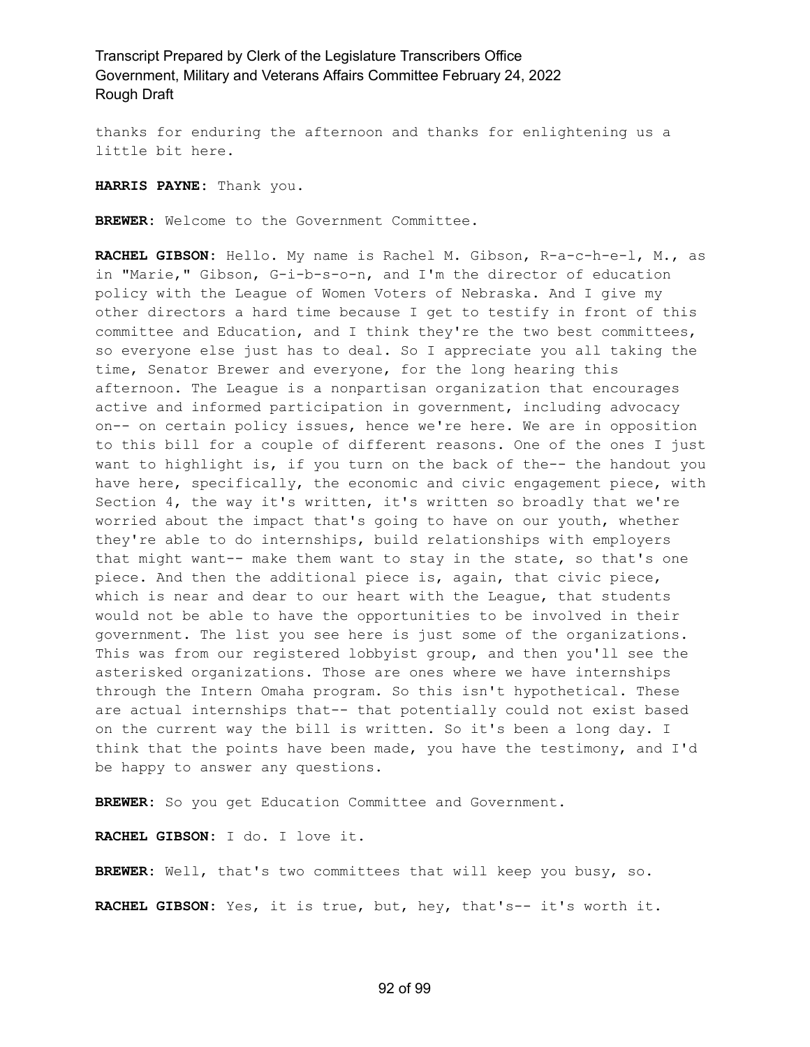thanks for enduring the afternoon and thanks for enlightening us a little bit here.

**HARRIS PAYNE:** Thank you.

**BREWER:** Welcome to the Government Committee.

**RACHEL GIBSON:** Hello. My name is Rachel M. Gibson, R-a-c-h-e-l, M., as in "Marie," Gibson, G-i-b-s-o-n, and I'm the director of education policy with the League of Women Voters of Nebraska. And I give my other directors a hard time because I get to testify in front of this committee and Education, and I think they're the two best committees, so everyone else just has to deal. So I appreciate you all taking the time, Senator Brewer and everyone, for the long hearing this afternoon. The League is a nonpartisan organization that encourages active and informed participation in government, including advocacy on-- on certain policy issues, hence we're here. We are in opposition to this bill for a couple of different reasons. One of the ones I just want to highlight is, if you turn on the back of the-- the handout you have here, specifically, the economic and civic engagement piece, with Section 4, the way it's written, it's written so broadly that we're worried about the impact that's going to have on our youth, whether they're able to do internships, build relationships with employers that might want-- make them want to stay in the state, so that's one piece. And then the additional piece is, again, that civic piece, which is near and dear to our heart with the League, that students would not be able to have the opportunities to be involved in their government. The list you see here is just some of the organizations. This was from our registered lobbyist group, and then you'll see the asterisked organizations. Those are ones where we have internships through the Intern Omaha program. So this isn't hypothetical. These are actual internships that-- that potentially could not exist based on the current way the bill is written. So it's been a long day. I think that the points have been made, you have the testimony, and I'd be happy to answer any questions.

**BREWER:** So you get Education Committee and Government.

**RACHEL GIBSON:** I do. I love it.

**BREWER:** Well, that's two committees that will keep you busy, so.

**RACHEL GIBSON:** Yes, it is true, but, hey, that's-- it's worth it.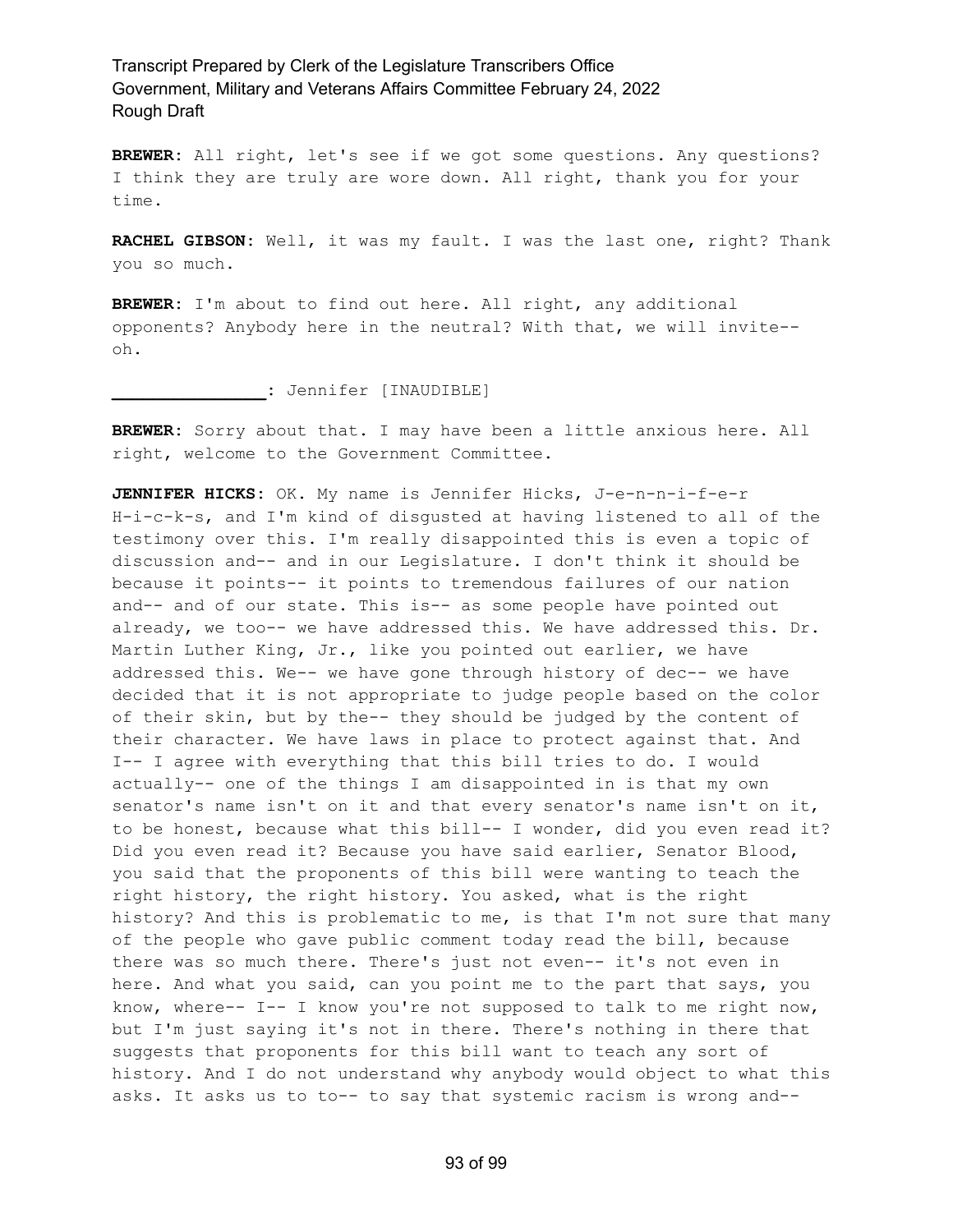**BREWER**: All right, let's see if we got some questions. Any questions? I think they are truly are wore down. All right, thank you for your time.

**RACHEL GIBSON**: Well, it was my fault. I was the last one, right? Thank you so much.

**BREWER**: I'm about to find out here. All right, any additional opponents? Anybody here in the neutral? With that, we will invite-- oh.

**_______________**: Jennifer [INAUDIBLE]

**BREWER**: Sorry about that. I may have been a little anxious here. All right, welcome to the Government Committee.

**JENNIFER HICKS**: OK. My name is Jennifer Hicks, J-e-n-n-i-f-e-r H-i-c-k-s, and I'm kind of disgusted at having listened to all of the testimony over this. I'm really disappointed this is even a topic of discussion and-- and in our Legislature. I don't think it should be because it points-- it points to tremendous failures of our nation and-- and of our state. This is-- as some people have pointed out already, we too-- we have addressed this. We have addressed this. Dr. Martin Luther King, Jr., like you pointed out earlier, we have addressed this. We-- we have gone through history of dec-- we have decided that it is not appropriate to judge people based on the color of their skin, but by the-- they should be judged by the content of their character. We have laws in place to protect against that. And I-- I agree with everything that this bill tries to do. I would actually-- one of the things I am disappointed in is that my own senator's name isn't on it and that every senator's name isn't on it, to be honest, because what this bill-- I wonder, did you even read it? Did you even read it? Because you have said earlier, Senator Blood, you said that the proponents of this bill were wanting to teach the right history, the right history. You asked, what is the right history? And this is problematic to me, is that I'm not sure that many of the people who gave public comment today read the bill, because there was so much there. There's just not even-- it's not even in here. And what you said, can you point me to the part that says, you know, where-- I-- I know you're not supposed to talk to me right now, but I'm just saying it's not in there. There's nothing in there that suggests that proponents for this bill want to teach any sort of history. And I do not understand why anybody would object to what this asks. It asks us to to-- to say that systemic racism is wrong and--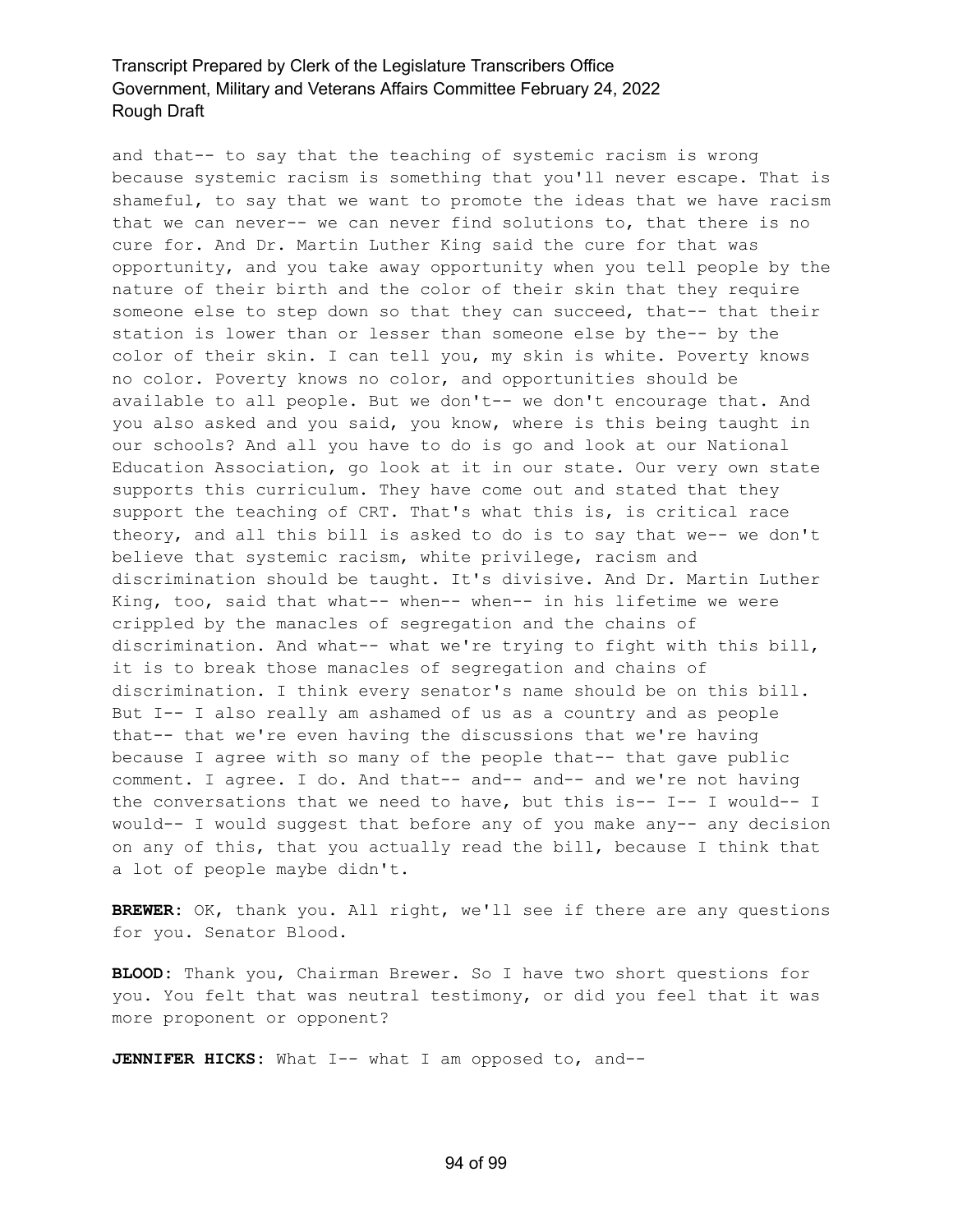and that-- to say that the teaching of systemic racism is wrong because systemic racism is something that you'll never escape. That is shameful, to say that we want to promote the ideas that we have racism that we can never-- we can never find solutions to, that there is no cure for. And Dr. Martin Luther King said the cure for that was opportunity, and you take away opportunity when you tell people by the nature of their birth and the color of their skin that they require someone else to step down so that they can succeed, that-- that their station is lower than or lesser than someone else by the-- by the color of their skin. I can tell you, my skin is white. Poverty knows no color. Poverty knows no color, and opportunities should be available to all people. But we don't-- we don't encourage that. And you also asked and you said, you know, where is this being taught in our schools? And all you have to do is go and look at our National Education Association, go look at it in our state. Our very own state supports this curriculum. They have come out and stated that they support the teaching of CRT. That's what this is, is critical race theory, and all this bill is asked to do is to say that we-- we don't believe that systemic racism, white privilege, racism and discrimination should be taught. It's divisive. And Dr. Martin Luther King, too, said that what-- when-- when-- in his lifetime we were crippled by the manacles of segregation and the chains of discrimination. And what-- what we're trying to fight with this bill, it is to break those manacles of segregation and chains of discrimination. I think every senator's name should be on this bill. But I-- I also really am ashamed of us as a country and as people that-- that we're even having the discussions that we're having because I agree with so many of the people that-- that gave public comment. I agree. I do. And that-- and-- and-- and we're not having the conversations that we need to have, but this is-- I-- I would-- I would-- I would suggest that before any of you make any-- any decision on any of this, that you actually read the bill, because I think that a lot of people maybe didn't.

**BREWER:** OK, thank you. All right, we'll see if there are any questions for you. Senator Blood.

**BLOOD:** Thank you, Chairman Brewer. So I have two short questions for you. You felt that was neutral testimony, or did you feel that it was more proponent or opponent?

**JENNIFER HICKS:** What I-- what I am opposed to, and--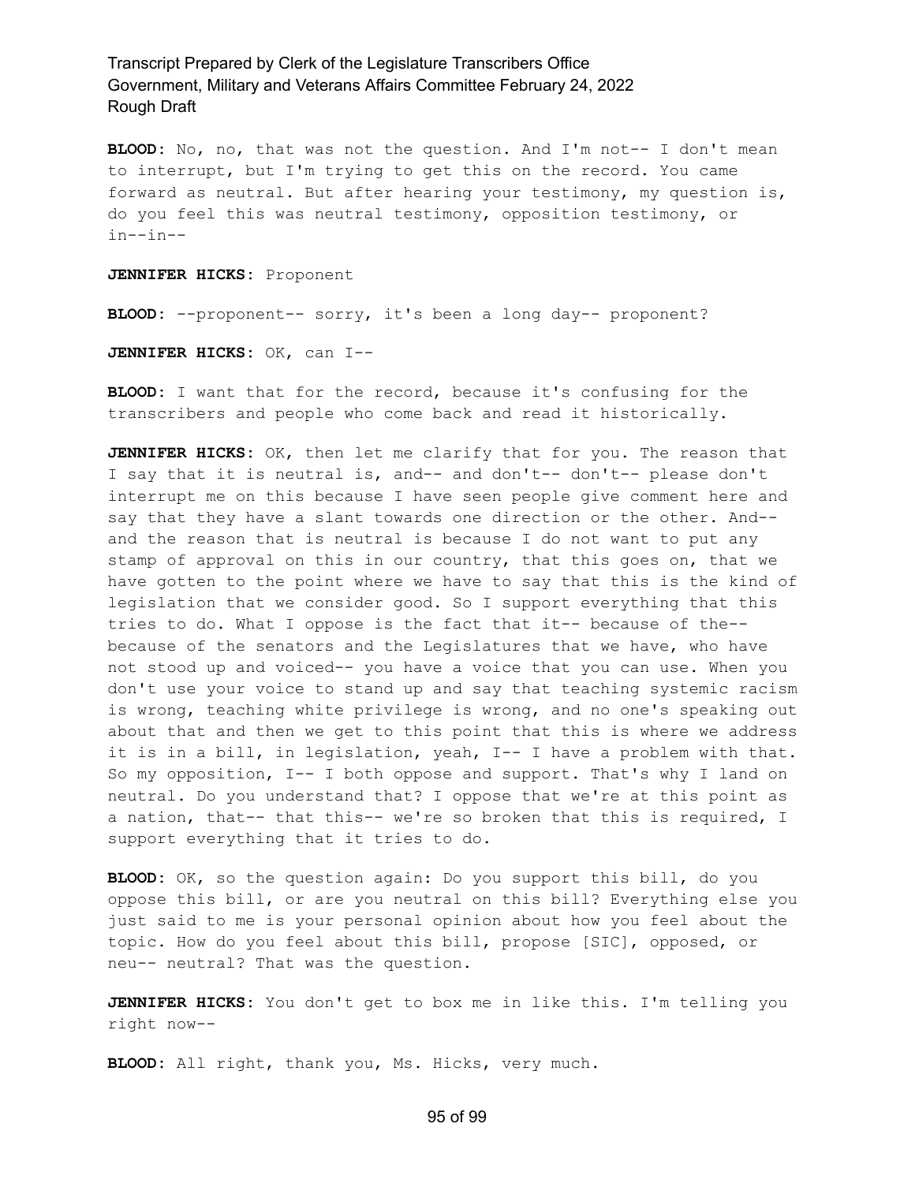**BLOOD:** No, no, that was not the question. And I'm not-- I don't mean to interrupt, but I'm trying to get this on the record. You came forward as neutral. But after hearing your testimony, my question is, do you feel this was neutral testimony, opposition testimony, or in--in--

**JENNIFER HICKS:** Proponent

**BLOOD:** --proponent-- sorry, it's been a long day-- proponent?

**JENNIFER HICKS:** OK, can I--

**BLOOD:** I want that for the record, because it's confusing for the transcribers and people who come back and read it historically.

**JENNIFER HICKS:** OK, then let me clarify that for you. The reason that I say that it is neutral is, and-- and don't-- don't-- please don't interrupt me on this because I have seen people give comment here and say that they have a slant towards one direction or the other. And-- and the reason that is neutral is because I do not want to put any stamp of approval on this in our country, that this goes on, that we have gotten to the point where we have to say that this is the kind of legislation that we consider good. So I support everything that this tries to do. What I oppose is the fact that it-- because of the-- because of the senators and the Legislatures that we have, who have not stood up and voiced-- you have a voice that you can use. When you don't use your voice to stand up and say that teaching systemic racism is wrong, teaching white privilege is wrong, and no one's speaking out about that and then we get to this point that this is where we address it is in a bill, in legislation, yeah, I-- I have a problem with that. So my opposition, I-- I both oppose and support. That's why I land on neutral. Do you understand that? I oppose that we're at this point as a nation, that-- that this-- we're so broken that this is required, I support everything that it tries to do.

**BLOOD:** OK, so the question again: Do you support this bill, do you oppose this bill, or are you neutral on this bill? Everything else you just said to me is your personal opinion about how you feel about the topic. How do you feel about this bill, propose [SIC], opposed, or neu-- neutral? That was the question.

**JENNIFER HICKS:** You don't get to box me in like this. I'm telling you right now--

**BLOOD:** All right, thank you, Ms. Hicks, very much.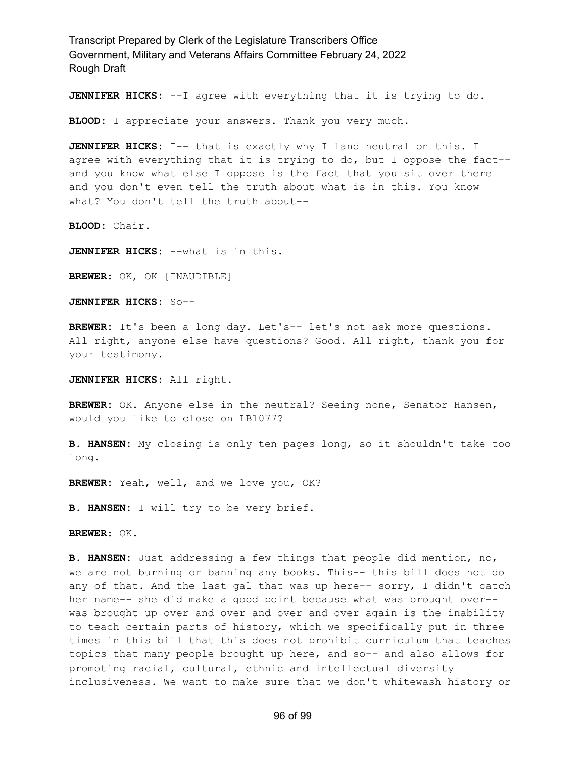**JENNIFER HICKS:** --I agree with everything that it is trying to do.

**BLOOD:** I appreciate your answers. Thank you very much.

**JENNIFER HICKS:** I-- that is exactly why I land neutral on this. I agree with everything that it is trying to do, but I oppose the fact-- and you know what else I oppose is the fact that you sit over there and you don't even tell the truth about what is in this. You know what? You don't tell the truth about--

**BLOOD:** Chair.

**JENNIFER HICKS:** --what is in this.

**BREWER:** OK, OK [INAUDIBLE]

**JENNIFER HICKS:** So--

**BREWER:** It's been a long day. Let's-- let's not ask more questions. All right, anyone else have questions? Good. All right, thank you for your testimony.

**JENNIFER HICKS:** All right.

**BREWER:** OK. Anyone else in the neutral? Seeing none, Senator Hansen, would you like to close on LB1077?

**B. HANSEN:** My closing is only ten pages long, so it shouldn't take too long.

**BREWER:** Yeah, well, and we love you, OK?

**B. HANSEN:** I will try to be very brief.

**BREWER:** OK.

**B. HANSEN:** Just addressing a few things that people did mention, no, we are not burning or banning any books. This-- this bill does not do any of that. And the last gal that was up here-- sorry, I didn't catch her name-- she did make a good point because what was brought over-- was brought up over and over and over and over again is the inability to teach certain parts of history, which we specifically put in three times in this bill that this does not prohibit curriculum that teaches topics that many people brought up here, and so-- and also allows for promoting racial, cultural, ethnic and intellectual diversity inclusiveness. We want to make sure that we don't whitewash history or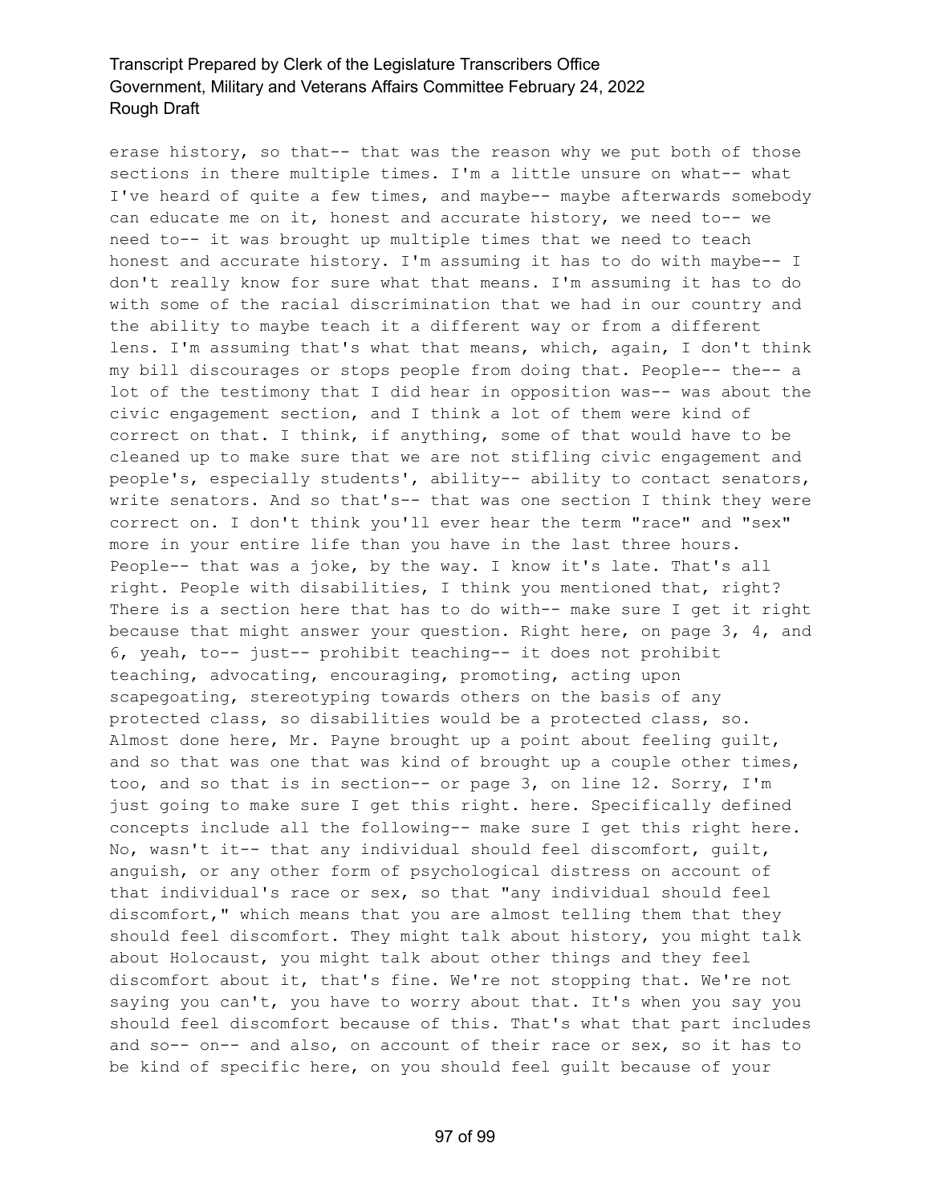erase history, so that-- that was the reason why we put both of those sections in there multiple times. I'm a little unsure on what-- what I've heard of quite a few times, and maybe-- maybe afterwards somebody can educate me on it, honest and accurate history, we need to-- we need to-- it was brought up multiple times that we need to teach honest and accurate history. I'm assuming it has to do with maybe-- I don't really know for sure what that means. I'm assuming it has to do with some of the racial discrimination that we had in our country and the ability to maybe teach it a different way or from a different lens. I'm assuming that's what that means, which, again, I don't think my bill discourages or stops people from doing that. People-- the-- a lot of the testimony that I did hear in opposition was-- was about the civic engagement section, and I think a lot of them were kind of correct on that. I think, if anything, some of that would have to be cleaned up to make sure that we are not stifling civic engagement and people's, especially students', ability-- ability to contact senators, write senators. And so that's-- that was one section I think they were correct on. I don't think you'll ever hear the term "race" and "sex" more in your entire life than you have in the last three hours. People-- that was a joke, by the way. I know it's late. That's all right. People with disabilities, I think you mentioned that, right? There is a section here that has to do with-- make sure I get it right because that might answer your question. Right here, on page 3, 4, and 6, yeah, to-- just-- prohibit teaching-- it does not prohibit teaching, advocating, encouraging, promoting, acting upon scapegoating, stereotyping towards others on the basis of any protected class, so disabilities would be a protected class, so. Almost done here, Mr. Payne brought up a point about feeling guilt, and so that was one that was kind of brought up a couple other times, too, and so that is in section-- or page 3, on line 12. Sorry, I'm just going to make sure I get this right. here. Specifically defined concepts include all the following-- make sure I get this right here. No, wasn't it-- that any individual should feel discomfort, guilt, anguish, or any other form of psychological distress on account of that individual's race or sex, so that "any individual should feel discomfort," which means that you are almost telling them that they should feel discomfort. They might talk about history, you might talk about Holocaust, you might talk about other things and they feel discomfort about it, that's fine. We're not stopping that. We're not saying you can't, you have to worry about that. It's when you say you should feel discomfort because of this. That's what that part includes and so-- on-- and also, on account of their race or sex, so it has to be kind of specific here, on you should feel guilt because of your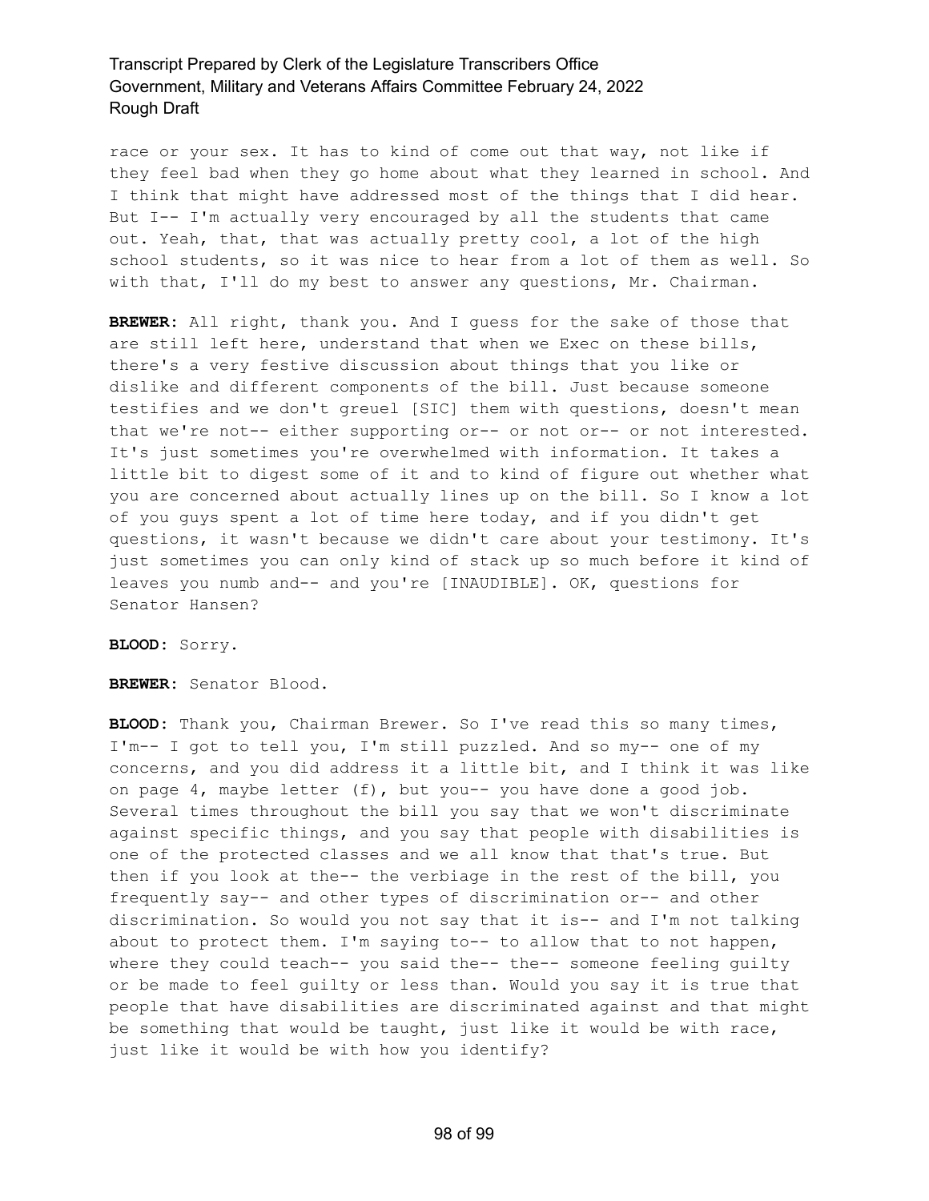race or your sex. It has to kind of come out that way, not like if they feel bad when they go home about what they learned in school. And I think that might have addressed most of the things that I did hear. But I-- I'm actually very encouraged by all the students that came out. Yeah, that, that was actually pretty cool, a lot of the high school students, so it was nice to hear from a lot of them as well. So with that, I'll do my best to answer any questions, Mr. Chairman.

**BREWER:** All right, thank you. And I guess for the sake of those that are still left here, understand that when we Exec on these bills, there's a very festive discussion about things that you like or dislike and different components of the bill. Just because someone testifies and we don't greuel [SIC] them with questions, doesn't mean that we're not-- either supporting or-- or not or-- or not interested. It's just sometimes you're overwhelmed with information. It takes a little bit to digest some of it and to kind of figure out whether what you are concerned about actually lines up on the bill. So I know a lot of you guys spent a lot of time here today, and if you didn't get questions, it wasn't because we didn't care about your testimony. It's just sometimes you can only kind of stack up so much before it kind of leaves you numb and-- and you're [INAUDIBLE]. OK, questions for Senator Hansen?

**BLOOD:** Sorry.

**BREWER:** Senator Blood.

**BLOOD:** Thank you, Chairman Brewer. So I've read this so many times, I'm-- I got to tell you, I'm still puzzled. And so my-- one of my concerns, and you did address it a little bit, and I think it was like on page 4, maybe letter (f), but you-- you have done a good job. Several times throughout the bill you say that we won't discriminate against specific things, and you say that people with disabilities is one of the protected classes and we all know that that's true. But then if you look at the-- the verbiage in the rest of the bill, you frequently say-- and other types of discrimination or-- and other discrimination. So would you not say that it is-- and I'm not talking about to protect them. I'm saying to-- to allow that to not happen, where they could teach-- you said the-- the-- someone feeling guilty or be made to feel guilty or less than. Would you say it is true that people that have disabilities are discriminated against and that might be something that would be taught, just like it would be with race, just like it would be with how you identify?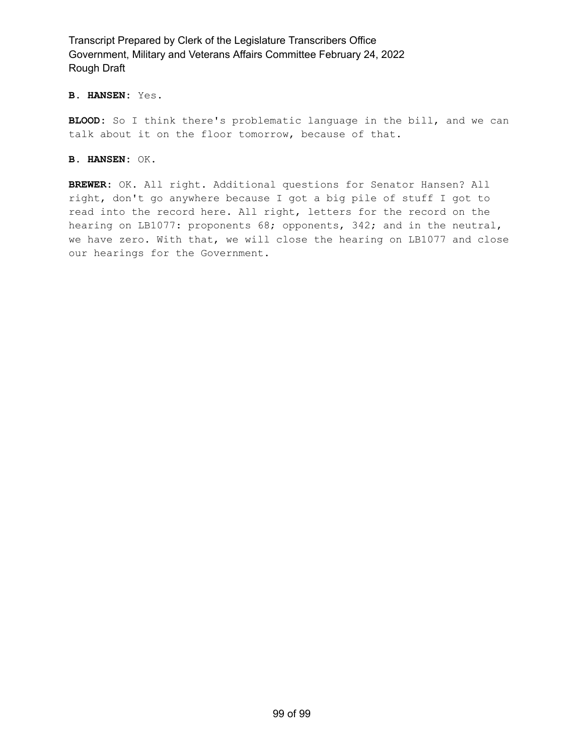**B. HANSEN:** Yes.

**BLOOD:** So I think there's problematic language in the bill, and we can talk about it on the floor tomorrow, because of that.

**B. HANSEN:** OK.

**BREWER:** OK. All right. Additional questions for Senator Hansen? All right, don't go anywhere because I got a big pile of stuff I got to read into the record here. All right, letters for the record on the hearing on LB1077: proponents 68; opponents, 342; and in the neutral, we have zero. With that, we will close the hearing on LB1077 and close our hearings for the Government.